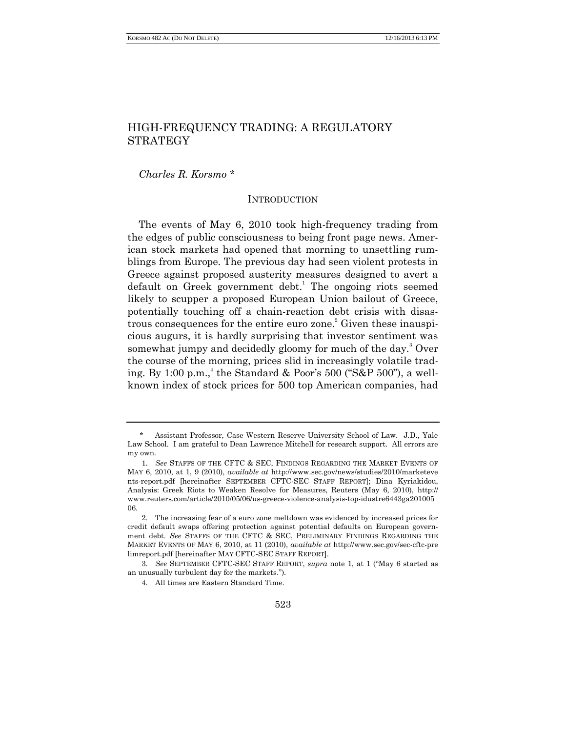# HIGH-FREQUENCY TRADING: A REGULATORY STRATEGY

*Charles R. Korsmo* *

## INTRODUCTION

The events of May 6, 2010 took high-frequency trading from the edges of public consciousness to being front page news. American stock markets had opened that morning to unsettling rumblings from Europe. The previous day had seen violent protests in Greece against proposed austerity measures designed to avert a default on Greek government debt.[1] The ongoing riots seemed likely to scupper a proposed European Union bailout of Greece, potentially touching off a chain-reaction debt crisis with disastrous consequences for the entire euro zone.[2] Given these inauspicious augurs, it is hardly surprising that investor sentiment was somewhat jumpy and decidedly gloomy for much of the day.[3] Over the course of the morning, prices slid in increasingly volatile trading. By 1:00 p.m.,[4] the Standard & Poor's 500 ("S&P 500"), a well-known index of stock prices for 500 top American companies, had

---

\* Assistant Professor, Case Western Reserve University School of Law. J.D., Yale Law School. I am grateful to Dean Lawrence Mitchell for research support. All errors are my own.

1. *See* STAFFS OF THE CFTC & SEC, FINDINGS REGARDING THE MARKET EVENTS OF MAY 6, 2010, at 1, 9 (2010), *available at* http://www.sec.gov/news/studies/2010/marketevents-report.pdf [hereinafter SEPTEMBER CFTC-SEC STAFF REPORT]; Dina Kyriakidou, Analysis: Greek Riots to Weaken Resolve for Measures, Reuters (May 6, 2010), http://www.reuters.com/article/2010/05/06/us-greece-violence-analysis-top-idustre6443ga20100506.

2. The increasing fear of a euro zone meltdown was evidenced by increased prices for credit default swaps offering protection against potential defaults on European government debt. *See* STAFFS OF THE CFTC & SEC, PRELIMINARY FINDINGS REGARDING THE MARKET EVENTS OF MAY 6, 2010, at 11 (2010), *available at* http://www.sec.gov/sec-cftc-prelimreport.pdf [hereinafter MAY CFTC-SEC STAFF REPORT].

3. *See* SEPTEMBER CFTC-SEC STAFF REPORT, *supra* note 1, at 1 ("May 6 started as an unusually turbulent day for the markets.").

4. All times are Eastern Standard Time.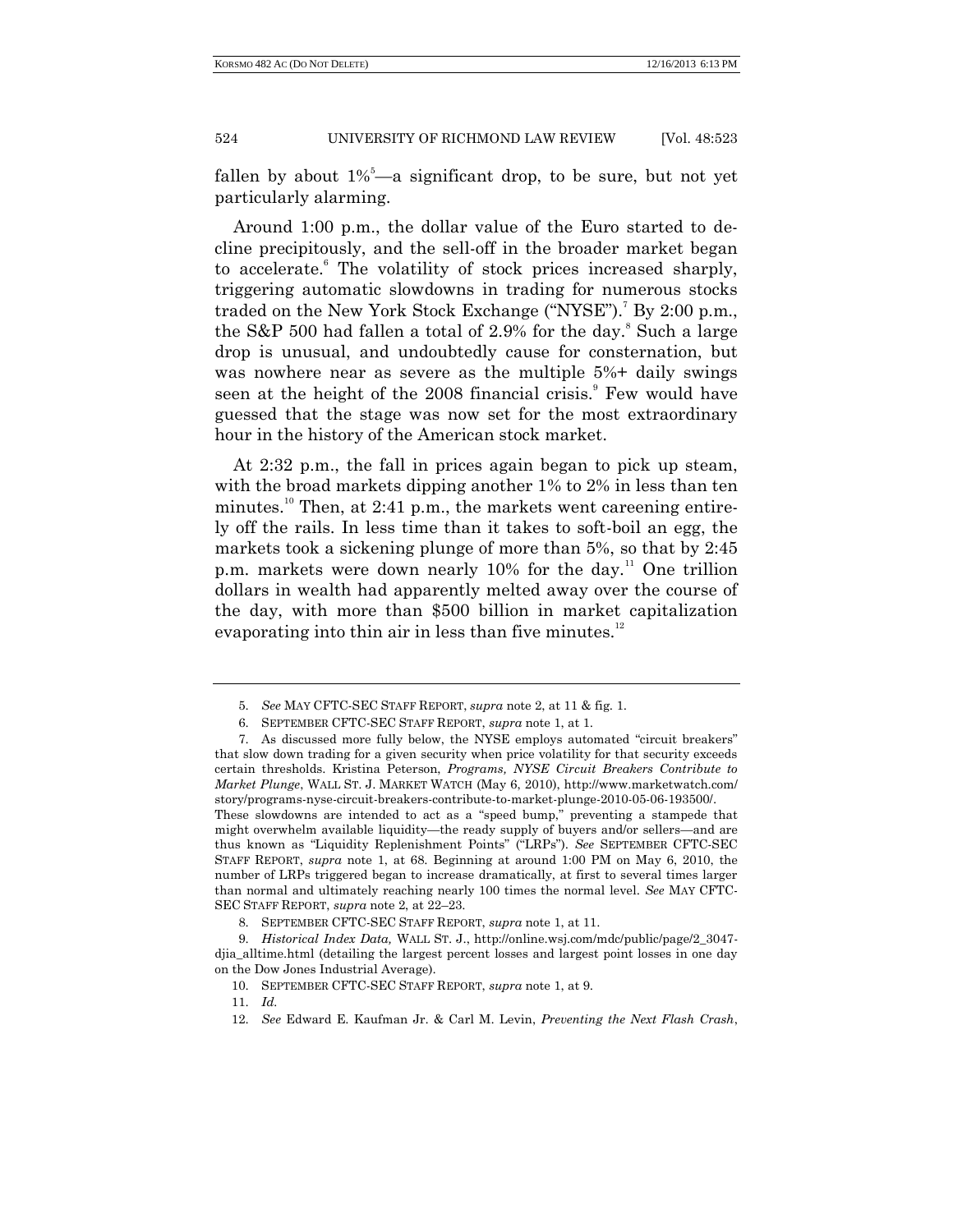fallen by about 1%[5]—a significant drop, to be sure, but not yet particularly alarming.

Around 1:00 p.m., the dollar value of the Euro started to decline precipitously, and the sell-off in the broader market began to accelerate.[6] The volatility of stock prices increased sharply, triggering automatic slowdowns in trading for numerous stocks traded on the New York Stock Exchange ("NYSE").[7] By 2:00 p.m., the S&P 500 had fallen a total of 2.9% for the day.[8] Such a large drop is unusual, and undoubtedly cause for consternation, but was nowhere near as severe as the multiple 5%+ daily swings seen at the height of the 2008 financial crisis.[9] Few would have guessed that the stage was now set for the most extraordinary hour in the history of the American stock market.

At 2:32 p.m., the fall in prices again began to pick up steam, with the broad markets dipping another 1% to 2% in less than ten minutes.[10] Then, at 2:41 p.m., the markets went careening entirely off the rails. In less time than it takes to soft-boil an egg, the markets took a sickening plunge of more than 5%, so that by 2:45 p.m. markets were down nearly 10% for the day.[11] One trillion dollars in wealth had apparently melted away over the course of the day, with more than $500 billion in market capitalization evaporating into thin air in less than five minutes.[12]

---

5. *See* MAY CFTC-SEC STAFF REPORT, *supra* note 2, at 11 & fig. 1.

6. SEPTEMBER CFTC-SEC STAFF REPORT, *supra* note 1, at 1.

7. As discussed more fully below, the NYSE employs automated "circuit breakers" that slow down trading for a given security when price volatility for that security exceeds certain thresholds. Kristina Peterson, *Programs, NYSE Circuit Breakers Contribute to Market Plunge*, WALL ST. J. MARKET WATCH (May 6, 2010), http://www.marketwatch.com/story/programs-nyse-circuit-breakers-contribute-to-market-plunge-2010-05-06-193500/. These slowdowns are intended to act as a "speed bump," preventing a stampede that might overwhelm available liquidity—the ready supply of buyers and/or sellers—and are thus known as "Liquidity Replenishment Points" ("LRPs"). *See* SEPTEMBER CFTC-SEC STAFF REPORT, *supra* note 1, at 68. Beginning at around 1:00 PM on May 6, 2010, the number of LRPs triggered began to increase dramatically, at first to several times larger than normal and ultimately reaching nearly 100 times the normal level. *See* MAY CFTC-SEC STAFF REPORT, *supra* note 2, at 22–23.

8. SEPTEMBER CFTC-SEC STAFF REPORT, *supra* note 1, at 11.

9. *Historical Index Data,* WALL ST. J., http://online.wsj.com/mdc/public/page/2_3047-djia_alltime.html (detailing the largest percent losses and largest point losses in one day on the Dow Jones Industrial Average).

10. SEPTEMBER CFTC-SEC STAFF REPORT, *supra* note 1, at 9.

11. *Id.*

12. *See* Edward E. Kaufman Jr. & Carl M. Levin, *Preventing the Next Flash Crash*,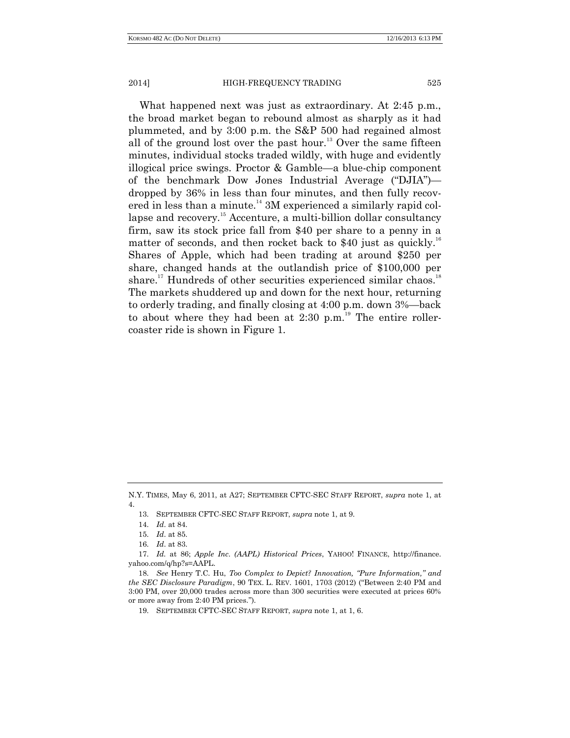What happened next was just as extraordinary. At 2:45 p.m., the broad market began to rebound almost as sharply as it had plummeted, and by 3:00 p.m. the S&P 500 had regained almost all of the ground lost over the past hour.[13] Over the same fifteen minutes, individual stocks traded wildly, with huge and evidently illogical price swings. Proctor & Gamble—a blue-chip component of the benchmark Dow Jones Industrial Average ("DJIA")—dropped by 36% in less than four minutes, and then fully recovered in less than a minute.[14] 3M experienced a similarly rapid collapse and recovery.[15] Accenture, a multi-billion dollar consultancy firm, saw its stock price fall from $40 per share to a penny in a matter of seconds, and then rocket back to $40 just as quickly.[16] Shares of Apple, which had been trading at around $250 per share, changed hands at the outlandish price of $100,000 per share.[17] Hundreds of other securities experienced similar chaos.[18] The markets shuddered up and down for the next hour, returning to orderly trading, and finally closing at 4:00 p.m. down 3%—back to about where they had been at 2:30 p.m.[19] The entire roller-coaster ride is shown in Figure 1.

---

N.Y. TIMES, May 6, 2011, at A27; SEPTEMBER CFTC-SEC STAFF REPORT, *supra* note 1, at 4.

13. SEPTEMBER CFTC-SEC STAFF REPORT, *supra* note 1, at 9.

14. *Id.* at 84.

15. *Id.* at 85.

16. *Id.* at 83.

17. *Id.* at 86; *Apple Inc. (AAPL) Historical Prices*, YAHOO! FINANCE, http://finance.yahoo.com/q/hp?s=AAPL.

18. *See* Henry T.C. Hu, *Too Complex to Depict? Innovation, "Pure Information," and the SEC Disclosure Paradigm*, 90 TEX. L. REV. 1601, 1703 (2012) ("Between 2:40 PM and 3:00 PM, over 20,000 trades across more than 300 securities were executed at prices 60% or more away from 2:40 PM prices.").

19. SEPTEMBER CFTC-SEC STAFF REPORT, *supra* note 1, at 1, 6.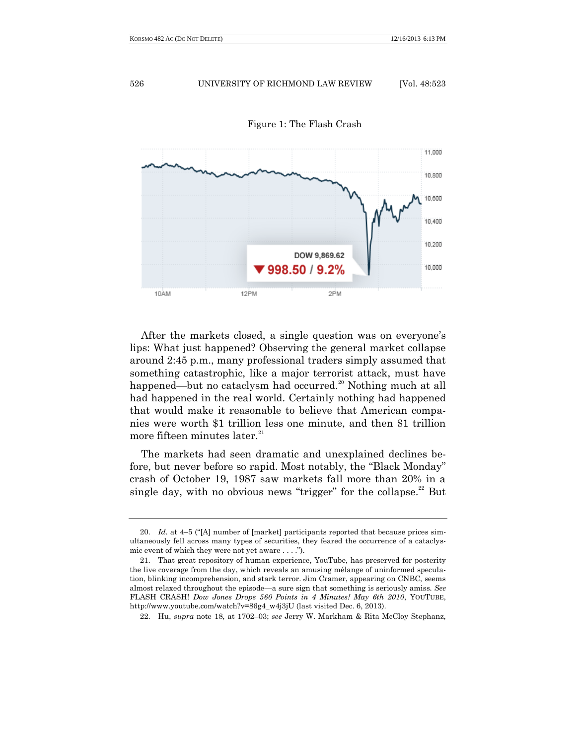Figure 1: The Flash Crash

After the markets closed, a single question was on everyone's lips: What just happened? Observing the general market collapse around 2:45 p.m., many professional traders simply assumed that something catastrophic, like a major terrorist attack, must have happened—but no cataclysm had occurred.[20] Nothing much at all had happened in the real world. Certainly nothing had happened that would make it reasonable to believe that American companies were worth $1 trillion less one minute, and then $1 trillion more fifteen minutes later.[21]

The markets had seen dramatic and unexplained declines before, but never before so rapid. Most notably, the "Black Monday" crash of October 19, 1987 saw markets fall more than 20% in a single day, with no obvious news "trigger" for the collapse.[22] But

---

20. *Id*. at 4–5 ("[A] number of [market] participants reported that because prices simultaneously fell across many types of securities, they feared the occurrence of a cataclysmic event of which they were not yet aware . . . .").

21. That great repository of human experience, YouTube, has preserved for posterity the live coverage from the day, which reveals an amusing mélange of uninformed speculation, blinking incomprehension, and stark terror. Jim Cramer, appearing on CNBC, seems almost relaxed throughout the episode—a sure sign that something is seriously amiss. *See* FLASH CRASH! *Dow Jones Drops 560 Points in 4 Minutes! May 6th 2010*, YOUTUBE, http://www.youtube.com/watch?v=86g4_w4j3jU (last visited Dec. 6, 2013).

22. Hu, *supra* note 18, at 1702–03; *see* Jerry W. Markham & Rita McCloy Stephanz,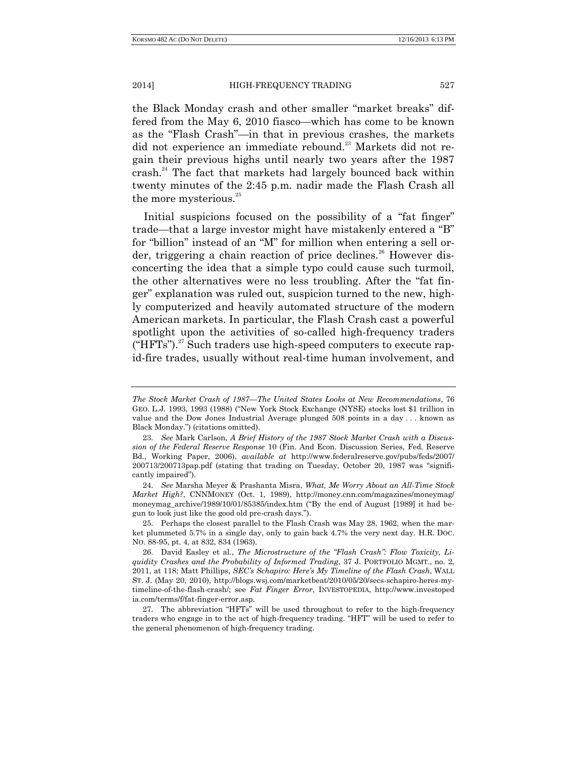the Black Monday crash and other smaller "market breaks" differed from the May 6, 2010 fiasco—which has come to be known as the "Flash Crash"—in that in previous crashes, the markets did not experience an immediate rebound.[23] Markets did not regain their previous highs until nearly two years after the 1987 crash.[24] The fact that markets had largely bounced back within twenty minutes of the 2:45 p.m. nadir made the Flash Crash all the more mysterious.[25]

Initial suspicions focused on the possibility of a "fat finger" trade—that a large investor might have mistakenly entered a "B" for "billion" instead of an "M" for million when entering a sell order, triggering a chain reaction of price declines.[26] However disconcerting the idea that a simple typo could cause such turmoil, the other alternatives were no less troubling. After the "fat finger" explanation was ruled out, suspicion turned to the new, highly computerized and heavily automated structure of the modern American markets. In particular, the Flash Crash cast a powerful spotlight upon the activities of so-called high-frequency traders ("HFTs").[27] Such traders use high-speed computers to execute rapid-fire trades, usually without real-time human involvement, and

---

*The Stock Market Crash of 1987—The United States Looks at New Recommendations*, 76 GEO. L.J. 1993, 1993 (1988) ("New York Stock Exchange (NYSE) stocks lost $1 trillion in value and the Dow Jones Industrial Average plunged 508 points in a day . . . known as Black Monday.") (citations omitted).

23. *See* Mark Carlson, *A Brief History of the 1987 Stock Market Crash with a Discussion of the Federal Reserve Response* 10 (Fin. And Econ. Discussion Series, Fed. Reserve Bd., Working Paper, 2006), *available at* http://www.federalreserve.gov/pubs/feds/2007/200713/200713pap.pdf (stating that trading on Tuesday, October 20, 1987 was "significantly impaired").

24. *See* Marsha Meyer & Prashanta Misra, *What, Me Worry About an All-Time Stock Market High?*, CNNMONEY (Oct. 1, 1989), http://money.cnn.com/magazines/moneymag/moneymag_archive/1989/10/01/85385/index.htm ("By the end of August [1989] it had begun to look just like the good old pre-crash days.").

25. Perhaps the closest parallel to the Flash Crash was May 28, 1962, when the market plummeted 5.7% in a single day, only to gain back 4.7% the very next day. H.R. DOC. NO. 88-95, pt. 4, at 832, 834 (1963).

26. David Easley et al., *The Microstructure of the "Flash Crash": Flow Toxicity, Liquidity Crashes and the Probability of Informed Trading*, 37 J. PORTFOLIO MGMT., no. 2, 2011, at 118; Matt Phillips, *SEC's Schapiro: Here's My Timeline of the Flash Crash*, WALL ST. J. (May 20, 2010), http://blogs.wsj.com/marketbeat/2010/05/20/secs-schapiro-heres-my-timeline-of-the-flash-crash/; see *Fat Finger Error*, INVESTOPEDIA, http://www.investopedia.com/terms/f/fat-finger-error.asp.

27. The abbreviation "HFTs" will be used throughout to refer to the high-frequency traders who engage in to the act of high-frequency trading. "HFT" will be used to refer to the general phenomenon of high-frequency trading.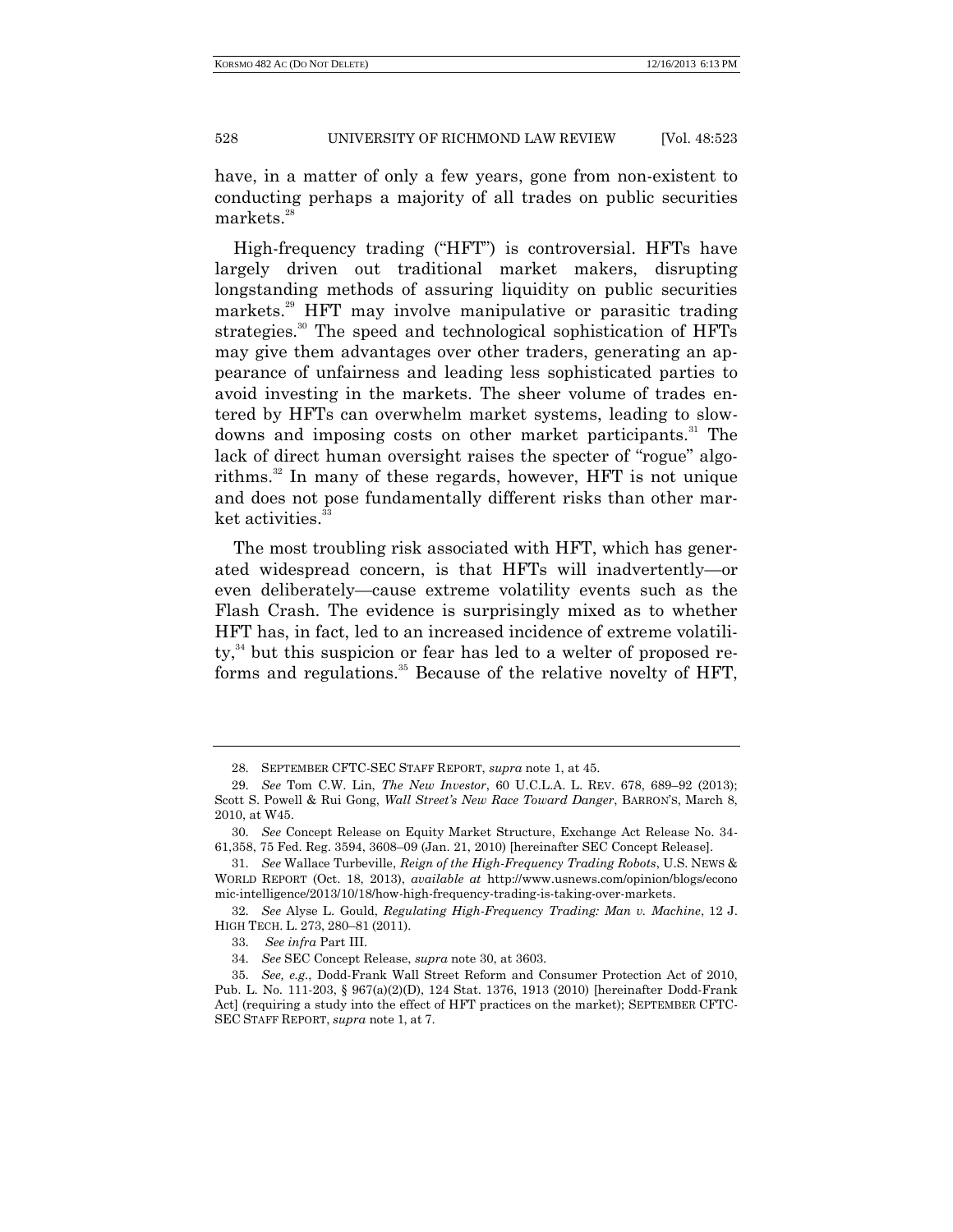have, in a matter of only a few years, gone from non-existent to conducting perhaps a majority of all trades on public securities markets.[28]

High-frequency trading ("HFT") is controversial. HFTs have largely driven out traditional market makers, disrupting longstanding methods of assuring liquidity on public securities markets.[29] HFT may involve manipulative or parasitic trading strategies.[30] The speed and technological sophistication of HFTs may give them advantages over other traders, generating an appearance of unfairness and leading less sophisticated parties to avoid investing in the markets. The sheer volume of trades entered by HFTs can overwhelm market systems, leading to slowdowns and imposing costs on other market participants.[31] The lack of direct human oversight raises the specter of "rogue" algorithms.[32] In many of these regards, however, HFT is not unique and does not pose fundamentally different risks than other market activities.[33]

The most troubling risk associated with HFT, which has generated widespread concern, is that HFTs will inadvertently—or even deliberately—cause extreme volatility events such as the Flash Crash. The evidence is surprisingly mixed as to whether HFT has, in fact, led to an increased incidence of extreme volatility,[34] but this suspicion or fear has led to a welter of proposed reforms and regulations.[35] Because of the relative novelty of HFT,

---

28. SEPTEMBER CFTC-SEC STAFF REPORT, *supra* note 1, at 45.

29. *See* Tom C.W. Lin, *The New Investor*, 60 U.C.L.A. L. REV. 678, 689–92 (2013); Scott S. Powell & Rui Gong, *Wall Street's New Race Toward Danger*, BARRON'S, March 8, 2010, at W45.

30. *See* Concept Release on Equity Market Structure, Exchange Act Release No. 34-61,358, 75 Fed. Reg. 3594, 3608–09 (Jan. 21, 2010) [hereinafter SEC Concept Release].

31. *See* Wallace Turbeville, *Reign of the High-Frequency Trading Robots*, U.S. NEWS & WORLD REPORT (Oct. 18, 2013), *available at* http://www.usnews.com/opinion/blogs/economic-intelligence/2013/10/18/how-high-frequency-trading-is-taking-over-markets.

32. *See* Alyse L. Gould, *Regulating High-Frequency Trading: Man v. Machine*, 12 J. HIGH TECH. L. 273, 280–81 (2011).

33. *See infra* Part III.

34. *See* SEC Concept Release, *supra* note 30, at 3603.

35. *See, e.g.*, Dodd-Frank Wall Street Reform and Consumer Protection Act of 2010, Pub. L. No. 111-203, § 967(a)(2)(D), 124 Stat. 1376, 1913 (2010) [hereinafter Dodd-Frank Act] (requiring a study into the effect of HFT practices on the market); SEPTEMBER CFTC-SEC STAFF REPORT, *supra* note 1, at 7.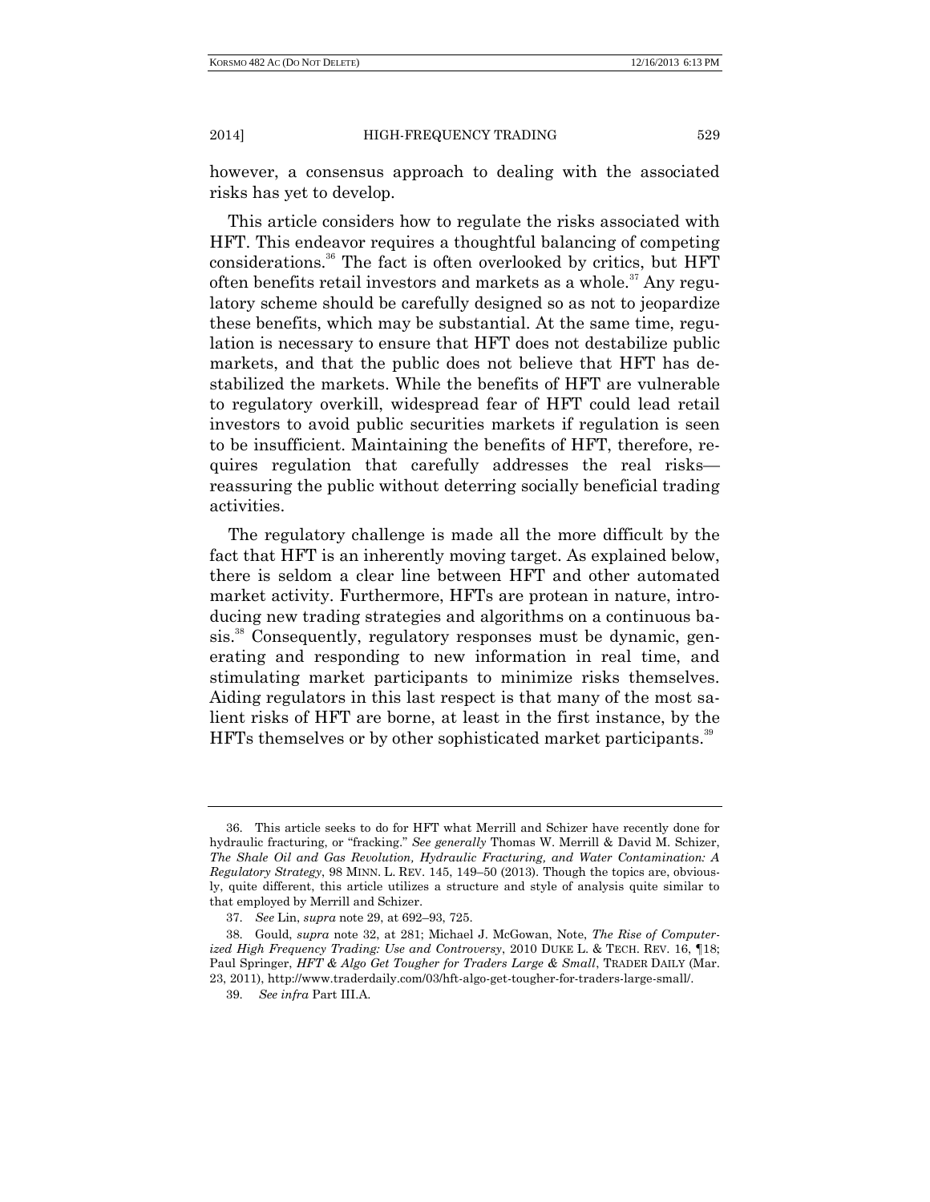however, a consensus approach to dealing with the associated risks has yet to develop.

This article considers how to regulate the risks associated with HFT. This endeavor requires a thoughtful balancing of competing considerations.[36] The fact is often overlooked by critics, but HFT often benefits retail investors and markets as a whole.[37] Any regulatory scheme should be carefully designed so as not to jeopardize these benefits, which may be substantial. At the same time, regulation is necessary to ensure that HFT does not destabilize public markets, and that the public does not believe that HFT has destabilized the markets. While the benefits of HFT are vulnerable to regulatory overkill, widespread fear of HFT could lead retail investors to avoid public securities markets if regulation is seen to be insufficient. Maintaining the benefits of HFT, therefore, requires regulation that carefully addresses the real risks—reassuring the public without deterring socially beneficial trading activities.

The regulatory challenge is made all the more difficult by the fact that HFT is an inherently moving target. As explained below, there is seldom a clear line between HFT and other automated market activity. Furthermore, HFTs are protean in nature, introducing new trading strategies and algorithms on a continuous basis.[38] Consequently, regulatory responses must be dynamic, generating and responding to new information in real time, and stimulating market participants to minimize risks themselves. Aiding regulators in this last respect is that many of the most salient risks of HFT are borne, at least in the first instance, by the HFTs themselves or by other sophisticated market participants.[39]

---

36. This article seeks to do for HFT what Merrill and Schizer have recently done for hydraulic fracturing, or "fracking." *See generally* Thomas W. Merrill & David M. Schizer, *The Shale Oil and Gas Revolution, Hydraulic Fracturing, and Water Contamination: A Regulatory Strategy*, 98 MINN. L. REV. 145, 149–50 (2013). Though the topics are, obviously, quite different, this article utilizes a structure and style of analysis quite similar to that employed by Merrill and Schizer.

37. *See* Lin, *supra* note 29, at 692–93, 725.

38. Gould, *supra* note 32, at 281; Michael J. McGowan, Note, *The Rise of Computerized High Frequency Trading: Use and Controversy*, 2010 DUKE L. & TECH. REV. 16, ¶18; Paul Springer, *HFT & Algo Get Tougher for Traders Large & Small*, TRADER DAILY (Mar. 23, 2011), http://www.traderdaily.com/03/hft-algo-get-tougher-for-traders-large-small/.

39. *See infra* Part III.A.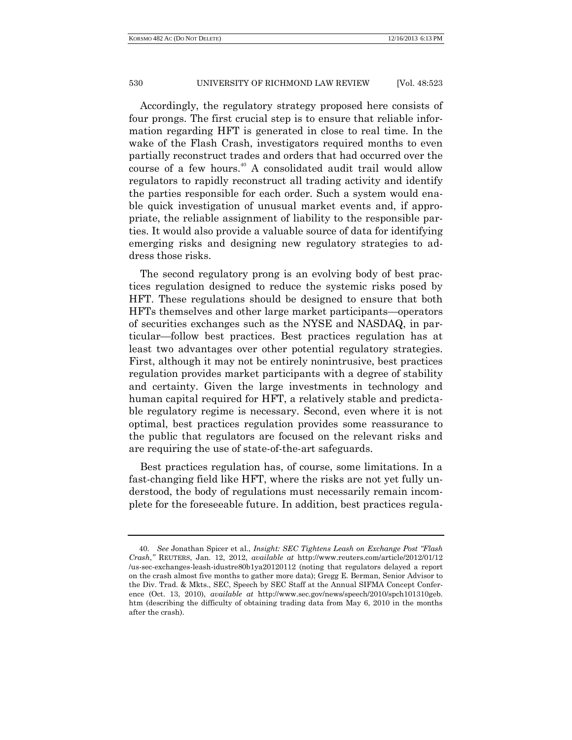Accordingly, the regulatory strategy proposed here consists of four prongs. The first crucial step is to ensure that reliable information regarding HFT is generated in close to real time. In the wake of the Flash Crash, investigators required months to even partially reconstruct trades and orders that had occurred over the course of a few hours.[40] A consolidated audit trail would allow regulators to rapidly reconstruct all trading activity and identify the parties responsible for each order. Such a system would enable quick investigation of unusual market events and, if appropriate, the reliable assignment of liability to the responsible parties. It would also provide a valuable source of data for identifying emerging risks and designing new regulatory strategies to address those risks.

The second regulatory prong is an evolving body of best practices regulation designed to reduce the systemic risks posed by HFT. These regulations should be designed to ensure that both HFTs themselves and other large market participants—operators of securities exchanges such as the NYSE and NASDAQ, in particular—follow best practices. Best practices regulation has at least two advantages over other potential regulatory strategies. First, although it may not be entirely nonintrusive, best practices regulation provides market participants with a degree of stability and certainty. Given the large investments in technology and human capital required for HFT, a relatively stable and predictable regulatory regime is necessary. Second, even where it is not optimal, best practices regulation provides some reassurance to the public that regulators are focused on the relevant risks and are requiring the use of state-of-the-art safeguards.

Best practices regulation has, of course, some limitations. In a fast-changing field like HFT, where the risks are not yet fully understood, the body of regulations must necessarily remain incomplete for the foreseeable future. In addition, best practices regula-

---

40. *See* Jonathan Spicer et al., *Insight: SEC Tightens Leash on Exchange Post "Flash Crash*,*"* REUTERS, Jan. 12, 2012, *available at* http://www.reuters.com/article/2012/01/12/us-sec-exchanges-leash-idustre80b1ya20120112 (noting that regulators delayed a report on the crash almost five months to gather more data); Gregg E. Berman, Senior Advisor to the Div. Trad. & Mkts., SEC, Speech by SEC Staff at the Annual SIFMA Concept Conference (Oct. 13, 2010), *available at* http://www.sec.gov/news/speech/2010/spch101310geb.htm (describing the difficulty of obtaining trading data from May 6, 2010 in the months after the crash).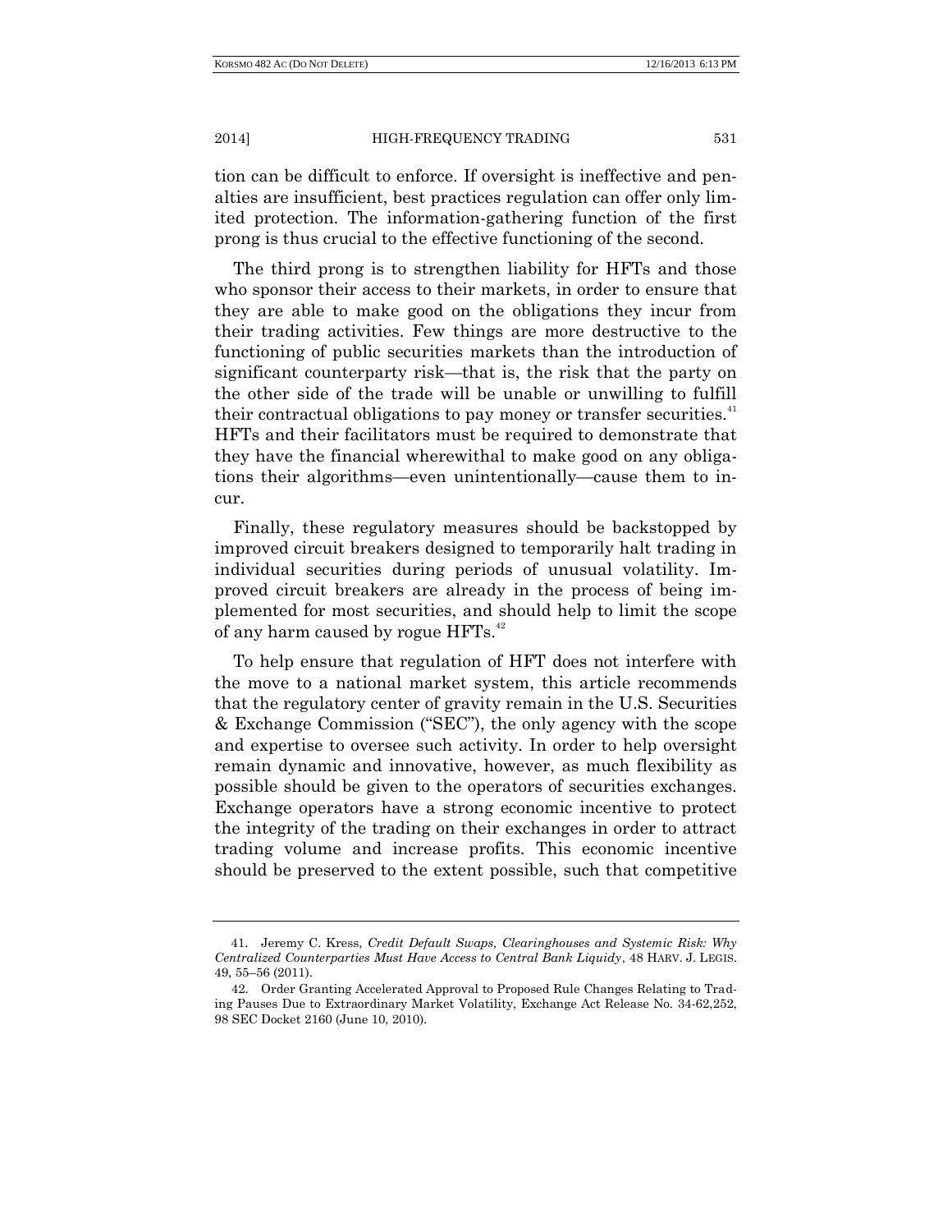tion can be difficult to enforce. If oversight is ineffective and penalties are insufficient, best practices regulation can offer only limited protection. The information-gathering function of the first prong is thus crucial to the effective functioning of the second.

The third prong is to strengthen liability for HFTs and those who sponsor their access to their markets, in order to ensure that they are able to make good on the obligations they incur from their trading activities. Few things are more destructive to the functioning of public securities markets than the introduction of significant counterparty risk—that is, the risk that the party on the other side of the trade will be unable or unwilling to fulfill their contractual obligations to pay money or transfer securities.[41] HFTs and their facilitators must be required to demonstrate that they have the financial wherewithal to make good on any obligations their algorithms—even unintentionally—cause them to incur.

Finally, these regulatory measures should be backstopped by improved circuit breakers designed to temporarily halt trading in individual securities during periods of unusual volatility. Improved circuit breakers are already in the process of being implemented for most securities, and should help to limit the scope of any harm caused by rogue HFTs.[42]

To help ensure that regulation of HFT does not interfere with the move to a national market system, this article recommends that the regulatory center of gravity remain in the U.S. Securities & Exchange Commission ("SEC"), the only agency with the scope and expertise to oversee such activity. In order to help oversight remain dynamic and innovative, however, as much flexibility as possible should be given to the operators of securities exchanges. Exchange operators have a strong economic incentive to protect the integrity of the trading on their exchanges in order to attract trading volume and increase profits. This economic incentive should be preserved to the extent possible, such that competitive

---

41. Jeremy C. Kress, *Credit Default Swaps, Clearinghouses and Systemic Risk: Why Centralized Counterparties Must Have Access to Central Bank Liquidity*, 48 HARV. J. LEGIS. 49, 55–56 (2011).

42. Order Granting Accelerated Approval to Proposed Rule Changes Relating to Trading Pauses Due to Extraordinary Market Volatility, Exchange Act Release No. 34-62,252, 98 SEC Docket 2160 (June 10, 2010).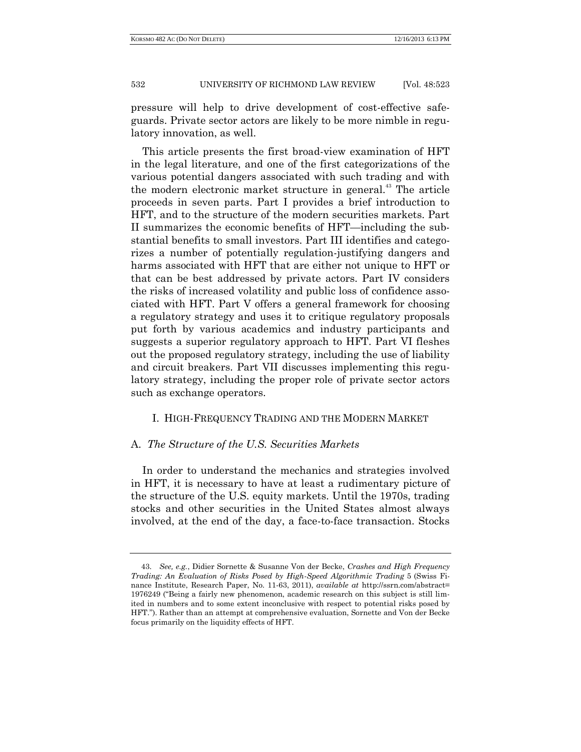pressure will help to drive development of cost-effective safeguards. Private sector actors are likely to be more nimble in regulatory innovation, as well.

This article presents the first broad-view examination of HFT in the legal literature, and one of the first categorizations of the various potential dangers associated with such trading and with the modern electronic market structure in general.[43] The article proceeds in seven parts. Part I provides a brief introduction to HFT, and to the structure of the modern securities markets. Part II summarizes the economic benefits of HFT—including the substantial benefits to small investors. Part III identifies and categorizes a number of potentially regulation-justifying dangers and harms associated with HFT that are either not unique to HFT or that can be best addressed by private actors. Part IV considers the risks of increased volatility and public loss of confidence associated with HFT. Part V offers a general framework for choosing a regulatory strategy and uses it to critique regulatory proposals put forth by various academics and industry participants and suggests a superior regulatory approach to HFT. Part VI fleshes out the proposed regulatory strategy, including the use of liability and circuit breakers. Part VII discusses implementing this regulatory strategy, including the proper role of private sector actors such as exchange operators.

## I. HIGH-FREQUENCY TRADING AND THE MODERN MARKET

### A. *The Structure of the U.S. Securities Markets*

In order to understand the mechanics and strategies involved in HFT, it is necessary to have at least a rudimentary picture of the structure of the U.S. equity markets. Until the 1970s, trading stocks and other securities in the United States almost always involved, at the end of the day, a face-to-face transaction. Stocks

---

43. *See, e.g.*, Didier Sornette & Susanne Von der Becke, *Crashes and High Frequency Trading: An Evaluation of Risks Posed by High-Speed Algorithmic Trading* 5 (Swiss Finance Institute, Research Paper, No. 11-63, 2011), *available at* http://ssrn.com/abstract=1976249 ("Being a fairly new phenomenon, academic research on this subject is still limited in numbers and to some extent inconclusive with respect to potential risks posed by HFT."). Rather than an attempt at comprehensive evaluation, Sornette and Von der Becke focus primarily on the liquidity effects of HFT.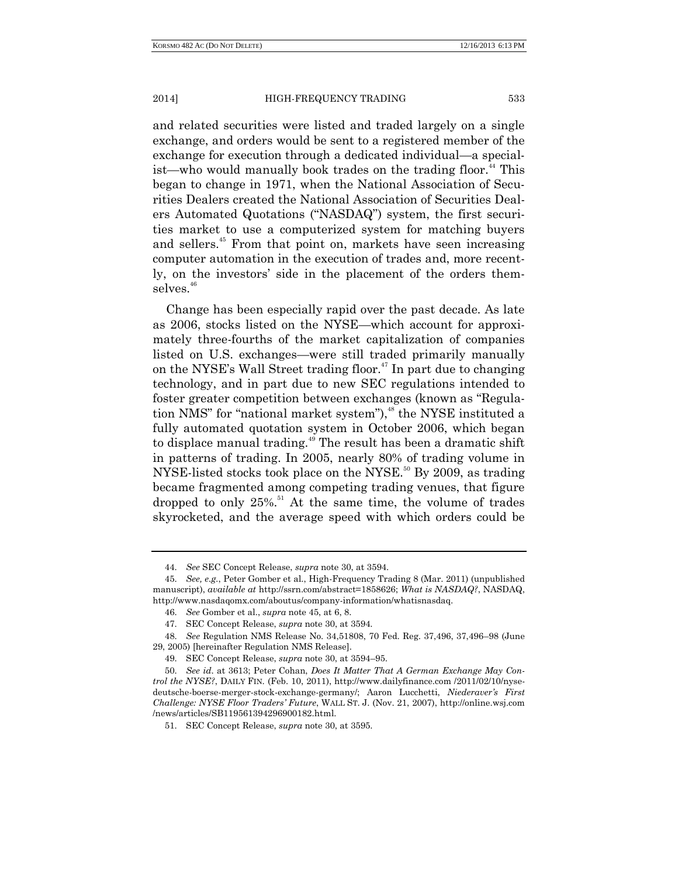and related securities were listed and traded largely on a single exchange, and orders would be sent to a registered member of the exchange for execution through a dedicated individual—a specialist—who would manually book trades on the trading floor.[44] This began to change in 1971, when the National Association of Securities Dealers created the National Association of Securities Dealers Automated Quotations ("NASDAQ") system, the first securities market to use a computerized system for matching buyers and sellers.[45] From that point on, markets have seen increasing computer automation in the execution of trades and, more recently, on the investors' side in the placement of the orders themselves.[46]

Change has been especially rapid over the past decade. As late as 2006, stocks listed on the NYSE—which account for approximately three-fourths of the market capitalization of companies listed on U.S. exchanges—were still traded primarily manually on the NYSE's Wall Street trading floor.[47] In part due to changing technology, and in part due to new SEC regulations intended to foster greater competition between exchanges (known as "Regulation NMS" for "national market system"),[48] the NYSE instituted a fully automated quotation system in October 2006, which began to displace manual trading.[49] The result has been a dramatic shift in patterns of trading. In 2005, nearly 80% of trading volume in NYSE-listed stocks took place on the NYSE.[50] By 2009, as trading became fragmented among competing trading venues, that figure dropped to only 25%.[51] At the same time, the volume of trades skyrocketed, and the average speed with which orders could be

---

44. *See* SEC Concept Release, *supra* note 30, at 3594.

45. *See, e.g.*, Peter Gomber et al., High-Frequency Trading 8 (Mar. 2011) (unpublished manuscript), *available at* http://ssrn.com/abstract=1858626; *What is NASDAQ?*, NASDAQ, http://www.nasdaqomx.com/aboutus/company-information/whatisnasdaq.

46. *See* Gomber et al., *supra* note 45, at 6, 8.

47. SEC Concept Release, *supra* note 30, at 3594.

48. *See* Regulation NMS Release No. 34,51808, 70 Fed. Reg. 37,496, 37,496–98 (June 29, 2005) [hereinafter Regulation NMS Release].

49. SEC Concept Release, *supra* note 30, at 3594–95.

50. *See id.* at 3613; Peter Cohan, *Does It Matter That A German Exchange May Control the NYSE?*, DAILY FIN. (Feb. 10, 2011), http://www.dailyfinance.com /2011/02/10/nyse-deutsche-boerse-merger-stock-exchange-germany/; Aaron Lucchetti, *Niederaver's First Challenge: NYSE Floor Traders' Future*, WALL ST. J. (Nov. 21, 2007), http://online.wsj.com /news/articles/SB119561394296900182.html.

51. SEC Concept Release, *supra* note 30, at 3595.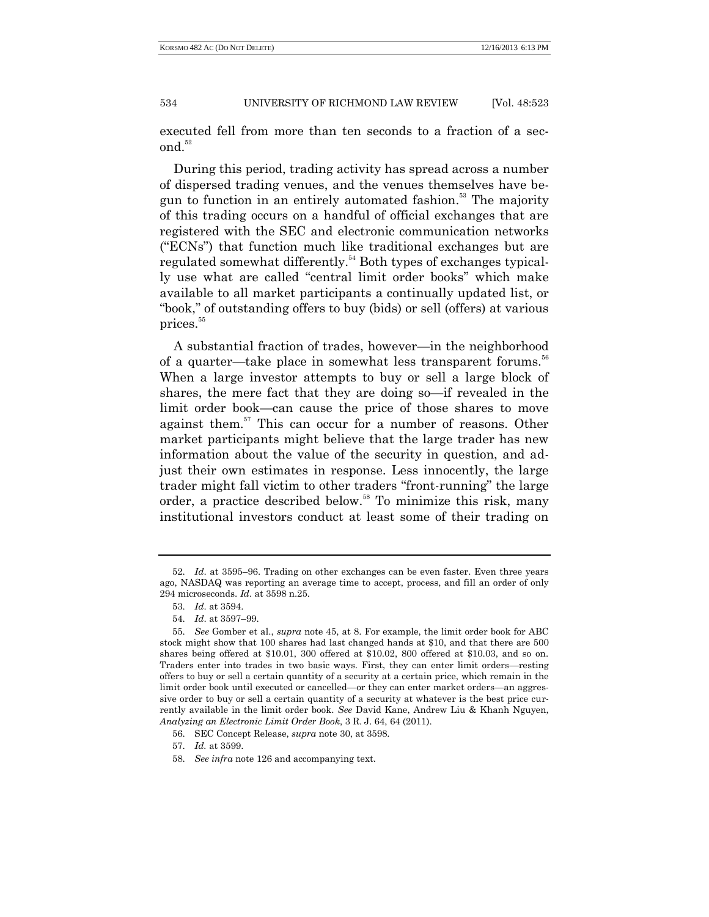executed fell from more than ten seconds to a fraction of a second.[52]

During this period, trading activity has spread across a number of dispersed trading venues, and the venues themselves have begun to function in an entirely automated fashion.[53] The majority of this trading occurs on a handful of official exchanges that are registered with the SEC and electronic communication networks ("ECNs") that function much like traditional exchanges but are regulated somewhat differently.[54] Both types of exchanges typically use what are called "central limit order books" which make available to all market participants a continually updated list, or "book," of outstanding offers to buy (bids) or sell (offers) at various prices.[55]

A substantial fraction of trades, however—in the neighborhood of a quarter—take place in somewhat less transparent forums.[56] When a large investor attempts to buy or sell a large block of shares, the mere fact that they are doing so—if revealed in the limit order book—can cause the price of those shares to move against them.[57] This can occur for a number of reasons. Other market participants might believe that the large trader has new information about the value of the security in question, and adjust their own estimates in response. Less innocently, the large trader might fall victim to other traders "front-running" the large order, a practice described below.[58] To minimize this risk, many institutional investors conduct at least some of their trading on

---

52. *Id.* at 3595–96. Trading on other exchanges can be even faster. Even three years ago, NASDAQ was reporting an average time to accept, process, and fill an order of only 294 microseconds. *Id.* at 3598 n.25.

53. *Id.* at 3594.

54. *Id.* at 3597–99.

55. *See* Gomber et al., *supra* note 45, at 8. For example, the limit order book for ABC stock might show that 100 shares had last changed hands at $10, and that there are 500 shares being offered at $10.01, 300 offered at $10.02, 800 offered at $10.03, and so on. Traders enter into trades in two basic ways. First, they can enter limit orders—resting offers to buy or sell a certain quantity of a security at a certain price, which remain in the limit order book until executed or cancelled—or they can enter market orders—an aggressive order to buy or sell a certain quantity of a security at whatever is the best price currently available in the limit order book. *See* David Kane, Andrew Liu & Khanh Nguyen, *Analyzing an Electronic Limit Order Book*, 3 R. J. 64, 64 (2011).

56. SEC Concept Release, *supra* note 30, at 3598.

57. *Id.* at 3599.

58. *See infra* note 126 and accompanying text.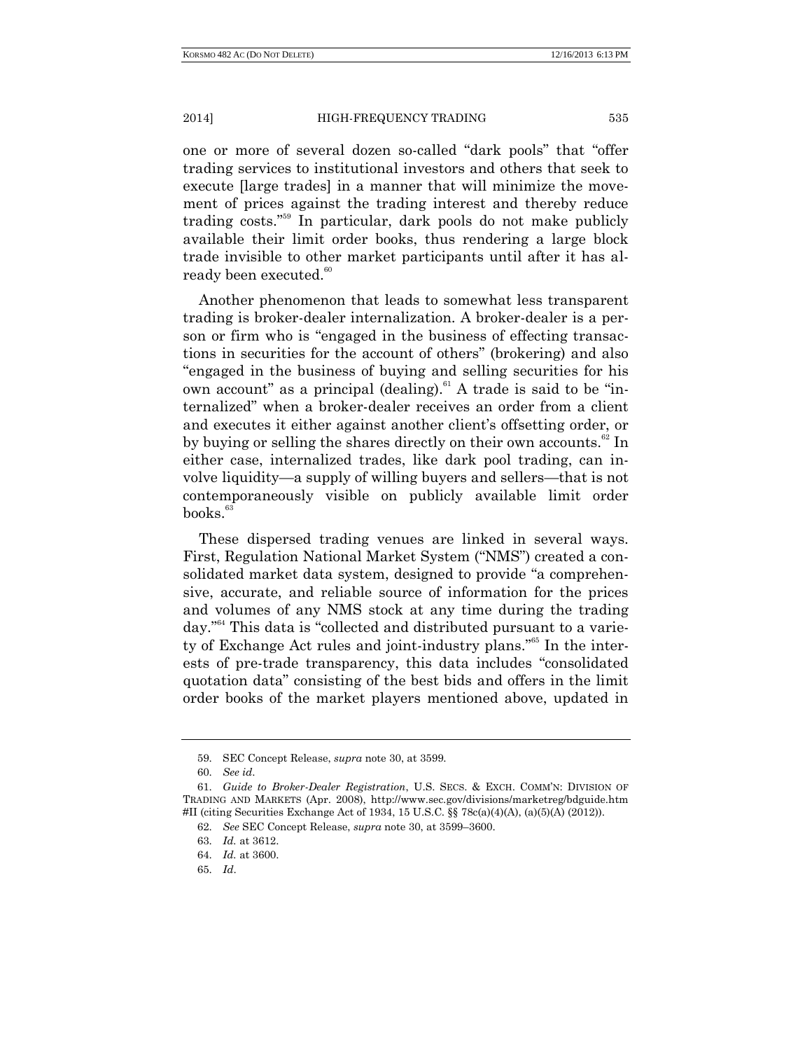one or more of several dozen so-called "dark pools" that "offer trading services to institutional investors and others that seek to execute [large trades] in a manner that will minimize the movement of prices against the trading interest and thereby reduce trading costs."[59] In particular, dark pools do not make publicly available their limit order books, thus rendering a large block trade invisible to other market participants until after it has already been executed.[60]

Another phenomenon that leads to somewhat less transparent trading is broker-dealer internalization. A broker-dealer is a person or firm who is "engaged in the business of effecting transactions in securities for the account of others" (brokering) and also "engaged in the business of buying and selling securities for his own account" as a principal (dealing).[61] A trade is said to be "internalized" when a broker-dealer receives an order from a client and executes it either against another client's offsetting order, or by buying or selling the shares directly on their own accounts.[62] In either case, internalized trades, like dark pool trading, can involve liquidity—a supply of willing buyers and sellers—that is not contemporaneously visible on publicly available limit order books.[63]

These dispersed trading venues are linked in several ways. First, Regulation National Market System ("NMS") created a consolidated market data system, designed to provide "a comprehensive, accurate, and reliable source of information for the prices and volumes of any NMS stock at any time during the trading day."[64] This data is "collected and distributed pursuant to a variety of Exchange Act rules and joint-industry plans."[65] In the interests of pre-trade transparency, this data includes "consolidated quotation data" consisting of the best bids and offers in the limit order books of the market players mentioned above, updated in

---

59. SEC Concept Release, *supra* note 30, at 3599.

60. *See id*.

61. *Guide to Broker-Dealer Registration*, U.S. SECS. & EXCH. COMM'N: DIVISION OF TRADING AND MARKETS (Apr. 2008), http://www.sec.gov/divisions/marketreg/bdguide.htm#II (citing Securities Exchange Act of 1934, 15 U.S.C. §§ 78c(a)(4)(A), (a)(5)(A) (2012)).

62. *See* SEC Concept Release, *supra* note 30, at 3599–3600.

63. *Id.* at 3612.

64. *Id.* at 3600.

65. *Id*.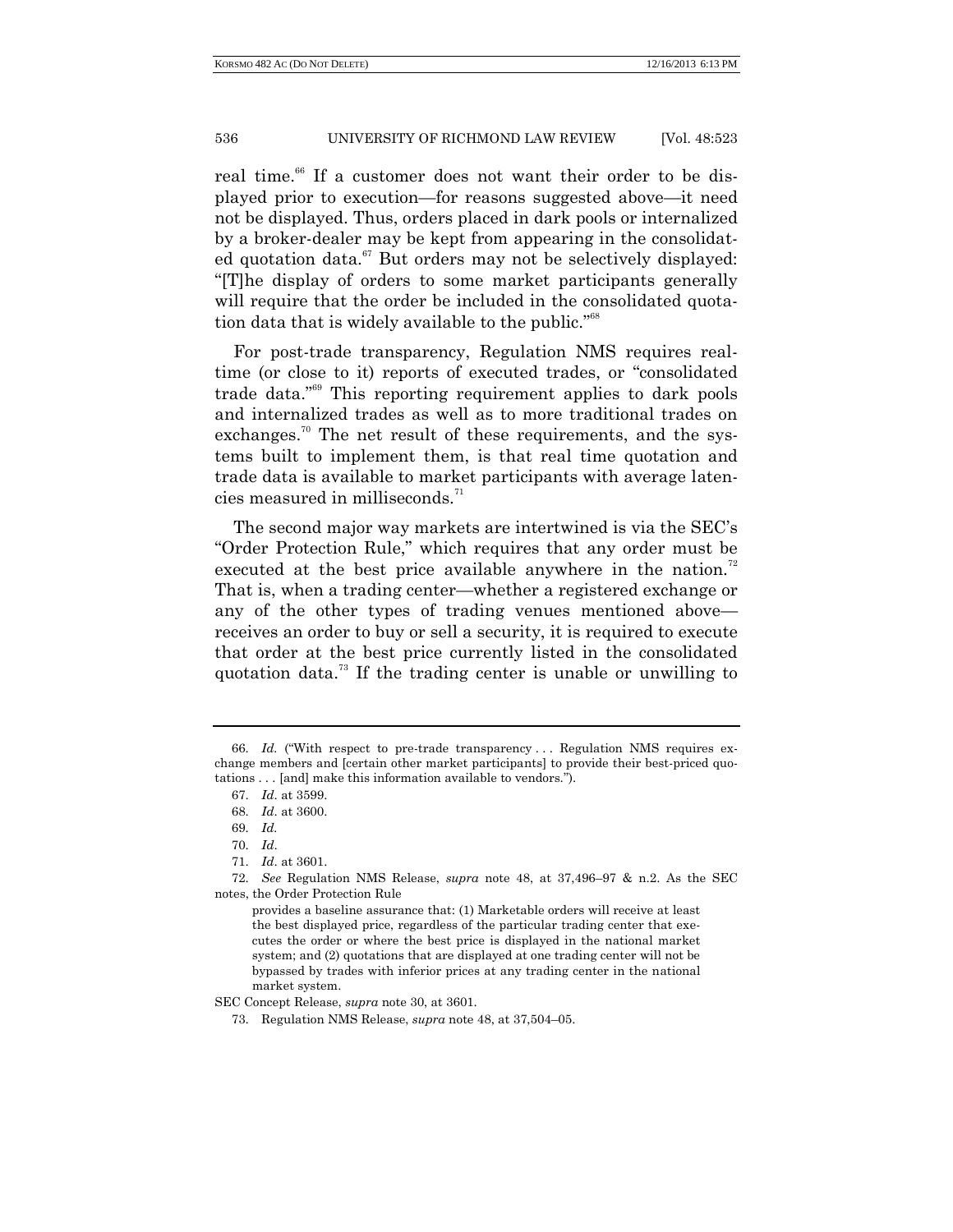real time.[66] If a customer does not want their order to be displayed prior to execution—for reasons suggested above—it need not be displayed. Thus, orders placed in dark pools or internalized by a broker-dealer may be kept from appearing in the consolidated quotation data.[67] But orders may not be selectively displayed: "[T]he display of orders to some market participants generally will require that the order be included in the consolidated quotation data that is widely available to the public."[68]

For post-trade transparency, Regulation NMS requires real-time (or close to it) reports of executed trades, or "consolidated trade data."[69] This reporting requirement applies to dark pools and internalized trades as well as to more traditional trades on exchanges.[70] The net result of these requirements, and the systems built to implement them, is that real time quotation and trade data is available to market participants with average latencies measured in milliseconds.[71]

The second major way markets are intertwined is via the SEC's "Order Protection Rule," which requires that any order must be executed at the best price available anywhere in the nation.[72] That is, when a trading center—whether a registered exchange or any of the other types of trading venues mentioned above—receives an order to buy or sell a security, it is required to execute that order at the best price currently listed in the consolidated quotation data.[73] If the trading center is unable or unwilling to

---

66. *Id.* ("With respect to pre-trade transparency . . . Regulation NMS requires exchange members and [certain other market participants] to provide their best-priced quotations . . . [and] make this information available to vendors.").

67. *Id*. at 3599.

68. *Id*. at 3600.

69. *Id.*

70. *Id*.

71. *Id*. at 3601.

72. *See* Regulation NMS Release, *supra* note 48, at 37,496–97 & n.2. As the SEC notes, the Order Protection Rule

> provides a baseline assurance that: (1) Marketable orders will receive at least the best displayed price, regardless of the particular trading center that executes the order or where the best price is displayed in the national market system; and (2) quotations that are displayed at one trading center will not be bypassed by trades with inferior prices at any trading center in the national market system.

SEC Concept Release, *supra* note 30, at 3601.

73. Regulation NMS Release, *supra* note 48, at 37,504–05.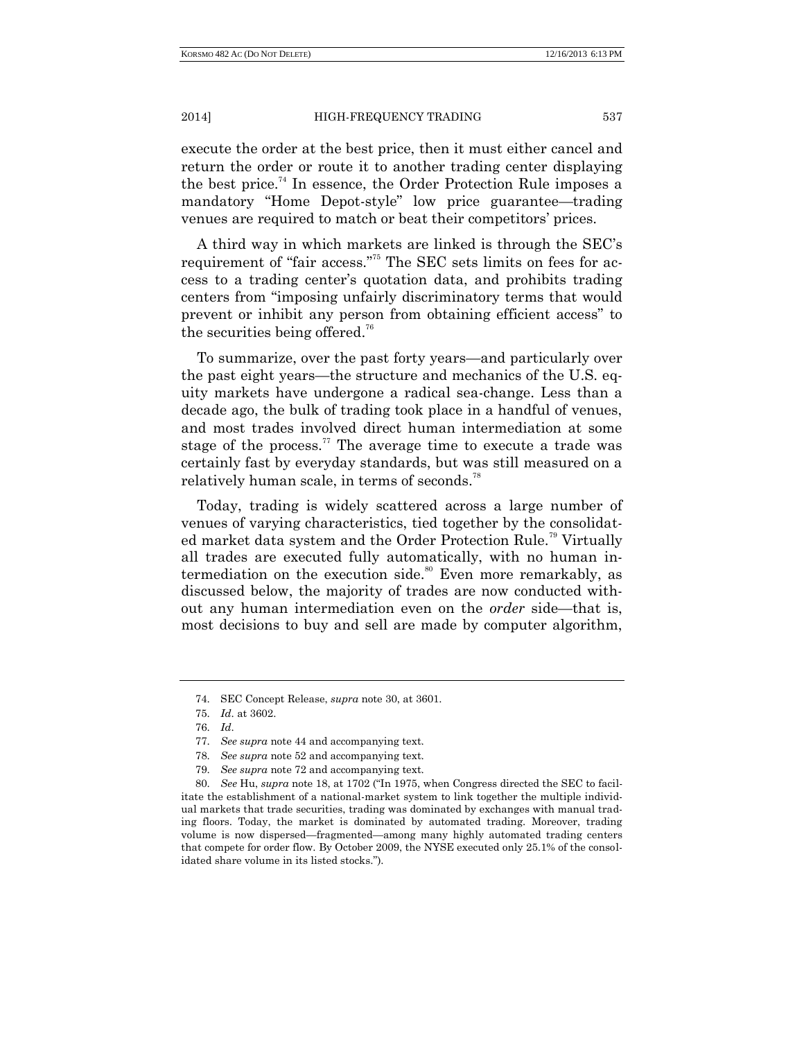execute the order at the best price, then it must either cancel and return the order or route it to another trading center displaying the best price.[74] In essence, the Order Protection Rule imposes a mandatory "Home Depot-style" low price guarantee—trading venues are required to match or beat their competitors' prices.

A third way in which markets are linked is through the SEC's requirement of "fair access."[75] The SEC sets limits on fees for access to a trading center's quotation data, and prohibits trading centers from "imposing unfairly discriminatory terms that would prevent or inhibit any person from obtaining efficient access" to the securities being offered.[76]

To summarize, over the past forty years—and particularly over the past eight years—the structure and mechanics of the U.S. equity markets have undergone a radical sea-change. Less than a decade ago, the bulk of trading took place in a handful of venues, and most trades involved direct human intermediation at some stage of the process.[77] The average time to execute a trade was certainly fast by everyday standards, but was still measured on a relatively human scale, in terms of seconds.[78]

Today, trading is widely scattered across a large number of venues of varying characteristics, tied together by the consolidated market data system and the Order Protection Rule.[79] Virtually all trades are executed fully automatically, with no human intermediation on the execution side.[80] Even more remarkably, as discussed below, the majority of trades are now conducted without any human intermediation even on the *order* side—that is, most decisions to buy and sell are made by computer algorithm,

---

74. SEC Concept Release, *supra* note 30, at 3601.

75. *Id*. at 3602.

76. *Id*.

77. *See supra* note 44 and accompanying text.

78. *See supra* note 52 and accompanying text.

79. *See supra* note 72 and accompanying text.

80. *See* Hu, *supra* note 18, at 1702 ("In 1975, when Congress directed the SEC to facilitate the establishment of a national-market system to link together the multiple individual markets that trade securities, trading was dominated by exchanges with manual trading floors. Today, the market is dominated by automated trading. Moreover, trading volume is now dispersed—fragmented—among many highly automated trading centers that compete for order flow. By October 2009, the NYSE executed only 25.1% of the consolidated share volume in its listed stocks.").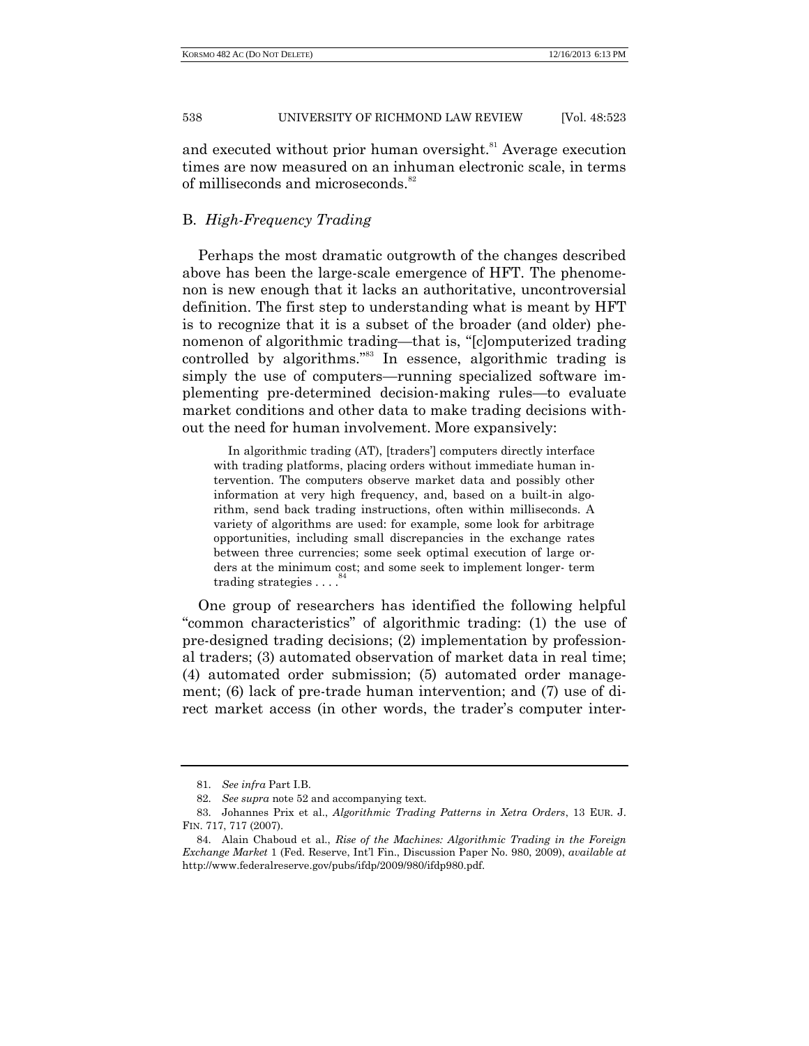and executed without prior human oversight.[81] Average execution times are now measured on an inhuman electronic scale, in terms of milliseconds and microseconds.[82]

### B. *High-Frequency Trading*

Perhaps the most dramatic outgrowth of the changes described above has been the large-scale emergence of HFT. The phenomenon is new enough that it lacks an authoritative, uncontroversial definition. The first step to understanding what is meant by HFT is to recognize that it is a subset of the broader (and older) phenomenon of algorithmic trading—that is, "[c]omputerized trading controlled by algorithms."[83] In essence, algorithmic trading is simply the use of computers—running specialized software implementing pre-determined decision-making rules—to evaluate market conditions and other data to make trading decisions without the need for human involvement. More expansively:

> In algorithmic trading (AT), [traders'] computers directly interface with trading platforms, placing orders without immediate human intervention. The computers observe market data and possibly other information at very high frequency, and, based on a built-in algorithm, send back trading instructions, often within milliseconds. A variety of algorithms are used: for example, some look for arbitrage opportunities, including small discrepancies in the exchange rates between three currencies; some seek optimal execution of large orders at the minimum cost; and some seek to implement longer- term trading strategies . . . .[84]

One group of researchers has identified the following helpful "common characteristics" of algorithmic trading: (1) the use of pre-designed trading decisions; (2) implementation by professional traders; (3) automated observation of market data in real time; (4) automated order submission; (5) automated order management; (6) lack of pre-trade human intervention; and (7) use of direct market access (in other words, the trader's computer inter-

---

81. *See infra* Part I.B.

82. *See supra* note 52 and accompanying text.

83. Johannes Prix et al., *Algorithmic Trading Patterns in Xetra Orders*, 13 EUR. J. FIN. 717, 717 (2007).

84. Alain Chaboud et al., *Rise of the Machines: Algorithmic Trading in the Foreign Exchange Market* 1 (Fed. Reserve, Int'l Fin., Discussion Paper No. 980, 2009), *available at* http://www.federalreserve.gov/pubs/ifdp/2009/980/ifdp980.pdf.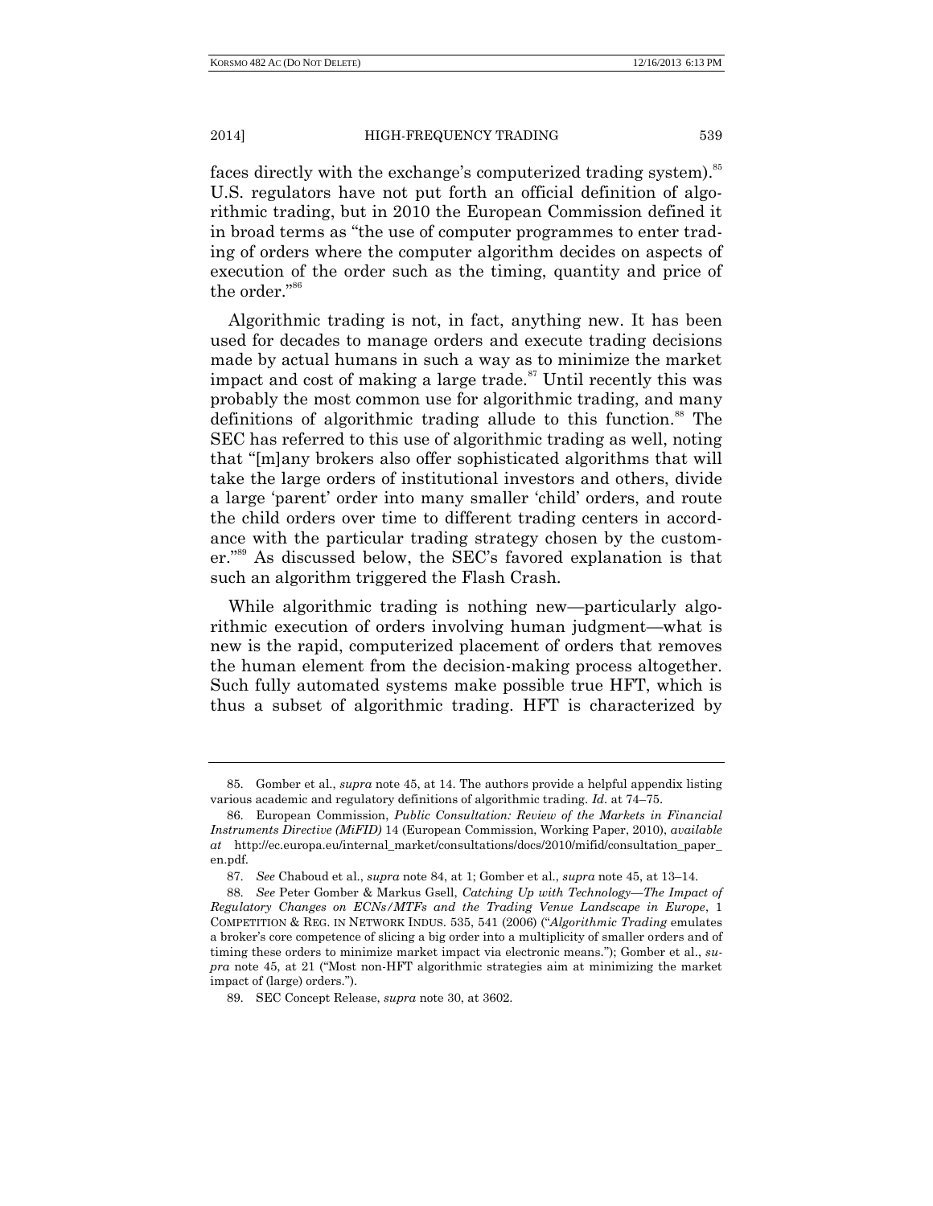faces directly with the exchange's computerized trading system).[85] U.S. regulators have not put forth an official definition of algorithmic trading, but in 2010 the European Commission defined it in broad terms as "the use of computer programmes to enter trading of orders where the computer algorithm decides on aspects of execution of the order such as the timing, quantity and price of the order."[86]

Algorithmic trading is not, in fact, anything new. It has been used for decades to manage orders and execute trading decisions made by actual humans in such a way as to minimize the market impact and cost of making a large trade.[87] Until recently this was probably the most common use for algorithmic trading, and many definitions of algorithmic trading allude to this function.[88] The SEC has referred to this use of algorithmic trading as well, noting that "[m]any brokers also offer sophisticated algorithms that will take the large orders of institutional investors and others, divide a large 'parent' order into many smaller 'child' orders, and route the child orders over time to different trading centers in accordance with the particular trading strategy chosen by the customer."[89] As discussed below, the SEC's favored explanation is that such an algorithm triggered the Flash Crash.

While algorithmic trading is nothing new—particularly algorithmic execution of orders involving human judgment—what is new is the rapid, computerized placement of orders that removes the human element from the decision-making process altogether. Such fully automated systems make possible true HFT, which is thus a subset of algorithmic trading. HFT is characterized by

---

85. Gomber et al., *supra* note 45, at 14. The authors provide a helpful appendix listing various academic and regulatory definitions of algorithmic trading. *Id*. at 74–75.

86. European Commission, *Public Consultation: Review of the Markets in Financial Instruments Directive (MiFID)* 14 (European Commission, Working Paper, 2010), *available at* http://ec.europa.eu/internal_market/consultations/docs/2010/mifid/consultation_paper_en.pdf.

87. *See* Chaboud et al., *supra* note 84, at 1; Gomber et al., *supra* note 45, at 13–14.

88. *See* Peter Gomber & Markus Gsell, *Catching Up with Technology—The Impact of Regulatory Changes on ECNs/MTFs and the Trading Venue Landscape in Europe*, 1 COMPETITION & REG. IN NETWORK INDUS. 535, 541 (2006) ("*Algorithmic Trading* emulates a broker's core competence of slicing a big order into a multiplicity of smaller orders and of timing these orders to minimize market impact via electronic means."); Gomber et al., *supra* note 45, at 21 ("Most non-HFT algorithmic strategies aim at minimizing the market impact of (large) orders.").

89. SEC Concept Release, *supra* note 30, at 3602.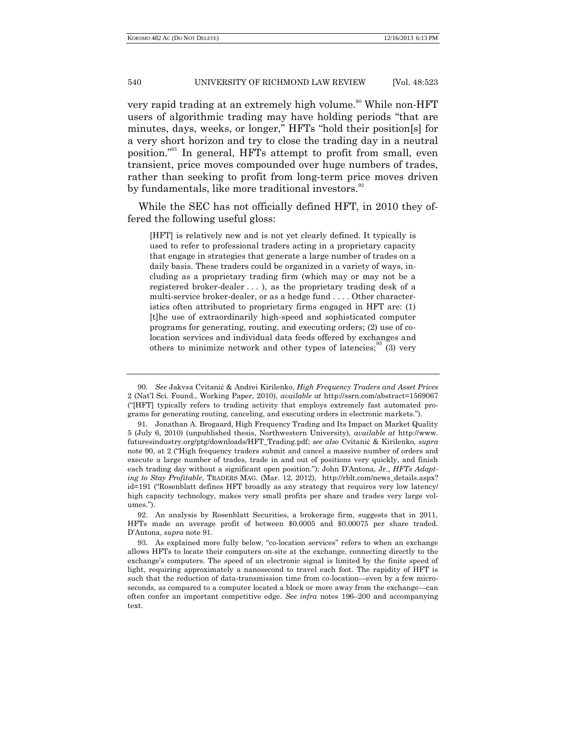very rapid trading at an extremely high volume.[90] While non-HFT users of algorithmic trading may have holding periods "that are minutes, days, weeks, or longer," HFTs "hold their position[s] for a very short horizon and try to close the trading day in a neutral position."[91] In general, HFTs attempt to profit from small, even transient, price moves compounded over huge numbers of trades, rather than seeking to profit from long-term price moves driven by fundamentals, like more traditional investors.[92]

While the SEC has not officially defined HFT, in 2010 they offered the following useful gloss:

> [HFT] is relatively new and is not yet clearly defined. It typically is used to refer to professional traders acting in a proprietary capacity that engage in strategies that generate a large number of trades on a daily basis. These traders could be organized in a variety of ways, including as a proprietary trading firm (which may or may not be a registered broker-dealer . . . ), as the proprietary trading desk of a multi-service broker-dealer, or as a hedge fund . . . . Other characteristics often attributed to proprietary firms engaged in HFT are: (1) [t]he use of extraordinarily high-speed and sophisticated computer programs for generating, routing, and executing orders; (2) use of co-location services and individual data feeds offered by exchanges and others to minimize network and other types of latencies;[93] (3) very

---

90. *See* Jakvsa Cvitanić & Andrei Kirilenko, *High Frequency Traders and Asset Prices* 2 (Nat'l Sci. Found., Working Paper, 2010), *available at* http://ssrn.com/abstract=1569067 ("[HFT] typically refers to trading activity that employs extremely fast automated programs for generating routing, canceling, and executing orders in electronic markets.").

91. Jonathan A. Brogaard, High Frequency Trading and Its Impact on Market Quality 5 (July 6, 2010) (unpublished thesis, Northwestern University), *available at* http://www.futuresindustry.org/ptg/downloads/HFT_Trading.pdf; *see also* Cvitanić & Kirilenko, *supra* note 90, at 2 ("High frequency traders submit and cancel a massive number of orders and execute a large number of trades, trade in and out of positions very quickly, and finish each trading day without a significant open position."); John D'Antona, Jr., *HFTs Adapting to Stay Profitable*, TRADERS MAG. (Mar. 12, 2012), http://rblt.com/news_details.aspx?id=191 ("Rosenblatt defines HFT broadly as any strategy that requires very low latency/high capacity technology, makes very small profits per share and trades very large volumes.").

92. An analysis by Rosenblatt Securities, a brokerage firm, suggests that in 2011, HFTs made an average profit of between $0.0005 and $0.00075 per share traded. D'Antona, *supra* note 91.

93. As explained more fully below, "co-location services" refers to when an exchange allows HFTs to locate their computers on-site at the exchange, connecting directly to the exchange's computers. The speed of an electronic signal is limited by the finite speed of light, requiring approximately a nanosecond to travel each foot. The rapidity of HFT is such that the reduction of data-transmission time from co-location—even by a few microseconds, as compared to a computer located a block or more away from the exchange—can often confer an important competitive edge. *See infra* notes 196–200 and accompanying text.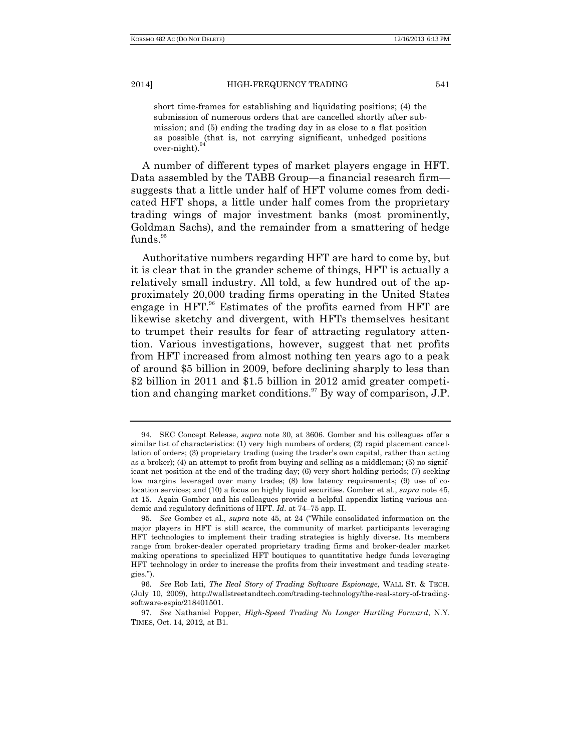short time-frames for establishing and liquidating positions; (4) the submission of numerous orders that are cancelled shortly after submission; and (5) ending the trading day in as close to a flat position as possible (that is, not carrying significant, unhedged positions over-night).[94]

A number of different types of market players engage in HFT. Data assembled by the TABB Group—a financial research firm—suggests that a little under half of HFT volume comes from dedicated HFT shops, a little under half comes from the proprietary trading wings of major investment banks (most prominently, Goldman Sachs), and the remainder from a smattering of hedge funds.[95]

Authoritative numbers regarding HFT are hard to come by, but it is clear that in the grander scheme of things, HFT is actually a relatively small industry. All told, a few hundred out of the approximately 20,000 trading firms operating in the United States engage in HFT.[96] Estimates of the profits earned from HFT are likewise sketchy and divergent, with HFTs themselves hesitant to trumpet their results for fear of attracting regulatory attention. Various investigations, however, suggest that net profits from HFT increased from almost nothing ten years ago to a peak of around $5 billion in 2009, before declining sharply to less than $2 billion in 2011 and $1.5 billion in 2012 amid greater competition and changing market conditions.[97] By way of comparison, J.P.

---

94. SEC Concept Release, *supra* note 30, at 3606. Gomber and his colleagues offer a similar list of characteristics: (1) very high numbers of orders; (2) rapid placement cancellation of orders; (3) proprietary trading (using the trader's own capital, rather than acting as a broker); (4) an attempt to profit from buying and selling as a middleman; (5) no significant net position at the end of the trading day; (6) very short holding periods; (7) seeking low margins leveraged over many trades; (8) low latency requirements; (9) use of co-location services; and (10) a focus on highly liquid securities. Gomber et al., *supra* note 45, at 15. Again Gomber and his colleagues provide a helpful appendix listing various academic and regulatory definitions of HFT. *Id*. at 74–75 app. II.

95. *See* Gomber et al., *supra* note 45, at 24 ("While consolidated information on the major players in HFT is still scarce, the community of market participants leveraging HFT technologies to implement their trading strategies is highly diverse. Its members range from broker-dealer operated proprietary trading firms and broker-dealer market making operations to specialized HFT boutiques to quantitative hedge funds leveraging HFT technology in order to increase the profits from their investment and trading strategies.").

96. *See* Rob Iati, *The Real Story of Trading Software Espionage,* WALL ST. & TECH. (July 10, 2009), http://wallstreetandtech.com/trading-technology/the-real-story-of-trading-software-espio/218401501.

97. *See* Nathaniel Popper, *High-Speed Trading No Longer Hurtling Forward*, N.Y. TIMES, Oct. 14, 2012, at B1.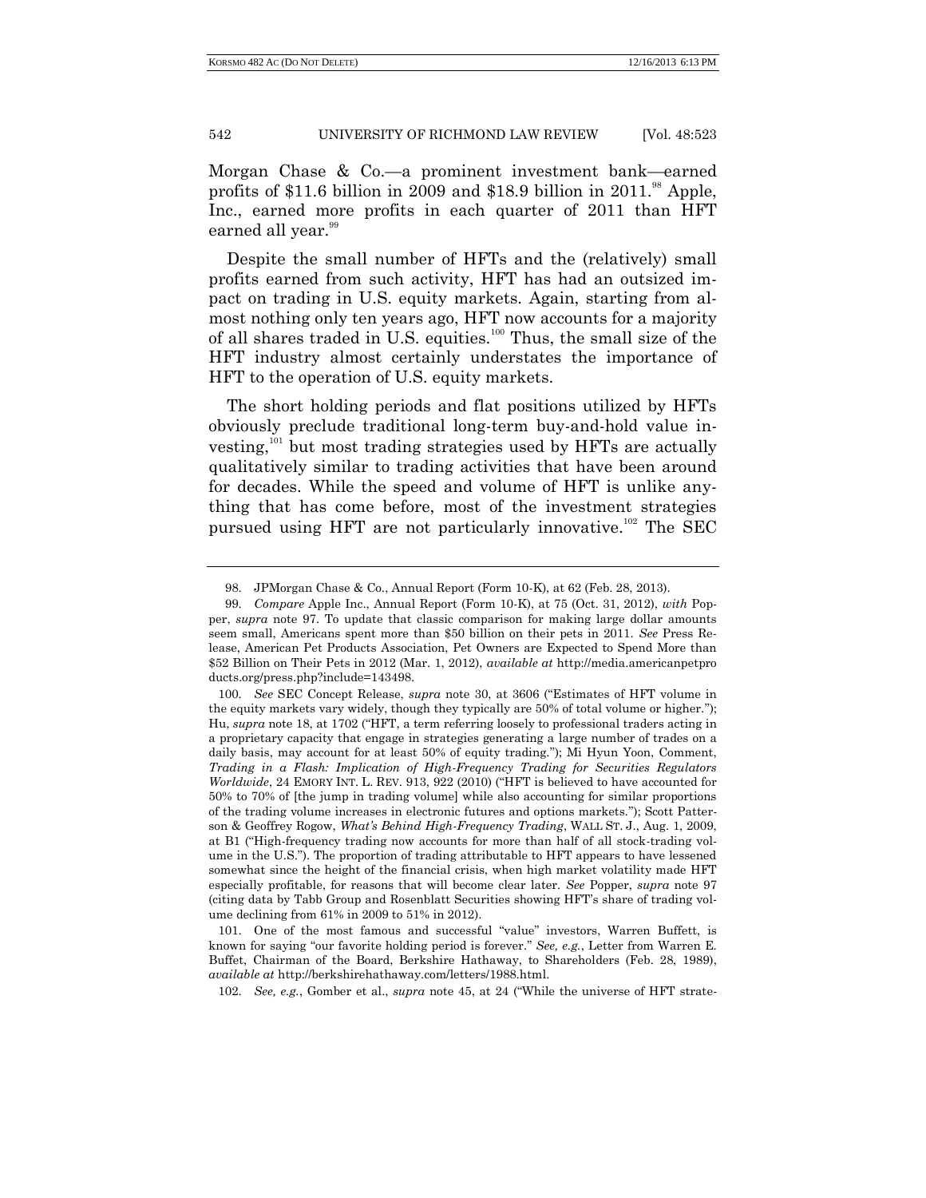Morgan Chase & Co.—a prominent investment bank—earned profits of $11.6 billion in 2009 and $18.9 billion in 2011.[98] Apple, Inc., earned more profits in each quarter of 2011 than HFT earned all year.[99]

Despite the small number of HFTs and the (relatively) small profits earned from such activity, HFT has had an outsized impact on trading in U.S. equity markets. Again, starting from almost nothing only ten years ago, HFT now accounts for a majority of all shares traded in U.S. equities.[100] Thus, the small size of the HFT industry almost certainly understates the importance of HFT to the operation of U.S. equity markets.

The short holding periods and flat positions utilized by HFTs obviously preclude traditional long-term buy-and-hold value investing,[101] but most trading strategies used by HFTs are actually qualitatively similar to trading activities that have been around for decades. While the speed and volume of HFT is unlike anything that has come before, most of the investment strategies pursued using HFT are not particularly innovative.[102] The SEC

---

98. JPMorgan Chase & Co., Annual Report (Form 10-K), at 62 (Feb. 28, 2013).

99. *Compare* Apple Inc., Annual Report (Form 10-K), at 75 (Oct. 31, 2012), *with* Popper, *supra* note 97. To update that classic comparison for making large dollar amounts seem small, Americans spent more than $50 billion on their pets in 2011. *See* Press Release, American Pet Products Association, Pet Owners are Expected to Spend More than $52 Billion on Their Pets in 2012 (Mar. 1, 2012), *available at* http://media.americanpetproducts.org/press.php?include=143498.

100. *See* SEC Concept Release, *supra* note 30, at 3606 ("Estimates of HFT volume in the equity markets vary widely, though they typically are 50% of total volume or higher."); Hu, *supra* note 18, at 1702 ("HFT, a term referring loosely to professional traders acting in a proprietary capacity that engage in strategies generating a large number of trades on a daily basis, may account for at least 50% of equity trading."); Mi Hyun Yoon, Comment, *Trading in a Flash: Implication of High-Frequency Trading for Securities Regulators Worldwide*, 24 EMORY INT. L. REV. 913, 922 (2010) ("HFT is believed to have accounted for 50% to 70% of [the jump in trading volume] while also accounting for similar proportions of the trading volume increases in electronic futures and options markets."); Scott Patterson & Geoffrey Rogow, *What's Behind High-Frequency Trading*, WALL ST. J., Aug. 1, 2009, at B1 ("High-frequency trading now accounts for more than half of all stock-trading volume in the U.S."). The proportion of trading attributable to HFT appears to have lessened somewhat since the height of the financial crisis, when high market volatility made HFT especially profitable, for reasons that will become clear later. *See* Popper, *supra* note 97 (citing data by Tabb Group and Rosenblatt Securities showing HFT's share of trading volume declining from 61% in 2009 to 51% in 2012).

101. One of the most famous and successful "value" investors, Warren Buffett, is known for saying "our favorite holding period is forever." *See, e.g.*, Letter from Warren E. Buffet, Chairman of the Board, Berkshire Hathaway, to Shareholders (Feb. 28, 1989), *available at* http://berkshirehathaway.com/letters/1988.html.

102. *See, e.g.*, Gomber et al., *supra* note 45, at 24 ("While the universe of HFT strate-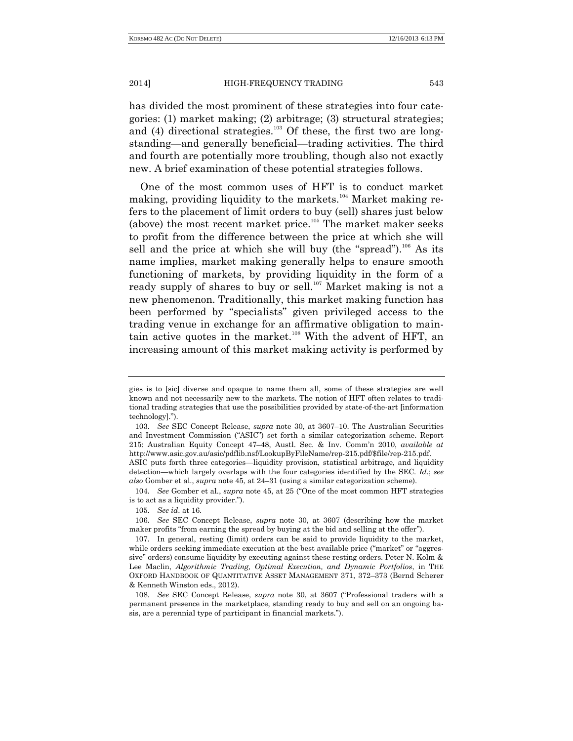has divided the most prominent of these strategies into four categories: (1) market making; (2) arbitrage; (3) structural strategies; and (4) directional strategies.[103] Of these, the first two are long-standing—and generally beneficial—trading activities. The third and fourth are potentially more troubling, though also not exactly new. A brief examination of these potential strategies follows.

One of the most common uses of HFT is to conduct market making, providing liquidity to the markets.[104] Market making refers to the placement of limit orders to buy (sell) shares just below (above) the most recent market price.[105] The market maker seeks to profit from the difference between the price at which she will sell and the price at which she will buy (the "spread").[106] As its name implies, market making generally helps to ensure smooth functioning of markets, by providing liquidity in the form of a ready supply of shares to buy or sell.[107] Market making is not a new phenomenon. Traditionally, this market making function has been performed by "specialists" given privileged access to the trading venue in exchange for an affirmative obligation to maintain active quotes in the market.[108] With the advent of HFT, an increasing amount of this market making activity is performed by

---

gies is to [sic] diverse and opaque to name them all, some of these strategies are well known and not necessarily new to the markets. The notion of HFT often relates to traditional trading strategies that use the possibilities provided by state-of-the-art [information technology].").

103. *See* SEC Concept Release, *supra* note 30, at 3607–10. The Australian Securities and Investment Commission ("ASIC") set forth a similar categorization scheme. Report 215: Australian Equity Concept 47–48, Austl. Sec. & Inv. Comm'n 2010, *available at* http://www.asic.gov.au/asic/pdflib.nsf/LookupByFileName/rep-215.pdf/$file/rep-215.pdf. ASIC puts forth three categories—liquidity provision, statistical arbitrage, and liquidity detection—which largely overlaps with the four categories identified by the SEC. *Id.*; *see also* Gomber et al., *supra* note 45, at 24–31 (using a similar categorization scheme).

104. *See* Gomber et al., *supra* note 45, at 25 ("One of the most common HFT strategies is to act as a liquidity provider.").

105. *See id.* at 16.

106. *See* SEC Concept Release, *supra* note 30, at 3607 (describing how the market maker profits "from earning the spread by buying at the bid and selling at the offer").

107. In general, resting (limit) orders can be said to provide liquidity to the market, while orders seeking immediate execution at the best available price ("market" or "aggressive" orders) consume liquidity by executing against these resting orders. Peter N. Kolm & Lee Maclin, *Algorithmic Trading, Optimal Execution, and Dynamic Portfolios*, in THE OXFORD HANDBOOK OF QUANTITATIVE ASSET MANAGEMENT 371, 372–373 (Bernd Scherer & Kenneth Winston eds., 2012).

108. *See* SEC Concept Release, *supra* note 30, at 3607 ("Professional traders with a permanent presence in the marketplace, standing ready to buy and sell on an ongoing basis, are a perennial type of participant in financial markets.").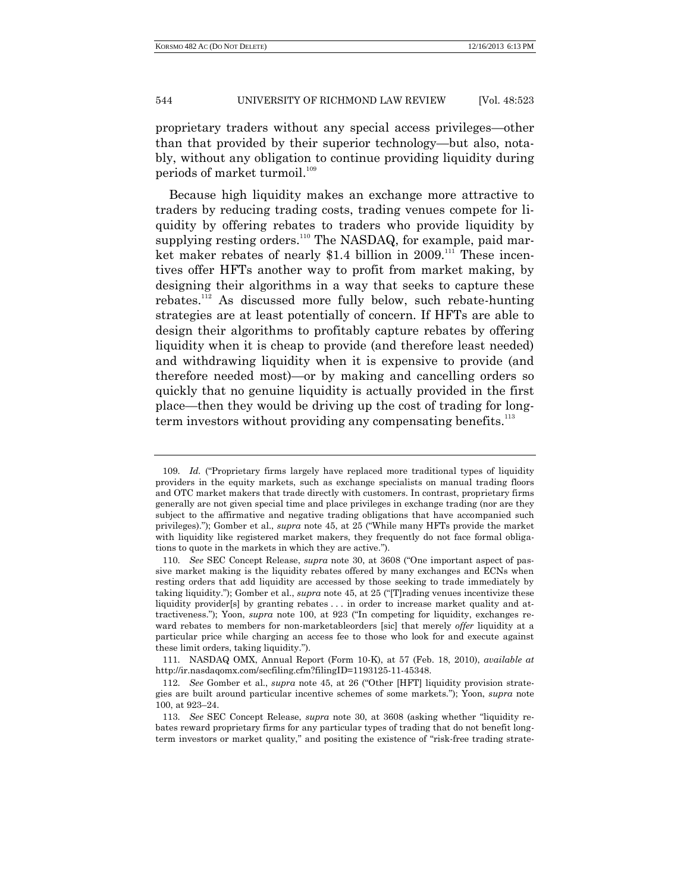proprietary traders without any special access privileges—other than that provided by their superior technology—but also, notably, without any obligation to continue providing liquidity during periods of market turmoil.[109]

Because high liquidity makes an exchange more attractive to traders by reducing trading costs, trading venues compete for liquidity by offering rebates to traders who provide liquidity by supplying resting orders.[110] The NASDAQ, for example, paid market maker rebates of nearly $1.4 billion in 2009.[111] These incentives offer HFTs another way to profit from market making, by designing their algorithms in a way that seeks to capture these rebates.[112] As discussed more fully below, such rebate-hunting strategies are at least potentially of concern. If HFTs are able to design their algorithms to profitably capture rebates by offering liquidity when it is cheap to provide (and therefore least needed) and withdrawing liquidity when it is expensive to provide (and therefore needed most)—or by making and cancelling orders so quickly that no genuine liquidity is actually provided in the first place—then they would be driving up the cost of trading for long-term investors without providing any compensating benefits.[113]

---

109. *Id.* ("Proprietary firms largely have replaced more traditional types of liquidity providers in the equity markets, such as exchange specialists on manual trading floors and OTC market makers that trade directly with customers. In contrast, proprietary firms generally are not given special time and place privileges in exchange trading (nor are they subject to the affirmative and negative trading obligations that have accompanied such privileges)."); Gomber et al., *supra* note 45, at 25 ("While many HFTs provide the market with liquidity like registered market makers, they frequently do not face formal obligations to quote in the markets in which they are active.").

110. *See* SEC Concept Release, *supra* note 30, at 3608 ("One important aspect of passive market making is the liquidity rebates offered by many exchanges and ECNs when resting orders that add liquidity are accessed by those seeking to trade immediately by taking liquidity."); Gomber et al., *supra* note 45, at 25 ("[T]rading venues incentivize these liquidity provider[s] by granting rebates . . . in order to increase market quality and attractiveness."); Yoon, *supra* note 100, at 923 ("In competing for liquidity, exchanges reward rebates to members for non-marketableorders [sic] that merely *offer* liquidity at a particular price while charging an access fee to those who look for and execute against these limit orders, taking liquidity.").

111. NASDAQ OMX, Annual Report (Form 10-K), at 57 (Feb. 18, 2010), *available at* http://ir.nasdaqomx.com/secfiling.cfm?filingID=1193125-11-45348.

112. *See* Gomber et al., *supra* note 45, at 26 ("Other [HFT] liquidity provision strategies are built around particular incentive schemes of some markets."); Yoon, *supra* note 100, at 923–24.

113. *See* SEC Concept Release, *supra* note 30, at 3608 (asking whether "liquidity rebates reward proprietary firms for any particular types of trading that do not benefit long-term investors or market quality," and positing the existence of "risk-free trading strate-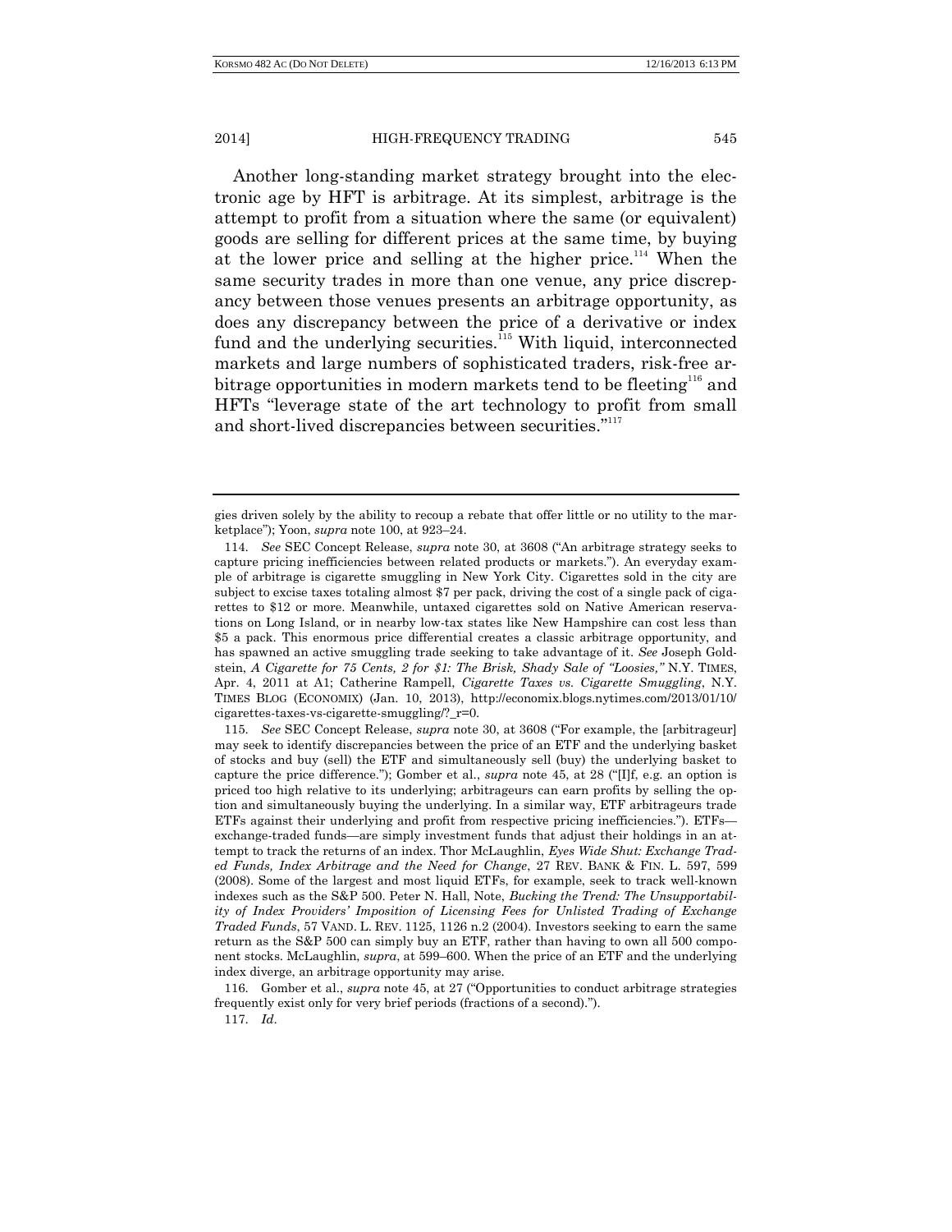Another long-standing market strategy brought into the electronic age by HFT is arbitrage. At its simplest, arbitrage is the attempt to profit from a situation where the same (or equivalent) goods are selling for different prices at the same time, by buying at the lower price and selling at the higher price.[114] When the same security trades in more than one venue, any price discrepancy between those venues presents an arbitrage opportunity, as does any discrepancy between the price of a derivative or index fund and the underlying securities.[115] With liquid, interconnected markets and large numbers of sophisticated traders, risk-free arbitrage opportunities in modern markets tend to be fleeting[116] and HFTs "leverage state of the art technology to profit from small and short-lived discrepancies between securities."[117]

---

gies driven solely by the ability to recoup a rebate that offer little or no utility to the marketplace"); Yoon, *supra* note 100, at 923–24.

114. *See* SEC Concept Release, *supra* note 30, at 3608 ("An arbitrage strategy seeks to capture pricing inefficiencies between related products or markets."). An everyday example of arbitrage is cigarette smuggling in New York City. Cigarettes sold in the city are subject to excise taxes totaling almost $7 per pack, driving the cost of a single pack of cigarettes to $12 or more. Meanwhile, untaxed cigarettes sold on Native American reservations on Long Island, or in nearby low-tax states like New Hampshire can cost less than $5 a pack. This enormous price differential creates a classic arbitrage opportunity, and has spawned an active smuggling trade seeking to take advantage of it. *See* Joseph Goldstein, *A Cigarette for 75 Cents, 2 for $1: The Brisk, Shady Sale of "Loosies,"* N.Y. TIMES, Apr. 4, 2011 at A1; Catherine Rampell, *Cigarette Taxes vs. Cigarette Smuggling*, N.Y. TIMES BLOG (ECONOMIX) (Jan. 10, 2013), http://economix.blogs.nytimes.com/2013/01/10/cigarettes-taxes-vs-cigarette-smuggling/?_r=0.

115. *See* SEC Concept Release, *supra* note 30, at 3608 ("For example, the [arbitrageur] may seek to identify discrepancies between the price of an ETF and the underlying basket of stocks and buy (sell) the ETF and simultaneously sell (buy) the underlying basket to capture the price difference."); Gomber et al., *supra* note 45, at 28 ("[I]f, e.g. an option is priced too high relative to its underlying; arbitrageurs can earn profits by selling the option and simultaneously buying the underlying. In a similar way, ETF arbitrageurs trade ETFs against their underlying and profit from respective pricing inefficiencies."). ETFs—exchange-traded funds—are simply investment funds that adjust their holdings in an attempt to track the returns of an index. Thor McLaughlin, *Eyes Wide Shut: Exchange Traded Funds, Index Arbitrage and the Need for Change*, 27 REV. BANK & FIN. L. 597, 599 (2008). Some of the largest and most liquid ETFs, for example, seek to track well-known indexes such as the S&P 500. Peter N. Hall, Note, *Bucking the Trend: The Unsupportability of Index Providers' Imposition of Licensing Fees for Unlisted Trading of Exchange Traded Funds*, 57 VAND. L. REV. 1125, 1126 n.2 (2004). Investors seeking to earn the same return as the S&P 500 can simply buy an ETF, rather than having to own all 500 component stocks. McLaughlin, *supra*, at 599–600. When the price of an ETF and the underlying index diverge, an arbitrage opportunity may arise.

116. Gomber et al., *supra* note 45, at 27 ("Opportunities to conduct arbitrage strategies frequently exist only for very brief periods (fractions of a second).").

117. *Id*.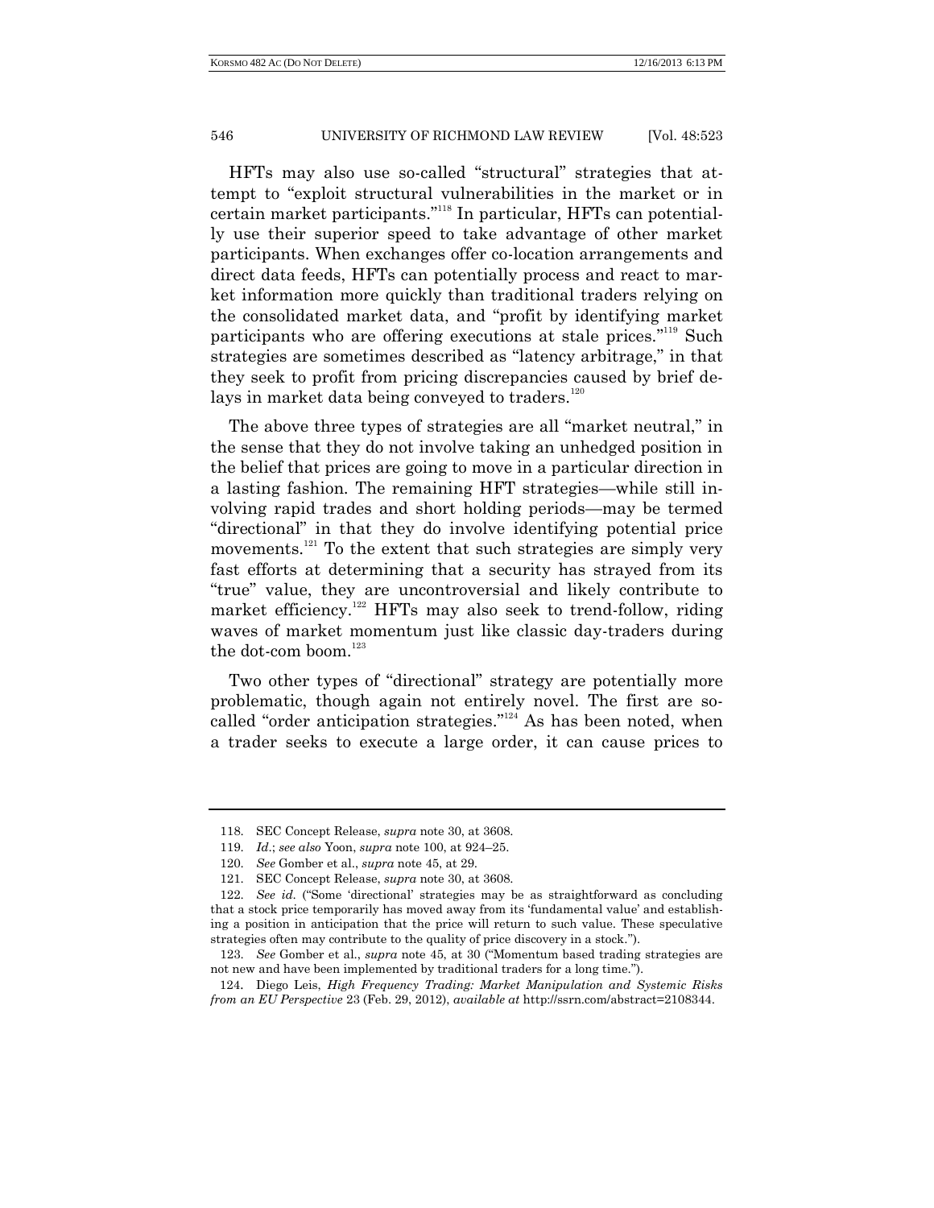HFTs may also use so-called "structural" strategies that attempt to "exploit structural vulnerabilities in the market or in certain market participants."[118] In particular, HFTs can potentially use their superior speed to take advantage of other market participants. When exchanges offer co-location arrangements and direct data feeds, HFTs can potentially process and react to market information more quickly than traditional traders relying on the consolidated market data, and "profit by identifying market participants who are offering executions at stale prices."[119] Such strategies are sometimes described as "latency arbitrage," in that they seek to profit from pricing discrepancies caused by brief delays in market data being conveyed to traders.[120]

The above three types of strategies are all "market neutral," in the sense that they do not involve taking an unhedged position in the belief that prices are going to move in a particular direction in a lasting fashion. The remaining HFT strategies—while still involving rapid trades and short holding periods—may be termed "directional" in that they do involve identifying potential price movements.[121] To the extent that such strategies are simply very fast efforts at determining that a security has strayed from its "true" value, they are uncontroversial and likely contribute to market efficiency.[122] HFTs may also seek to trend-follow, riding waves of market momentum just like classic day-traders during the dot-com boom.[123]

Two other types of "directional" strategy are potentially more problematic, though again not entirely novel. The first are so-called "order anticipation strategies."[124] As has been noted, when a trader seeks to execute a large order, it can cause prices to

---

118. SEC Concept Release, *supra* note 30, at 3608.

119. *Id.*; *see also* Yoon, *supra* note 100, at 924–25.

120. *See* Gomber et al., *supra* note 45, at 29.

121. SEC Concept Release, *supra* note 30, at 3608.

122. *See id.* ("Some 'directional' strategies may be as straightforward as concluding that a stock price temporarily has moved away from its 'fundamental value' and establishing a position in anticipation that the price will return to such value. These speculative strategies often may contribute to the quality of price discovery in a stock.").

123. *See* Gomber et al., *supra* note 45, at 30 ("Momentum based trading strategies are not new and have been implemented by traditional traders for a long time.").

124. Diego Leis, *High Frequency Trading: Market Manipulation and Systemic Risks from an EU Perspective* 23 (Feb. 29, 2012), *available at* http://ssrn.com/abstract=2108344.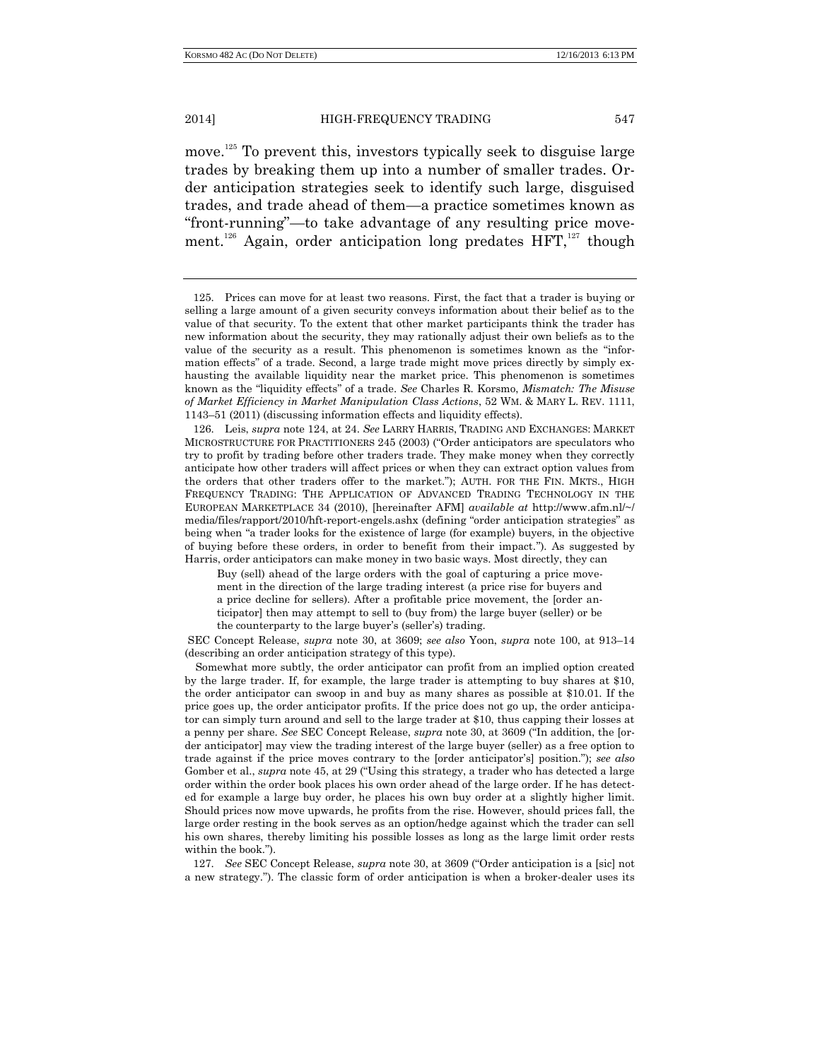move.[125] To prevent this, investors typically seek to disguise large trades by breaking them up into a number of smaller trades. Order anticipation strategies seek to identify such large, disguised trades, and trade ahead of them—a practice sometimes known as "front-running"—to take advantage of any resulting price movement.[126] Again, order anticipation long predates HFT,[127] though

---

125. Prices can move for at least two reasons. First, the fact that a trader is buying or selling a large amount of a given security conveys information about their belief as to the value of that security. To the extent that other market participants think the trader has new information about the security, they may rationally adjust their own beliefs as to the value of the security as a result. This phenomenon is sometimes known as the "information effects" of a trade. Second, a large trade might move prices directly by simply exhausting the available liquidity near the market price. This phenomenon is sometimes known as the "liquidity effects" of a trade. *See* Charles R. Korsmo, *Mismatch: The Misuse of Market Efficiency in Market Manipulation Class Actions*, 52 WM. & MARY L. REV. 1111, 1143–51 (2011) (discussing information effects and liquidity effects).

126. Leis, *supra* note 124, at 24. *See* LARRY HARRIS, TRADING AND EXCHANGES: MARKET MICROSTRUCTURE FOR PRACTITIONERS 245 (2003) ("Order anticipators are speculators who try to profit by trading before other traders trade. They make money when they correctly anticipate how other traders will affect prices or when they can extract option values from the orders that other traders offer to the market."); AUTH. FOR THE FIN. MKTS., HIGH FREQUENCY TRADING: THE APPLICATION OF ADVANCED TRADING TECHNOLOGY IN THE EUROPEAN MARKETPLACE 34 (2010), [hereinafter AFM] *available at* http://www.afm.nl/~/media/files/rapport/2010/hft-report-engels.ashx (defining "order anticipation strategies" as being when "a trader looks for the existence of large (for example) buyers, in the objective of buying before these orders, in order to benefit from their impact."). As suggested by Harris, order anticipators can make money in two basic ways. Most directly, they can

> Buy (sell) ahead of the large orders with the goal of capturing a price movement in the direction of the large trading interest (a price rise for buyers and a price decline for sellers). After a profitable price movement, the [order anticipator] then may attempt to sell to (buy from) the large buyer (seller) or be the counterparty to the large buyer's (seller's) trading.

SEC Concept Release, *supra* note 30, at 3609; *see also* Yoon, *supra* note 100, at 913–14 (describing an order anticipation strategy of this type).

Somewhat more subtly, the order anticipator can profit from an implied option created by the large trader. If, for example, the large trader is attempting to buy shares at \$10, the order anticipator can swoop in and buy as many shares as possible at \$10.01. If the price goes up, the order anticipator profits. If the price does not go up, the order anticipator can simply turn around and sell to the large trader at \$10, thus capping their losses at a penny per share. *See* SEC Concept Release, *supra* note 30, at 3609 ("In addition, the [order anticipator] may view the trading interest of the large buyer (seller) as a free option to trade against if the price moves contrary to the [order anticipator's] position."); *see also* Gomber et al., *supra* note 45, at 29 ("Using this strategy, a trader who has detected a large order within the order book places his own order ahead of the large order. If he has detected for example a large buy order, he places his own buy order at a slightly higher limit. Should prices now move upwards, he profits from the rise. However, should prices fall, the large order resting in the book serves as an option/hedge against which the trader can sell his own shares, thereby limiting his possible losses as long as the large limit order rests within the book.").

127. *See* SEC Concept Release, *supra* note 30, at 3609 ("Order anticipation is a [sic] not a new strategy."). The classic form of order anticipation is when a broker-dealer uses its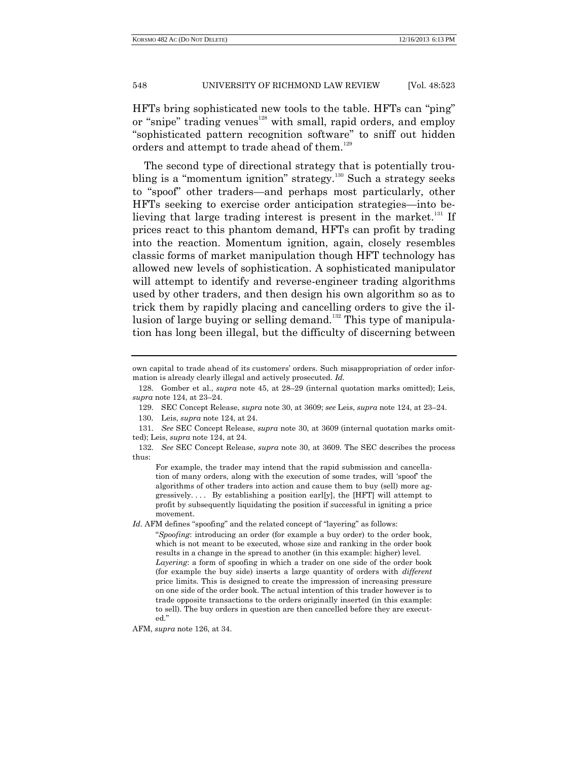HFTs bring sophisticated new tools to the table. HFTs can "ping" or "snipe" trading venues[128] with small, rapid orders, and employ "sophisticated pattern recognition software" to sniff out hidden orders and attempt to trade ahead of them.[129]

The second type of directional strategy that is potentially troubling is a "momentum ignition" strategy.[130] Such a strategy seeks to "spoof" other traders—and perhaps most particularly, other HFTs seeking to exercise order anticipation strategies—into believing that large trading interest is present in the market.[131] If prices react to this phantom demand, HFTs can profit by trading into the reaction. Momentum ignition, again, closely resembles classic forms of market manipulation though HFT technology has allowed new levels of sophistication. A sophisticated manipulator will attempt to identify and reverse-engineer trading algorithms used by other traders, and then design his own algorithm so as to trick them by rapidly placing and cancelling orders to give the illusion of large buying or selling demand.[132] This type of manipulation has long been illegal, but the difficulty of discerning between

---

own capital to trade ahead of its customers' orders. Such misappropriation of order information is already clearly illegal and actively prosecuted. *Id.*

128. Gomber et al., *supra* note 45, at 28–29 (internal quotation marks omitted); Leis, *supra* note 124, at 23–24.

129. SEC Concept Release, *supra* note 30, at 3609; *see* Leis, *supra* note 124, at 23–24.

130. Leis, *supra* note 124, at 24.

131. *See* SEC Concept Release, *supra* note 30, at 3609 (internal quotation marks omitted); Leis, *supra* note 124, at 24.

132. *See* SEC Concept Release, *supra* note 30, at 3609. The SEC describes the process thus:

> For example, the trader may intend that the rapid submission and cancellation of many orders, along with the execution of some trades, will 'spoof' the algorithms of other traders into action and cause them to buy (sell) more aggressively. . . . By establishing a position earl[y], the [HFT] will attempt to profit by subsequently liquidating the position if successful in igniting a price movement.

*Id*. AFM defines "spoofing" and the related concept of "layering" as follows:

> "*Spoofing*: introducing an order (for example a buy order) to the order book, which is not meant to be executed, whose size and ranking in the order book results in a change in the spread to another (in this example: higher) level.
> *Layering*: a form of spoofing in which a trader on one side of the order book (for example the buy side) inserts a large quantity of orders with *different* price limits. This is designed to create the impression of increasing pressure on one side of the order book. The actual intention of this trader however is to trade opposite transactions to the orders originally inserted (in this example: to sell). The buy orders in question are then cancelled before they are executed."

AFM, *supra* note 126, at 34.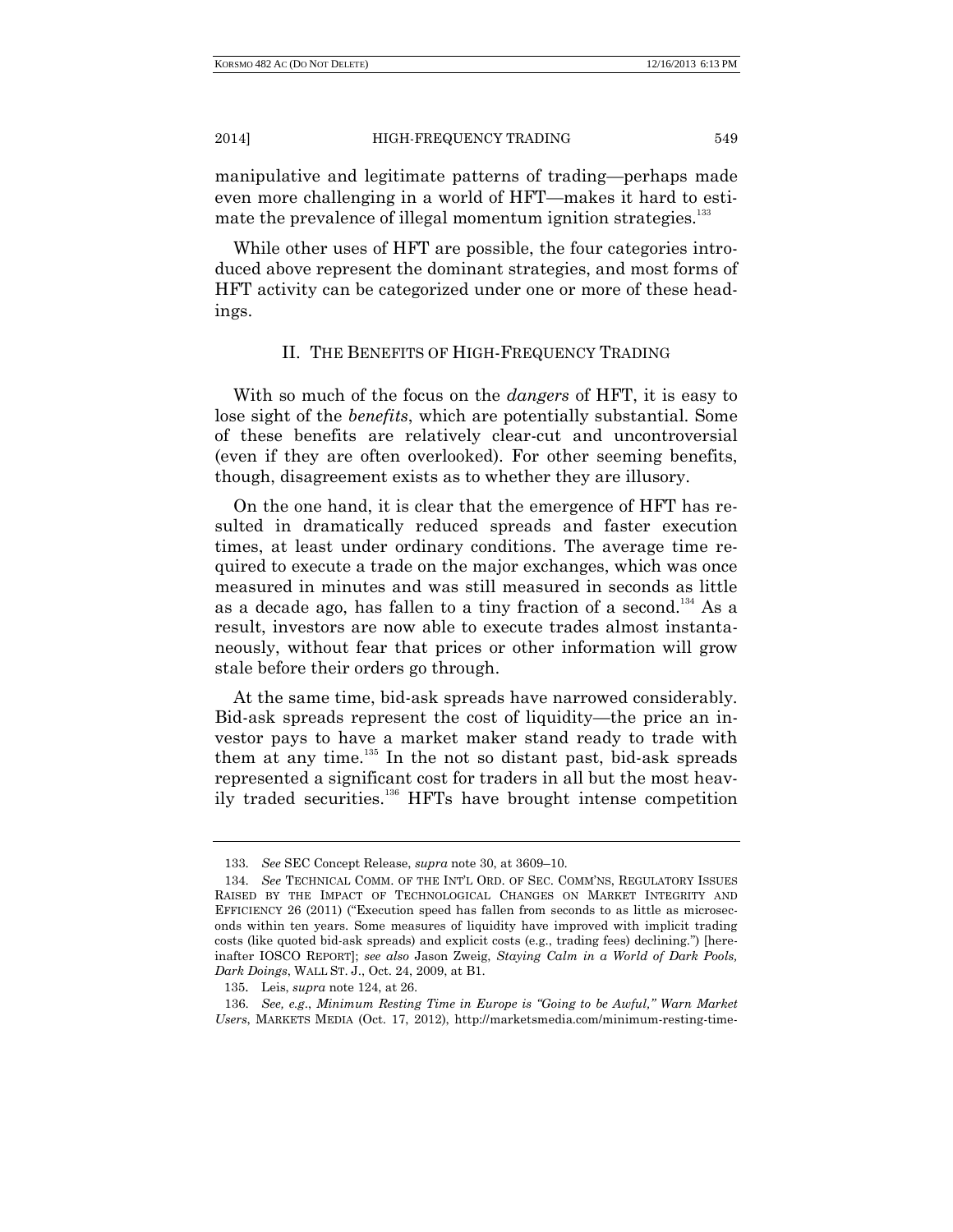manipulative and legitimate patterns of trading—perhaps made even more challenging in a world of HFT—makes it hard to estimate the prevalence of illegal momentum ignition strategies.[133]

While other uses of HFT are possible, the four categories introduced above represent the dominant strategies, and most forms of HFT activity can be categorized under one or more of these headings.

## II. THE BENEFITS OF HIGH-FREQUENCY TRADING

With so much of the focus on the *dangers* of HFT, it is easy to lose sight of the *benefits*, which are potentially substantial. Some of these benefits are relatively clear-cut and uncontroversial (even if they are often overlooked). For other seeming benefits, though, disagreement exists as to whether they are illusory.

On the one hand, it is clear that the emergence of HFT has resulted in dramatically reduced spreads and faster execution times, at least under ordinary conditions. The average time required to execute a trade on the major exchanges, which was once measured in minutes and was still measured in seconds as little as a decade ago, has fallen to a tiny fraction of a second.[134] As a result, investors are now able to execute trades almost instantaneously, without fear that prices or other information will grow stale before their orders go through.

At the same time, bid-ask spreads have narrowed considerably. Bid-ask spreads represent the cost of liquidity—the price an investor pays to have a market maker stand ready to trade with them at any time.[135] In the not so distant past, bid-ask spreads represented a significant cost for traders in all but the most heavily traded securities.[136] HFTs have brought intense competition

---

133. *See* SEC Concept Release, *supra* note 30, at 3609–10.

134. *See* TECHNICAL COMM. OF THE INT'L ORG. OF SEC. COMM'NS, REGULATORY ISSUES RAISED BY THE IMPACT OF TECHNOLOGICAL CHANGES ON MARKET INTEGRITY AND EFFICIENCY 26 (2011) ("Execution speed has fallen from seconds to as little as microseconds within ten years. Some measures of liquidity have improved with implicit trading costs (like quoted bid-ask spreads) and explicit costs (e.g., trading fees) declining.") [hereinafter IOSCO REPORT]; *see also* Jason Zweig, *Staying Calm in a World of Dark Pools, Dark Doings*, WALL ST. J., Oct. 24, 2009, at B1.

135. Leis, *supra* note 124, at 26.

136. *See, e.g.*, *Minimum Resting Time in Europe is "Going to be Awful," Warn Market Users*, MARKETS MEDIA (Oct. 17, 2012), http://marketsmedia.com/minimum-resting-time-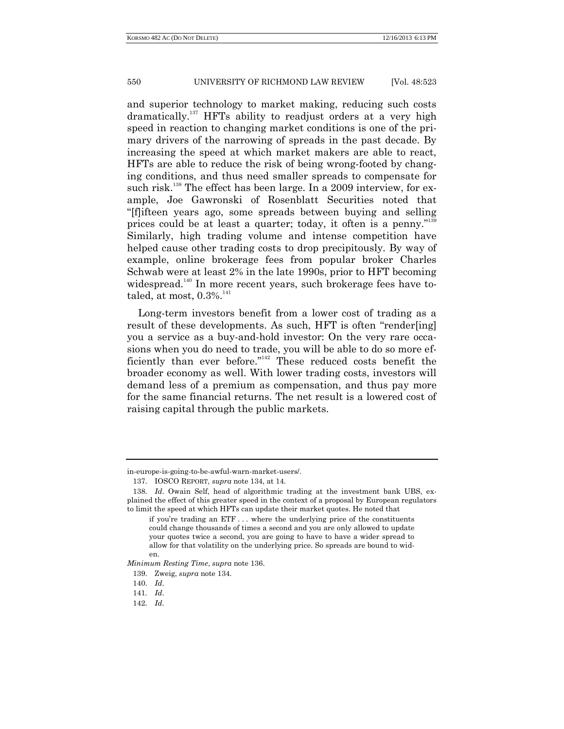and superior technology to market making, reducing such costs dramatically.[137] HFTs ability to readjust orders at a very high speed in reaction to changing market conditions is one of the primary drivers of the narrowing of spreads in the past decade. By increasing the speed at which market makers are able to react, HFTs are able to reduce the risk of being wrong-footed by changing conditions, and thus need smaller spreads to compensate for such risk.[138] The effect has been large. In a 2009 interview, for example, Joe Gawronski of Rosenblatt Securities noted that "[f]ifteen years ago, some spreads between buying and selling prices could be at least a quarter; today, it often is a penny."[139] Similarly, high trading volume and intense competition have helped cause other trading costs to drop precipitously. By way of example, online brokerage fees from popular broker Charles Schwab were at least 2% in the late 1990s, prior to HFT becoming widespread.[140] In more recent years, such brokerage fees have totaled, at most, 0.3%.[141]

Long-term investors benefit from a lower cost of trading as a result of these developments. As such, HFT is often "render[ing] you a service as a buy-and-hold investor: On the very rare occasions when you do need to trade, you will be able to do so more efficiently than ever before."[142] These reduced costs benefit the broader economy as well. With lower trading costs, investors will demand less of a premium as compensation, and thus pay more for the same financial returns. The net result is a lowered cost of raising capital through the public markets.

---

in-europe-is-going-to-be-awful-warn-market-users/.

137. IOSCO REPORT, *supra* note 134, at 14.

138. *Id.* Owain Self, head of algorithmic trading at the investment bank UBS, explained the effect of this greater speed in the context of a proposal by European regulators to limit the speed at which HFTs can update their market quotes. He noted that

> if you're trading an ETF . . . where the underlying price of the constituents could change thousands of times a second and you are only allowed to update your quotes twice a second, you are going to have to have a wider spread to allow for that volatility on the underlying price. So spreads are bound to widen.

*Minimum Resting Time*, *supra* note 136.

139. Zweig, *supra* note 134.

140. *Id.*

141. *Id.*

142. *Id.*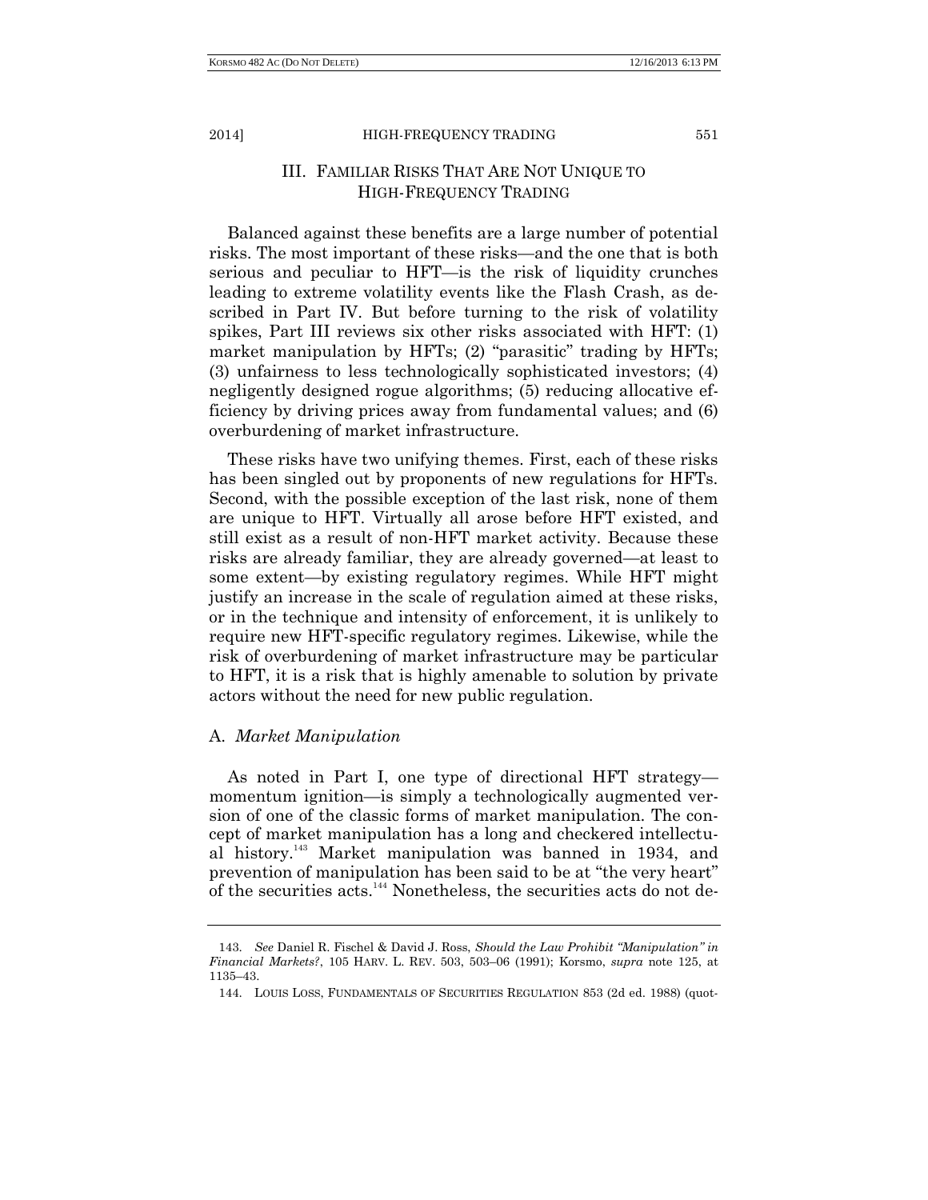## III. FAMILIAR RISKS THAT ARE NOT UNIQUE TO HIGH-FREQUENCY TRADING

Balanced against these benefits are a large number of potential risks. The most important of these risks—and the one that is both serious and peculiar to HFT—is the risk of liquidity crunches leading to extreme volatility events like the Flash Crash, as described in Part IV. But before turning to the risk of volatility spikes, Part III reviews six other risks associated with HFT: (1) market manipulation by HFTs; (2) "parasitic" trading by HFTs; (3) unfairness to less technologically sophisticated investors; (4) negligently designed rogue algorithms; (5) reducing allocative efficiency by driving prices away from fundamental values; and (6) overburdening of market infrastructure.

These risks have two unifying themes. First, each of these risks has been singled out by proponents of new regulations for HFTs. Second, with the possible exception of the last risk, none of them are unique to HFT. Virtually all arose before HFT existed, and still exist as a result of non-HFT market activity. Because these risks are already familiar, they are already governed—at least to some extent—by existing regulatory regimes. While HFT might justify an increase in the scale of regulation aimed at these risks, or in the technique and intensity of enforcement, it is unlikely to require new HFT-specific regulatory regimes. Likewise, while the risk of overburdening of market infrastructure may be particular to HFT, it is a risk that is highly amenable to solution by private actors without the need for new public regulation.

### A. *Market Manipulation*

As noted in Part I, one type of directional HFT strategy—momentum ignition—is simply a technologically augmented version of one of the classic forms of market manipulation. The concept of market manipulation has a long and checkered intellectual history.[143] Market manipulation was banned in 1934, and prevention of manipulation has been said to be at "the very heart" of the securities acts.[144] Nonetheless, the securities acts do not de-

---

143. *See* Daniel R. Fischel & David J. Ross, *Should the Law Prohibit "Manipulation" in Financial Markets?*, 105 HARV. L. REV. 503, 503–06 (1991); Korsmo, *supra* note 125, at 1135–43.

144. LOUIS LOSS, FUNDAMENTALS OF SECURITIES REGULATION 853 (2d ed. 1988) (quot-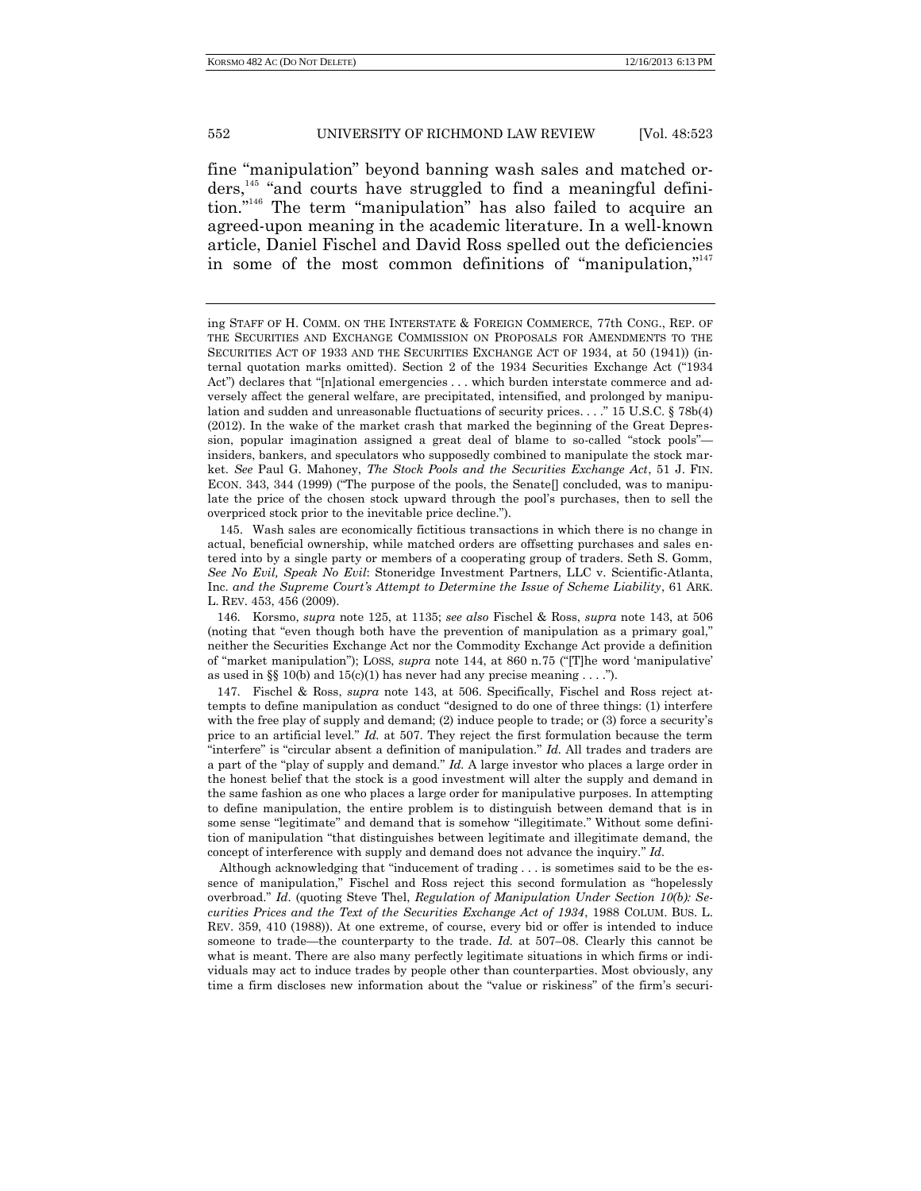fine "manipulation" beyond banning wash sales and matched orders,[145] "and courts have struggled to find a meaningful definition."[146] The term "manipulation" has also failed to acquire an agreed-upon meaning in the academic literature. In a well-known article, Daniel Fischel and David Ross spelled out the deficiencies in some of the most common definitions of "manipulation,"[147]

---

ing STAFF OF H. COMM. ON THE INTERSTATE & FOREIGN COMMERCE, 77th CONG., REP. OF THE SECURITIES AND EXCHANGE COMMISSION ON PROPOSALS FOR AMENDMENTS TO THE SECURITIES ACT OF 1933 AND THE SECURITIES EXCHANGE ACT OF 1934, at 50 (1941)) (internal quotation marks omitted). Section 2 of the 1934 Securities Exchange Act ("1934 Act") declares that "[n]ational emergencies . . . which burden interstate commerce and adversely affect the general welfare, are precipitated, intensified, and prolonged by manipulation and sudden and unreasonable fluctuations of security prices. . . ." 15 U.S.C. § 78b(4) (2012). In the wake of the market crash that marked the beginning of the Great Depression, popular imagination assigned a great deal of blame to so-called "stock pools"—insiders, bankers, and speculators who supposedly combined to manipulate the stock market. *See* Paul G. Mahoney, *The Stock Pools and the Securities Exchange Act*, 51 J. FIN. ECON. 343, 344 (1999) ("The purpose of the pools, the Senate[] concluded, was to manipulate the price of the chosen stock upward through the pool's purchases, then to sell the overpriced stock prior to the inevitable price decline.").

145. Wash sales are economically fictitious transactions in which there is no change in actual, beneficial ownership, while matched orders are offsetting purchases and sales entered into by a single party or members of a cooperating group of traders. Seth S. Gomm, *See No Evil, Speak No Evil*: Stoneridge Investment Partners, LLC v. Scientific-Atlanta, Inc. *and the Supreme Court's Attempt to Determine the Issue of Scheme Liability*, 61 ARK. L. REV. 453, 456 (2009).

146. Korsmo, *supra* note 125, at 1135; *see also* Fischel & Ross, *supra* note 143, at 506 (noting that "even though both have the prevention of manipulation as a primary goal," neither the Securities Exchange Act nor the Commodity Exchange Act provide a definition of "market manipulation"); LOSS, *supra* note 144, at 860 n.75 ("[T]he word 'manipulative' as used in §§ 10(b) and 15(c)(1) has never had any precise meaning . . . .").

147. Fischel & Ross, *supra* note 143, at 506. Specifically, Fischel and Ross reject attempts to define manipulation as conduct "designed to do one of three things: (1) interfere with the free play of supply and demand; (2) induce people to trade; or (3) force a security's price to an artificial level." *Id.* at 507. They reject the first formulation because the term "interfere" is "circular absent a definition of manipulation." *Id.* All trades and traders are a part of the "play of supply and demand." *Id.* A large investor who places a large order in the honest belief that the stock is a good investment will alter the supply and demand in the same fashion as one who places a large order for manipulative purposes. In attempting to define manipulation, the entire problem is to distinguish between demand that is in some sense "legitimate" and demand that is somehow "illegitimate." Without some definition of manipulation "that distinguishes between legitimate and illegitimate demand, the concept of interference with supply and demand does not advance the inquiry." *Id.*

Although acknowledging that "inducement of trading . . . is sometimes said to be the essence of manipulation," Fischel and Ross reject this second formulation as "hopelessly overbroad." *Id*. (quoting Steve Thel, *Regulation of Manipulation Under Section 10(b): Securities Prices and the Text of the Securities Exchange Act of 1934*, 1988 COLUM. BUS. L. REV. 359, 410 (1988)). At one extreme, of course, every bid or offer is intended to induce someone to trade—the counterparty to the trade. *Id.* at 507–08. Clearly this cannot be what is meant. There are also many perfectly legitimate situations in which firms or individuals may act to induce trades by people other than counterparties. Most obviously, any time a firm discloses new information about the "value or riskiness" of the firm's securi-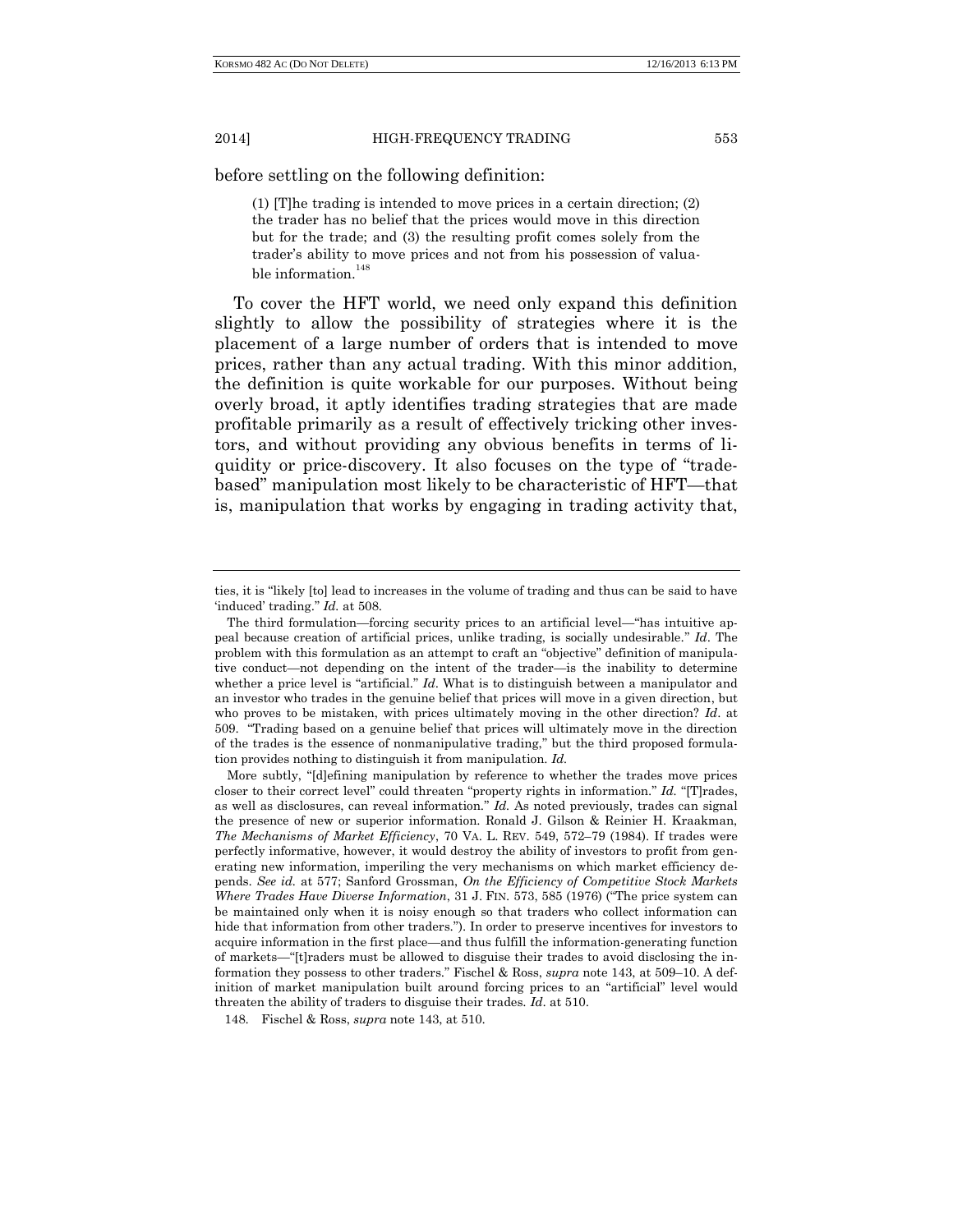before settling on the following definition:

> (1) [T]he trading is intended to move prices in a certain direction; (2) the trader has no belief that the prices would move in this direction but for the trade; and (3) the resulting profit comes solely from the trader's ability to move prices and not from his possession of valuable information.[148]

To cover the HFT world, we need only expand this definition slightly to allow the possibility of strategies where it is the placement of a large number of orders that is intended to move prices, rather than any actual trading. With this minor addition, the definition is quite workable for our purposes. Without being overly broad, it aptly identifies trading strategies that are made profitable primarily as a result of effectively tricking other investors, and without providing any obvious benefits in terms of liquidity or price-discovery. It also focuses on the type of "trade-based" manipulation most likely to be characteristic of HFT—that is, manipulation that works by engaging in trading activity that,

---

ties, it is "likely [to] lead to increases in the volume of trading and thus can be said to have 'induced' trading." *Id.* at 508.

The third formulation—forcing security prices to an artificial level—"has intuitive appeal because creation of artificial prices, unlike trading, is socially undesirable." *Id*. The problem with this formulation as an attempt to craft an "objective" definition of manipulative conduct—not depending on the intent of the trader—is the inability to determine whether a price level is "artificial." *Id*. What is to distinguish between a manipulator and an investor who trades in the genuine belief that prices will move in a given direction, but who proves to be mistaken, with prices ultimately moving in the other direction? *Id*. at 509. "Trading based on a genuine belief that prices will ultimately move in the direction of the trades is the essence of nonmanipulative trading," but the third proposed formulation provides nothing to distinguish it from manipulation. *Id.*

More subtly, "[d]efining manipulation by reference to whether the trades move prices closer to their correct level" could threaten "property rights in information." *Id.* "[T]rades, as well as disclosures, can reveal information." *Id.* As noted previously, trades can signal the presence of new or superior information. Ronald J. Gilson & Reinier H. Kraakman, *The Mechanisms of Market Efficiency*, 70 VA. L. REV. 549, 572–79 (1984). If trades were perfectly informative, however, it would destroy the ability of investors to profit from generating new information, imperiling the very mechanisms on which market efficiency depends. *See id.* at 577; Sanford Grossman, *On the Efficiency of Competitive Stock Markets Where Trades Have Diverse Information*, 31 J. FIN. 573, 585 (1976) ("The price system can be maintained only when it is noisy enough so that traders who collect information can hide that information from other traders."). In order to preserve incentives for investors to acquire information in the first place—and thus fulfill the information-generating function of markets—"[t]raders must be allowed to disguise their trades to avoid disclosing the information they possess to other traders." Fischel & Ross, *supra* note 143, at 509–10. A definition of market manipulation built around forcing prices to an "artificial" level would threaten the ability of traders to disguise their trades. *Id*. at 510.

148. Fischel & Ross, *supra* note 143, at 510.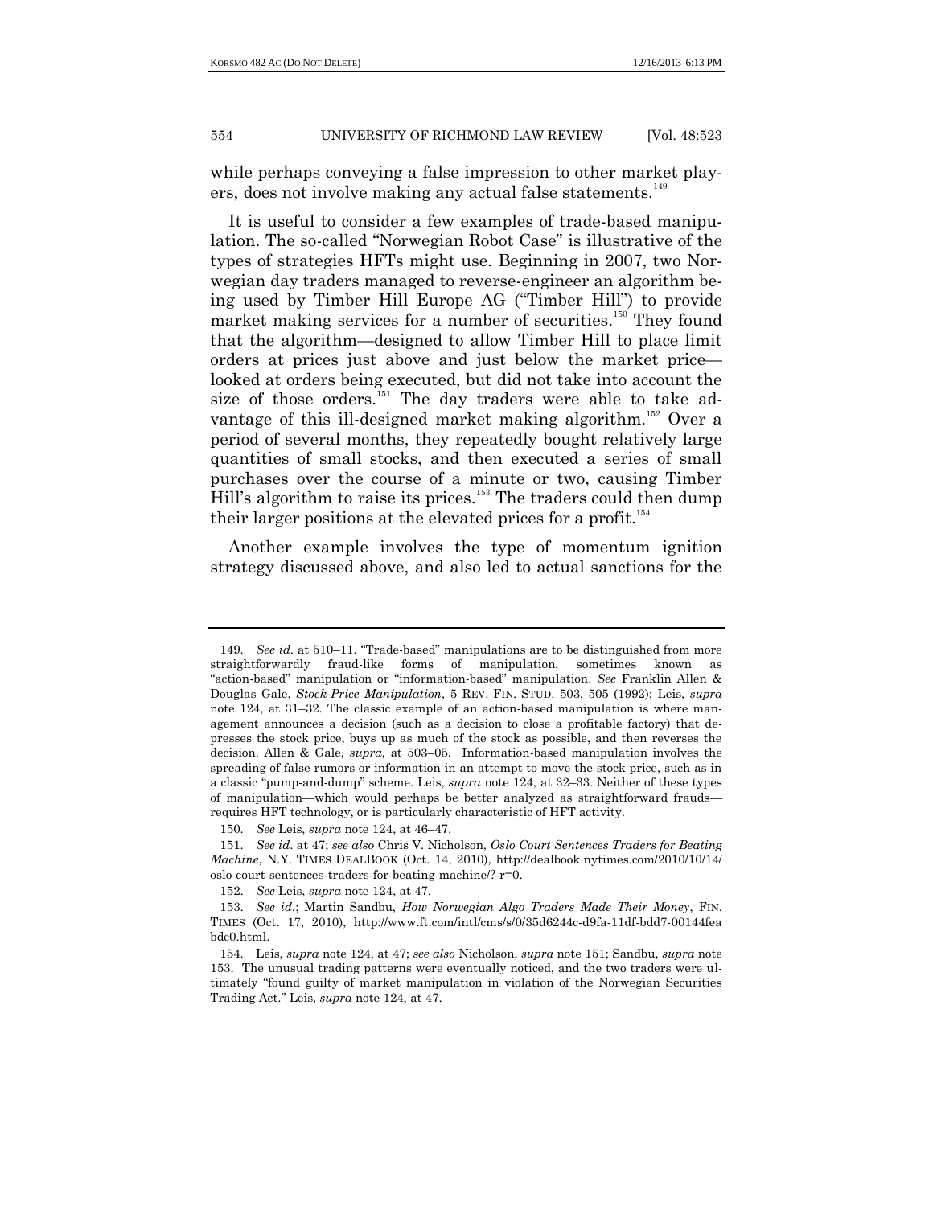while perhaps conveying a false impression to other market players, does not involve making any actual false statements.[149]

It is useful to consider a few examples of trade-based manipulation. The so-called "Norwegian Robot Case" is illustrative of the types of strategies HFTs might use. Beginning in 2007, two Norwegian day traders managed to reverse-engineer an algorithm being used by Timber Hill Europe AG ("Timber Hill") to provide market making services for a number of securities.[150] They found that the algorithm—designed to allow Timber Hill to place limit orders at prices just above and just below the market price—looked at orders being executed, but did not take into account the size of those orders.[151] The day traders were able to take advantage of this ill-designed market making algorithm.[152] Over a period of several months, they repeatedly bought relatively large quantities of small stocks, and then executed a series of small purchases over the course of a minute or two, causing Timber Hill's algorithm to raise its prices.[153] The traders could then dump their larger positions at the elevated prices for a profit.[154]

Another example involves the type of momentum ignition strategy discussed above, and also led to actual sanctions for the

---

149. *See id.* at 510–11. "Trade-based" manipulations are to be distinguished from more straightforwardly fraud-like forms of manipulation, sometimes known as "action-based" manipulation or "information-based" manipulation. *See* Franklin Allen & Douglas Gale, *Stock-Price Manipulation*, 5 REV. FIN. STUD. 503, 505 (1992); Leis, *supra* note 124, at 31–32. The classic example of an action-based manipulation is where management announces a decision (such as a decision to close a profitable factory) that depresses the stock price, buys up as much of the stock as possible, and then reverses the decision. Allen & Gale, *supra*, at 503–05. Information-based manipulation involves the spreading of false rumors or information in an attempt to move the stock price, such as in a classic "pump-and-dump" scheme. Leis, *supra* note 124, at 32–33. Neither of these types of manipulation—which would perhaps be better analyzed as straightforward frauds—requires HFT technology, or is particularly characteristic of HFT activity.

150. *See* Leis, *supra* note 124, at 46–47.

151. *See id.* at 47; *see also* Chris V. Nicholson, *Oslo Court Sentences Traders for Beating Machine*, N.Y. TIMES DEALBOOK (Oct. 14, 2010), http://dealbook.nytimes.com/2010/10/14/oslo-court-sentences-traders-for-beating-machine/?-r=0.

152. *See* Leis, *supra* note 124, at 47.

153. *See id.*; Martin Sandbu, *How Norwegian Algo Traders Made Their Money*, FIN. TIMES (Oct. 17, 2010), http://www.ft.com/intl/cms/s/0/35d6244c-d9fa-11df-bdd7-00144feabdc0.html.

154. Leis, *supra* note 124, at 47; *see also* Nicholson, *supra* note 151; Sandbu, *supra* note 153. The unusual trading patterns were eventually noticed, and the two traders were ultimately "found guilty of market manipulation in violation of the Norwegian Securities Trading Act." Leis, *supra* note 124, at 47.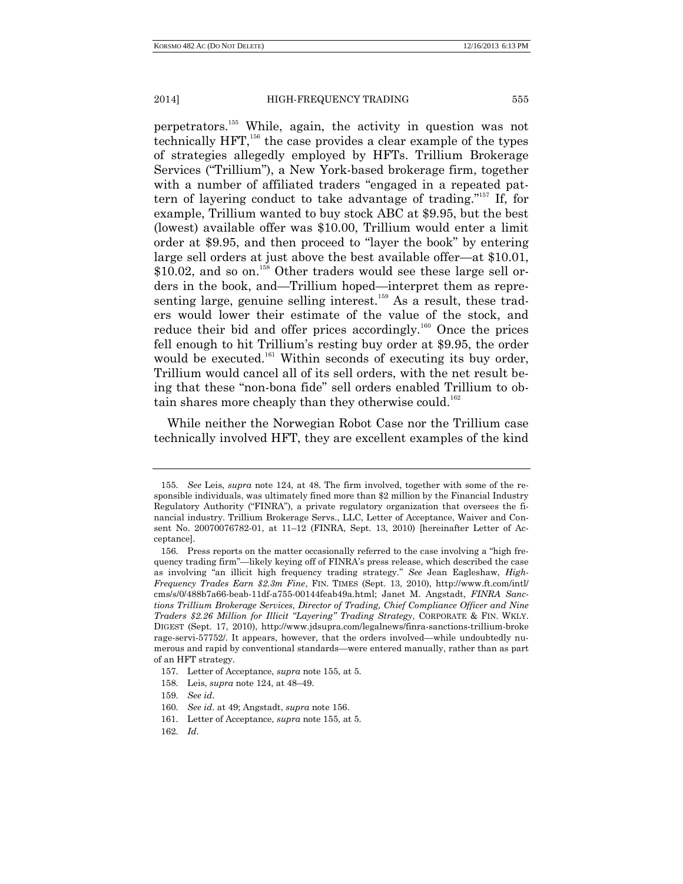perpetrators.[155] While, again, the activity in question was not technically HFT,[156] the case provides a clear example of the types of strategies allegedly employed by HFTs. Trillium Brokerage Services ("Trillium"), a New York-based brokerage firm, together with a number of affiliated traders "engaged in a repeated pattern of layering conduct to take advantage of trading."[157] If, for example, Trillium wanted to buy stock ABC at $9.95, but the best (lowest) available offer was $10.00, Trillium would enter a limit order at $9.95, and then proceed to "layer the book" by entering large sell orders at just above the best available offer—at $10.01, $10.02, and so on.[158] Other traders would see these large sell orders in the book, and—Trillium hoped—interpret them as representing large, genuine selling interest.[159] As a result, these traders would lower their estimate of the value of the stock, and reduce their bid and offer prices accordingly.[160] Once the prices fell enough to hit Trillium's resting buy order at $9.95, the order would be executed.[161] Within seconds of executing its buy order, Trillium would cancel all of its sell orders, with the net result being that these "non-bona fide" sell orders enabled Trillium to obtain shares more cheaply than they otherwise could.[162]

While neither the Norwegian Robot Case nor the Trillium case technically involved HFT, they are excellent examples of the kind

---

155. *See* Leis, *supra* note 124, at 48. The firm involved, together with some of the responsible individuals, was ultimately fined more than $2 million by the Financial Industry Regulatory Authority ("FINRA"), a private regulatory organization that oversees the financial industry. Trillium Brokerage Servs., LLC, Letter of Acceptance, Waiver and Consent No. 20070076782-01, at 11–12 (FINRA, Sept. 13, 2010) [hereinafter Letter of Acceptance].

156. Press reports on the matter occasionally referred to the case involving a "high frequency trading firm"—likely keying off of FINRA's press release, which described the case as involving "an illicit high frequency trading strategy." *See* Jean Eagleshaw, *High-Frequency Trades Earn $2.3m Fine*, FIN. TIMES (Sept. 13, 2010), http://www.ft.com/intl/cms/s/0/488b7a66-beab-11df-a755-00144feab49a.html; Janet M. Angstadt, *FINRA Sanctions Trillium Brokerage Services, Director of Trading, Chief Compliance Officer and Nine Traders $2.26 Million for Illicit "Layering" Trading Strategy*, CORPORATE & FIN. WKLY. DIGEST (Sept. 17, 2010), http://www.jdsupra.com/legalnews/finra-sanctions-trillium-brokerage-servi-57752/. It appears, however, that the orders involved—while undoubtedly numerous and rapid by conventional standards—were entered manually, rather than as part of an HFT strategy.

157. Letter of Acceptance, *supra* note 155, at 5.

158. Leis, *supra* note 124, at 48–49.

159. *See id*.

160. *See id*. at 49; Angstadt, *supra* note 156.

161. Letter of Acceptance, *supra* note 155, at 5.

162. *Id*.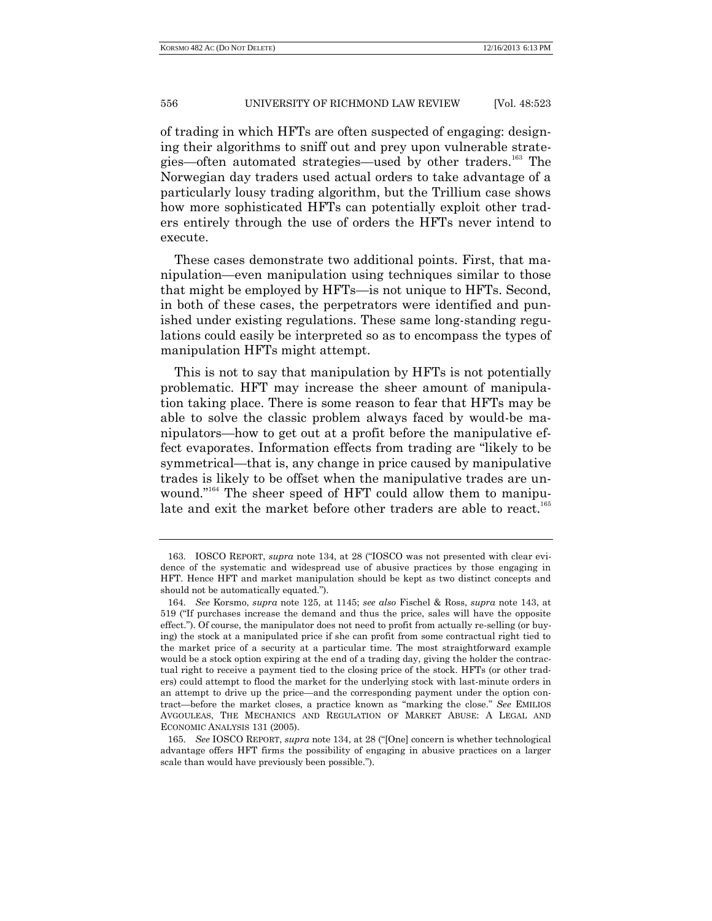of trading in which HFTs are often suspected of engaging: designing their algorithms to sniff out and prey upon vulnerable strategies—often automated strategies—used by other traders.[163] The Norwegian day traders used actual orders to take advantage of a particularly lousy trading algorithm, but the Trillium case shows how more sophisticated HFTs can potentially exploit other traders entirely through the use of orders the HFTs never intend to execute.

These cases demonstrate two additional points. First, that manipulation—even manipulation using techniques similar to those that might be employed by HFTs—is not unique to HFTs. Second, in both of these cases, the perpetrators were identified and punished under existing regulations. These same long-standing regulations could easily be interpreted so as to encompass the types of manipulation HFTs might attempt.

This is not to say that manipulation by HFTs is not potentially problematic. HFT may increase the sheer amount of manipulation taking place. There is some reason to fear that HFTs may be able to solve the classic problem always faced by would-be manipulators—how to get out at a profit before the manipulative effect evaporates. Information effects from trading are "likely to be symmetrical—that is, any change in price caused by manipulative trades is likely to be offset when the manipulative trades are unwound."[164] The sheer speed of HFT could allow them to manipulate and exit the market before other traders are able to react.[165]

---

163. IOSCO REPORT, *supra* note 134, at 28 ("IOSCO was not presented with clear evidence of the systematic and widespread use of abusive practices by those engaging in HFT. Hence HFT and market manipulation should be kept as two distinct concepts and should not be automatically equated.").

164. *See* Korsmo, *supra* note 125, at 1145; *see also* Fischel & Ross, *supra* note 143, at 519 ("If purchases increase the demand and thus the price, sales will have the opposite effect."). Of course, the manipulator does not need to profit from actually re-selling (or buying) the stock at a manipulated price if she can profit from some contractual right tied to the market price of a security at a particular time. The most straightforward example would be a stock option expiring at the end of a trading day, giving the holder the contractual right to receive a payment tied to the closing price of the stock. HFTs (or other traders) could attempt to flood the market for the underlying stock with last-minute orders in an attempt to drive up the price—and the corresponding payment under the option contract—before the market closes, a practice known as "marking the close." *See* EMILIOS AVGOULEAS, THE MECHANICS AND REGULATION OF MARKET ABUSE: A LEGAL AND ECONOMIC ANALYSIS 131 (2005).

165. *See* IOSCO REPORT, *supra* note 134, at 28 ("[One] concern is whether technological advantage offers HFT firms the possibility of engaging in abusive practices on a larger scale than would have previously been possible.").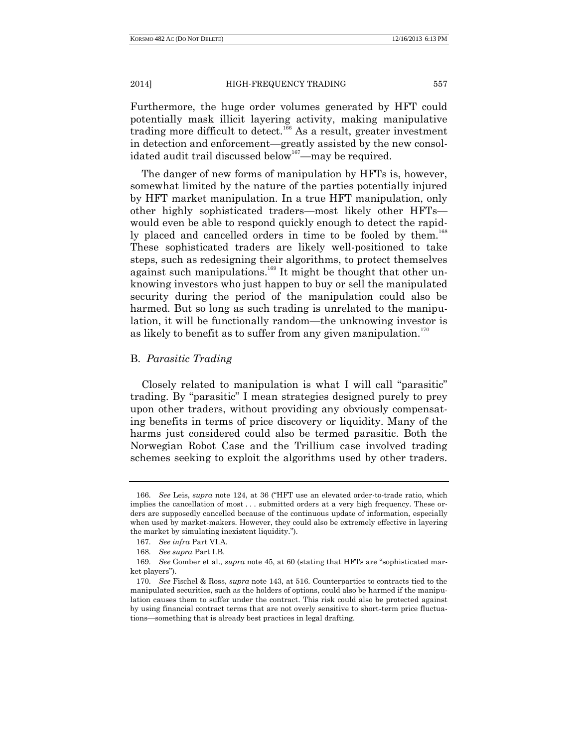Furthermore, the huge order volumes generated by HFT could potentially mask illicit layering activity, making manipulative trading more difficult to detect.[166] As a result, greater investment in detection and enforcement—greatly assisted by the new consolidated audit trail discussed below[167]—may be required.

The danger of new forms of manipulation by HFTs is, however, somewhat limited by the nature of the parties potentially injured by HFT market manipulation. In a true HFT manipulation, only other highly sophisticated traders—most likely other HFTs—would even be able to respond quickly enough to detect the rapidly placed and cancelled orders in time to be fooled by them.[168] These sophisticated traders are likely well-positioned to take steps, such as redesigning their algorithms, to protect themselves against such manipulations.[169] It might be thought that other unknowing investors who just happen to buy or sell the manipulated security during the period of the manipulation could also be harmed. But so long as such trading is unrelated to the manipulation, it will be functionally random—the unknowing investor is as likely to benefit as to suffer from any given manipulation.[170]

## B. *Parasitic Trading*

Closely related to manipulation is what I will call "parasitic" trading. By "parasitic" I mean strategies designed purely to prey upon other traders, without providing any obviously compensating benefits in terms of price discovery or liquidity. Many of the harms just considered could also be termed parasitic. Both the Norwegian Robot Case and the Trillium case involved trading schemes seeking to exploit the algorithms used by other traders.

---

166. *See* Leis, *supra* note 124, at 36 ("HFT use an elevated order-to-trade ratio, which implies the cancellation of most . . . submitted orders at a very high frequency. These orders are supposedly cancelled because of the continuous update of information, especially when used by market-makers. However, they could also be extremely effective in layering the market by simulating inexistent liquidity.").

167. *See infra* Part VI.A.

168. *See supra* Part I.B.

169. *See* Gomber et al., *supra* note 45, at 60 (stating that HFTs are "sophisticated market players").

170. *See* Fischel & Ross, *supra* note 143, at 516. Counterparties to contracts tied to the manipulated securities, such as the holders of options, could also be harmed if the manipulation causes them to suffer under the contract. This risk could also be protected against by using financial contract terms that are not overly sensitive to short-term price fluctuations—something that is already best practices in legal drafting.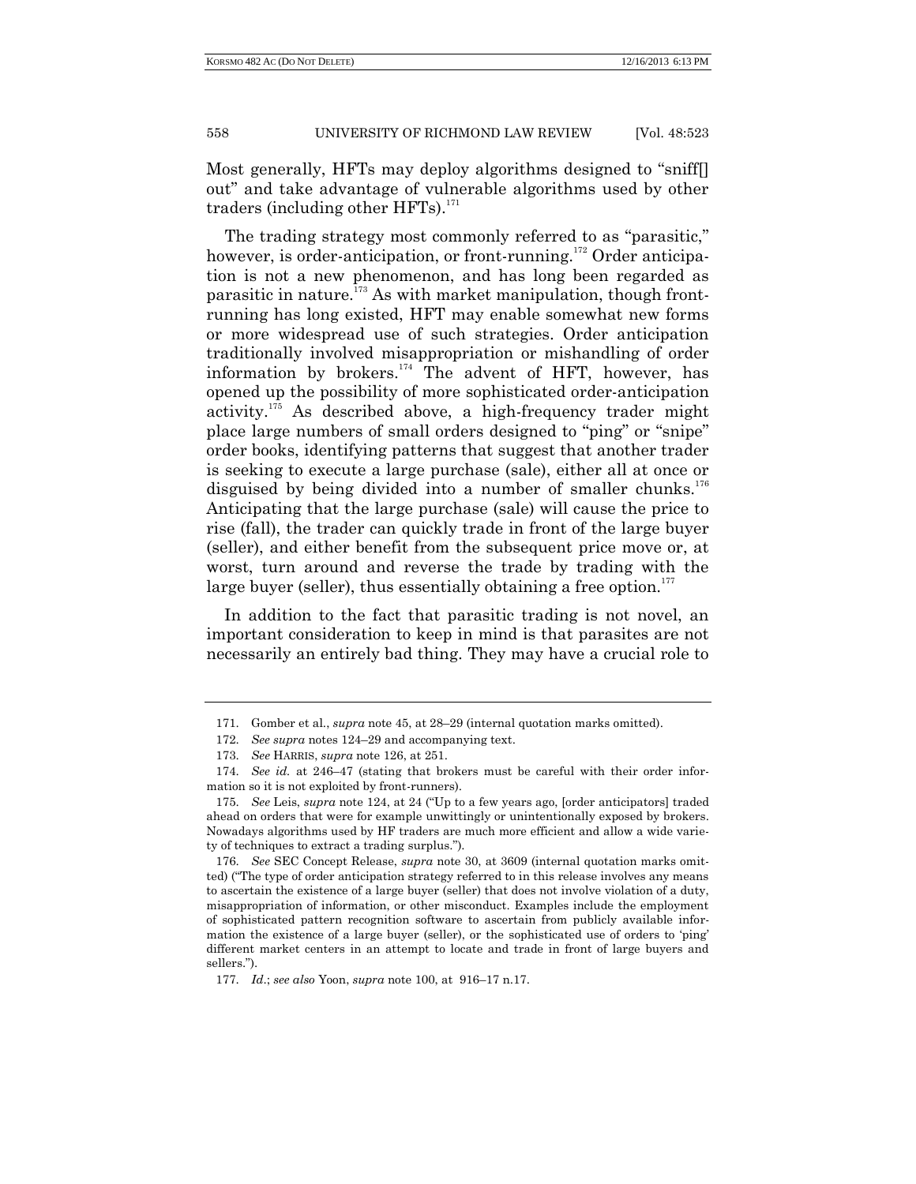Most generally, HFTs may deploy algorithms designed to "sniff[] out" and take advantage of vulnerable algorithms used by other traders (including other HFTs).[171]

The trading strategy most commonly referred to as "parasitic," however, is order-anticipation, or front-running.[172] Order anticipation is not a new phenomenon, and has long been regarded as parasitic in nature.[173] As with market manipulation, though front-running has long existed, HFT may enable somewhat new forms or more widespread use of such strategies. Order anticipation traditionally involved misappropriation or mishandling of order information by brokers.[174] The advent of HFT, however, has opened up the possibility of more sophisticated order-anticipation activity.[175] As described above, a high-frequency trader might place large numbers of small orders designed to "ping" or "snipe" order books, identifying patterns that suggest that another trader is seeking to execute a large purchase (sale), either all at once or disguised by being divided into a number of smaller chunks.[176] Anticipating that the large purchase (sale) will cause the price to rise (fall), the trader can quickly trade in front of the large buyer (seller), and either benefit from the subsequent price move or, at worst, turn around and reverse the trade by trading with the large buyer (seller), thus essentially obtaining a free option.[177]

In addition to the fact that parasitic trading is not novel, an important consideration to keep in mind is that parasites are not necessarily an entirely bad thing. They may have a crucial role to

---

171. Gomber et al., *supra* note 45, at 28–29 (internal quotation marks omitted).

172. *See supra* notes 124–29 and accompanying text.

173. *See* HARRIS, *supra* note 126, at 251.

174. *See id.* at 246–47 (stating that brokers must be careful with their order information so it is not exploited by front-runners).

175. *See* Leis, *supra* note 124, at 24 ("Up to a few years ago, [order anticipators] traded ahead on orders that were for example unwittingly or unintentionally exposed by brokers. Nowadays algorithms used by HF traders are much more efficient and allow a wide variety of techniques to extract a trading surplus.").

176. *See* SEC Concept Release, *supra* note 30, at 3609 (internal quotation marks omitted) ("The type of order anticipation strategy referred to in this release involves any means to ascertain the existence of a large buyer (seller) that does not involve violation of a duty, misappropriation of information, or other misconduct. Examples include the employment of sophisticated pattern recognition software to ascertain from publicly available information the existence of a large buyer (seller), or the sophisticated use of orders to 'ping' different market centers in an attempt to locate and trade in front of large buyers and sellers.").

177. *Id.*; *see also* Yoon, *supra* note 100, at 916–17 n.17.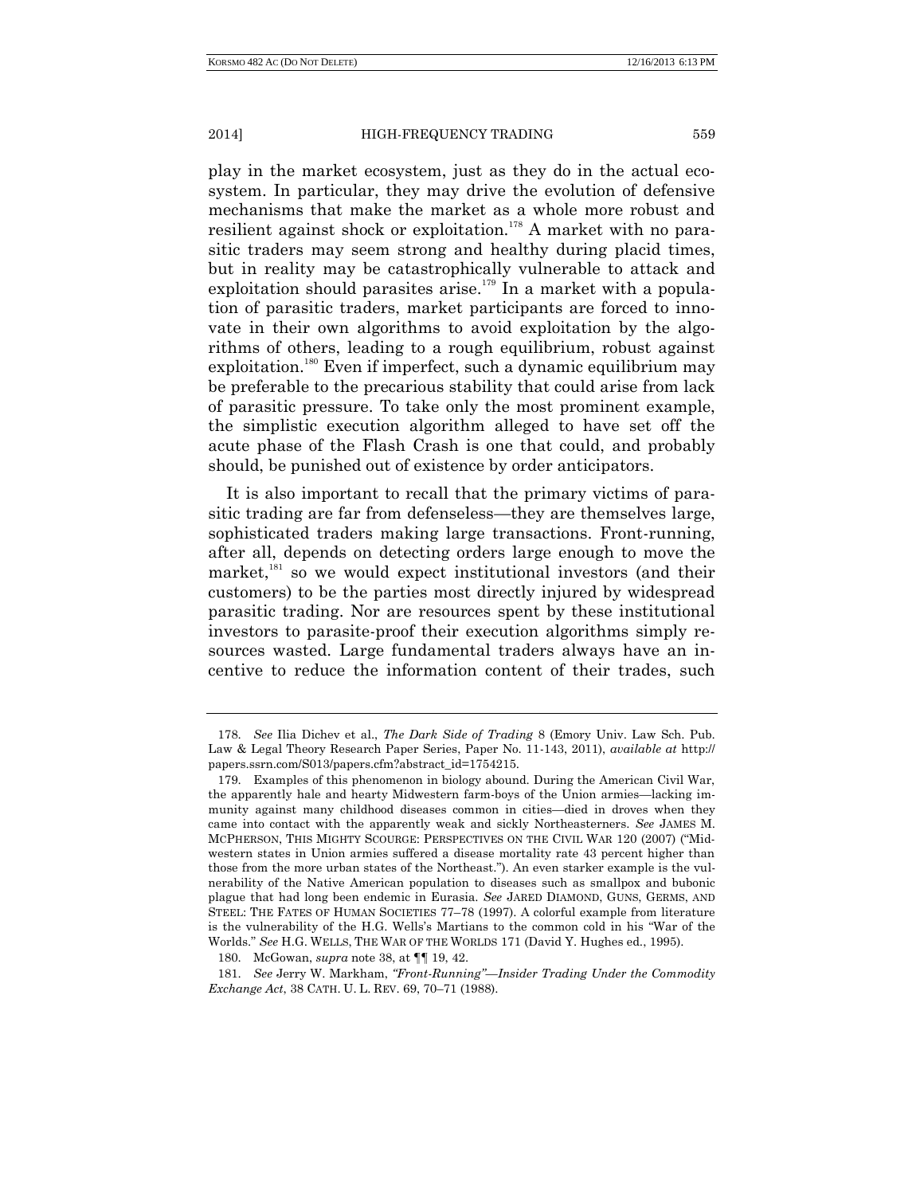play in the market ecosystem, just as they do in the actual ecosystem. In particular, they may drive the evolution of defensive mechanisms that make the market as a whole more robust and resilient against shock or exploitation.[178] A market with no parasitic traders may seem strong and healthy during placid times, but in reality may be catastrophically vulnerable to attack and exploitation should parasites arise.[179] In a market with a population of parasitic traders, market participants are forced to innovate in their own algorithms to avoid exploitation by the algorithms of others, leading to a rough equilibrium, robust against exploitation.[180] Even if imperfect, such a dynamic equilibrium may be preferable to the precarious stability that could arise from lack of parasitic pressure. To take only the most prominent example, the simplistic execution algorithm alleged to have set off the acute phase of the Flash Crash is one that could, and probably should, be punished out of existence by order anticipators.

It is also important to recall that the primary victims of parasitic trading are far from defenseless—they are themselves large, sophisticated traders making large transactions. Front-running, after all, depends on detecting orders large enough to move the market,[181] so we would expect institutional investors (and their customers) to be the parties most directly injured by widespread parasitic trading. Nor are resources spent by these institutional investors to parasite-proof their execution algorithms simply resources wasted. Large fundamental traders always have an incentive to reduce the information content of their trades, such

---

178. *See* Ilia Dichev et al., *The Dark Side of Trading* 8 (Emory Univ. Law Sch. Pub. Law & Legal Theory Research Paper Series, Paper No. 11-143, 2011), *available at* http://papers.ssrn.com/S013/papers.cfm?abstract_id=1754215.

179. Examples of this phenomenon in biology abound. During the American Civil War, the apparently hale and hearty Midwestern farm-boys of the Union armies—lacking immunity against many childhood diseases common in cities—died in droves when they came into contact with the apparently weak and sickly Northeasterners. *See* JAMES M. MCPHERSON, THIS MIGHTY SCOURGE: PERSPECTIVES ON THE CIVIL WAR 120 (2007) ("Midwestern states in Union armies suffered a disease mortality rate 43 percent higher than those from the more urban states of the Northeast."). An even starker example is the vulnerability of the Native American population to diseases such as smallpox and bubonic plague that had long been endemic in Eurasia. *See* JARED DIAMOND, GUNS, GERMS, AND STEEL: THE FATES OF HUMAN SOCIETIES 77–78 (1997). A colorful example from literature is the vulnerability of the H.G. Wells's Martians to the common cold in his "War of the Worlds." *See* H.G. WELLS, THE WAR OF THE WORLDS 171 (David Y. Hughes ed., 1995).

180. McGowan, *supra* note 38, at ¶¶ 19, 42.

181. *See* Jerry W. Markham, *"Front-Running"—Insider Trading Under the Commodity Exchange Act*, 38 CATH. U. L. REV. 69, 70–71 (1988).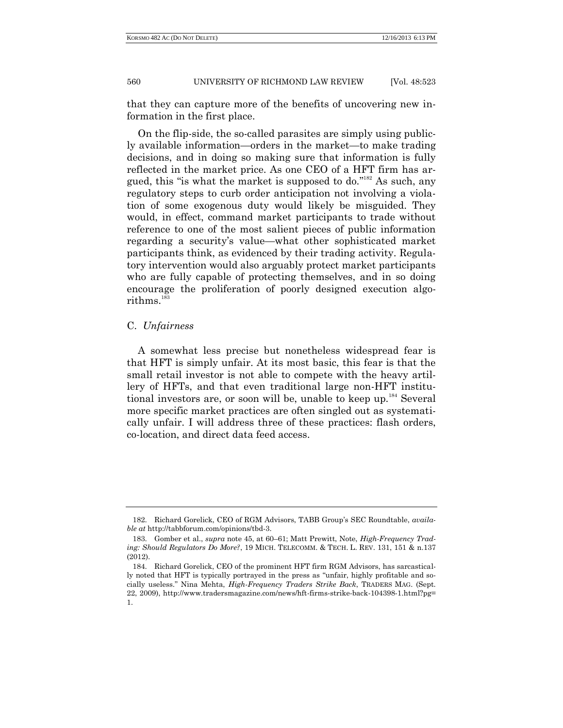that they can capture more of the benefits of uncovering new information in the first place.

On the flip-side, the so-called parasites are simply using publicly available information—orders in the market—to make trading decisions, and in doing so making sure that information is fully reflected in the market price. As one CEO of a HFT firm has argued, this "is what the market is supposed to do."[182] As such, any regulatory steps to curb order anticipation not involving a violation of some exogenous duty would likely be misguided. They would, in effect, command market participants to trade without reference to one of the most salient pieces of public information regarding a security's value—what other sophisticated market participants think, as evidenced by their trading activity. Regulatory intervention would also arguably protect market participants who are fully capable of protecting themselves, and in so doing encourage the proliferation of poorly designed execution algorithms.[183]

### C. *Unfairness*

A somewhat less precise but nonetheless widespread fear is that HFT is simply unfair. At its most basic, this fear is that the small retail investor is not able to compete with the heavy artillery of HFTs, and that even traditional large non-HFT institutional investors are, or soon will be, unable to keep up.[184] Several more specific market practices are often singled out as systematically unfair. I will address three of these practices: flash orders, co-location, and direct data feed access.

---

182. Richard Gorelick, CEO of RGM Advisors, TABB Group's SEC Roundtable, *available at* http://tabbforum.com/opinions/tbd-3.

183. Gomber et al., *supra* note 45, at 60–61; Matt Prewitt, Note, *High-Frequency Trading: Should Regulators Do More?*, 19 MICH. TELECOMM. & TECH. L. REV. 131, 151 & n.137 (2012).

184. Richard Gorelick, CEO of the prominent HFT firm RGM Advisors, has sarcastically noted that HFT is typically portrayed in the press as "unfair, highly profitable and socially useless." Nina Mehta, *High-Frequency Traders Strike Back*, TRADERS MAG. (Sept. 22, 2009), http://www.tradersmagazine.com/news/hft-firms-strike-back-104398-1.html?pg=1.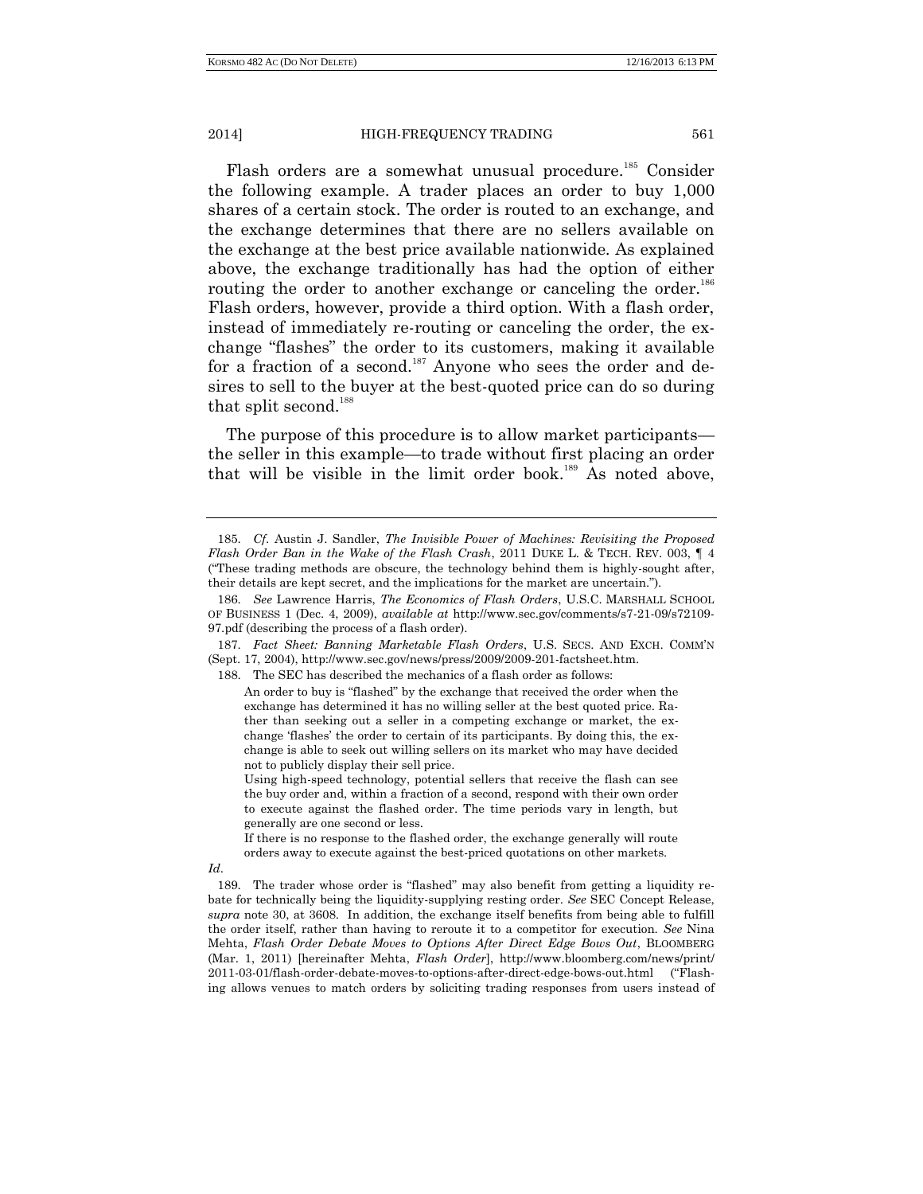Flash orders are a somewhat unusual procedure.[185] Consider the following example. A trader places an order to buy 1,000 shares of a certain stock. The order is routed to an exchange, and the exchange determines that there are no sellers available on the exchange at the best price available nationwide. As explained above, the exchange traditionally has had the option of either routing the order to another exchange or canceling the order.[186] Flash orders, however, provide a third option. With a flash order, instead of immediately re-routing or canceling the order, the exchange "flashes" the order to its customers, making it available for a fraction of a second.[187] Anyone who sees the order and desires to sell to the buyer at the best-quoted price can do so during that split second.[188]

The purpose of this procedure is to allow market participants—the seller in this example—to trade without first placing an order that will be visible in the limit order book.[189] As noted above,

---

185. *Cf.* Austin J. Sandler, *The Invisible Power of Machines: Revisiting the Proposed Flash Order Ban in the Wake of the Flash Crash*, 2011 DUKE L. & TECH. REV. 003, ¶ 4 ("These trading methods are obscure, the technology behind them is highly-sought after, their details are kept secret, and the implications for the market are uncertain.").

186. *See* Lawrence Harris, *The Economics of Flash Orders*, U.S.C. MARSHALL SCHOOL OF BUSINESS 1 (Dec. 4, 2009), *available at* http://www.sec.gov/comments/s7-21-09/s72109-97.pdf (describing the process of a flash order).

187. *Fact Sheet: Banning Marketable Flash Orders*, U.S. SECS. AND EXCH. COMM'N (Sept. 17, 2004), http://www.sec.gov/news/press/2009/2009-201-factsheet.htm.

188. The SEC has described the mechanics of a flash order as follows:

> An order to buy is "flashed" by the exchange that received the order when the exchange has determined it has no willing seller at the best quoted price. Rather than seeking out a seller in a competing exchange or market, the exchange 'flashes' the order to certain of its participants. By doing this, the exchange is able to seek out willing sellers on its market who may have decided not to publicly display their sell price.
>
> Using high-speed technology, potential sellers that receive the flash can see the buy order and, within a fraction of a second, respond with their own order to execute against the flashed order. The time periods vary in length, but generally are one second or less.
>
> If there is no response to the flashed order, the exchange generally will route orders away to execute against the best-priced quotations on other markets.

*Id*.

189. The trader whose order is "flashed" may also benefit from getting a liquidity rebate for technically being the liquidity-supplying resting order. *See* SEC Concept Release, *supra* note 30, at 3608. In addition, the exchange itself benefits from being able to fulfill the order itself, rather than having to reroute it to a competitor for execution. *See* Nina Mehta, *Flash Order Debate Moves to Options After Direct Edge Bows Out*, BLOOMBERG (Mar. 1, 2011) [hereinafter Mehta, *Flash Order*], http://www.bloomberg.com/news/print/2011-03-01/flash-order-debate-moves-to-options-after-direct-edge-bows-out.html ("Flashing allows venues to match orders by soliciting trading responses from users instead of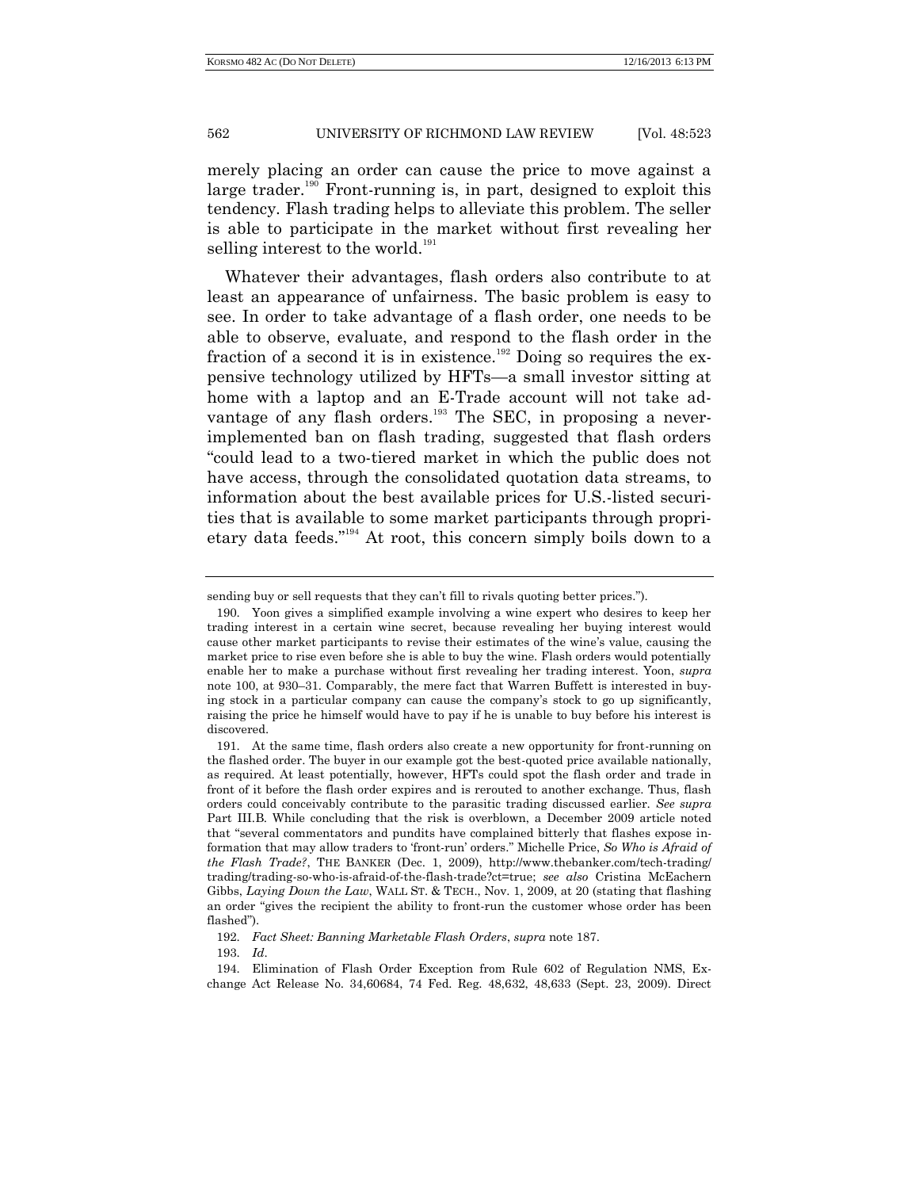merely placing an order can cause the price to move against a large trader.[190] Front-running is, in part, designed to exploit this tendency. Flash trading helps to alleviate this problem. The seller is able to participate in the market without first revealing her selling interest to the world.[191]

Whatever their advantages, flash orders also contribute to at least an appearance of unfairness. The basic problem is easy to see. In order to take advantage of a flash order, one needs to be able to observe, evaluate, and respond to the flash order in the fraction of a second it is in existence.[192] Doing so requires the expensive technology utilized by HFTs—a small investor sitting at home with a laptop and an E-Trade account will not take advantage of any flash orders.[193] The SEC, in proposing a never-implemented ban on flash trading, suggested that flash orders "could lead to a two-tiered market in which the public does not have access, through the consolidated quotation data streams, to information about the best available prices for U.S.-listed securities that is available to some market participants through proprietary data feeds."[194] At root, this concern simply boils down to a

---

sending buy or sell requests that they can't fill to rivals quoting better prices.").

190. Yoon gives a simplified example involving a wine expert who desires to keep her trading interest in a certain wine secret, because revealing her buying interest would cause other market participants to revise their estimates of the wine's value, causing the market price to rise even before she is able to buy the wine. Flash orders would potentially enable her to make a purchase without first revealing her trading interest. Yoon, *supra* note 100, at 930–31. Comparably, the mere fact that Warren Buffett is interested in buying stock in a particular company can cause the company's stock to go up significantly, raising the price he himself would have to pay if he is unable to buy before his interest is discovered.

191. At the same time, flash orders also create a new opportunity for front-running on the flashed order. The buyer in our example got the best-quoted price available nationally, as required. At least potentially, however, HFTs could spot the flash order and trade in front of it before the flash order expires and is rerouted to another exchange. Thus, flash orders could conceivably contribute to the parasitic trading discussed earlier. *See supra* Part III.B. While concluding that the risk is overblown, a December 2009 article noted that "several commentators and pundits have complained bitterly that flashes expose information that may allow traders to 'front-run' orders." Michelle Price, *So Who is Afraid of the Flash Trade?*, THE BANKER (Dec. 1, 2009), http://www.thebanker.com/tech-trading/trading/trading-so-who-is-afraid-of-the-flash-trade?ct=true; *see also* Cristina McEachern Gibbs, *Laying Down the Law*, WALL ST. & TECH., Nov. 1, 2009, at 20 (stating that flashing an order "gives the recipient the ability to front-run the customer whose order has been flashed").

192. *Fact Sheet: Banning Marketable Flash Orders*, *supra* note 187.

193. *Id*.

194. Elimination of Flash Order Exception from Rule 602 of Regulation NMS, Exchange Act Release No. 34,60684, 74 Fed. Reg. 48,632, 48,633 (Sept. 23, 2009). Direct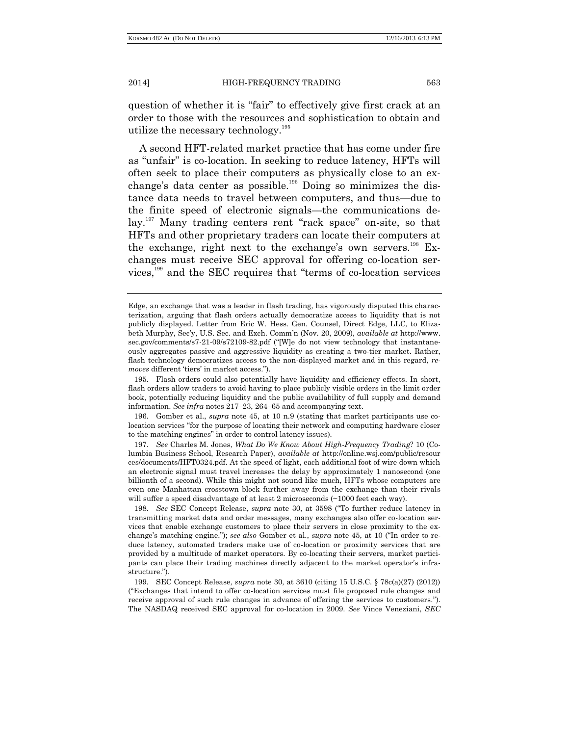question of whether it is "fair" to effectively give first crack at an order to those with the resources and sophistication to obtain and utilize the necessary technology.[195]

A second HFT-related market practice that has come under fire as "unfair" is co-location. In seeking to reduce latency, HFTs will often seek to place their computers as physically close to an exchange's data center as possible.[196] Doing so minimizes the distance data needs to travel between computers, and thus—due to the finite speed of electronic signals—the communications delay.[197] Many trading centers rent "rack space" on-site, so that HFTs and other proprietary traders can locate their computers at the exchange, right next to the exchange's own servers.[198] Exchanges must receive SEC approval for offering co-location services,[199] and the SEC requires that "terms of co-location services

---

Edge, an exchange that was a leader in flash trading, has vigorously disputed this characterization, arguing that flash orders actually democratize access to liquidity that is not publicly displayed. Letter from Eric W. Hess. Gen. Counsel, Direct Edge, LLC, to Elizabeth Murphy, Sec'y, U.S. Sec. and Exch. Comm'n (Nov. 20, 2009), *available at* http://www.sec.gov/comments/s7-21-09/s72109-82.pdf ("[W]e do not view technology that instantaneously aggregates passive and aggressive liquidity as creating a two-tier market. Rather, flash technology democratizes access to the non-displayed market and in this regard, *removes* different 'tiers' in market access.").

195. Flash orders could also potentially have liquidity and efficiency effects. In short, flash orders allow traders to avoid having to place publicly visible orders in the limit order book, potentially reducing liquidity and the public availability of full supply and demand information. *See infra* notes 217–23, 264–65 and accompanying text.

196. Gomber et al., *supra* note 45, at 10 n.9 (stating that market participants use co-location services "for the purpose of locating their network and computing hardware closer to the matching engines" in order to control latency issues).

197. *See* Charles M. Jones, *What Do We Know About High-Frequency Trading*? 10 (Columbia Business School, Research Paper), *available at* http://online.wsj.com/public/resources/documents/HFT0324.pdf. At the speed of light, each additional foot of wire down which an electronic signal must travel increases the delay by approximately 1 nanosecond (one billionth of a second). While this might not sound like much, HFTs whose computers are even one Manhattan crosstown block further away from the exchange than their rivals will suffer a speed disadvantage of at least 2 microseconds (~1000 feet each way).

198. *See* SEC Concept Release, *supra* note 30, at 3598 ("To further reduce latency in transmitting market data and order messages, many exchanges also offer co-location services that enable exchange customers to place their servers in close proximity to the exchange's matching engine."); *see also* Gomber et al., *supra* note 45, at 10 ("In order to reduce latency, automated traders make use of co-location or proximity services that are provided by a multitude of market operators. By co-locating their servers, market participants can place their trading machines directly adjacent to the market operator's infrastructure.").

199. SEC Concept Release, *supra* note 30, at 3610 (citing 15 U.S.C. § 78c(a)(27) (2012)) ("Exchanges that intend to offer co-location services must file proposed rule changes and receive approval of such rule changes in advance of offering the services to customers."). The NASDAQ received SEC approval for co-location in 2009. *See* Vince Veneziani, *SEC*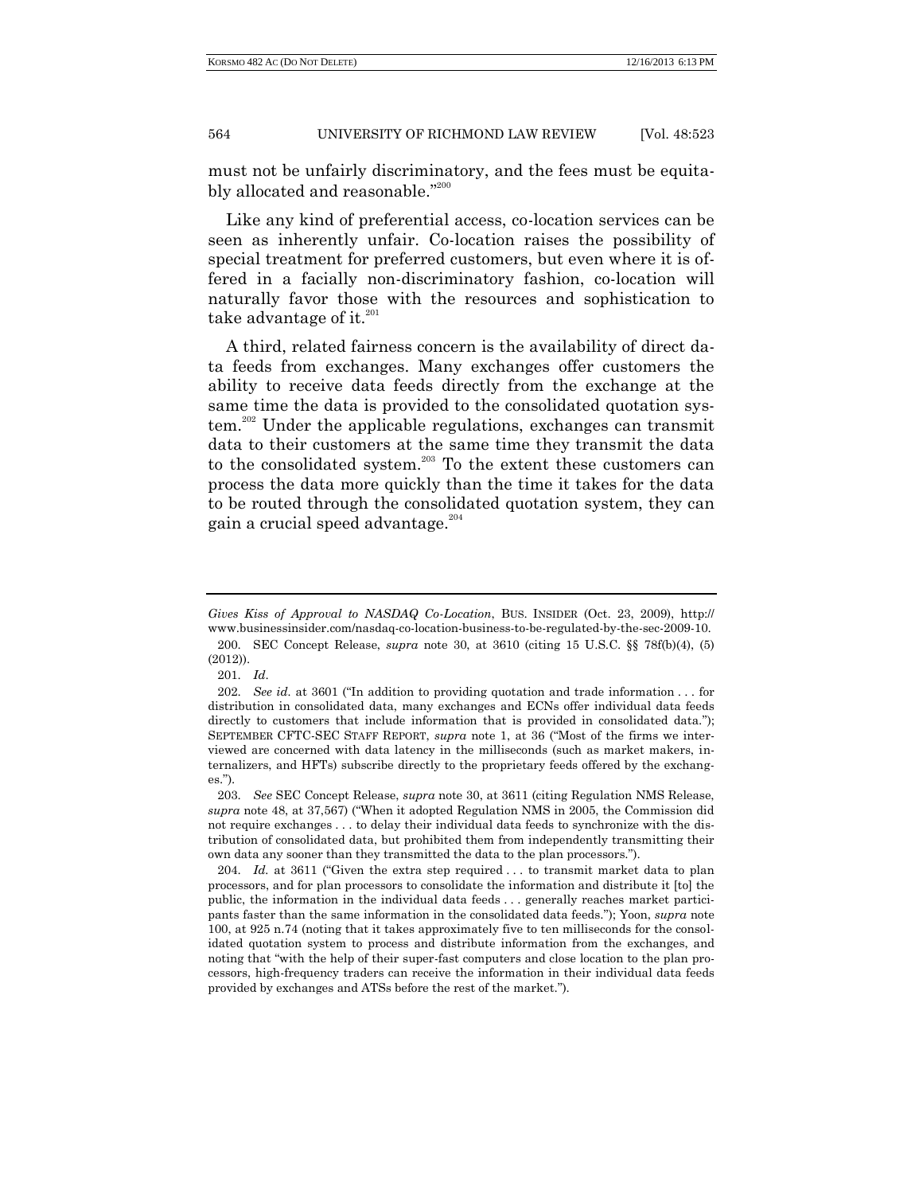must not be unfairly discriminatory, and the fees must be equitably allocated and reasonable."[200]

Like any kind of preferential access, co-location services can be seen as inherently unfair. Co-location raises the possibility of special treatment for preferred customers, but even where it is offered in a facially non-discriminatory fashion, co-location will naturally favor those with the resources and sophistication to take advantage of it.[201]

A third, related fairness concern is the availability of direct data feeds from exchanges. Many exchanges offer customers the ability to receive data feeds directly from the exchange at the same time the data is provided to the consolidated quotation system.[202] Under the applicable regulations, exchanges can transmit data to their customers at the same time they transmit the data to the consolidated system.[203] To the extent these customers can process the data more quickly than the time it takes for the data to be routed through the consolidated quotation system, they can gain a crucial speed advantage.[204]

---

*Gives Kiss of Approval to NASDAQ Co-Location*, BUS. INSIDER (Oct. 23, 2009), http://www.businessinsider.com/nasdaq-co-location-business-to-be-regulated-by-the-sec-2009-10.

200. SEC Concept Release, *supra* note 30, at 3610 (citing 15 U.S.C. §§ 78f(b)(4), (5) (2012)).

201. *Id.*

202. *See id.* at 3601 ("In addition to providing quotation and trade information . . . for distribution in consolidated data, many exchanges and ECNs offer individual data feeds directly to customers that include information that is provided in consolidated data."); SEPTEMBER CFTC-SEC STAFF REPORT, *supra* note 1, at 36 ("Most of the firms we interviewed are concerned with data latency in the milliseconds (such as market makers, internalizers, and HFTs) subscribe directly to the proprietary feeds offered by the exchanges.").

203. *See* SEC Concept Release, *supra* note 30, at 3611 (citing Regulation NMS Release, *supra* note 48, at 37,567) ("When it adopted Regulation NMS in 2005, the Commission did not require exchanges . . . to delay their individual data feeds to synchronize with the distribution of consolidated data, but prohibited them from independently transmitting their own data any sooner than they transmitted the data to the plan processors.").

204. *Id.* at 3611 ("Given the extra step required . . . to transmit market data to plan processors, and for plan processors to consolidate the information and distribute it [to] the public, the information in the individual data feeds . . . generally reaches market participants faster than the same information in the consolidated data feeds."); Yoon, *supra* note 100, at 925 n.74 (noting that it takes approximately five to ten milliseconds for the consolidated quotation system to process and distribute information from the exchanges, and noting that "with the help of their super-fast computers and close location to the plan processors, high-frequency traders can receive the information in their individual data feeds provided by exchanges and ATSs before the rest of the market.").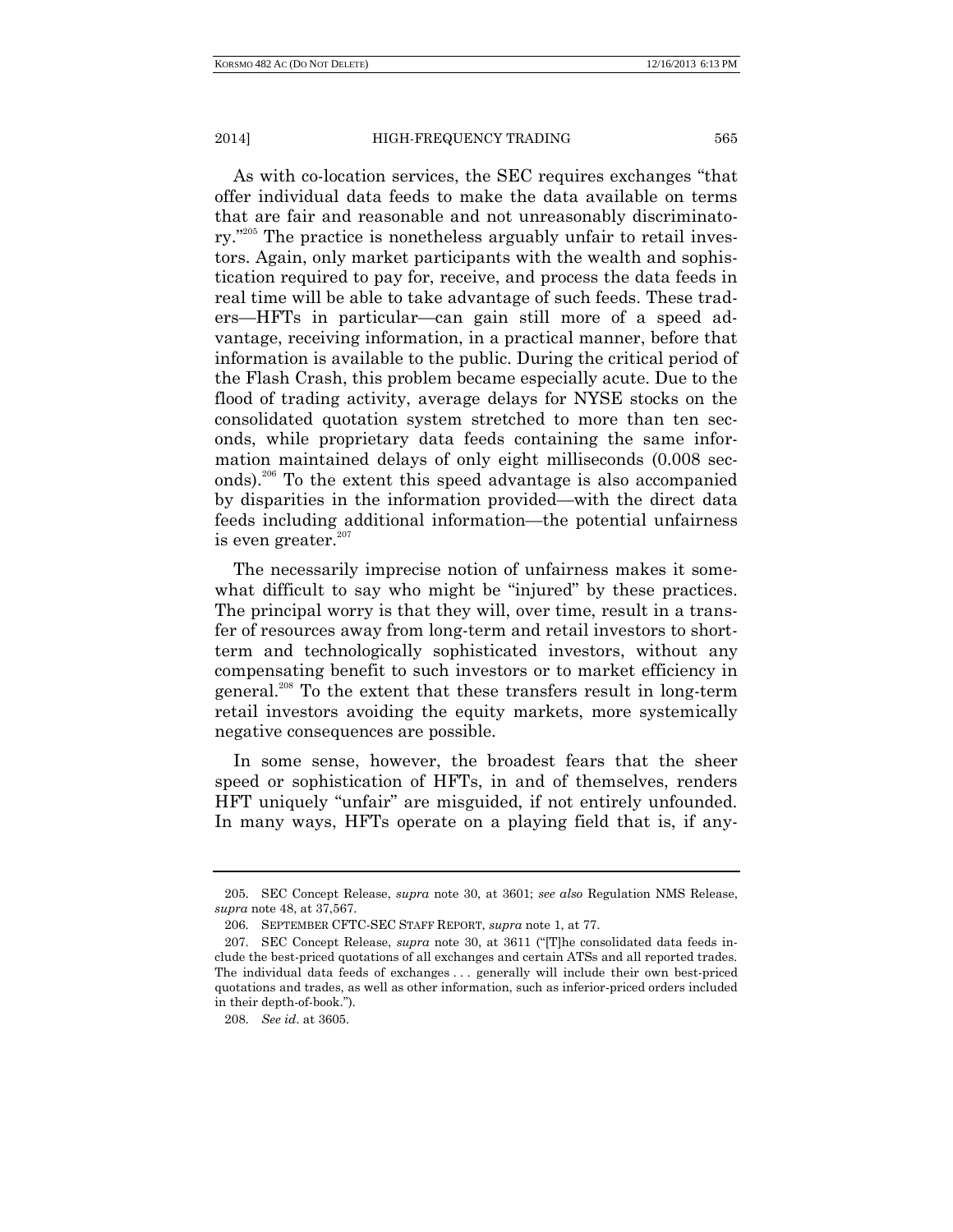As with co-location services, the SEC requires exchanges "that offer individual data feeds to make the data available on terms that are fair and reasonable and not unreasonably discriminatory."[205] The practice is nonetheless arguably unfair to retail investors. Again, only market participants with the wealth and sophistication required to pay for, receive, and process the data feeds in real time will be able to take advantage of such feeds. These traders—HFTs in particular—can gain still more of a speed advantage, receiving information, in a practical manner, before that information is available to the public. During the critical period of the Flash Crash, this problem became especially acute. Due to the flood of trading activity, average delays for NYSE stocks on the consolidated quotation system stretched to more than ten seconds, while proprietary data feeds containing the same information maintained delays of only eight milliseconds (0.008 seconds).[206] To the extent this speed advantage is also accompanied by disparities in the information provided—with the direct data feeds including additional information—the potential unfairness is even greater.[207]

The necessarily imprecise notion of unfairness makes it somewhat difficult to say who might be "injured" by these practices. The principal worry is that they will, over time, result in a transfer of resources away from long-term and retail investors to short-term and technologically sophisticated investors, without any compensating benefit to such investors or to market efficiency in general.[208] To the extent that these transfers result in long-term retail investors avoiding the equity markets, more systemically negative consequences are possible.

In some sense, however, the broadest fears that the sheer speed or sophistication of HFTs, in and of themselves, renders HFT uniquely "unfair" are misguided, if not entirely unfounded. In many ways, HFTs operate on a playing field that is, if any-

---

205. SEC Concept Release, *supra* note 30, at 3601; *see also* Regulation NMS Release, *supra* note 48, at 37,567.

206. SEPTEMBER CFTC-SEC STAFF REPORT, *supra* note 1, at 77.

207. SEC Concept Release, *supra* note 30, at 3611 ("[T]he consolidated data feeds include the best-priced quotations of all exchanges and certain ATSs and all reported trades. The individual data feeds of exchanges . . . generally will include their own best-priced quotations and trades, as well as other information, such as inferior-priced orders included in their depth-of-book.").

208. *See id*. at 3605.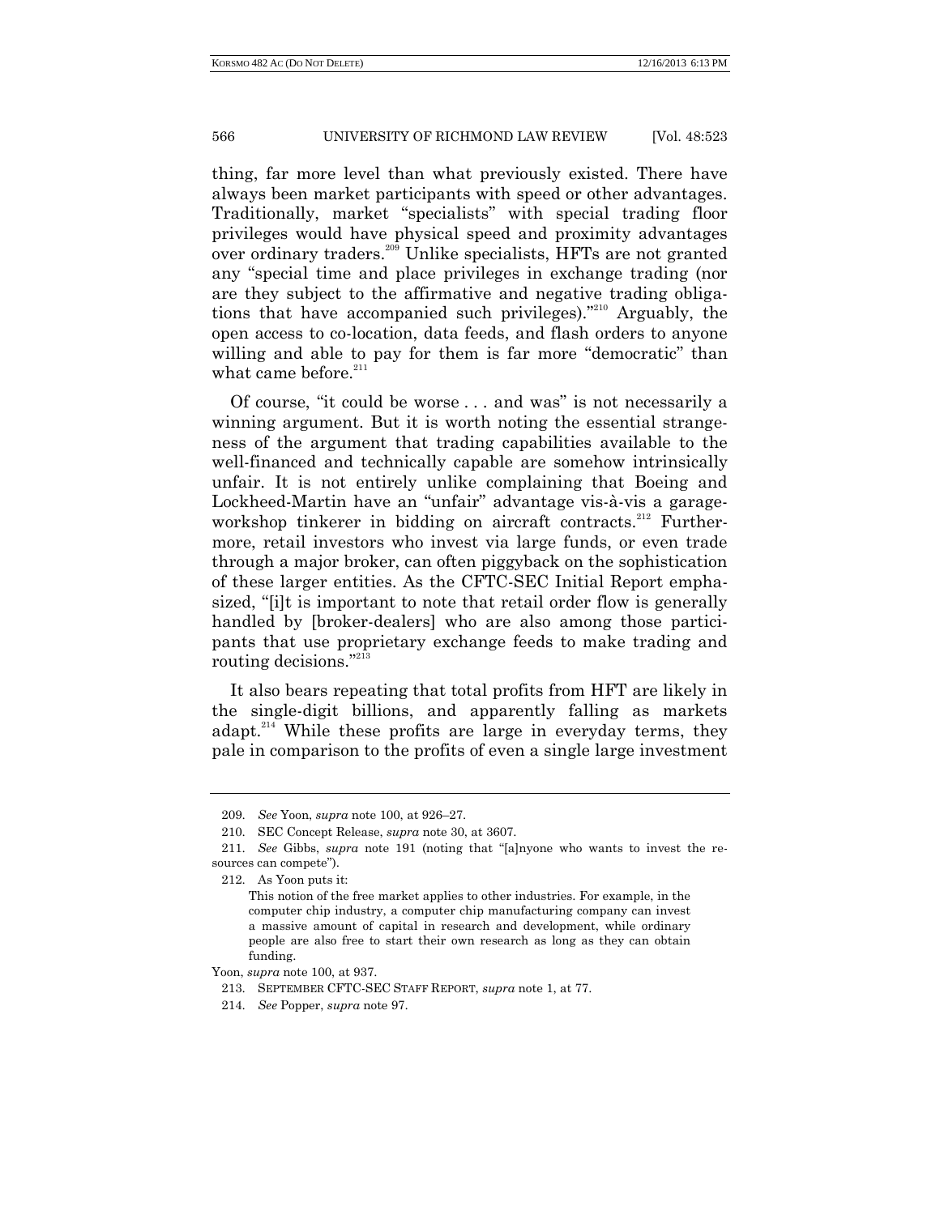thing, far more level than what previously existed. There have always been market participants with speed or other advantages. Traditionally, market "specialists" with special trading floor privileges would have physical speed and proximity advantages over ordinary traders.[209] Unlike specialists, HFTs are not granted any "special time and place privileges in exchange trading (nor are they subject to the affirmative and negative trading obligations that have accompanied such privileges)."[210] Arguably, the open access to co-location, data feeds, and flash orders to anyone willing and able to pay for them is far more "democratic" than what came before.[211]

Of course, "it could be worse . . . and was" is not necessarily a winning argument. But it is worth noting the essential strangeness of the argument that trading capabilities available to the well-financed and technically capable are somehow intrinsically unfair. It is not entirely unlike complaining that Boeing and Lockheed-Martin have an "unfair" advantage vis-à-vis a garage-workshop tinkerer in bidding on aircraft contracts.[212] Furthermore, retail investors who invest via large funds, or even trade through a major broker, can often piggyback on the sophistication of these larger entities. As the CFTC-SEC Initial Report emphasized, "[i]t is important to note that retail order flow is generally handled by [broker-dealers] who are also among those participants that use proprietary exchange feeds to make trading and routing decisions."[213]

It also bears repeating that total profits from HFT are likely in the single-digit billions, and apparently falling as markets adapt.[214] While these profits are large in everyday terms, they pale in comparison to the profits of even a single large investment

---

209. *See* Yoon, *supra* note 100, at 926–27.

210. SEC Concept Release, *supra* note 30, at 3607.

211. *See* Gibbs, *supra* note 191 (noting that "[a]nyone who wants to invest the resources can compete").

212. As Yoon puts it:

> This notion of the free market applies to other industries. For example, in the computer chip industry, a computer chip manufacturing company can invest a massive amount of capital in research and development, while ordinary people are also free to start their own research as long as they can obtain funding.

Yoon, *supra* note 100, at 937.

213. SEPTEMBER CFTC-SEC STAFF REPORT, *supra* note 1, at 77.

214. *See* Popper, *supra* note 97.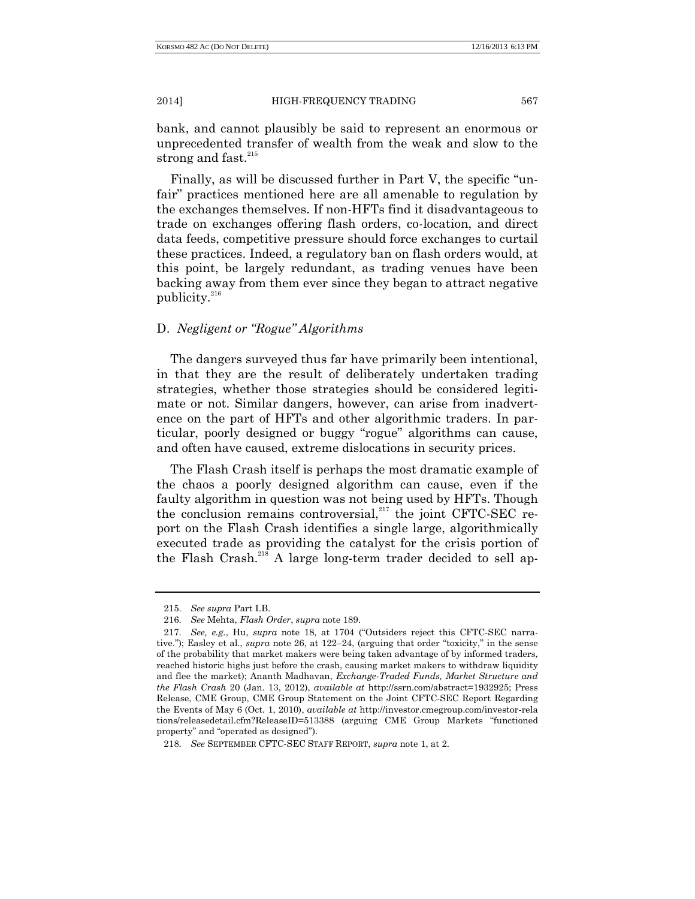bank, and cannot plausibly be said to represent an enormous or unprecedented transfer of wealth from the weak and slow to the strong and fast.[215]

Finally, as will be discussed further in Part V, the specific "unfair" practices mentioned here are all amenable to regulation by the exchanges themselves. If non-HFTs find it disadvantageous to trade on exchanges offering flash orders, co-location, and direct data feeds, competitive pressure should force exchanges to curtail these practices. Indeed, a regulatory ban on flash orders would, at this point, be largely redundant, as trading venues have been backing away from them ever since they began to attract negative publicity.[216]

### D. *Negligent or "Rogue" Algorithms*

The dangers surveyed thus far have primarily been intentional, in that they are the result of deliberately undertaken trading strategies, whether those strategies should be considered legitimate or not. Similar dangers, however, can arise from inadvertence on the part of HFTs and other algorithmic traders. In particular, poorly designed or buggy "rogue" algorithms can cause, and often have caused, extreme dislocations in security prices.

The Flash Crash itself is perhaps the most dramatic example of the chaos a poorly designed algorithm can cause, even if the faulty algorithm in question was not being used by HFTs. Though the conclusion remains controversial,[217] the joint CFTC-SEC report on the Flash Crash identifies a single large, algorithmically executed trade as providing the catalyst for the crisis portion of the Flash Crash.[218] A large long-term trader decided to sell ap-

---

215. *See supra* Part I.B.

216. *See* Mehta, *Flash Order*, *supra* note 189.

217. *See, e.g.*, Hu, *supra* note 18, at 1704 ("Outsiders reject this CFTC-SEC narrative."); Easley et al., *supra* note 26, at 122–24, (arguing that order "toxicity," in the sense of the probability that market makers were being taken advantage of by informed traders, reached historic highs just before the crash, causing market makers to withdraw liquidity and flee the market); Ananth Madhavan, *Exchange-Traded Funds, Market Structure and the Flash Crash* 20 (Jan. 13, 2012), *available at* http://ssrn.com/abstract=1932925; Press Release, CME Group, CME Group Statement on the Joint CFTC-SEC Report Regarding the Events of May 6 (Oct. 1, 2010), *available at* http://investor.cmegroup.com/investor-relations/releasedetail.cfm?ReleaseID=513388 (arguing CME Group Markets "functioned property" and "operated as designed").

218. *See* SEPTEMBER CFTC-SEC STAFF REPORT, *supra* note 1, at 2.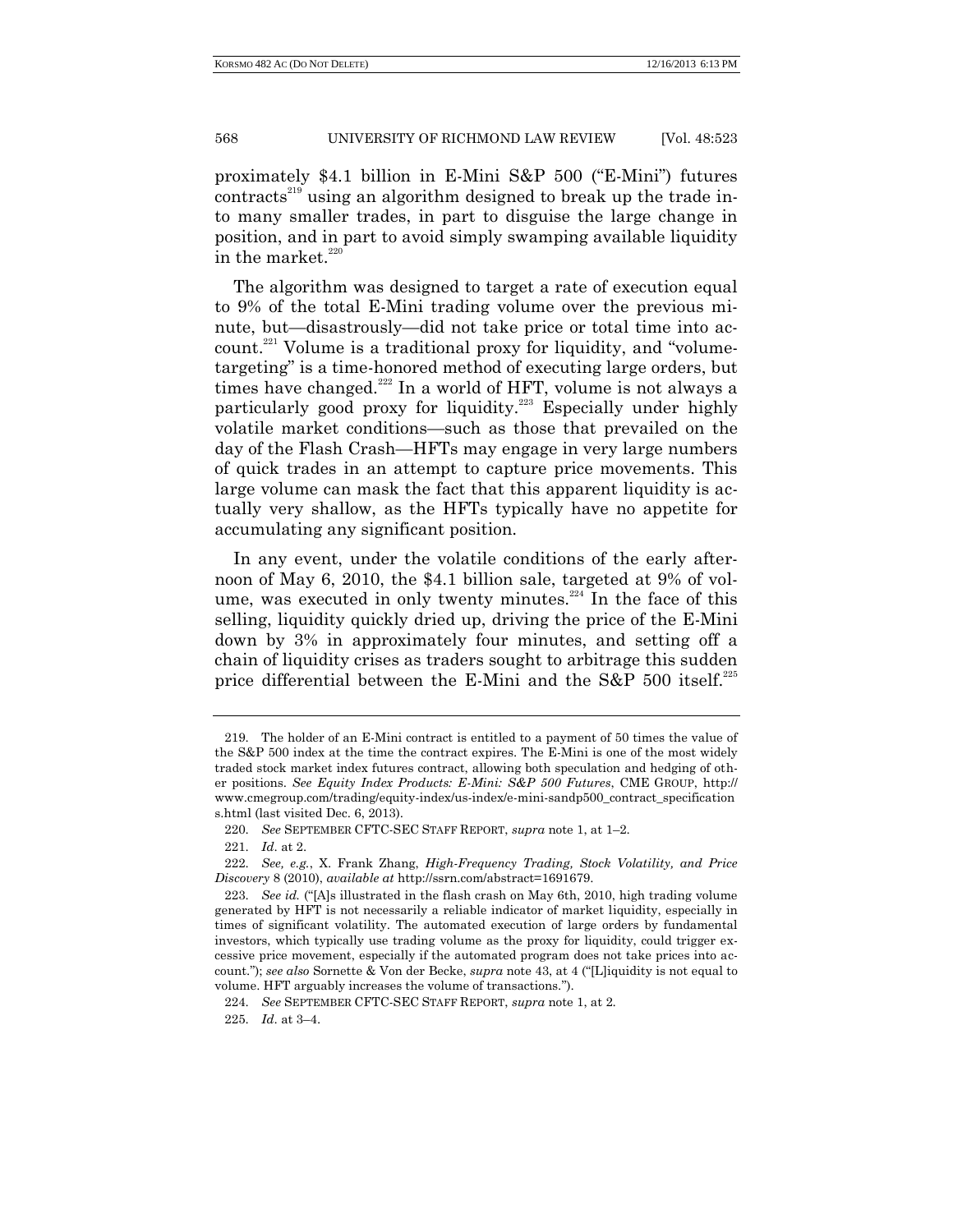proximately $4.1 billion in E-Mini S&P 500 ("E-Mini") futures contracts[219] using an algorithm designed to break up the trade into many smaller trades, in part to disguise the large change in position, and in part to avoid simply swamping available liquidity in the market.[220]

The algorithm was designed to target a rate of execution equal to 9% of the total E-Mini trading volume over the previous minute, but—disastrously—did not take price or total time into account.[221] Volume is a traditional proxy for liquidity, and "volume-targeting" is a time-honored method of executing large orders, but times have changed.[222] In a world of HFT, volume is not always a particularly good proxy for liquidity.[223] Especially under highly volatile market conditions—such as those that prevailed on the day of the Flash Crash—HFTs may engage in very large numbers of quick trades in an attempt to capture price movements. This large volume can mask the fact that this apparent liquidity is actually very shallow, as the HFTs typically have no appetite for accumulating any significant position.

In any event, under the volatile conditions of the early afternoon of May 6, 2010, the $4.1 billion sale, targeted at 9% of volume, was executed in only twenty minutes.[224] In the face of this selling, liquidity quickly dried up, driving the price of the E-Mini down by 3% in approximately four minutes, and setting off a chain of liquidity crises as traders sought to arbitrage this sudden price differential between the E-Mini and the S&P 500 itself.[225]

---

219. The holder of an E-Mini contract is entitled to a payment of 50 times the value of the S&P 500 index at the time the contract expires. The E-Mini is one of the most widely traded stock market index futures contract, allowing both speculation and hedging of other positions. *See Equity Index Products: E-Mini: S&P 500 Futures*, CME GROUP, http://www.cmegroup.com/trading/equity-index/us-index/e-mini-sandp500_contract_specifications.html (last visited Dec. 6, 2013).

220. *See* SEPTEMBER CFTC-SEC STAFF REPORT, *supra* note 1, at 1–2.

221. *Id.* at 2.

222. *See, e.g.*, X. Frank Zhang, *High-Frequency Trading, Stock Volatility, and Price Discovery* 8 (2010), *available at* http://ssrn.com/abstract=1691679.

223. *See id.* ("[A]s illustrated in the flash crash on May 6th, 2010, high trading volume generated by HFT is not necessarily a reliable indicator of market liquidity, especially in times of significant volatility. The automated execution of large orders by fundamental investors, which typically use trading volume as the proxy for liquidity, could trigger excessive price movement, especially if the automated program does not take prices into account."); *see also* Sornette & Von der Becke, *supra* note 43, at 4 ("[L]iquidity is not equal to volume. HFT arguably increases the volume of transactions.").

224. *See* SEPTEMBER CFTC-SEC STAFF REPORT, *supra* note 1, at 2.

225. *Id.* at 3–4.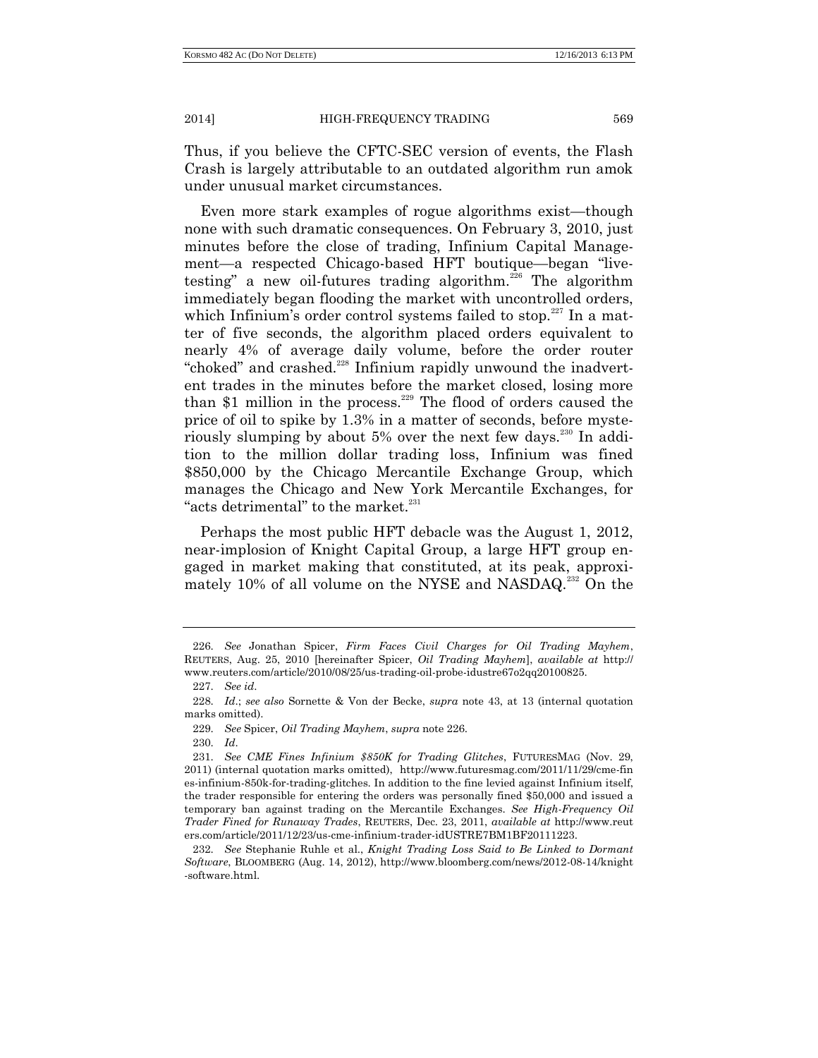Thus, if you believe the CFTC-SEC version of events, the Flash Crash is largely attributable to an outdated algorithm run amok under unusual market circumstances.

Even more stark examples of rogue algorithms exist—though none with such dramatic consequences. On February 3, 2010, just minutes before the close of trading, Infinium Capital Management—a respected Chicago-based HFT boutique—began "live-testing" a new oil-futures trading algorithm.[226] The algorithm immediately began flooding the market with uncontrolled orders, which Infinium's order control systems failed to stop.[227] In a matter of five seconds, the algorithm placed orders equivalent to nearly 4% of average daily volume, before the order router "choked" and crashed.[228] Infinium rapidly unwound the inadvertent trades in the minutes before the market closed, losing more than $1 million in the process.[229] The flood of orders caused the price of oil to spike by 1.3% in a matter of seconds, before mysteriously slumping by about 5% over the next few days.[230] In addition to the million dollar trading loss, Infinium was fined $850,000 by the Chicago Mercantile Exchange Group, which manages the Chicago and New York Mercantile Exchanges, for "acts detrimental" to the market.[231]

Perhaps the most public HFT debacle was the August 1, 2012, near-implosion of Knight Capital Group, a large HFT group engaged in market making that constituted, at its peak, approximately 10% of all volume on the NYSE and NASDAQ.[232] On the

---

226. *See* Jonathan Spicer, *Firm Faces Civil Charges for Oil Trading Mayhem*, REUTERS, Aug. 25, 2010 [hereinafter Spicer, *Oil Trading Mayhem*], *available at* http://www.reuters.com/article/2010/08/25/us-trading-oil-probe-idustre67o2qq20100825.

227. *See id.*

228. *Id.*; *see also* Sornette & Von der Becke, *supra* note 43, at 13 (internal quotation marks omitted).

229. *See* Spicer, *Oil Trading Mayhem*, *supra* note 226.

230. *Id.*

231. *See CME Fines Infinium $850K for Trading Glitches*, FUTURESMAG (Nov. 29, 2011) (internal quotation marks omitted), http://www.futuresmag.com/2011/11/29/cme-fines-infinium-850k-for-trading-glitches. In addition to the fine levied against Infinium itself, the trader responsible for entering the orders was personally fined $50,000 and issued a temporary ban against trading on the Mercantile Exchanges. *See High-Frequency Oil Trader Fined for Runaway Trades*, REUTERS, Dec. 23, 2011, *available at* http://www.reuters.com/article/2011/12/23/us-cme-infinium-trader-idUSTRE7BM1BF20111223.

232. *See* Stephanie Ruhle et al., *Knight Trading Loss Said to Be Linked to Dormant Software*, BLOOMBERG (Aug. 14, 2012), http://www.bloomberg.com/news/2012-08-14/knight-software.html.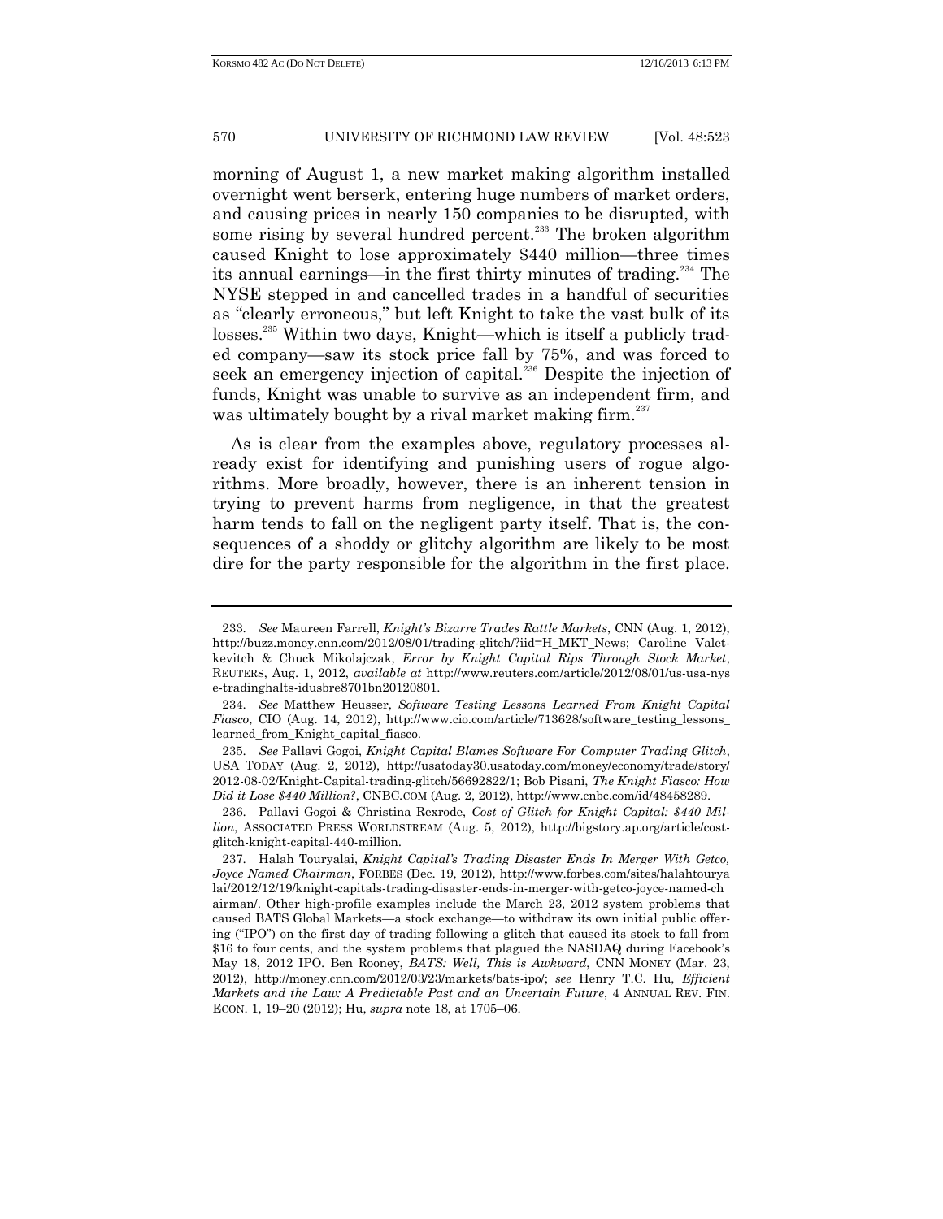morning of August 1, a new market making algorithm installed overnight went berserk, entering huge numbers of market orders, and causing prices in nearly 150 companies to be disrupted, with some rising by several hundred percent.[233] The broken algorithm caused Knight to lose approximately $440 million—three times its annual earnings—in the first thirty minutes of trading.[234] The NYSE stepped in and cancelled trades in a handful of securities as "clearly erroneous," but left Knight to take the vast bulk of its losses.[235] Within two days, Knight—which is itself a publicly traded company—saw its stock price fall by 75%, and was forced to seek an emergency injection of capital.[236] Despite the injection of funds, Knight was unable to survive as an independent firm, and was ultimately bought by a rival market making firm.[237]

As is clear from the examples above, regulatory processes already exist for identifying and punishing users of rogue algorithms. More broadly, however, there is an inherent tension in trying to prevent harms from negligence, in that the greatest harm tends to fall on the negligent party itself. That is, the consequences of a shoddy or glitchy algorithm are likely to be most dire for the party responsible for the algorithm in the first place.

---

233. *See* Maureen Farrell, *Knight's Bizarre Trades Rattle Markets*, CNN (Aug. 1, 2012), http://buzz.money.cnn.com/2012/08/01/trading-glitch/?iid=H_MKT_News; Caroline Valetkevitch & Chuck Mikolajczak, *Error by Knight Capital Rips Through Stock Market*, REUTERS, Aug. 1, 2012, *available at* http://www.reuters.com/article/2012/08/01/us-usa-nyse-tradinghalts-idusbre8701bn20120801.

234. *See* Matthew Heusser, *Software Testing Lessons Learned From Knight Capital Fiasco*, CIO (Aug. 14, 2012), http://www.cio.com/article/713628/software_testing_lessons_learned_from_Knight_capital_fiasco.

235. *See* Pallavi Gogoi, *Knight Capital Blames Software For Computer Trading Glitch*, USA TODAY (Aug. 2, 2012), http://usatoday30.usatoday.com/money/economy/trade/story/2012-08-02/Knight-Capital-trading-glitch/56692822/1; Bob Pisani, *The Knight Fiasco: How Did it Lose $440 Million?*, CNBC.COM (Aug. 2, 2012), http://www.cnbc.com/id/48458289.

236. Pallavi Gogoi & Christina Rexrode, *Cost of Glitch for Knight Capital: $440 Million*, ASSOCIATED PRESS WORLDSTREAM (Aug. 5, 2012), http://bigstory.ap.org/article/cost-glitch-knight-capital-440-million.

237. Halah Touryalai, *Knight Capital's Trading Disaster Ends In Merger With Getco, Joyce Named Chairman*, FORBES (Dec. 19, 2012), http://www.forbes.com/sites/halahtouryalai/2012/12/19/knight-capitals-trading-disaster-ends-in-merger-with-getco-joyce-named-chairman/. Other high-profile examples include the March 23, 2012 system problems that caused BATS Global Markets—a stock exchange—to withdraw its own initial public offering ("IPO") on the first day of trading following a glitch that caused its stock to fall from $16 to four cents, and the system problems that plagued the NASDAQ during Facebook's May 18, 2012 IPO. Ben Rooney, *BATS: Well, This is Awkward*, CNN MONEY (Mar. 23, 2012), http://money.cnn.com/2012/03/23/markets/bats-ipo/; *see* Henry T.C. Hu, *Efficient Markets and the Law: A Predictable Past and an Uncertain Future*, 4 ANNUAL REV. FIN. ECON. 1, 19–20 (2012); Hu, *supra* note 18, at 1705–06.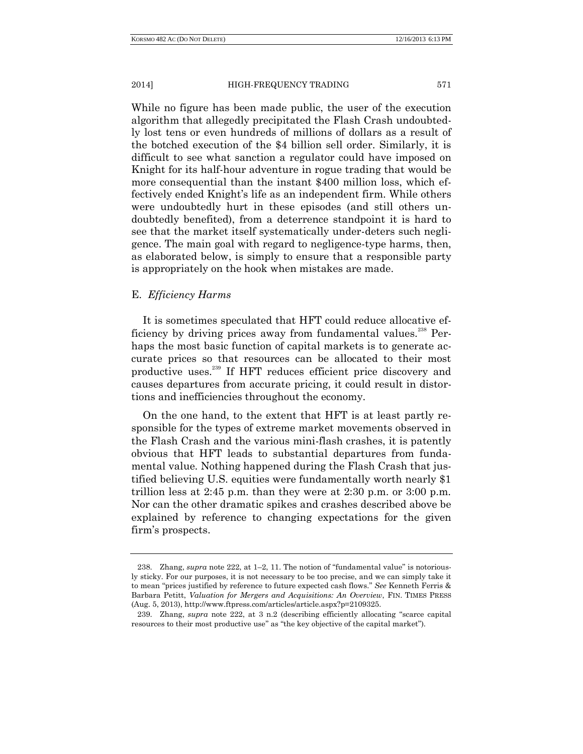While no figure has been made public, the user of the execution algorithm that allegedly precipitated the Flash Crash undoubtedly lost tens or even hundreds of millions of dollars as a result of the botched execution of the $4 billion sell order. Similarly, it is difficult to see what sanction a regulator could have imposed on Knight for its half-hour adventure in rogue trading that would be more consequential than the instant $400 million loss, which effectively ended Knight's life as an independent firm. While others were undoubtedly hurt in these episodes (and still others undoubtedly benefited), from a deterrence standpoint it is hard to see that the market itself systematically under-deters such negligence. The main goal with regard to negligence-type harms, then, as elaborated below, is simply to ensure that a responsible party is appropriately on the hook when mistakes are made.

## E. *Efficiency Harms*

It is sometimes speculated that HFT could reduce allocative efficiency by driving prices away from fundamental values.[238] Perhaps the most basic function of capital markets is to generate accurate prices so that resources can be allocated to their most productive uses.[239] If HFT reduces efficient price discovery and causes departures from accurate pricing, it could result in distortions and inefficiencies throughout the economy.

On the one hand, to the extent that HFT is at least partly responsible for the types of extreme market movements observed in the Flash Crash and the various mini-flash crashes, it is patently obvious that HFT leads to substantial departures from fundamental value. Nothing happened during the Flash Crash that justified believing U.S. equities were fundamentally worth nearly $1 trillion less at 2:45 p.m. than they were at 2:30 p.m. or 3:00 p.m. Nor can the other dramatic spikes and crashes described above be explained by reference to changing expectations for the given firm's prospects.

---

238. Zhang, *supra* note 222, at 1–2, 11. The notion of "fundamental value" is notoriously sticky. For our purposes, it is not necessary to be too precise, and we can simply take it to mean "prices justified by reference to future expected cash flows." *See* Kenneth Ferris & Barbara Petitt, *Valuation for Mergers and Acquisitions: An Overview*, FIN. TIMES PRESS (Aug. 5, 2013), http://www.ftpress.com/articles/article.aspx?p=2109325.

239. Zhang, *supra* note 222, at 3 n.2 (describing efficiently allocating "scarce capital resources to their most productive use" as "the key objective of the capital market").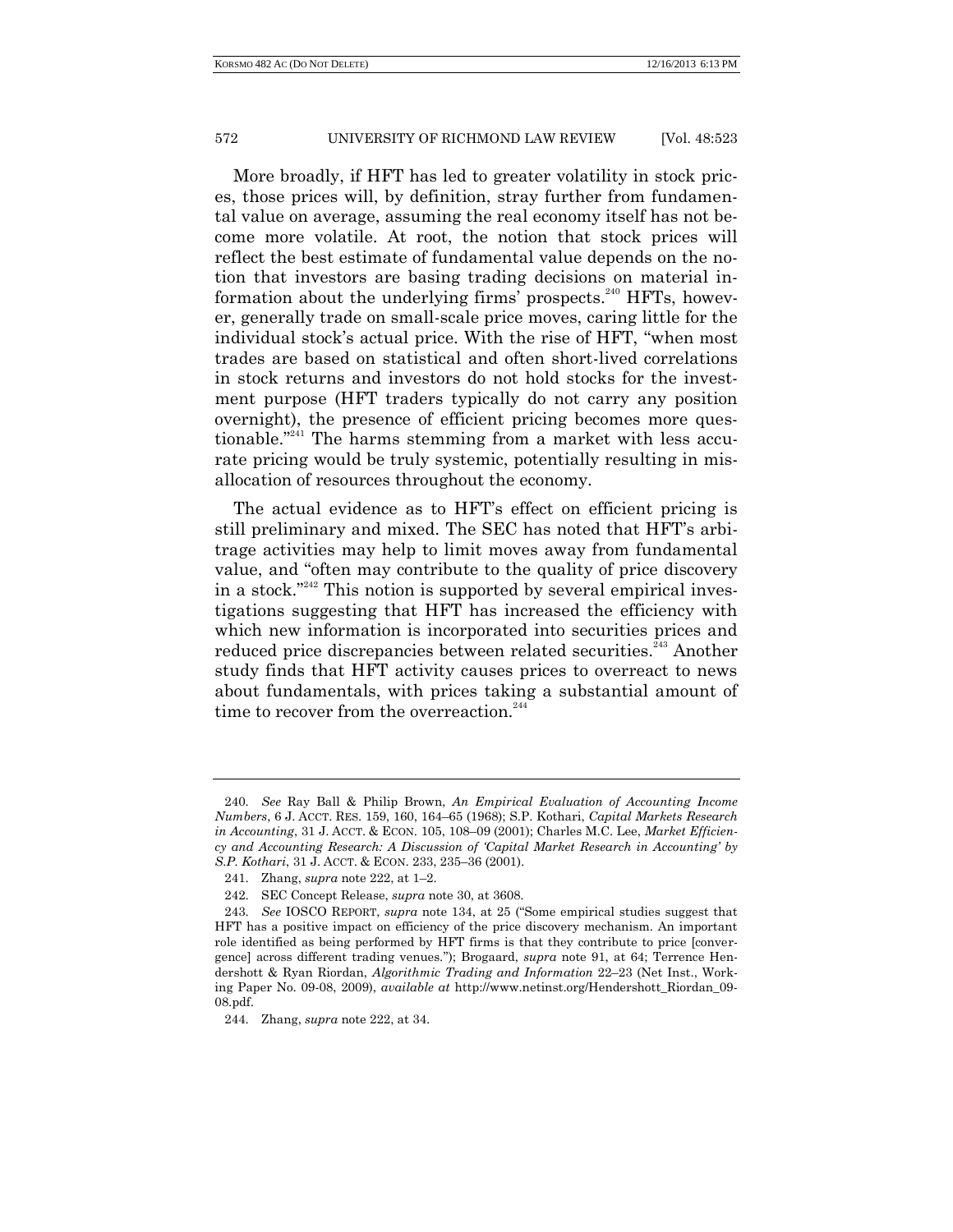More broadly, if HFT has led to greater volatility in stock prices, those prices will, by definition, stray further from fundamental value on average, assuming the real economy itself has not become more volatile. At root, the notion that stock prices will reflect the best estimate of fundamental value depends on the notion that investors are basing trading decisions on material information about the underlying firms' prospects.[240] HFTs, however, generally trade on small-scale price moves, caring little for the individual stock's actual price. With the rise of HFT, "when most trades are based on statistical and often short-lived correlations in stock returns and investors do not hold stocks for the investment purpose (HFT traders typically do not carry any position overnight), the presence of efficient pricing becomes more questionable."[241] The harms stemming from a market with less accurate pricing would be truly systemic, potentially resulting in misallocation of resources throughout the economy.

The actual evidence as to HFT's effect on efficient pricing is still preliminary and mixed. The SEC has noted that HFT's arbitrage activities may help to limit moves away from fundamental value, and "often may contribute to the quality of price discovery in a stock."[242] This notion is supported by several empirical investigations suggesting that HFT has increased the efficiency with which new information is incorporated into securities prices and reduced price discrepancies between related securities.[243] Another study finds that HFT activity causes prices to overreact to news about fundamentals, with prices taking a substantial amount of time to recover from the overreaction.[244]

---

240. *See* Ray Ball & Philip Brown, *An Empirical Evaluation of Accounting Income Numbers*, 6 J. ACCT. RES. 159, 160, 164–65 (1968); S.P. Kothari, *Capital Markets Research in Accounting*, 31 J. ACCT. & ECON. 105, 108–09 (2001); Charles M.C. Lee, *Market Efficiency and Accounting Research: A Discussion of 'Capital Market Research in Accounting' by S.P. Kothari*, 31 J. ACCT. & ECON. 233, 235–36 (2001).

241. Zhang, *supra* note 222, at 1–2.

242. SEC Concept Release, *supra* note 30, at 3608.

243. *See* IOSCO REPORT, *supra* note 134, at 25 ("Some empirical studies suggest that HFT has a positive impact on efficiency of the price discovery mechanism. An important role identified as being performed by HFT firms is that they contribute to price [convergence] across different trading venues."); Brogaard, *supra* note 91, at 64; Terrence Hendershott & Ryan Riordan, *Algorithmic Trading and Information* 22–23 (Net Inst., Working Paper No. 09-08, 2009), *available at* http://www.netinst.org/Hendershott_Riordan_09-08.pdf.

244. Zhang, *supra* note 222, at 34.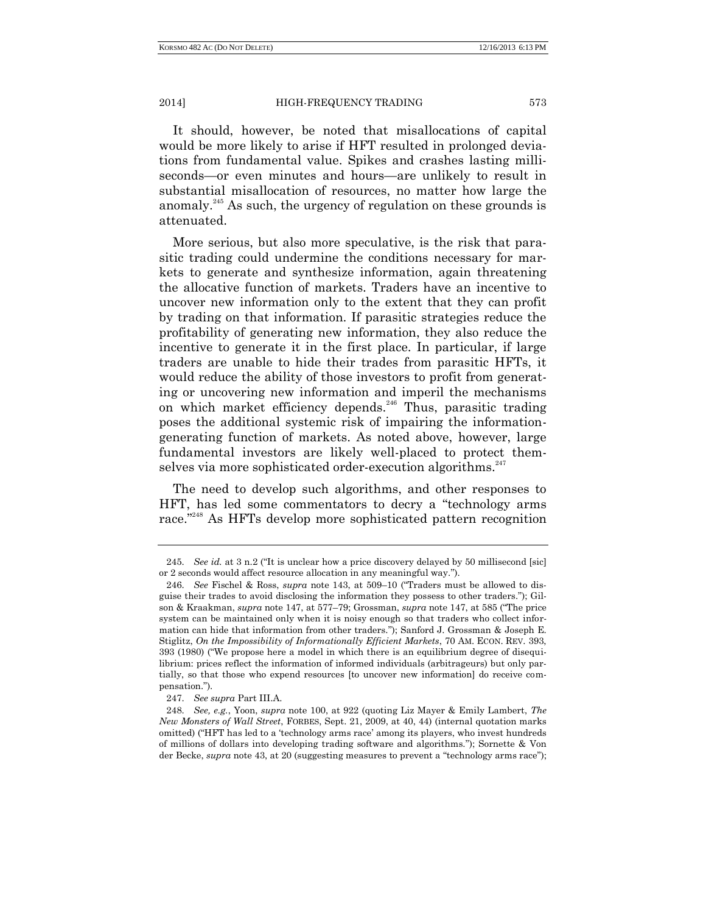It should, however, be noted that misallocations of capital would be more likely to arise if HFT resulted in prolonged deviations from fundamental value. Spikes and crashes lasting milliseconds—or even minutes and hours—are unlikely to result in substantial misallocation of resources, no matter how large the anomaly.[245] As such, the urgency of regulation on these grounds is attenuated.

More serious, but also more speculative, is the risk that parasitic trading could undermine the conditions necessary for markets to generate and synthesize information, again threatening the allocative function of markets. Traders have an incentive to uncover new information only to the extent that they can profit by trading on that information. If parasitic strategies reduce the profitability of generating new information, they also reduce the incentive to generate it in the first place. In particular, if large traders are unable to hide their trades from parasitic HFTs, it would reduce the ability of those investors to profit from generating or uncovering new information and imperil the mechanisms on which market efficiency depends.[246] Thus, parasitic trading poses the additional systemic risk of impairing the information-generating function of markets. As noted above, however, large fundamental investors are likely well-placed to protect themselves via more sophisticated order-execution algorithms.[247]

The need to develop such algorithms, and other responses to HFT, has led some commentators to decry a "technology arms race."[248] As HFTs develop more sophisticated pattern recognition

---

245. *See id.* at 3 n.2 ("It is unclear how a price discovery delayed by 50 millisecond [sic] or 2 seconds would affect resource allocation in any meaningful way.").

246. *See* Fischel & Ross, *supra* note 143, at 509–10 ("Traders must be allowed to disguise their trades to avoid disclosing the information they possess to other traders."); Gilson & Kraakman, *supra* note 147, at 577–79; Grossman, *supra* note 147, at 585 ("The price system can be maintained only when it is noisy enough so that traders who collect information can hide that information from other traders."); Sanford J. Grossman & Joseph E. Stiglitz, *On the Impossibility of Informationally Efficient Markets*, 70 AM. ECON. REV. 393, 393 (1980) ("We propose here a model in which there is an equilibrium degree of disequilibrium: prices reflect the information of informed individuals (arbitrageurs) but only partially, so that those who expend resources [to uncover new information] do receive compensation.").

247. *See supra* Part III.A.

248. *See, e.g.*, Yoon, *supra* note 100, at 922 (quoting Liz Mayer & Emily Lambert, *The New Monsters of Wall Street*, FORBES, Sept. 21, 2009, at 40, 44) (internal quotation marks omitted) ("HFT has led to a 'technology arms race' among its players, who invest hundreds of millions of dollars into developing trading software and algorithms."); Sornette & Von der Becke, *supra* note 43, at 20 (suggesting measures to prevent a "technology arms race");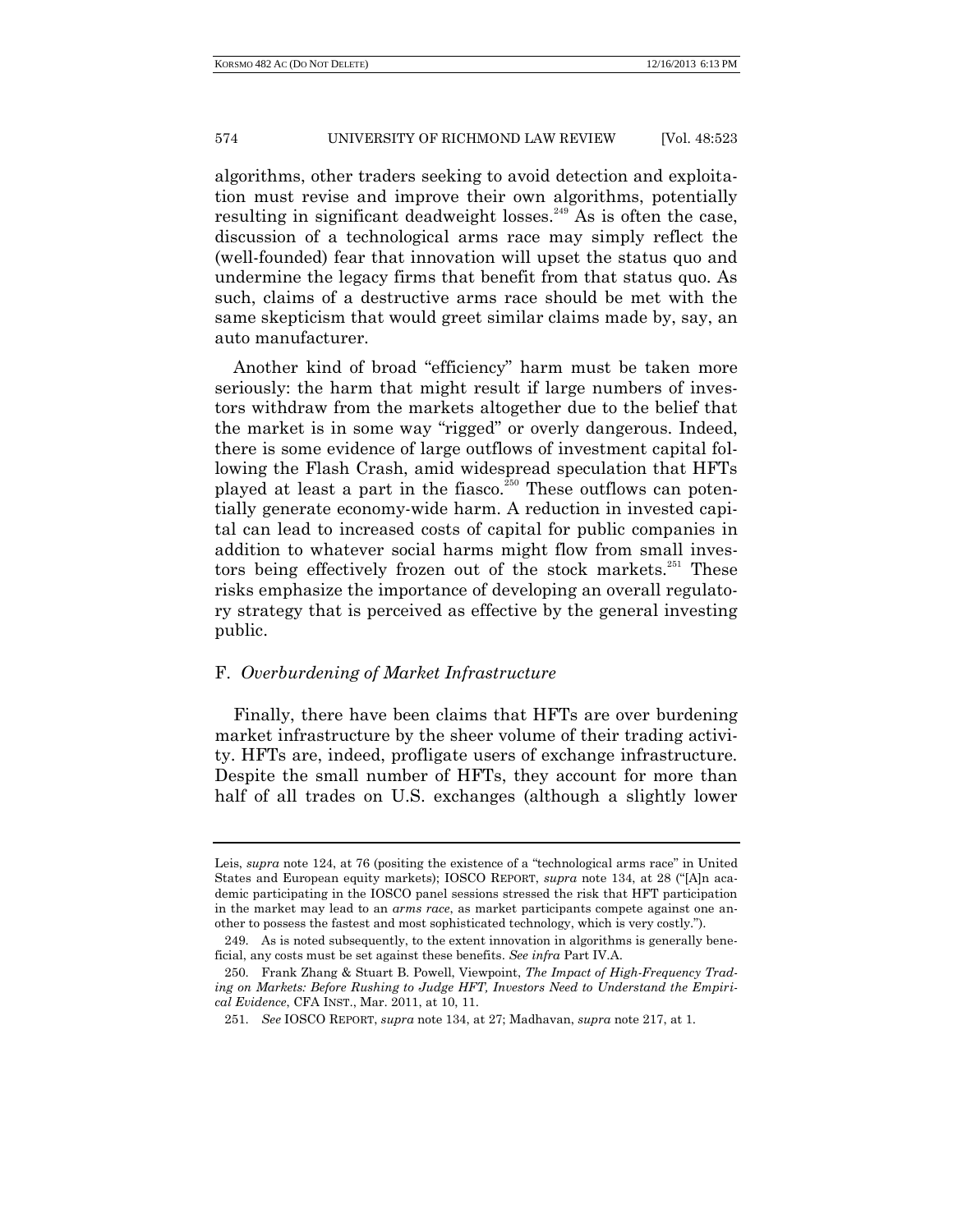algorithms, other traders seeking to avoid detection and exploitation must revise and improve their own algorithms, potentially resulting in significant deadweight losses.[249] As is often the case, discussion of a technological arms race may simply reflect the (well-founded) fear that innovation will upset the status quo and undermine the legacy firms that benefit from that status quo. As such, claims of a destructive arms race should be met with the same skepticism that would greet similar claims made by, say, an auto manufacturer.

Another kind of broad "efficiency" harm must be taken more seriously: the harm that might result if large numbers of investors withdraw from the markets altogether due to the belief that the market is in some way "rigged" or overly dangerous. Indeed, there is some evidence of large outflows of investment capital following the Flash Crash, amid widespread speculation that HFTs played at least a part in the fiasco.[250] These outflows can potentially generate economy-wide harm. A reduction in invested capital can lead to increased costs of capital for public companies in addition to whatever social harms might flow from small investors being effectively frozen out of the stock markets.[251] These risks emphasize the importance of developing an overall regulatory strategy that is perceived as effective by the general investing public.

### F. *Overburdening of Market Infrastructure*

Finally, there have been claims that HFTs are over burdening market infrastructure by the sheer volume of their trading activity. HFTs are, indeed, profligate users of exchange infrastructure. Despite the small number of HFTs, they account for more than half of all trades on U.S. exchanges (although a slightly lower

---

Leis, *supra* note 124, at 76 (positing the existence of a "technological arms race" in United States and European equity markets); IOSCO REPORT, *supra* note 134, at 28 ("[A]n academic participating in the IOSCO panel sessions stressed the risk that HFT participation in the market may lead to an *arms race*, as market participants compete against one another to possess the fastest and most sophisticated technology, which is very costly.").

249. As is noted subsequently, to the extent innovation in algorithms is generally beneficial, any costs must be set against these benefits. *See infra* Part IV.A.

250. Frank Zhang & Stuart B. Powell, Viewpoint, *The Impact of High-Frequency Trading on Markets: Before Rushing to Judge HFT, Investors Need to Understand the Empirical Evidence*, CFA INST., Mar. 2011, at 10, 11.

251. *See* IOSCO REPORT, *supra* note 134, at 27; Madhavan, *supra* note 217, at 1.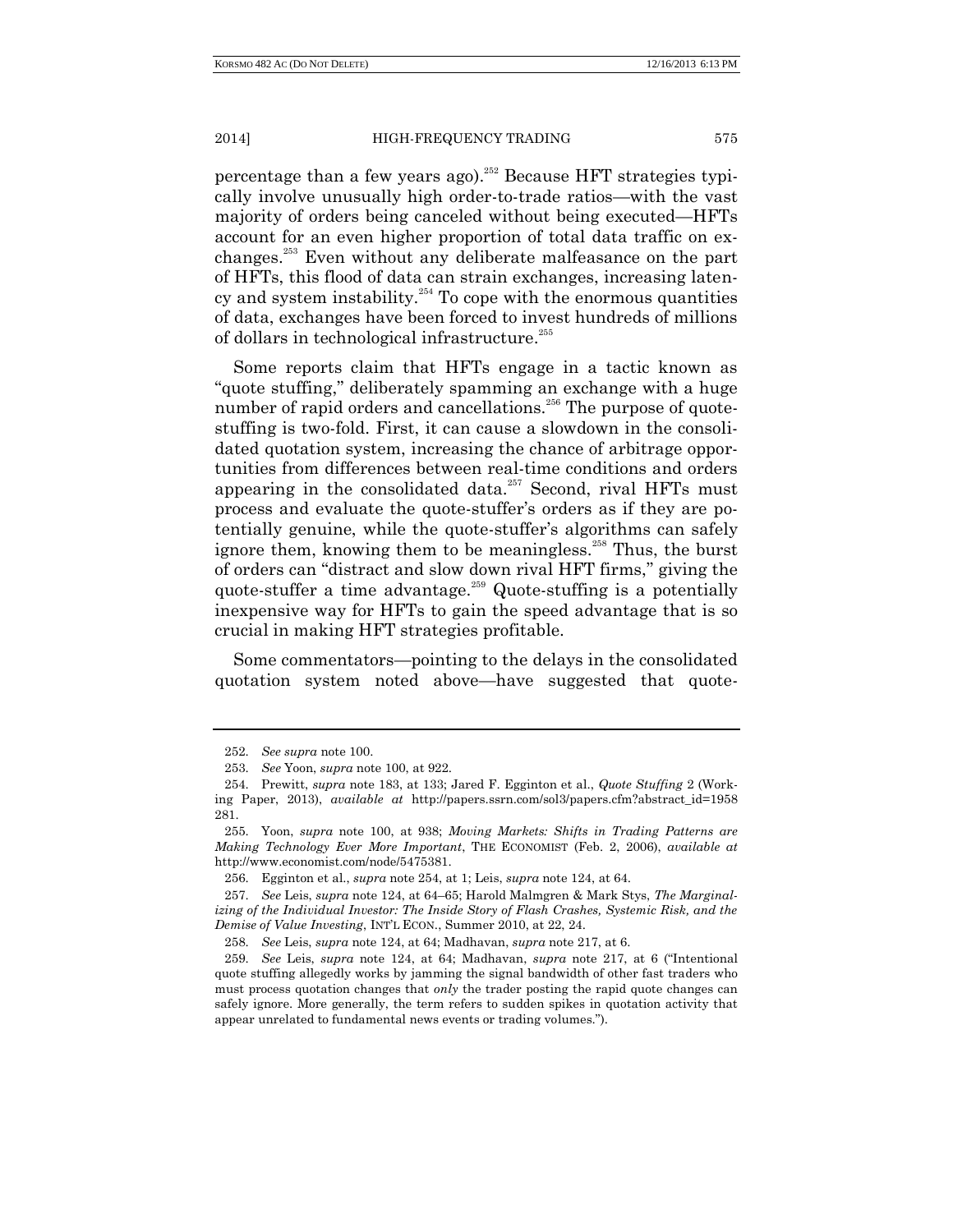percentage than a few years ago).[252] Because HFT strategies typically involve unusually high order-to-trade ratios—with the vast majority of orders being canceled without being executed—HFTs account for an even higher proportion of total data traffic on exchanges.[253] Even without any deliberate malfeasance on the part of HFTs, this flood of data can strain exchanges, increasing latency and system instability.[254] To cope with the enormous quantities of data, exchanges have been forced to invest hundreds of millions of dollars in technological infrastructure.[255]

Some reports claim that HFTs engage in a tactic known as "quote stuffing," deliberately spamming an exchange with a huge number of rapid orders and cancellations.[256] The purpose of quote-stuffing is two-fold. First, it can cause a slowdown in the consolidated quotation system, increasing the chance of arbitrage opportunities from differences between real-time conditions and orders appearing in the consolidated data.[257] Second, rival HFTs must process and evaluate the quote-stuffer's orders as if they are potentially genuine, while the quote-stuffer's algorithms can safely ignore them, knowing them to be meaningless.[258] Thus, the burst of orders can "distract and slow down rival HFT firms," giving the quote-stuffer a time advantage.[259] Quote-stuffing is a potentially inexpensive way for HFTs to gain the speed advantage that is so crucial in making HFT strategies profitable.

Some commentators—pointing to the delays in the consolidated quotation system noted above—have suggested that quote-

---

252. *See supra* note 100.

253. *See* Yoon, *supra* note 100, at 922.

254. Prewitt, *supra* note 183, at 133; Jared F. Egginton et al., *Quote Stuffing* 2 (Working Paper, 2013), *available at* http://papers.ssrn.com/sol3/papers.cfm?abstract_id=1958281.

255. Yoon, *supra* note 100, at 938; *Moving Markets: Shifts in Trading Patterns are Making Technology Ever More Important*, THE ECONOMIST (Feb. 2, 2006), *available at* http://www.economist.com/node/5475381.

256. Egginton et al., *supra* note 254, at 1; Leis, *supra* note 124, at 64.

257. *See* Leis, *supra* note 124, at 64–65; Harold Malmgren & Mark Stys, *The Marginalizing of the Individual Investor: The Inside Story of Flash Crashes, Systemic Risk, and the Demise of Value Investing*, INT'L ECON., Summer 2010, at 22, 24.

258. *See* Leis, *supra* note 124, at 64; Madhavan, *supra* note 217, at 6.

259. *See* Leis, *supra* note 124, at 64; Madhavan, *supra* note 217, at 6 ("Intentional quote stuffing allegedly works by jamming the signal bandwidth of other fast traders who must process quotation changes that *only* the trader posting the rapid quote changes can safely ignore. More generally, the term refers to sudden spikes in quotation activity that appear unrelated to fundamental news events or trading volumes.").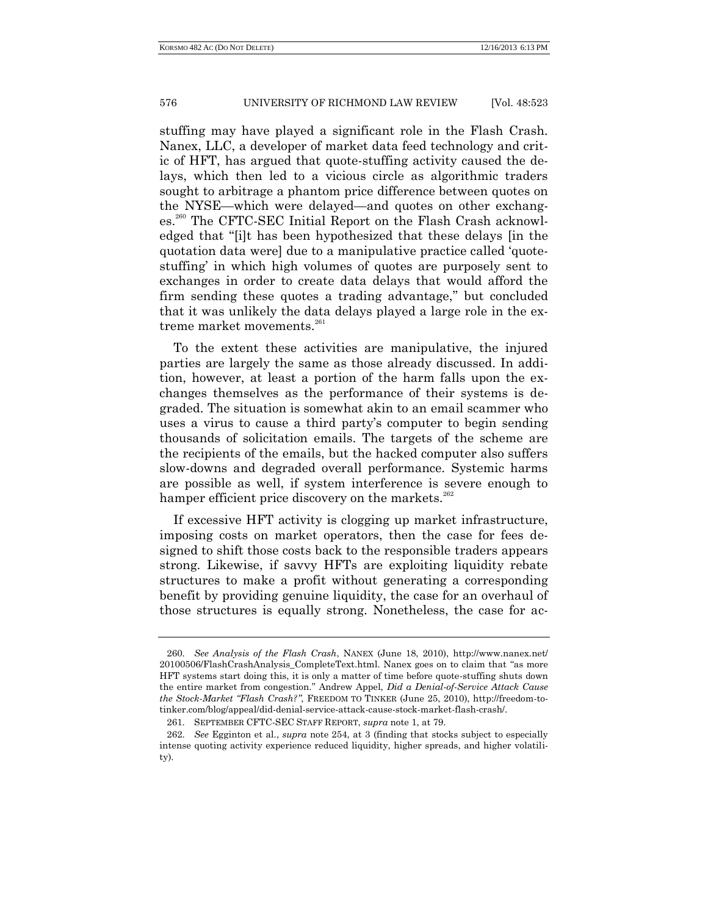stuffing may have played a significant role in the Flash Crash. Nanex, LLC, a developer of market data feed technology and critic of HFT, has argued that quote-stuffing activity caused the delays, which then led to a vicious circle as algorithmic traders sought to arbitrage a phantom price difference between quotes on the NYSE—which were delayed—and quotes on other exchanges.[260] The CFTC-SEC Initial Report on the Flash Crash acknowledged that "[i]t has been hypothesized that these delays [in the quotation data were] due to a manipulative practice called 'quote-stuffing' in which high volumes of quotes are purposely sent to exchanges in order to create data delays that would afford the firm sending these quotes a trading advantage," but concluded that it was unlikely the data delays played a large role in the extreme market movements.[261]

To the extent these activities are manipulative, the injured parties are largely the same as those already discussed. In addition, however, at least a portion of the harm falls upon the exchanges themselves as the performance of their systems is degraded. The situation is somewhat akin to an email scammer who uses a virus to cause a third party's computer to begin sending thousands of solicitation emails. The targets of the scheme are the recipients of the emails, but the hacked computer also suffers slow-downs and degraded overall performance. Systemic harms are possible as well, if system interference is severe enough to hamper efficient price discovery on the markets.[262]

If excessive HFT activity is clogging up market infrastructure, imposing costs on market operators, then the case for fees designed to shift those costs back to the responsible traders appears strong. Likewise, if savvy HFTs are exploiting liquidity rebate structures to make a profit without generating a corresponding benefit by providing genuine liquidity, the case for an overhaul of those structures is equally strong. Nonetheless, the case for ac-

---

260. *See Analysis of the Flash Crash*, NANEX (June 18, 2010), http://www.nanex.net/20100506/FlashCrashAnalysis_CompleteText.html. Nanex goes on to claim that "as more HFT systems start doing this, it is only a matter of time before quote-stuffing shuts down the entire market from congestion." Andrew Appel, *Did a Denial-of-Service Attack Cause the Stock-Market "Flash Crash?"*, FREEDOM TO TINKER (June 25, 2010), http://freedom-to-tinker.com/blog/appeal/did-denial-service-attack-cause-stock-market-flash-crash/.

261. SEPTEMBER CFTC-SEC STAFF REPORT, *supra* note 1, at 79.

262. *See* Egginton et al., *supra* note 254, at 3 (finding that stocks subject to especially intense quoting activity experience reduced liquidity, higher spreads, and higher volatility).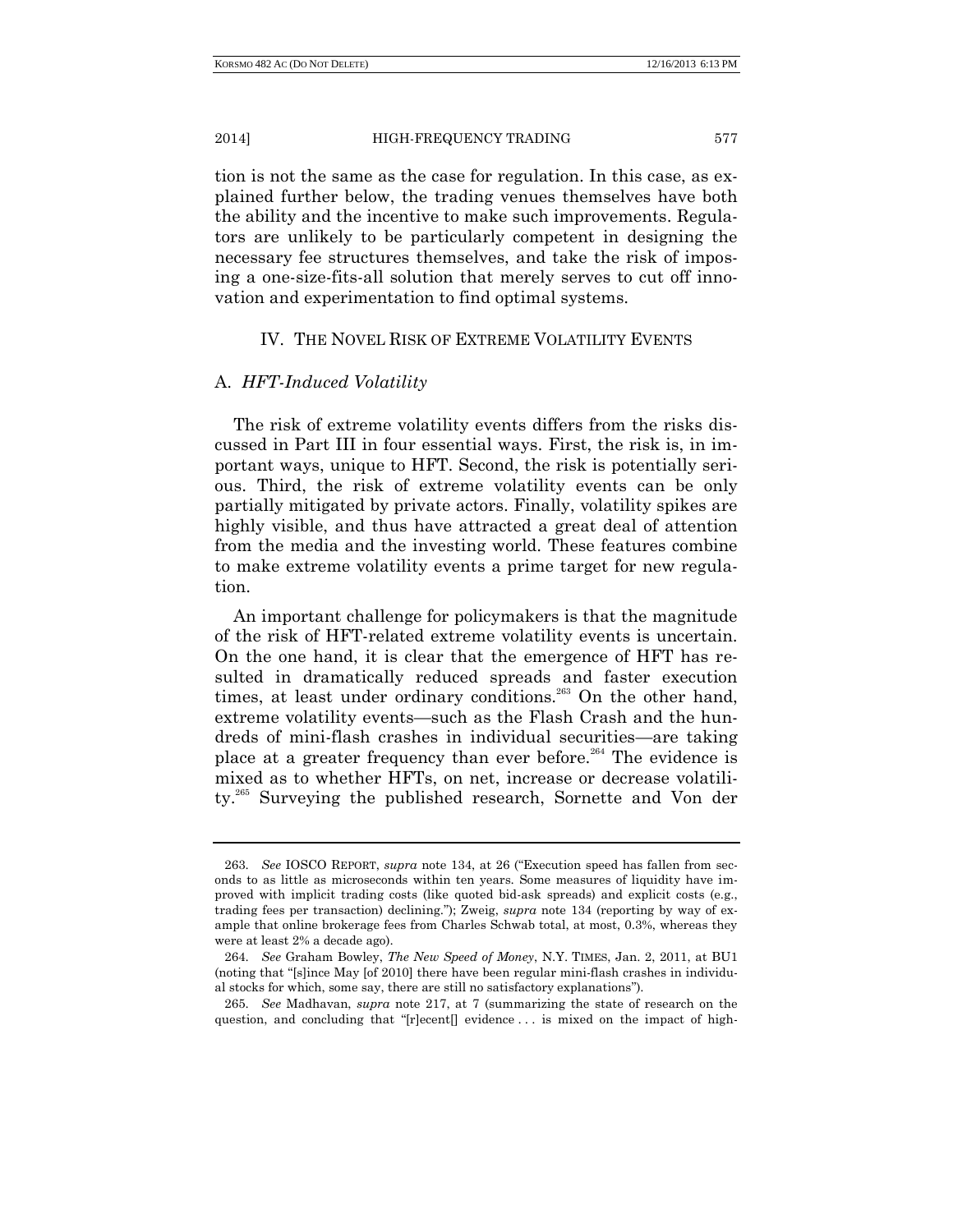tion is not the same as the case for regulation. In this case, as explained further below, the trading venues themselves have both the ability and the incentive to make such improvements. Regulators are unlikely to be particularly competent in designing the necessary fee structures themselves, and take the risk of imposing a one-size-fits-all solution that merely serves to cut off innovation and experimentation to find optimal systems.

## IV. THE NOVEL RISK OF EXTREME VOLATILITY EVENTS

### A. *HFT-Induced Volatility*

The risk of extreme volatility events differs from the risks discussed in Part III in four essential ways. First, the risk is, in important ways, unique to HFT. Second, the risk is potentially serious. Third, the risk of extreme volatility events can be only partially mitigated by private actors. Finally, volatility spikes are highly visible, and thus have attracted a great deal of attention from the media and the investing world. These features combine to make extreme volatility events a prime target for new regulation.

An important challenge for policymakers is that the magnitude of the risk of HFT-related extreme volatility events is uncertain. On the one hand, it is clear that the emergence of HFT has resulted in dramatically reduced spreads and faster execution times, at least under ordinary conditions.[263] On the other hand, extreme volatility events—such as the Flash Crash and the hundreds of mini-flash crashes in individual securities—are taking place at a greater frequency than ever before.[264] The evidence is mixed as to whether HFTs, on net, increase or decrease volatility.[265] Surveying the published research, Sornette and Von der

---

263. *See* IOSCO REPORT, *supra* note 134, at 26 ("Execution speed has fallen from seconds to as little as microseconds within ten years. Some measures of liquidity have improved with implicit trading costs (like quoted bid-ask spreads) and explicit costs (e.g., trading fees per transaction) declining."); Zweig, *supra* note 134 (reporting by way of example that online brokerage fees from Charles Schwab total, at most, 0.3%, whereas they were at least 2% a decade ago).

264. *See* Graham Bowley, *The New Speed of Money*, N.Y. TIMES, Jan. 2, 2011, at BU1 (noting that "[s]ince May [of 2010] there have been regular mini-flash crashes in individual stocks for which, some say, there are still no satisfactory explanations").

265. *See* Madhavan, *supra* note 217, at 7 (summarizing the state of research on the question, and concluding that "[r]ecent[] evidence . . . is mixed on the impact of high-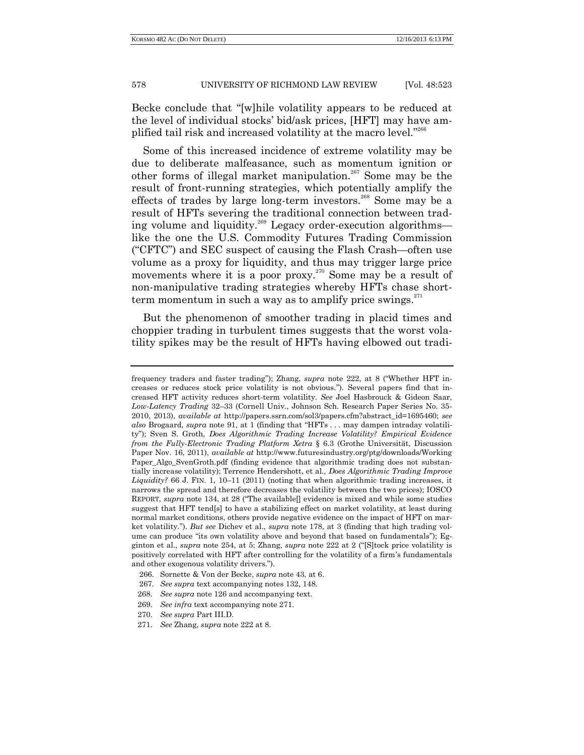Becke conclude that "[w]hile volatility appears to be reduced at the level of individual stocks' bid/ask prices, [HFT] may have amplified tail risk and increased volatility at the macro level."[266]

Some of this increased incidence of extreme volatility may be due to deliberate malfeasance, such as momentum ignition or other forms of illegal market manipulation.[267] Some may be the result of front-running strategies, which potentially amplify the effects of trades by large long-term investors.[268] Some may be a result of HFTs severing the traditional connection between trading volume and liquidity.[269] Legacy order-execution algorithms—like the one the U.S. Commodity Futures Trading Commission ("CFTC") and SEC suspect of causing the Flash Crash—often use volume as a proxy for liquidity, and thus may trigger large price movements where it is a poor proxy.[270] Some may be a result of non-manipulative trading strategies whereby HFTs chase short-term momentum in such a way as to amplify price swings.[271]

But the phenomenon of smoother trading in placid times and choppier trading in turbulent times suggests that the worst volatility spikes may be the result of HFTs having elbowed out tradi-

---

frequency traders and faster trading"); Zhang, *supra* note 222, at 8 ("Whether HFT increases or reduces stock price volatility is not obvious."). Several papers find that increased HFT activity reduces short-term volatility. *See* Joel Hasbrouck & Gideon Saar, *Low-Latency Trading* 32–33 (Cornell Univ., Johnson Sch. Research Paper Series No. 35-2010, 2013), *available at* http://papers.ssrn.com/sol3/papers.cfm?abstract_id=1695460; *see also* Brogaard, *supra* note 91, at 1 (finding that "HFTs . . . may dampen intraday volatility"); Sven S. Groth, *Does Algorithmic Trading Increase Volatility? Empirical Evidence from the Fully-Electronic Trading Platform Xetra* § 6.3 (Grothe Universität, Discussion Paper Nov. 16, 2011), *available at* http://www.futuresindustry.org/ptg/downloads/Working Paper_Algo_SvenGroth.pdf (finding evidence that algorithmic trading does not substantially increase volatility); Terrence Hendershott, et al., *Does Algorithmic Trading Improve Liquidity?* 66 J. FIN. 1, 10–11 (2011) (noting that when algorithmic trading increases, it narrows the spread and therefore decreases the volatility between the two prices); IOSCO REPORT, *supra* note 134, at 28 ("The available[] evidence is mixed and while some studies suggest that HFT tend[s] to have a stabilizing effect on market volatility, at least during normal market conditions, others provide negative evidence on the impact of HFT on market volatility."). *But see* Dichev et al., *supra* note 178, at 3 (finding that high trading volume can produce "its own volatility above and beyond that based on fundamentals"); Egginton et al., *supra* note 254, at 5; Zhang, *supra* note 222 at 2 ("[S]tock price volatility is positively correlated with HFT after controlling for the volatility of a firm's fundamentals and other exogenous volatility drivers.").

266. Sornette & Von der Becke, *supra* note 43, at 6.

267. *See supra* text accompanying notes 132, 148.

268. *See supra* note 126 and accompanying text.

269. *See infra* text accompanying note 271.

270. *See supra* Part III.D.

271. *See* Zhang, *supra* note 222 at 8.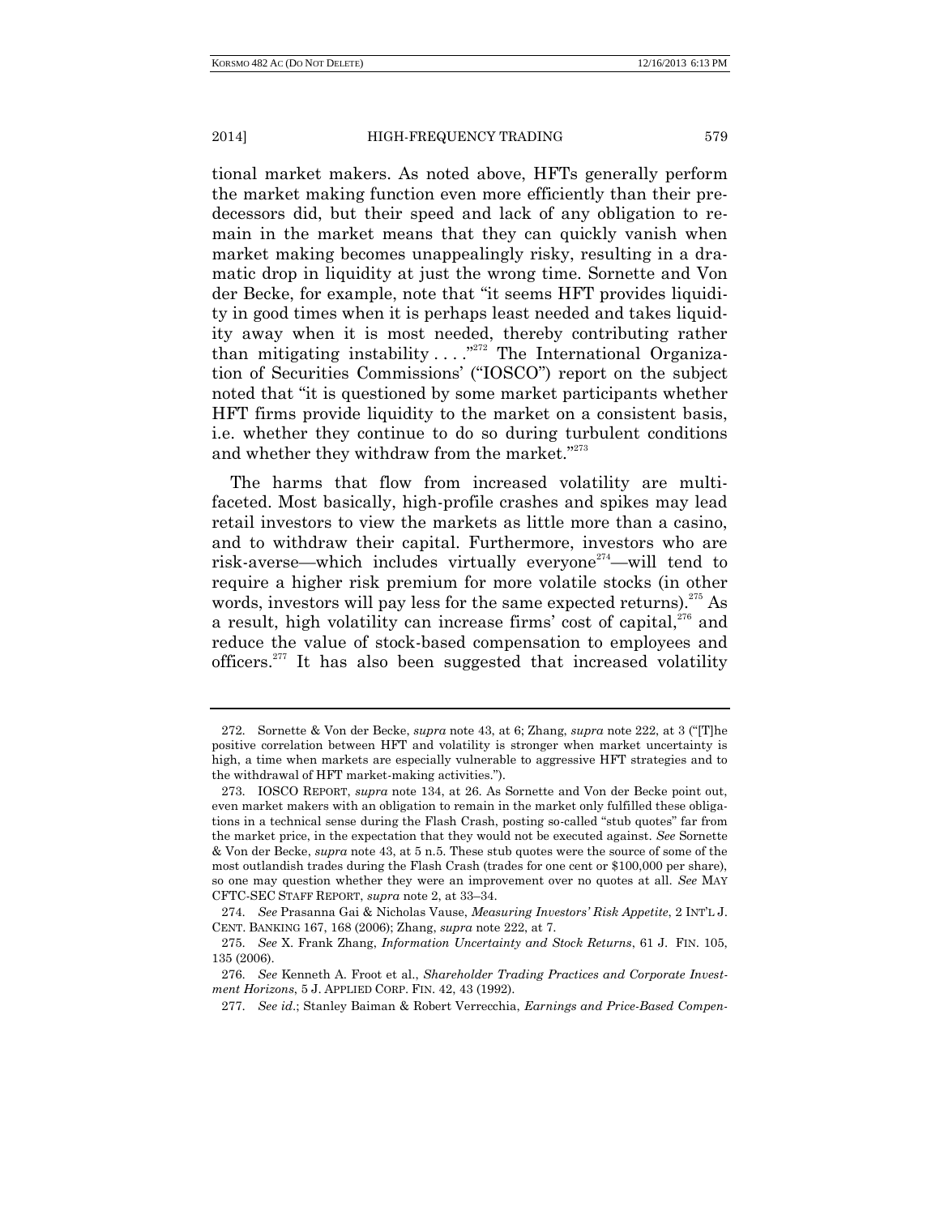tional market makers. As noted above, HFTs generally perform the market making function even more efficiently than their predecessors did, but their speed and lack of any obligation to remain in the market means that they can quickly vanish when market making becomes unappealingly risky, resulting in a dramatic drop in liquidity at just the wrong time. Sornette and Von der Becke, for example, note that "it seems HFT provides liquidity in good times when it is perhaps least needed and takes liquidity away when it is most needed, thereby contributing rather than mitigating instability . . . ."[272] The International Organization of Securities Commissions' ("IOSCO") report on the subject noted that "it is questioned by some market participants whether HFT firms provide liquidity to the market on a consistent basis, i.e. whether they continue to do so during turbulent conditions and whether they withdraw from the market."[273]

The harms that flow from increased volatility are multifaceted. Most basically, high-profile crashes and spikes may lead retail investors to view the markets as little more than a casino, and to withdraw their capital. Furthermore, investors who are risk-averse—which includes virtually everyone[274]—will tend to require a higher risk premium for more volatile stocks (in other words, investors will pay less for the same expected returns).[275] As a result, high volatility can increase firms' cost of capital,[276] and reduce the value of stock-based compensation to employees and officers.[277] It has also been suggested that increased volatility

---

272. Sornette & Von der Becke, *supra* note 43, at 6; Zhang, *supra* note 222, at 3 ("[T]he positive correlation between HFT and volatility is stronger when market uncertainty is high, a time when markets are especially vulnerable to aggressive HFT strategies and to the withdrawal of HFT market-making activities.").

273. IOSCO REPORT, *supra* note 134, at 26. As Sornette and Von der Becke point out, even market makers with an obligation to remain in the market only fulfilled these obligations in a technical sense during the Flash Crash, posting so-called "stub quotes" far from the market price, in the expectation that they would not be executed against. *See* Sornette & Von der Becke, *supra* note 43, at 5 n.5. These stub quotes were the source of some of the most outlandish trades during the Flash Crash (trades for one cent or $100,000 per share), so one may question whether they were an improvement over no quotes at all. *See* MAY CFTC-SEC STAFF REPORT, *supra* note 2, at 33–34.

274. *See* Prasanna Gai & Nicholas Vause, *Measuring Investors' Risk Appetite*, 2 INT'L J. CENT. BANKING 167, 168 (2006); Zhang, *supra* note 222, at 7.

275. *See* X. Frank Zhang, *Information Uncertainty and Stock Returns*, 61 J. FIN. 105, 135 (2006).

276. *See* Kenneth A. Froot et al., *Shareholder Trading Practices and Corporate Investment Horizons*, 5 J. APPLIED CORP. FIN. 42, 43 (1992).

277. *See id*.; Stanley Baiman & Robert Verrecchia, *Earnings and Price-Based Compen-*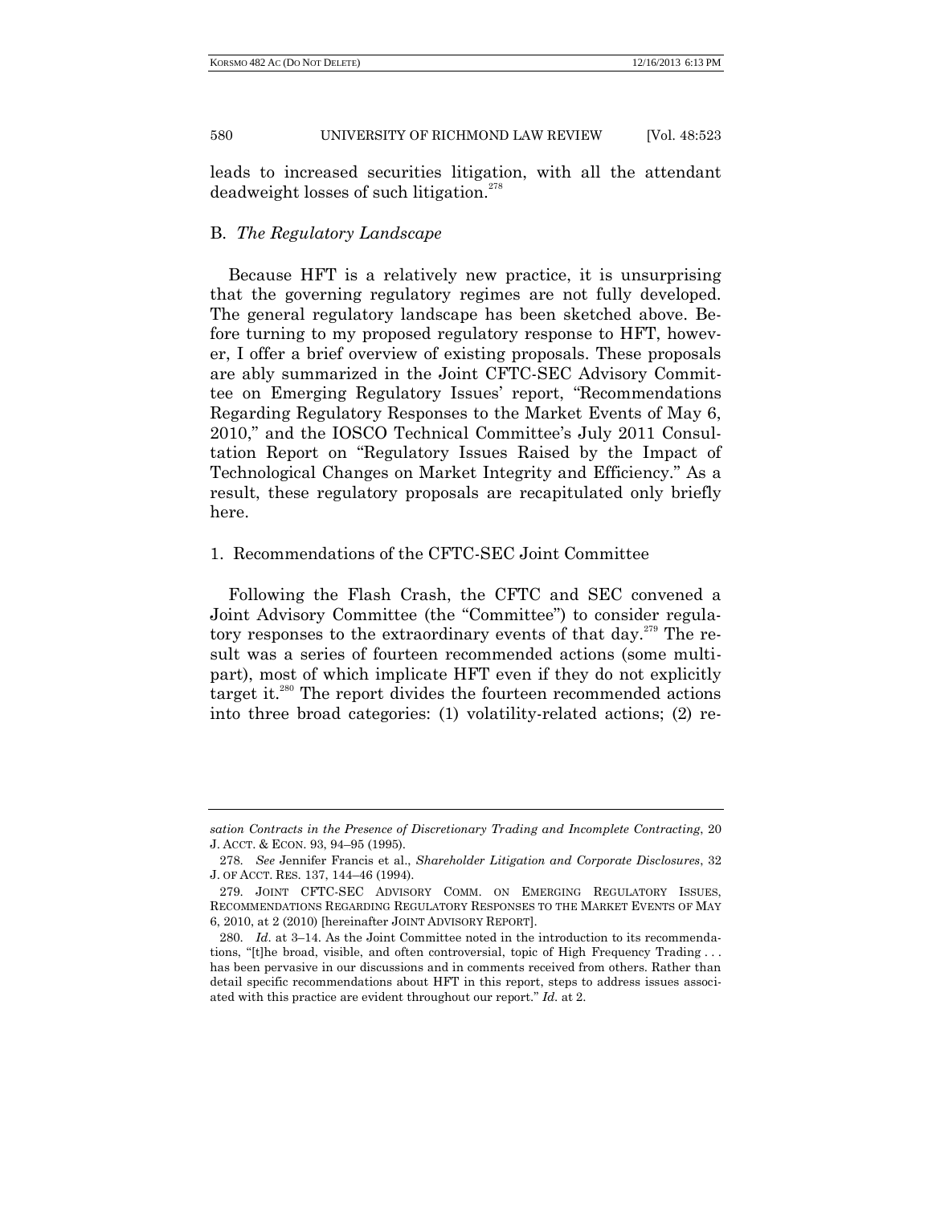leads to increased securities litigation, with all the attendant deadweight losses of such litigation.[278]

## B. *The Regulatory Landscape*

Because HFT is a relatively new practice, it is unsurprising that the governing regulatory regimes are not fully developed. The general regulatory landscape has been sketched above. Before turning to my proposed regulatory response to HFT, however, I offer a brief overview of existing proposals. These proposals are ably summarized in the Joint CFTC-SEC Advisory Committee on Emerging Regulatory Issues' report, "Recommendations Regarding Regulatory Responses to the Market Events of May 6, 2010," and the IOSCO Technical Committee's July 2011 Consultation Report on "Regulatory Issues Raised by the Impact of Technological Changes on Market Integrity and Efficiency." As a result, these regulatory proposals are recapitulated only briefly here.

### 1. Recommendations of the CFTC-SEC Joint Committee

Following the Flash Crash, the CFTC and SEC convened a Joint Advisory Committee (the "Committee") to consider regulatory responses to the extraordinary events of that day.[279] The result was a series of fourteen recommended actions (some multipart), most of which implicate HFT even if they do not explicitly target it.[280] The report divides the fourteen recommended actions into three broad categories: (1) volatility-related actions; (2) re-

---

*sation Contracts in the Presence of Discretionary Trading and Incomplete Contracting*, 20 J. ACCT. & ECON. 93, 94–95 (1995).

278. *See* Jennifer Francis et al., *Shareholder Litigation and Corporate Disclosures*, 32 J. OF ACCT. RES. 137, 144–46 (1994).

279. JOINT CFTC-SEC ADVISORY COMM. ON EMERGING REGULATORY ISSUES, RECOMMENDATIONS REGARDING REGULATORY RESPONSES TO THE MARKET EVENTS OF MAY 6, 2010, at 2 (2010) [hereinafter JOINT ADVISORY REPORT].

280. *Id*. at 3–14. As the Joint Committee noted in the introduction to its recommendations, "[t]he broad, visible, and often controversial, topic of High Frequency Trading . . . has been pervasive in our discussions and in comments received from others. Rather than detail specific recommendations about HFT in this report, steps to address issues associated with this practice are evident throughout our report." *Id.* at 2.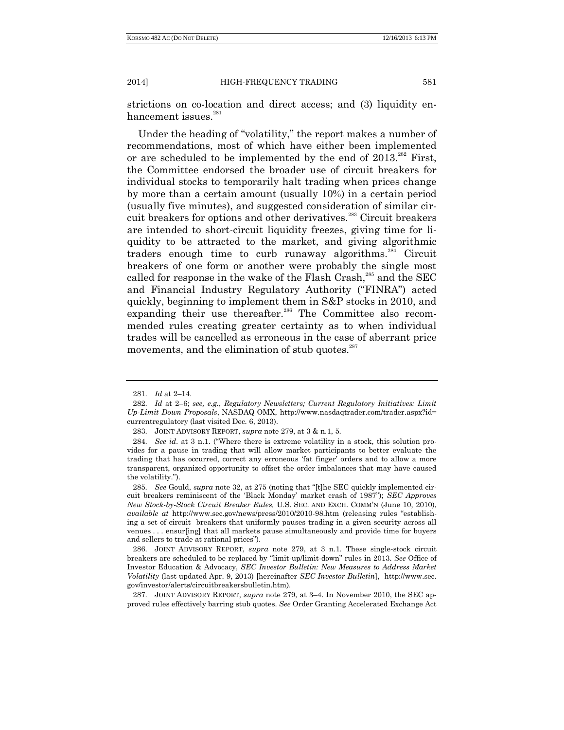strictions on co-location and direct access; and (3) liquidity enhancement issues.[281]

Under the heading of "volatility," the report makes a number of recommendations, most of which have either been implemented or are scheduled to be implemented by the end of 2013.[282] First, the Committee endorsed the broader use of circuit breakers for individual stocks to temporarily halt trading when prices change by more than a certain amount (usually 10%) in a certain period (usually five minutes), and suggested consideration of similar circuit breakers for options and other derivatives.[283] Circuit breakers are intended to short-circuit liquidity freezes, giving time for liquidity to be attracted to the market, and giving algorithmic traders enough time to curb runaway algorithms.[284] Circuit breakers of one form or another were probably the single most called for response in the wake of the Flash Crash,[285] and the SEC and Financial Industry Regulatory Authority ("FINRA") acted quickly, beginning to implement them in S&P stocks in 2010, and expanding their use thereafter.[286] The Committee also recommended rules creating greater certainty as to when individual trades will be cancelled as erroneous in the case of aberrant price movements, and the elimination of stub quotes.[287]

---

281. *Id* at 2–14.

282. *Id* at 2–6; *see, e.g.*, *Regulatory Newsletters; Current Regulatory Initiatives: Limit Up-Limit Down Proposals*, NASDAQ OMX, http://www.nasdaqtrader.com/trader.aspx?id=currentregulatory (last visited Dec. 6, 2013).

283. JOINT ADVISORY REPORT, *supra* note 279, at 3 & n.1, 5.

284. *See id*. at 3 n.1. ("Where there is extreme volatility in a stock, this solution provides for a pause in trading that will allow market participants to better evaluate the trading that has occurred, correct any erroneous 'fat finger' orders and to allow a more transparent, organized opportunity to offset the order imbalances that may have caused the volatility.").

285. *See* Gould, *supra* note 32, at 275 (noting that "[t]he SEC quickly implemented circuit breakers reminiscent of the 'Black Monday' market crash of 1987"); *SEC Approves New Stock-by-Stock Circuit Breaker Rules,* U.S. SEC. AND EXCH. COMM'N (June 10, 2010), *available at* http://www.sec.gov/news/press/2010/2010-98.htm (releasing rules "establishing a set of circuit breakers that uniformly pauses trading in a given security across all venues . . . ensur[ing] that all markets pause simultaneously and provide time for buyers and sellers to trade at rational prices").

286. JOINT ADVISORY REPORT, *supra* note 279, at 3 n.1. These single-stock circuit breakers are scheduled to be replaced by "limit-up/limit-down" rules in 2013. *See* Office of Investor Education & Advocacy, *SEC Investor Bulletin: New Measures to Address Market Volatility* (last updated Apr. 9, 2013) [hereinafter *SEC Investor Bulletin*], http://www.sec.gov/investor/alerts/circuitbreakersbulletin.htm).

287. JOINT ADVISORY REPORT, *supra* note 279, at 3–4. In November 2010, the SEC approved rules effectively barring stub quotes. *See* Order Granting Accelerated Exchange Act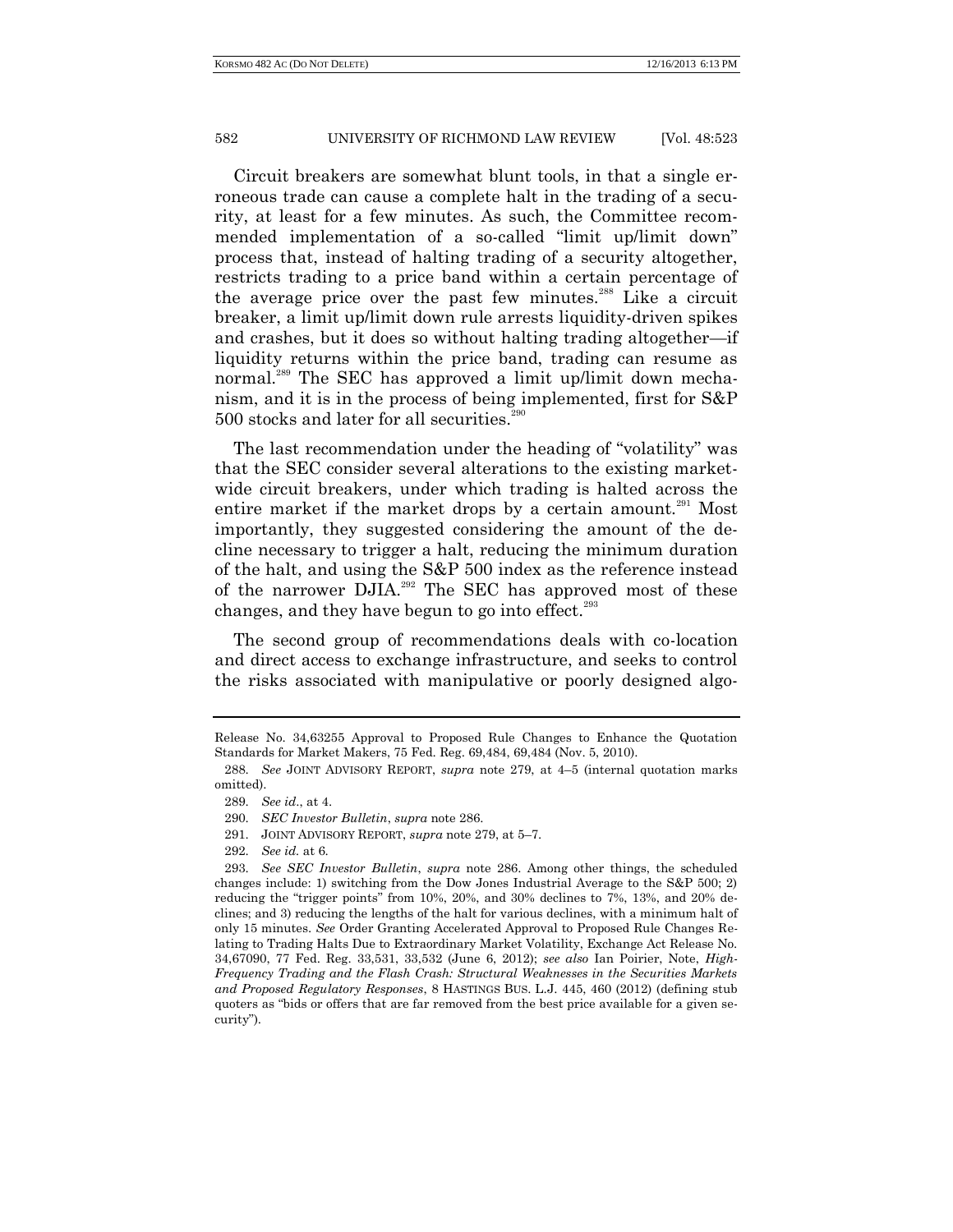Circuit breakers are somewhat blunt tools, in that a single erroneous trade can cause a complete halt in the trading of a security, at least for a few minutes. As such, the Committee recommended implementation of a so-called "limit up/limit down" process that, instead of halting trading of a security altogether, restricts trading to a price band within a certain percentage of the average price over the past few minutes.[288] Like a circuit breaker, a limit up/limit down rule arrests liquidity-driven spikes and crashes, but it does so without halting trading altogether—if liquidity returns within the price band, trading can resume as normal.[289] The SEC has approved a limit up/limit down mechanism, and it is in the process of being implemented, first for S&P 500 stocks and later for all securities.[290]

The last recommendation under the heading of "volatility" was that the SEC consider several alterations to the existing market-wide circuit breakers, under which trading is halted across the entire market if the market drops by a certain amount.[291] Most importantly, they suggested considering the amount of the decline necessary to trigger a halt, reducing the minimum duration of the halt, and using the S&P 500 index as the reference instead of the narrower DJIA.[292] The SEC has approved most of these changes, and they have begun to go into effect.[293]

The second group of recommendations deals with co-location and direct access to exchange infrastructure, and seeks to control the risks associated with manipulative or poorly designed algo-

---

Release No. 34,63255 Approval to Proposed Rule Changes to Enhance the Quotation Standards for Market Makers, 75 Fed. Reg. 69,484, 69,484 (Nov. 5, 2010).

288. *See* JOINT ADVISORY REPORT, *supra* note 279, at 4–5 (internal quotation marks omitted).

289. *See id*., at 4.

290. *SEC Investor Bulletin*, *supra* note 286.

291. JOINT ADVISORY REPORT, *supra* note 279, at 5–7.

292. *See id.* at 6.

293. *See SEC Investor Bulletin*, *supra* note 286. Among other things, the scheduled changes include: 1) switching from the Dow Jones Industrial Average to the S&P 500; 2) reducing the "trigger points" from 10%, 20%, and 30% declines to 7%, 13%, and 20% declines; and 3) reducing the lengths of the halt for various declines, with a minimum halt of only 15 minutes. *See* Order Granting Accelerated Approval to Proposed Rule Changes Relating to Trading Halts Due to Extraordinary Market Volatility, Exchange Act Release No. 34,67090, 77 Fed. Reg. 33,531, 33,532 (June 6, 2012); *see also* Ian Poirier, Note, *High-Frequency Trading and the Flash Crash: Structural Weaknesses in the Securities Markets and Proposed Regulatory Responses*, 8 HASTINGS BUS. L.J. 445, 460 (2012) (defining stub quoters as "bids or offers that are far removed from the best price available for a given security").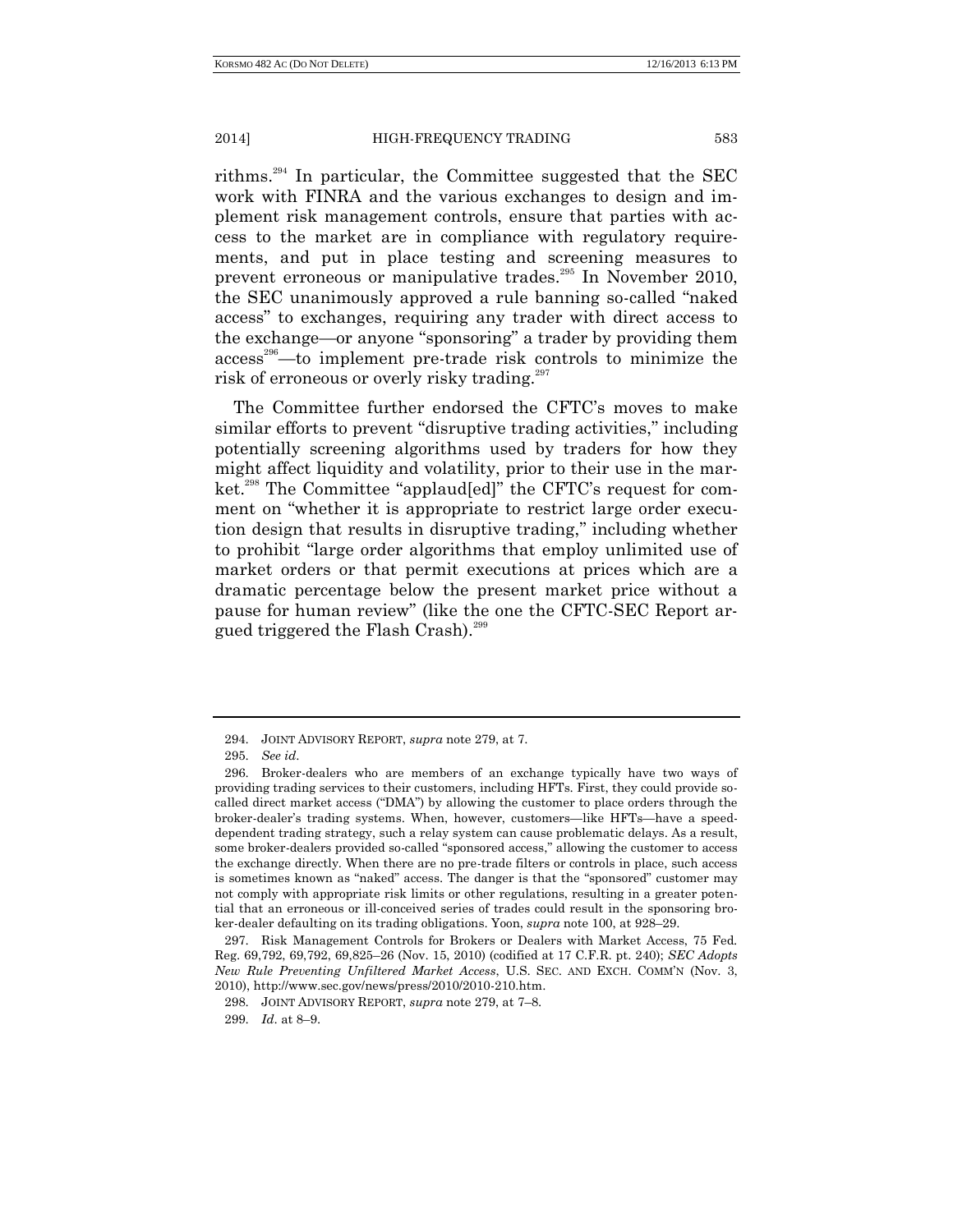rithms.[294] In particular, the Committee suggested that the SEC work with FINRA and the various exchanges to design and implement risk management controls, ensure that parties with access to the market are in compliance with regulatory requirements, and put in place testing and screening measures to prevent erroneous or manipulative trades.[295] In November 2010, the SEC unanimously approved a rule banning so-called "naked access" to exchanges, requiring any trader with direct access to the exchange—or anyone "sponsoring" a trader by providing them access[296]—to implement pre-trade risk controls to minimize the risk of erroneous or overly risky trading.[297]

The Committee further endorsed the CFTC's moves to make similar efforts to prevent "disruptive trading activities," including potentially screening algorithms used by traders for how they might affect liquidity and volatility, prior to their use in the market.[298] The Committee "applaud[ed]" the CFTC's request for comment on "whether it is appropriate to restrict large order execution design that results in disruptive trading," including whether to prohibit "large order algorithms that employ unlimited use of market orders or that permit executions at prices which are a dramatic percentage below the present market price without a pause for human review" (like the one the CFTC-SEC Report argued triggered the Flash Crash).[299]

---

294. JOINT ADVISORY REPORT, *supra* note 279, at 7.

295. *See id*.

296. Broker-dealers who are members of an exchange typically have two ways of providing trading services to their customers, including HFTs. First, they could provide so-called direct market access ("DMA") by allowing the customer to place orders through the broker-dealer's trading systems. When, however, customers—like HFTs—have a speed-dependent trading strategy, such a relay system can cause problematic delays. As a result, some broker-dealers provided so-called "sponsored access," allowing the customer to access the exchange directly. When there are no pre-trade filters or controls in place, such access is sometimes known as "naked" access. The danger is that the "sponsored" customer may not comply with appropriate risk limits or other regulations, resulting in a greater potential that an erroneous or ill-conceived series of trades could result in the sponsoring broker-dealer defaulting on its trading obligations. Yoon, *supra* note 100, at 928–29.

297. Risk Management Controls for Brokers or Dealers with Market Access, 75 Fed. Reg. 69,792, 69,792, 69,825–26 (Nov. 15, 2010) (codified at 17 C.F.R. pt. 240); *SEC Adopts New Rule Preventing Unfiltered Market Access*, U.S. SEC. AND EXCH. COMM'N (Nov. 3, 2010), http://www.sec.gov/news/press/2010/2010-210.htm.

298. JOINT ADVISORY REPORT, *supra* note 279, at 7–8.

299. *Id*. at 8–9.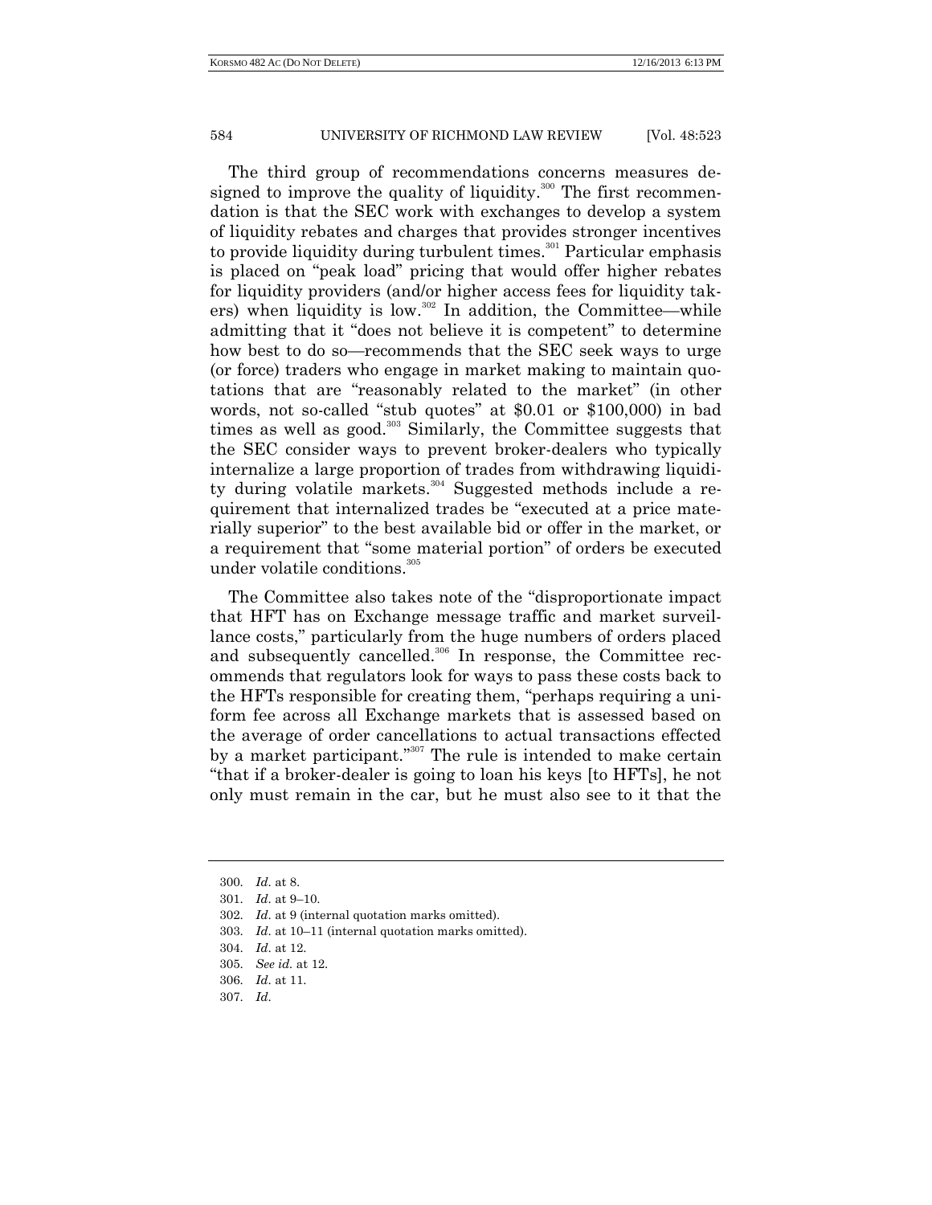The third group of recommendations concerns measures designed to improve the quality of liquidity.[300] The first recommendation is that the SEC work with exchanges to develop a system of liquidity rebates and charges that provides stronger incentives to provide liquidity during turbulent times.[301] Particular emphasis is placed on "peak load" pricing that would offer higher rebates for liquidity providers (and/or higher access fees for liquidity takers) when liquidity is low.[302] In addition, the Committee—while admitting that it "does not believe it is competent" to determine how best to do so—recommends that the SEC seek ways to urge (or force) traders who engage in market making to maintain quotations that are "reasonably related to the market" (in other words, not so-called "stub quotes" at $0.01 or $100,000) in bad times as well as good.[303] Similarly, the Committee suggests that the SEC consider ways to prevent broker-dealers who typically internalize a large proportion of trades from withdrawing liquidity during volatile markets.[304] Suggested methods include a requirement that internalized trades be "executed at a price materially superior" to the best available bid or offer in the market, or a requirement that "some material portion" of orders be executed under volatile conditions.[305]

The Committee also takes note of the "disproportionate impact that HFT has on Exchange message traffic and market surveillance costs," particularly from the huge numbers of orders placed and subsequently cancelled.[306] In response, the Committee recommends that regulators look for ways to pass these costs back to the HFTs responsible for creating them, "perhaps requiring a uniform fee across all Exchange markets that is assessed based on the average of order cancellations to actual transactions effected by a market participant."[307] The rule is intended to make certain "that if a broker-dealer is going to loan his keys [to HFTs], he not only must remain in the car, but he must also see to it that the

---

300. *Id.* at 8.

301. *Id.* at 9–10.

302. *Id.* at 9 (internal quotation marks omitted).

303. *Id.* at 10–11 (internal quotation marks omitted).

304. *Id.* at 12.

305. *See id.* at 12.

306. *Id.* at 11.

307. *Id.*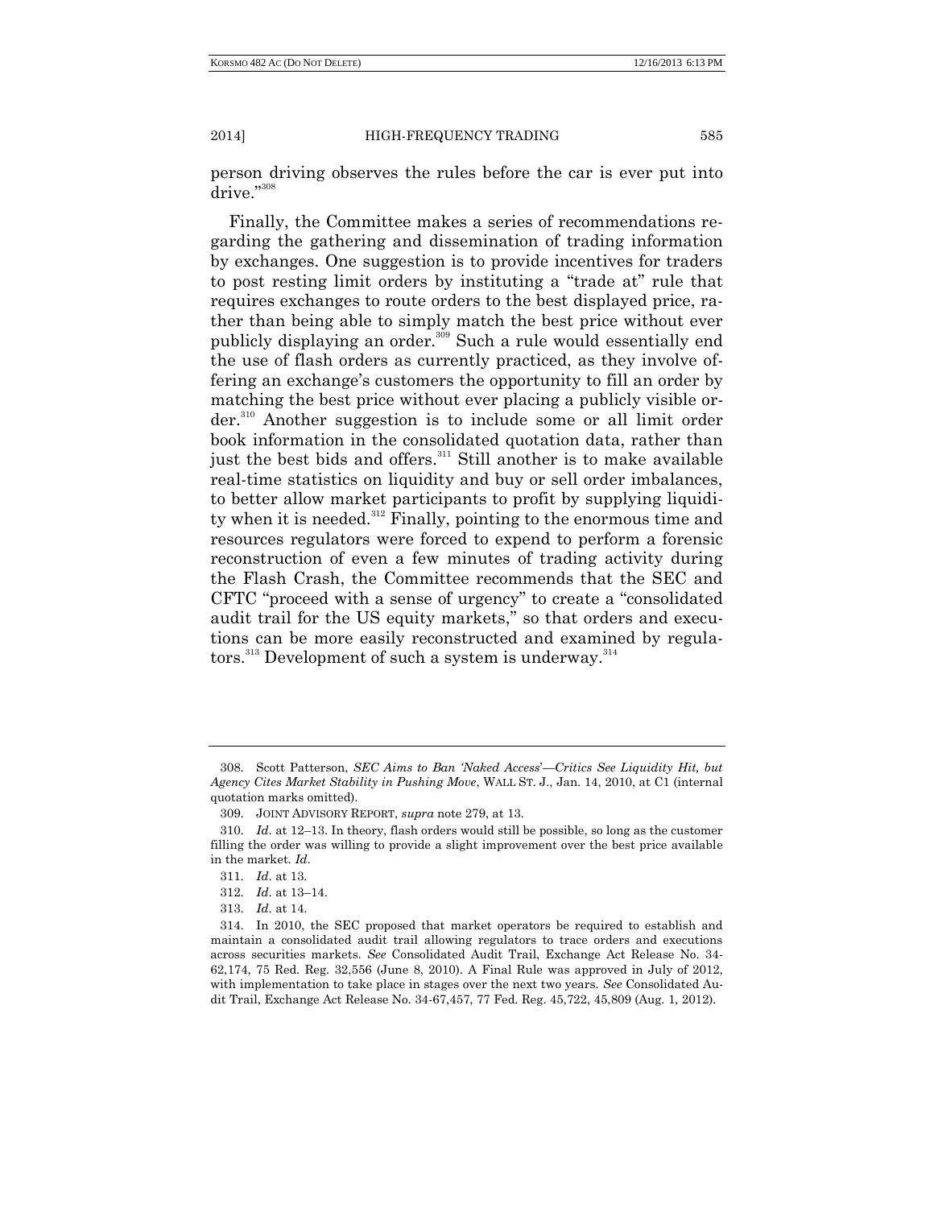person driving observes the rules before the car is ever put into drive."[308]

Finally, the Committee makes a series of recommendations regarding the gathering and dissemination of trading information by exchanges. One suggestion is to provide incentives for traders to post resting limit orders by instituting a "trade at" rule that requires exchanges to route orders to the best displayed price, rather than being able to simply match the best price without ever publicly displaying an order.[309] Such a rule would essentially end the use of flash orders as currently practiced, as they involve offering an exchange's customers the opportunity to fill an order by matching the best price without ever placing a publicly visible order.[310] Another suggestion is to include some or all limit order book information in the consolidated quotation data, rather than just the best bids and offers.[311] Still another is to make available real-time statistics on liquidity and buy or sell order imbalances, to better allow market participants to profit by supplying liquidity when it is needed.[312] Finally, pointing to the enormous time and resources regulators were forced to expend to perform a forensic reconstruction of even a few minutes of trading activity during the Flash Crash, the Committee recommends that the SEC and CFTC "proceed with a sense of urgency" to create a "consolidated audit trail for the US equity markets," so that orders and executions can be more easily reconstructed and examined by regulators.[313] Development of such a system is underway.[314]

---

308. Scott Patterson, *SEC Aims to Ban 'Naked Access'—Critics See Liquidity Hit, but Agency Cites Market Stability in Pushing Move*, WALL ST. J., Jan. 14, 2010, at C1 (internal quotation marks omitted).

309. JOINT ADVISORY REPORT, *supra* note 279, at 13.

310. *Id*. at 12–13. In theory, flash orders would still be possible, so long as the customer filling the order was willing to provide a slight improvement over the best price available in the market. *Id*.

311. *Id*. at 13.

312. *Id*. at 13–14.

313. *Id*. at 14.

314. In 2010, the SEC proposed that market operators be required to establish and maintain a consolidated audit trail allowing regulators to trace orders and executions across securities markets. *See* Consolidated Audit Trail, Exchange Act Release No. 34-62,174, 75 Red. Reg. 32,556 (June 8, 2010). A Final Rule was approved in July of 2012, with implementation to take place in stages over the next two years. *See* Consolidated Audit Trail, Exchange Act Release No. 34-67,457, 77 Fed. Reg. 45,722, 45,809 (Aug. 1, 2012).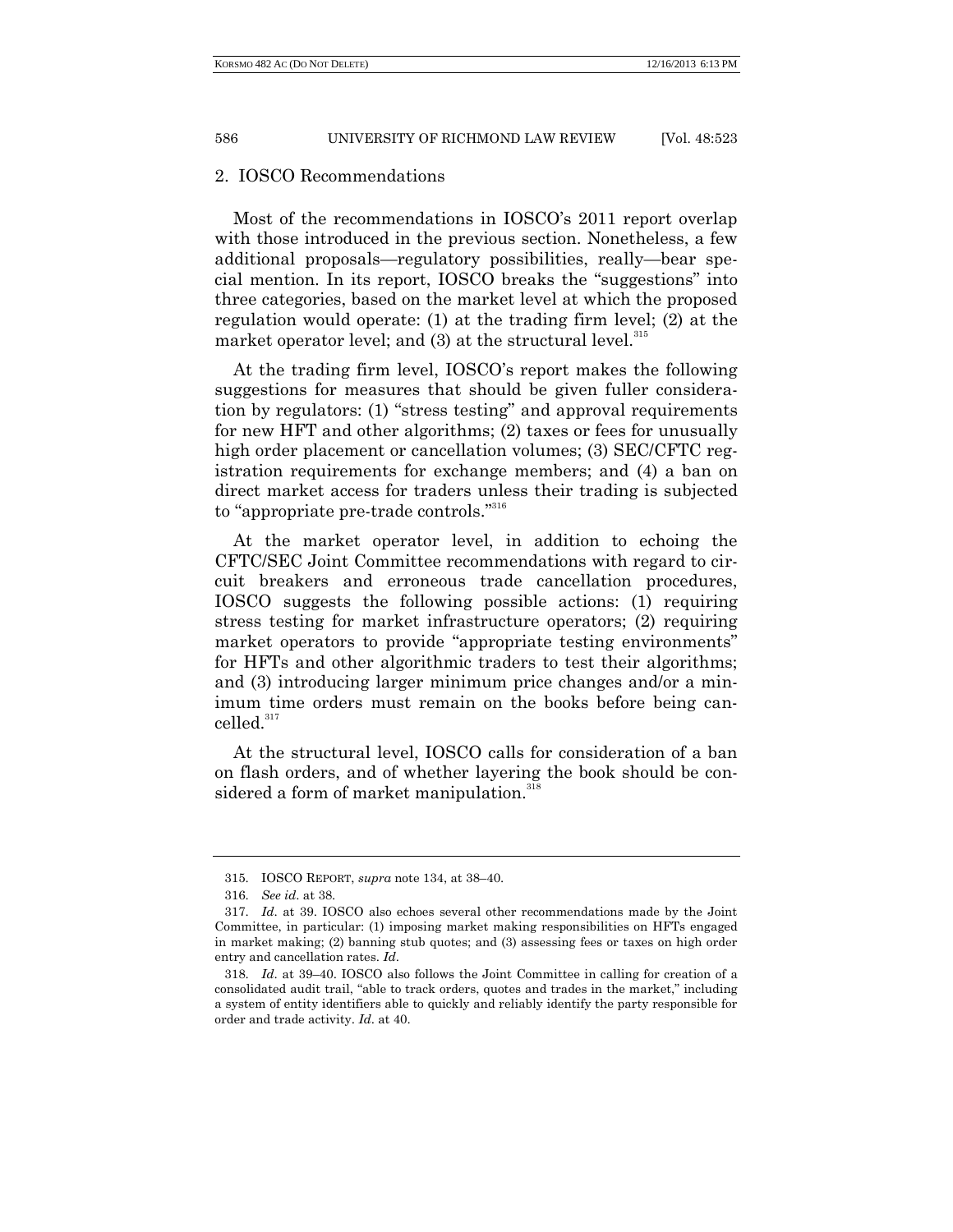### 2. IOSCO Recommendations

Most of the recommendations in IOSCO's 2011 report overlap with those introduced in the previous section. Nonetheless, a few additional proposals—regulatory possibilities, really—bear special mention. In its report, IOSCO breaks the "suggestions" into three categories, based on the market level at which the proposed regulation would operate: (1) at the trading firm level; (2) at the market operator level; and (3) at the structural level.[315]

At the trading firm level, IOSCO's report makes the following suggestions for measures that should be given fuller consideration by regulators: (1) "stress testing" and approval requirements for new HFT and other algorithms; (2) taxes or fees for unusually high order placement or cancellation volumes; (3) SEC/CFTC registration requirements for exchange members; and (4) a ban on direct market access for traders unless their trading is subjected to "appropriate pre-trade controls."[316]

At the market operator level, in addition to echoing the CFTC/SEC Joint Committee recommendations with regard to circuit breakers and erroneous trade cancellation procedures, IOSCO suggests the following possible actions: (1) requiring stress testing for market infrastructure operators; (2) requiring market operators to provide "appropriate testing environments" for HFTs and other algorithmic traders to test their algorithms; and (3) introducing larger minimum price changes and/or a minimum time orders must remain on the books before being cancelled.[317]

At the structural level, IOSCO calls for consideration of a ban on flash orders, and of whether layering the book should be considered a form of market manipulation.[318]

---

315. IOSCO REPORT, *supra* note 134, at 38–40.

316. *See id*. at 38.

317. *Id*. at 39. IOSCO also echoes several other recommendations made by the Joint Committee, in particular: (1) imposing market making responsibilities on HFTs engaged in market making; (2) banning stub quotes; and (3) assessing fees or taxes on high order entry and cancellation rates. *Id*.

318. *Id*. at 39–40. IOSCO also follows the Joint Committee in calling for creation of a consolidated audit trail, "able to track orders, quotes and trades in the market," including a system of entity identifiers able to quickly and reliably identify the party responsible for order and trade activity. *Id*. at 40.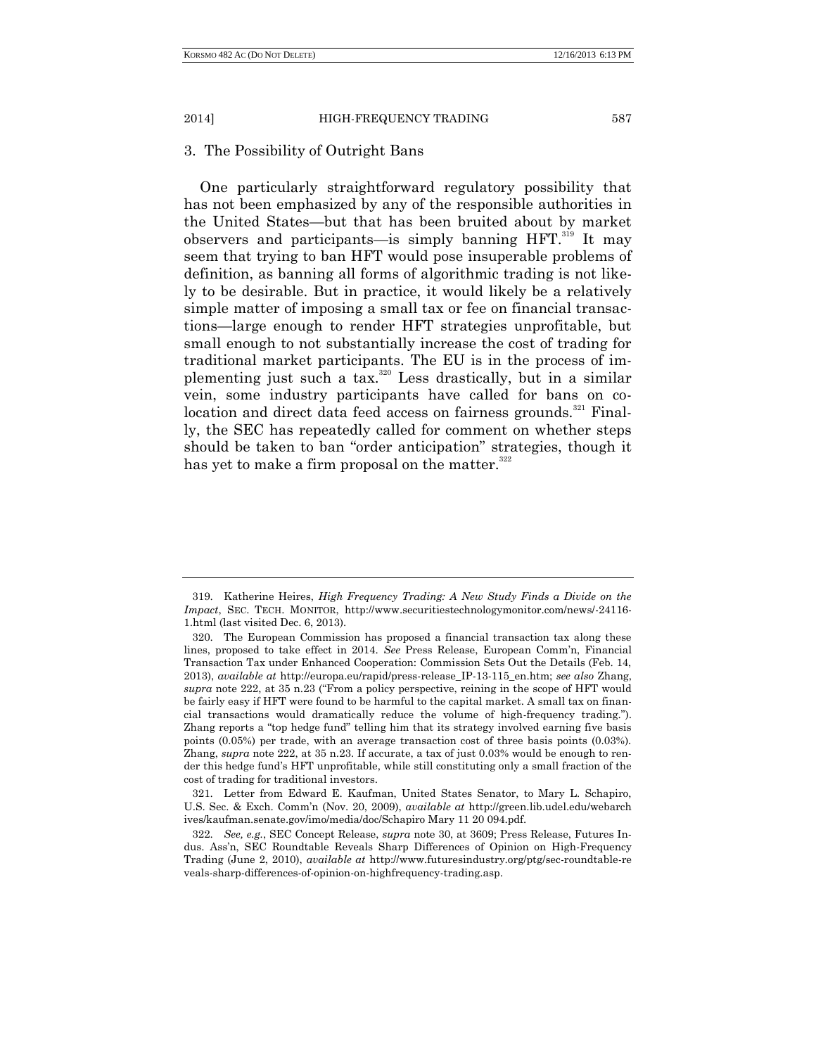### 3. The Possibility of Outright Bans

One particularly straightforward regulatory possibility that has not been emphasized by any of the responsible authorities in the United States—but that has been bruited about by market observers and participants—is simply banning HFT.[319] It may seem that trying to ban HFT would pose insuperable problems of definition, as banning all forms of algorithmic trading is not likely to be desirable. But in practice, it would likely be a relatively simple matter of imposing a small tax or fee on financial transactions—large enough to render HFT strategies unprofitable, but small enough to not substantially increase the cost of trading for traditional market participants. The EU is in the process of implementing just such a tax.[320] Less drastically, but in a similar vein, some industry participants have called for bans on co-location and direct data feed access on fairness grounds.[321] Finally, the SEC has repeatedly called for comment on whether steps should be taken to ban "order anticipation" strategies, though it has yet to make a firm proposal on the matter.[322]

---

319. Katherine Heires, *High Frequency Trading: A New Study Finds a Divide on the Impact*, SEC. TECH. MONITOR, http://www.securitiestechnologymonitor.com/news/-24116-1.html (last visited Dec. 6, 2013).

320. The European Commission has proposed a financial transaction tax along these lines, proposed to take effect in 2014. *See* Press Release, European Comm'n, Financial Transaction Tax under Enhanced Cooperation: Commission Sets Out the Details (Feb. 14, 2013), *available at* http://europa.eu/rapid/press-release_IP-13-115_en.htm; *see also* Zhang, *supra* note 222, at 35 n.23 ("From a policy perspective, reining in the scope of HFT would be fairly easy if HFT were found to be harmful to the capital market. A small tax on financial transactions would dramatically reduce the volume of high-frequency trading."). Zhang reports a "top hedge fund" telling him that its strategy involved earning five basis points (0.05%) per trade, with an average transaction cost of three basis points (0.03%). Zhang, *supra* note 222, at 35 n.23. If accurate, a tax of just 0.03% would be enough to render this hedge fund's HFT unprofitable, while still constituting only a small fraction of the cost of trading for traditional investors.

321. Letter from Edward E. Kaufman, United States Senator, to Mary L. Schapiro, U.S. Sec. & Exch. Comm'n (Nov. 20, 2009), *available at* http://green.lib.udel.edu/webarchives/kaufman.senate.gov/imo/media/doc/Schapiro Mary 11 20 094.pdf.

322. *See, e.g.*, SEC Concept Release, *supra* note 30, at 3609; Press Release, Futures Indus. Ass'n, SEC Roundtable Reveals Sharp Differences of Opinion on High-Frequency Trading (June 2, 2010), *available at* http://www.futuresindustry.org/ptg/sec-roundtable-reveals-sharp-differences-of-opinion-on-highfrequency-trading.asp.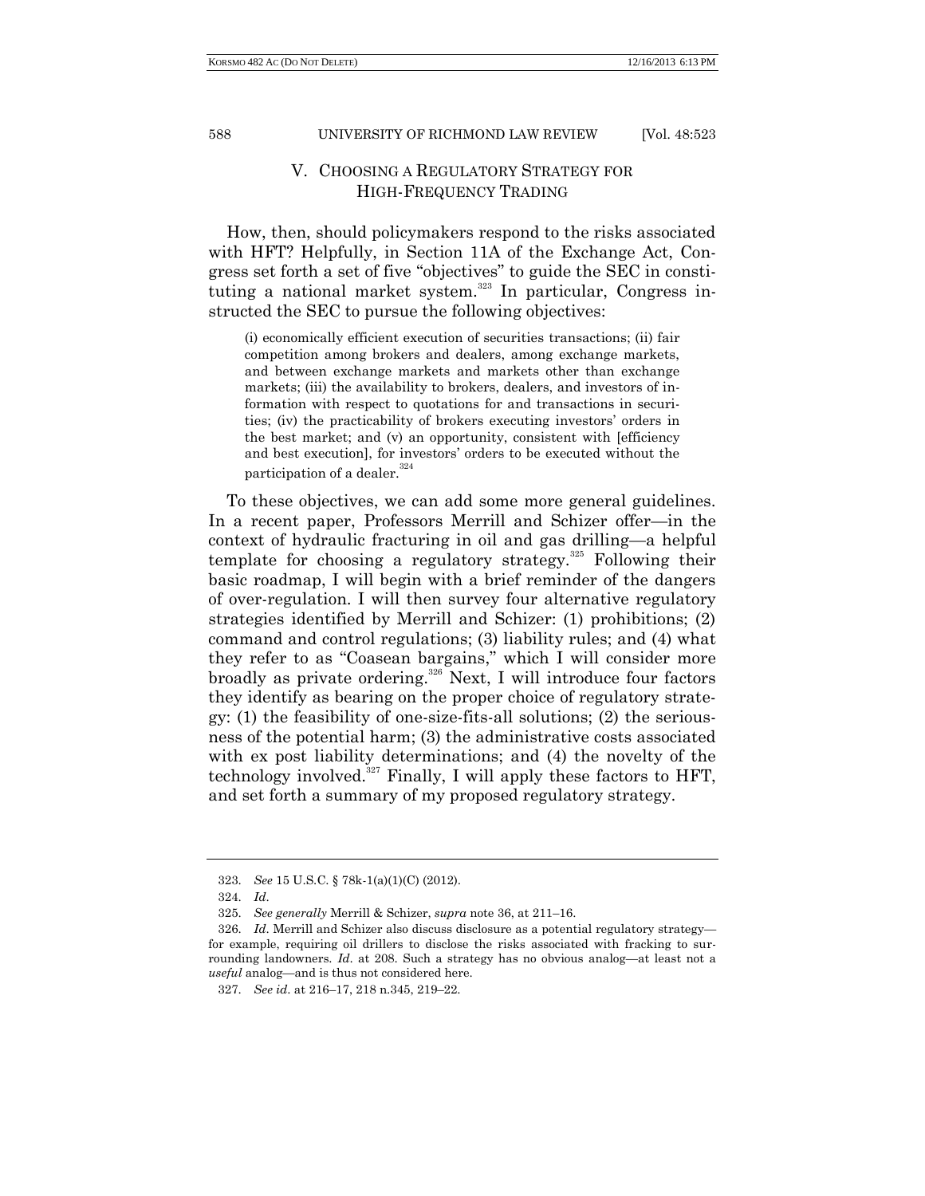## V. CHOOSING A REGULATORY STRATEGY FOR HIGH-FREQUENCY TRADING

How, then, should policymakers respond to the risks associated with HFT? Helpfully, in Section 11A of the Exchange Act, Congress set forth a set of five "objectives" to guide the SEC in constituting a national market system.[323] In particular, Congress instructed the SEC to pursue the following objectives:

> (i) economically efficient execution of securities transactions; (ii) fair competition among brokers and dealers, among exchange markets, and between exchange markets and markets other than exchange markets; (iii) the availability to brokers, dealers, and investors of information with respect to quotations for and transactions in securities; (iv) the practicability of brokers executing investors' orders in the best market; and (v) an opportunity, consistent with [efficiency and best execution], for investors' orders to be executed without the participation of a dealer.[324]

To these objectives, we can add some more general guidelines. In a recent paper, Professors Merrill and Schizer offer—in the context of hydraulic fracturing in oil and gas drilling—a helpful template for choosing a regulatory strategy.[325] Following their basic roadmap, I will begin with a brief reminder of the dangers of over-regulation. I will then survey four alternative regulatory strategies identified by Merrill and Schizer: (1) prohibitions; (2) command and control regulations; (3) liability rules; and (4) what they refer to as "Coasean bargains," which I will consider more broadly as private ordering.[326] Next, I will introduce four factors they identify as bearing on the proper choice of regulatory strategy: (1) the feasibility of one-size-fits-all solutions; (2) the seriousness of the potential harm; (3) the administrative costs associated with ex post liability determinations; and (4) the novelty of the technology involved.[327] Finally, I will apply these factors to HFT, and set forth a summary of my proposed regulatory strategy.

---

323. *See* 15 U.S.C. § 78k-1(a)(1)(C) (2012).

324. *Id*.

325. *See generally* Merrill & Schizer, *supra* note 36, at 211–16.

326. *Id*. Merrill and Schizer also discuss disclosure as a potential regulatory strategy—for example, requiring oil drillers to disclose the risks associated with fracking to surrounding landowners. *Id*. at 208. Such a strategy has no obvious analog—at least not a *useful* analog—and is thus not considered here.

327. *See id*. at 216–17, 218 n.345, 219–22.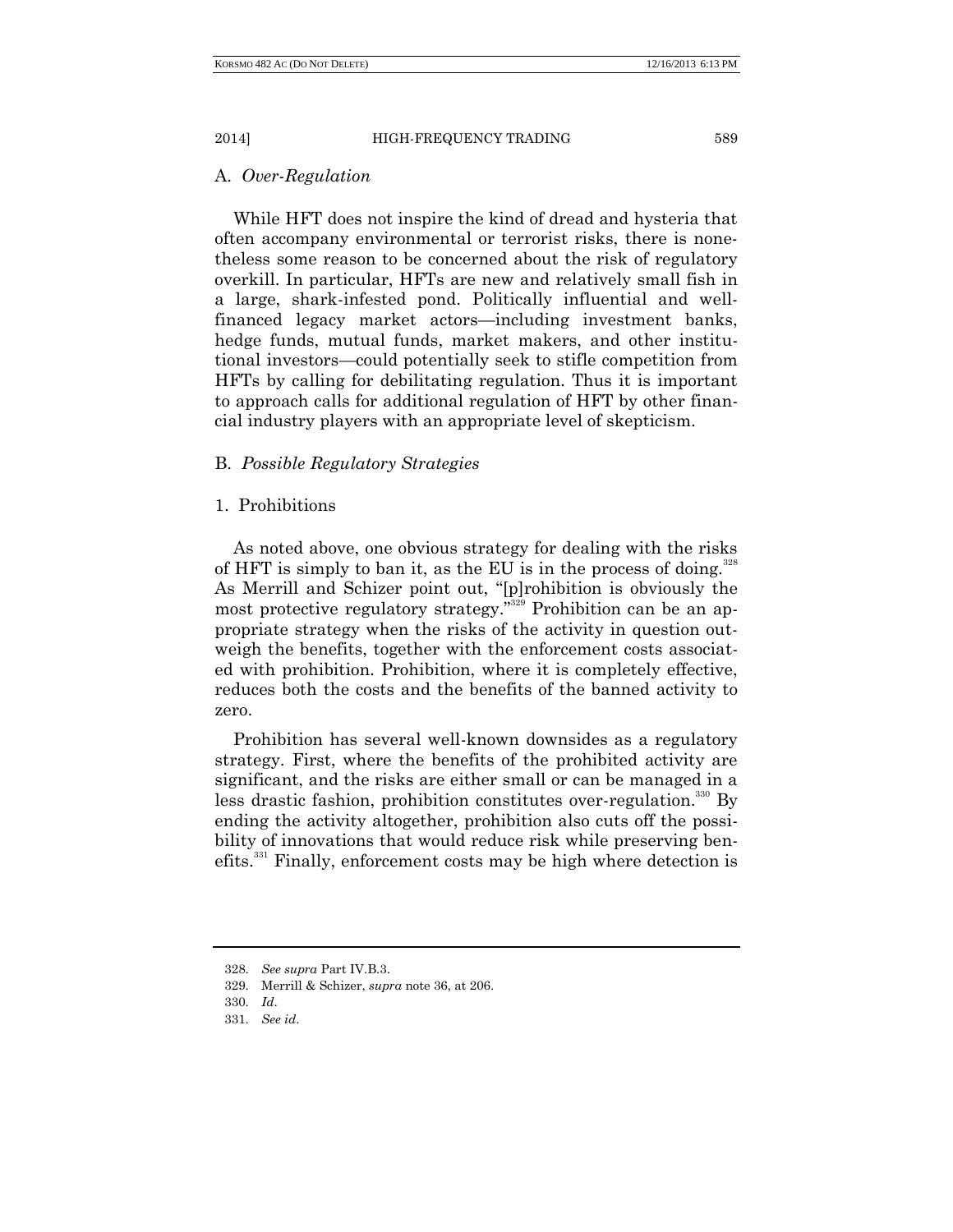### A. *Over-Regulation*

While HFT does not inspire the kind of dread and hysteria that often accompany environmental or terrorist risks, there is nonetheless some reason to be concerned about the risk of regulatory overkill. In particular, HFTs are new and relatively small fish in a large, shark-infested pond. Politically influential and well-financed legacy market actors—including investment banks, hedge funds, mutual funds, market makers, and other institutional investors—could potentially seek to stifle competition from HFTs by calling for debilitating regulation. Thus it is important to approach calls for additional regulation of HFT by other financial industry players with an appropriate level of skepticism.

### B. *Possible Regulatory Strategies*

#### 1. Prohibitions

As noted above, one obvious strategy for dealing with the risks of HFT is simply to ban it, as the EU is in the process of doing.[328] As Merrill and Schizer point out, "[p]rohibition is obviously the most protective regulatory strategy."[329] Prohibition can be an appropriate strategy when the risks of the activity in question outweigh the benefits, together with the enforcement costs associated with prohibition. Prohibition, where it is completely effective, reduces both the costs and the benefits of the banned activity to zero.

Prohibition has several well-known downsides as a regulatory strategy. First, where the benefits of the prohibited activity are significant, and the risks are either small or can be managed in a less drastic fashion, prohibition constitutes over-regulation.[330] By ending the activity altogether, prohibition also cuts off the possibility of innovations that would reduce risk while preserving benefits.[331] Finally, enforcement costs may be high where detection is

---

328. *See supra* Part IV.B.3.

329. Merrill & Schizer, *supra* note 36, at 206.

330. *Id*.

331. *See id*.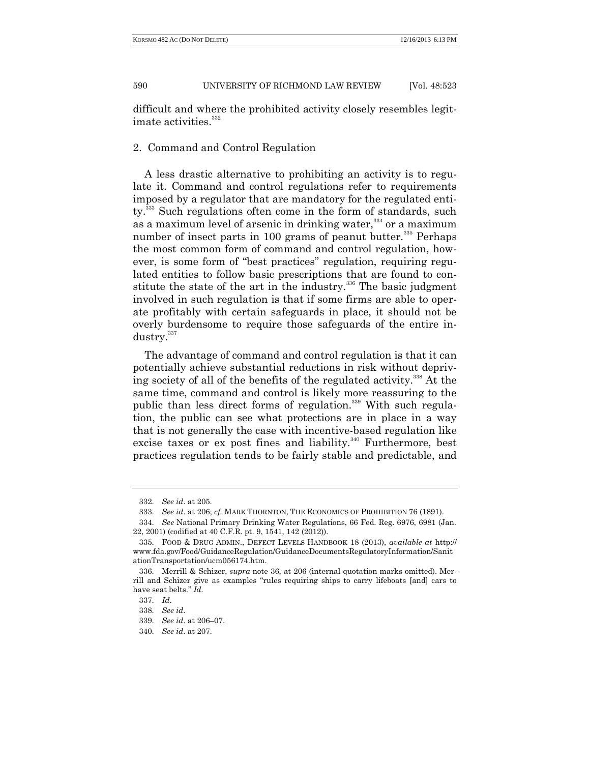difficult and where the prohibited activity closely resembles legitimate activities.[332]

### 2. Command and Control Regulation

A less drastic alternative to prohibiting an activity is to regulate it. Command and control regulations refer to requirements imposed by a regulator that are mandatory for the regulated entity.[333] Such regulations often come in the form of standards, such as a maximum level of arsenic in drinking water,[334] or a maximum number of insect parts in 100 grams of peanut butter.[335] Perhaps the most common form of command and control regulation, however, is some form of "best practices" regulation, requiring regulated entities to follow basic prescriptions that are found to constitute the state of the art in the industry.[336] The basic judgment involved in such regulation is that if some firms are able to operate profitably with certain safeguards in place, it should not be overly burdensome to require those safeguards of the entire industry.[337]

The advantage of command and control regulation is that it can potentially achieve substantial reductions in risk without depriving society of all of the benefits of the regulated activity.[338] At the same time, command and control is likely more reassuring to the public than less direct forms of regulation.[339] With such regulation, the public can see what protections are in place in a way that is not generally the case with incentive-based regulation like excise taxes or ex post fines and liability.[340] Furthermore, best practices regulation tends to be fairly stable and predictable, and

---

332. *See id.* at 205.

333. *See id.* at 206; *cf.* MARK THORNTON, THE ECONOMICS OF PROHIBITION 76 (1891).

334. *See* National Primary Drinking Water Regulations, 66 Fed. Reg. 6976, 6981 (Jan. 22, 2001) (codified at 40 C.F.R. pt. 9, 1541, 142 (2012)).

335. FOOD & DRUG ADMIN., DEFECT LEVELS HANDBOOK 18 (2013), *available at* http://www.fda.gov/Food/GuidanceRegulation/GuidanceDocumentsRegulatoryInformation/SanitationTransportation/ucm056174.htm.

336. Merrill & Schizer, *supra* note 36, at 206 (internal quotation marks omitted). Merrill and Schizer give as examples "rules requiring ships to carry lifeboats [and] cars to have seat belts." *Id.*

337. *Id.*

338. *See id.*

339. *See id.* at 206–07.

340. *See id.* at 207.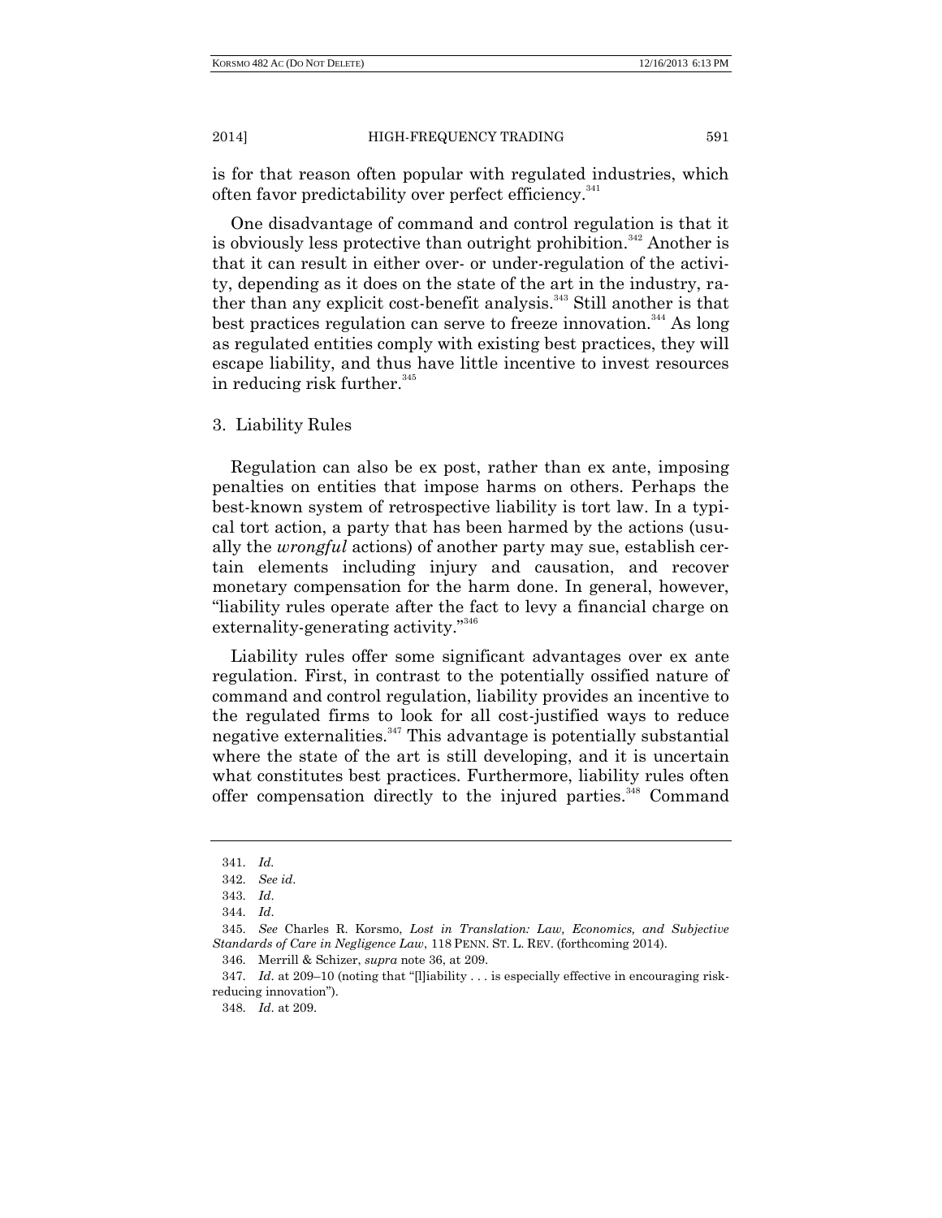is for that reason often popular with regulated industries, which often favor predictability over perfect efficiency.[341]

One disadvantage of command and control regulation is that it is obviously less protective than outright prohibition.[342] Another is that it can result in either over- or under-regulation of the activity, depending as it does on the state of the art in the industry, rather than any explicit cost-benefit analysis.[343] Still another is that best practices regulation can serve to freeze innovation.[344] As long as regulated entities comply with existing best practices, they will escape liability, and thus have little incentive to invest resources in reducing risk further.[345]

### 3. Liability Rules

Regulation can also be ex post, rather than ex ante, imposing penalties on entities that impose harms on others. Perhaps the best-known system of retrospective liability is tort law. In a typical tort action, a party that has been harmed by the actions (usually the *wrongful* actions) of another party may sue, establish certain elements including injury and causation, and recover monetary compensation for the harm done. In general, however, "liability rules operate after the fact to levy a financial charge on externality-generating activity."[346]

Liability rules offer some significant advantages over ex ante regulation. First, in contrast to the potentially ossified nature of command and control regulation, liability provides an incentive to the regulated firms to look for all cost-justified ways to reduce negative externalities.[347] This advantage is potentially substantial where the state of the art is still developing, and it is uncertain what constitutes best practices. Furthermore, liability rules often offer compensation directly to the injured parties.[348] Command

---

341. *Id.*

342. *See id.*

343. *Id.*

344. *Id.*

345. *See* Charles R. Korsmo, *Lost in Translation: Law, Economics, and Subjective Standards of Care in Negligence Law*, 118 PENN. ST. L. REV. (forthcoming 2014).

346. Merrill & Schizer, *supra* note 36, at 209.

347. *Id.* at 209–10 (noting that "[l]iability . . . is especially effective in encouraging risk-reducing innovation").

348. *Id.* at 209.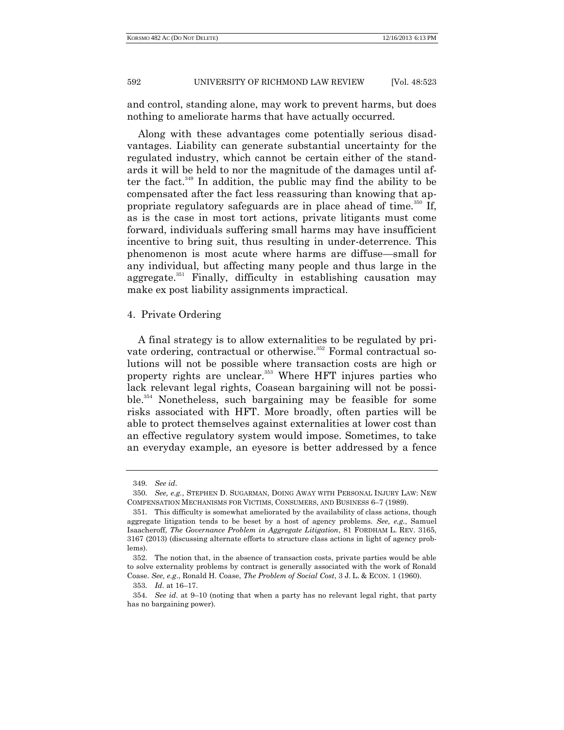and control, standing alone, may work to prevent harms, but does nothing to ameliorate harms that have actually occurred.

Along with these advantages come potentially serious disadvantages. Liability can generate substantial uncertainty for the regulated industry, which cannot be certain either of the standards it will be held to nor the magnitude of the damages until after the fact.[349] In addition, the public may find the ability to be compensated after the fact less reassuring than knowing that appropriate regulatory safeguards are in place ahead of time.[350] If, as is the case in most tort actions, private litigants must come forward, individuals suffering small harms may have insufficient incentive to bring suit, thus resulting in under-deterrence. This phenomenon is most acute where harms are diffuse—small for any individual, but affecting many people and thus large in the aggregate.[351] Finally, difficulty in establishing causation may make ex post liability assignments impractical.

### 4. Private Ordering

A final strategy is to allow externalities to be regulated by private ordering, contractual or otherwise.[352] Formal contractual solutions will not be possible where transaction costs are high or property rights are unclear.[353] Where HFT injures parties who lack relevant legal rights, Coasean bargaining will not be possible.[354] Nonetheless, such bargaining may be feasible for some risks associated with HFT. More broadly, often parties will be able to protect themselves against externalities at lower cost than an effective regulatory system would impose. Sometimes, to take an everyday example, an eyesore is better addressed by a fence

---

349. *See id.*

350. *See, e.g.*, STEPHEN D. SUGARMAN, DOING AWAY WITH PERSONAL INJURY LAW: NEW COMPENSATION MECHANISMS FOR VICTIMS, CONSUMERS, AND BUSINESS 6–7 (1989).

351. This difficulty is somewhat ameliorated by the availability of class actions, though aggregate litigation tends to be beset by a host of agency problems. *See, e.g.*, Samuel Isaacheroff, *The Governance Problem in Aggregate Litigation*, 81 FORDHAM L. REV. 3165, 3167 (2013) (discussing alternate efforts to structure class actions in light of agency problems).

352. The notion that, in the absence of transaction costs, private parties would be able to solve externality problems by contract is generally associated with the work of Ronald Coase. *See, e.g.*, Ronald H. Coase, *The Problem of Social Cost*, 3 J. L. & ECON. 1 (1960).

353. *Id.* at 16–17.

354. *See id.* at 9–10 (noting that when a party has no relevant legal right, that party has no bargaining power).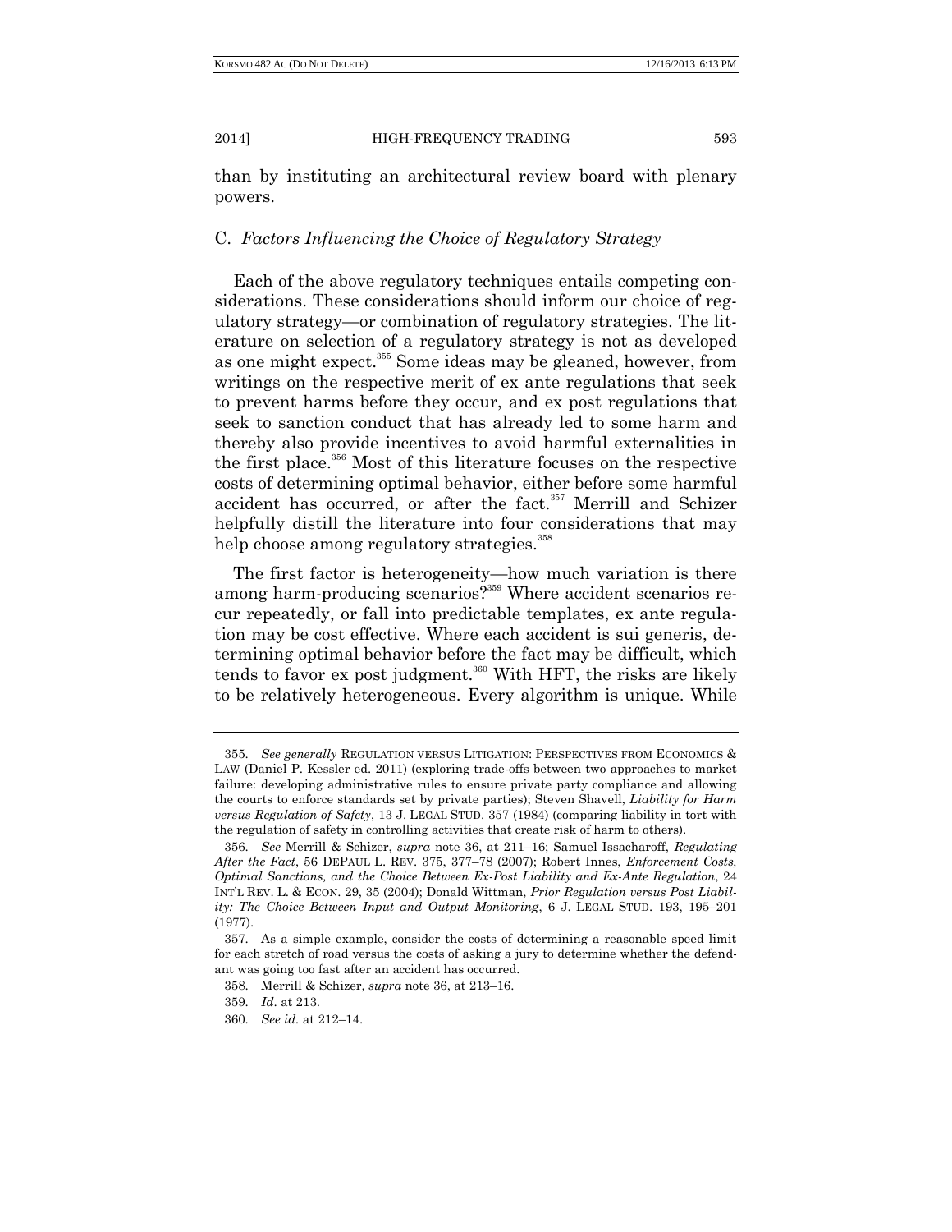than by instituting an architectural review board with plenary powers.

### C. *Factors Influencing the Choice of Regulatory Strategy*

Each of the above regulatory techniques entails competing considerations. These considerations should inform our choice of regulatory strategy—or combination of regulatory strategies. The literature on selection of a regulatory strategy is not as developed as one might expect.[355] Some ideas may be gleaned, however, from writings on the respective merit of ex ante regulations that seek to prevent harms before they occur, and ex post regulations that seek to sanction conduct that has already led to some harm and thereby also provide incentives to avoid harmful externalities in the first place.[356] Most of this literature focuses on the respective costs of determining optimal behavior, either before some harmful accident has occurred, or after the fact.[357] Merrill and Schizer helpfully distill the literature into four considerations that may help choose among regulatory strategies.[358]

The first factor is heterogeneity—how much variation is there among harm-producing scenarios?[359] Where accident scenarios recur repeatedly, or fall into predictable templates, ex ante regulation may be cost effective. Where each accident is sui generis, determining optimal behavior before the fact may be difficult, which tends to favor ex post judgment.[360] With HFT, the risks are likely to be relatively heterogeneous. Every algorithm is unique. While

---

355. *See generally* REGULATION VERSUS LITIGATION: PERSPECTIVES FROM ECONOMICS & LAW (Daniel P. Kessler ed. 2011) (exploring trade-offs between two approaches to market failure: developing administrative rules to ensure private party compliance and allowing the courts to enforce standards set by private parties); Steven Shavell, *Liability for Harm versus Regulation of Safety*, 13 J. LEGAL STUD. 357 (1984) (comparing liability in tort with the regulation of safety in controlling activities that create risk of harm to others).

356. *See* Merrill & Schizer, *supra* note 36, at 211–16; Samuel Issacharoff, *Regulating After the Fact*, 56 DEPAUL L. REV. 375, 377–78 (2007); Robert Innes, *Enforcement Costs, Optimal Sanctions, and the Choice Between Ex-Post Liability and Ex-Ante Regulation*, 24 INT'L REV. L. & ECON. 29, 35 (2004); Donald Wittman, *Prior Regulation versus Post Liability: The Choice Between Input and Output Monitoring*, 6 J. LEGAL STUD. 193, 195–201 (1977).

357. As a simple example, consider the costs of determining a reasonable speed limit for each stretch of road versus the costs of asking a jury to determine whether the defendant was going too fast after an accident has occurred.

358. Merrill & Schizer, *supra* note 36, at 213–16.

359. *Id.* at 213.

360. *See id.* at 212–14.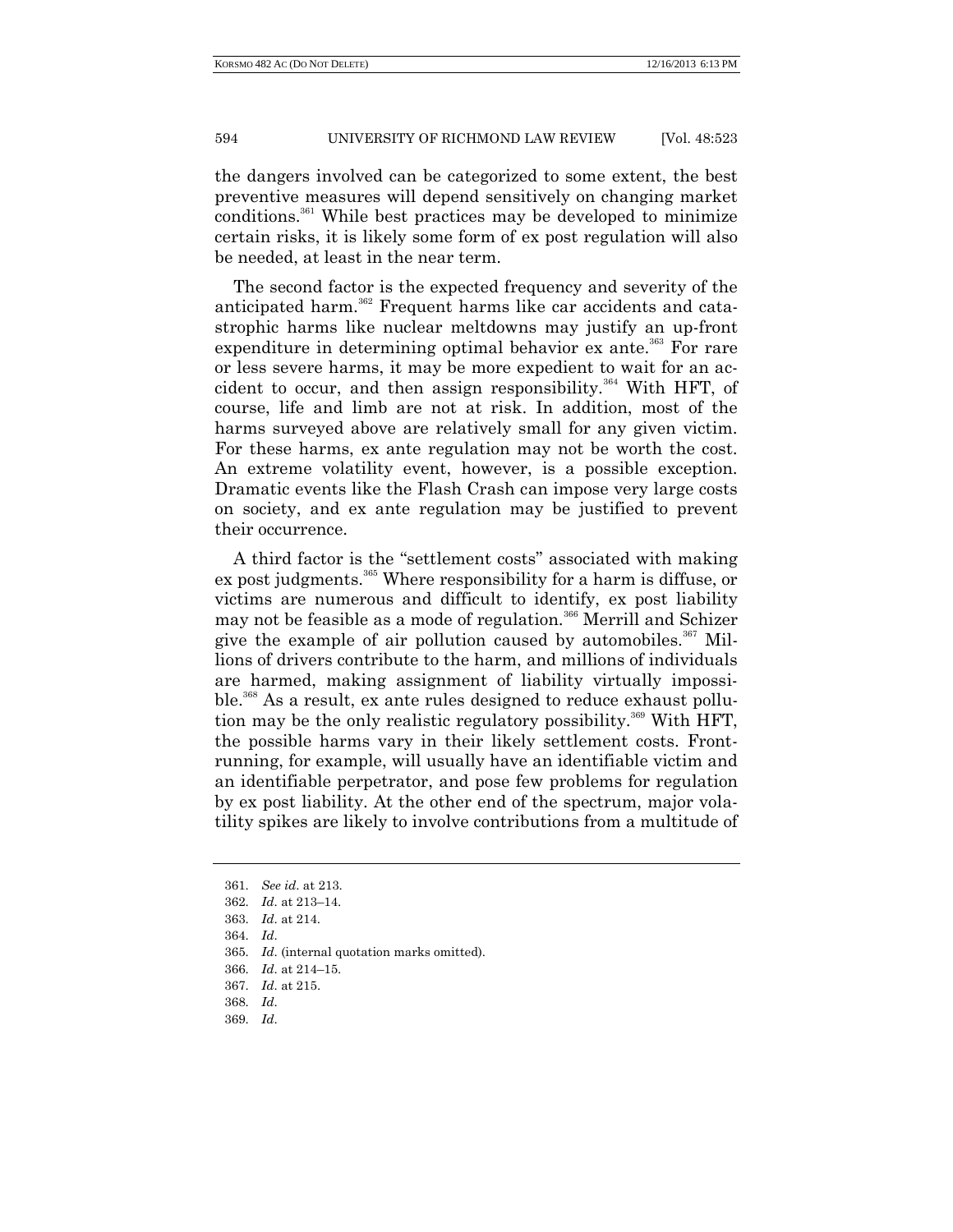the dangers involved can be categorized to some extent, the best preventive measures will depend sensitively on changing market conditions.[361] While best practices may be developed to minimize certain risks, it is likely some form of ex post regulation will also be needed, at least in the near term.

The second factor is the expected frequency and severity of the anticipated harm.[362] Frequent harms like car accidents and catastrophic harms like nuclear meltdowns may justify an up-front expenditure in determining optimal behavior ex ante.[363] For rare or less severe harms, it may be more expedient to wait for an accident to occur, and then assign responsibility.[364] With HFT, of course, life and limb are not at risk. In addition, most of the harms surveyed above are relatively small for any given victim. For these harms, ex ante regulation may not be worth the cost. An extreme volatility event, however, is a possible exception. Dramatic events like the Flash Crash can impose very large costs on society, and ex ante regulation may be justified to prevent their occurrence.

A third factor is the "settlement costs" associated with making ex post judgments.[365] Where responsibility for a harm is diffuse, or victims are numerous and difficult to identify, ex post liability may not be feasible as a mode of regulation.[366] Merrill and Schizer give the example of air pollution caused by automobiles.[367] Millions of drivers contribute to the harm, and millions of individuals are harmed, making assignment of liability virtually impossible.[368] As a result, ex ante rules designed to reduce exhaust pollution may be the only realistic regulatory possibility.[369] With HFT, the possible harms vary in their likely settlement costs. Front-running, for example, will usually have an identifiable victim and an identifiable perpetrator, and pose few problems for regulation by ex post liability. At the other end of the spectrum, major volatility spikes are likely to involve contributions from a multitude of

---

361. *See id.* at 213.

362. *Id.* at 213–14.

363. *Id.* at 214.

364. *Id.*

365. *Id.* (internal quotation marks omitted).

366. *Id.* at 214–15.

367. *Id.* at 215.

368. *Id.*

369. *Id.*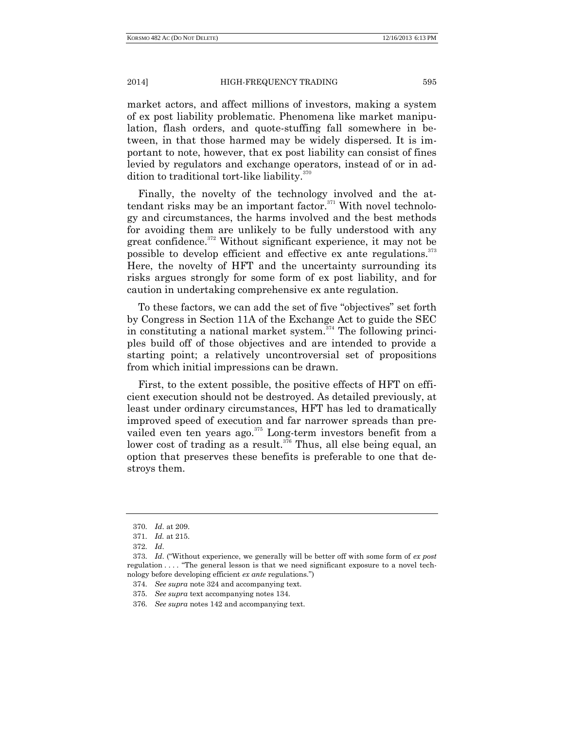market actors, and affect millions of investors, making a system of ex post liability problematic. Phenomena like market manipulation, flash orders, and quote-stuffing fall somewhere in between, in that those harmed may be widely dispersed. It is important to note, however, that ex post liability can consist of fines levied by regulators and exchange operators, instead of or in addition to traditional tort-like liability.[370]

Finally, the novelty of the technology involved and the attendant risks may be an important factor.[371] With novel technology and circumstances, the harms involved and the best methods for avoiding them are unlikely to be fully understood with any great confidence.[372] Without significant experience, it may not be possible to develop efficient and effective ex ante regulations.[373] Here, the novelty of HFT and the uncertainty surrounding its risks argues strongly for some form of ex post liability, and for caution in undertaking comprehensive ex ante regulation.

To these factors, we can add the set of five "objectives" set forth by Congress in Section 11A of the Exchange Act to guide the SEC in constituting a national market system.[374] The following principles build off of those objectives and are intended to provide a starting point; a relatively uncontroversial set of propositions from which initial impressions can be drawn.

First, to the extent possible, the positive effects of HFT on efficient execution should not be destroyed. As detailed previously, at least under ordinary circumstances, HFT has led to dramatically improved speed of execution and far narrower spreads than prevailed even ten years ago.[375] Long-term investors benefit from a lower cost of trading as a result.[376] Thus, all else being equal, an option that preserves these benefits is preferable to one that destroys them.

---

370. *Id*. at 209.

371. *Id.* at 215.

372. *Id*.

373. *Id*. ("Without experience, we generally will be better off with some form of *ex post* regulation . . . . "The general lesson is that we need significant exposure to a novel technology before developing efficient *ex ante* regulations.")

374. *See supra* note 324 and accompanying text.

375. *See supra* text accompanying notes 134.

376. *See supra* notes 142 and accompanying text.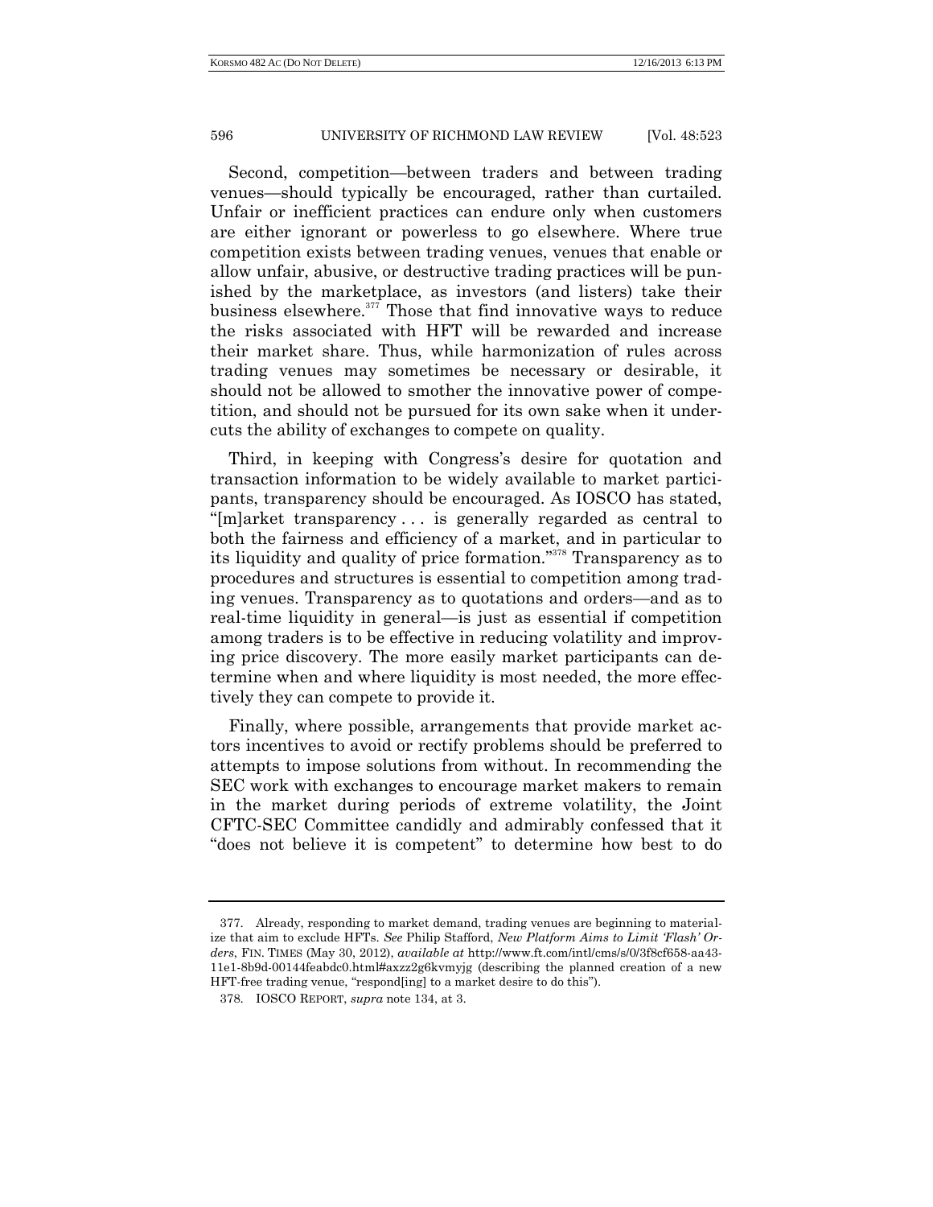Second, competition—between traders and between trading venues—should typically be encouraged, rather than curtailed. Unfair or inefficient practices can endure only when customers are either ignorant or powerless to go elsewhere. Where true competition exists between trading venues, venues that enable or allow unfair, abusive, or destructive trading practices will be punished by the marketplace, as investors (and listers) take their business elsewhere.[377] Those that find innovative ways to reduce the risks associated with HFT will be rewarded and increase their market share. Thus, while harmonization of rules across trading venues may sometimes be necessary or desirable, it should not be allowed to smother the innovative power of competition, and should not be pursued for its own sake when it undercuts the ability of exchanges to compete on quality.

Third, in keeping with Congress's desire for quotation and transaction information to be widely available to market participants, transparency should be encouraged. As IOSCO has stated, "[m]arket transparency . . . is generally regarded as central to both the fairness and efficiency of a market, and in particular to its liquidity and quality of price formation."[378] Transparency as to procedures and structures is essential to competition among trading venues. Transparency as to quotations and orders—and as to real-time liquidity in general—is just as essential if competition among traders is to be effective in reducing volatility and improving price discovery. The more easily market participants can determine when and where liquidity is most needed, the more effectively they can compete to provide it.

Finally, where possible, arrangements that provide market actors incentives to avoid or rectify problems should be preferred to attempts to impose solutions from without. In recommending the SEC work with exchanges to encourage market makers to remain in the market during periods of extreme volatility, the Joint CFTC-SEC Committee candidly and admirably confessed that it "does not believe it is competent" to determine how best to do

---

377. Already, responding to market demand, trading venues are beginning to materialize that aim to exclude HFTs. *See* Philip Stafford, *New Platform Aims to Limit 'Flash' Orders*, FIN. TIMES (May 30, 2012), *available at* http://www.ft.com/intl/cms/s/0/3f8cf658-aa43-11e1-8b9d-00144feabdc0.html#axzz2g6kvmyjg (describing the planned creation of a new HFT-free trading venue, "respond[ing] to a market desire to do this").

378. IOSCO REPORT, *supra* note 134, at 3.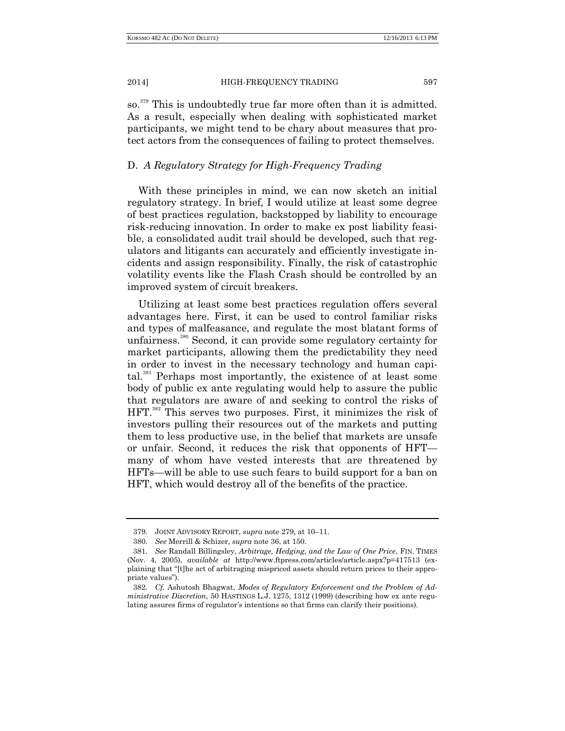so.[379] This is undoubtedly true far more often than it is admitted. As a result, especially when dealing with sophisticated market participants, we might tend to be chary about measures that protect actors from the consequences of failing to protect themselves.

### D. *A Regulatory Strategy for High-Frequency Trading*

With these principles in mind, we can now sketch an initial regulatory strategy. In brief, I would utilize at least some degree of best practices regulation, backstopped by liability to encourage risk-reducing innovation. In order to make ex post liability feasible, a consolidated audit trail should be developed, such that regulators and litigants can accurately and efficiently investigate incidents and assign responsibility. Finally, the risk of catastrophic volatility events like the Flash Crash should be controlled by an improved system of circuit breakers.

Utilizing at least some best practices regulation offers several advantages here. First, it can be used to control familiar risks and types of malfeasance, and regulate the most blatant forms of unfairness.[380] Second, it can provide some regulatory certainty for market participants, allowing them the predictability they need in order to invest in the necessary technology and human capital.[381] Perhaps most importantly, the existence of at least some body of public ex ante regulating would help to assure the public that regulators are aware of and seeking to control the risks of HFT.[382] This serves two purposes. First, it minimizes the risk of investors pulling their resources out of the markets and putting them to less productive use, in the belief that markets are unsafe or unfair. Second, it reduces the risk that opponents of HFT—many of whom have vested interests that are threatened by HFTs—will be able to use such fears to build support for a ban on HFT, which would destroy all of the benefits of the practice.

---

379. JOINT ADVISORY REPORT, *supra* note 279, at 10–11.

380. *See* Merrill & Schizer, *supra* note 36, at 150.

381. *See* Randall Billingsley, *Arbitrage, Hedging, and the Law of One Price*, FIN. TIMES (Nov. 4, 2005), *available at* http://www.ftpress.com/articles/article.aspx?p=417513 (explaining that "[t]he act of arbitraging mispriced assets should return prices to their appropriate values").

382. *Cf.* Ashutosh Bhagwat, *Modes of Regulatory Enforcement and the Problem of Administrative Discretion*, 50 HASTINGS L.J. 1275, 1312 (1999) (describing how ex ante regulating assures firms of regulator's intentions so that firms can clarify their positions).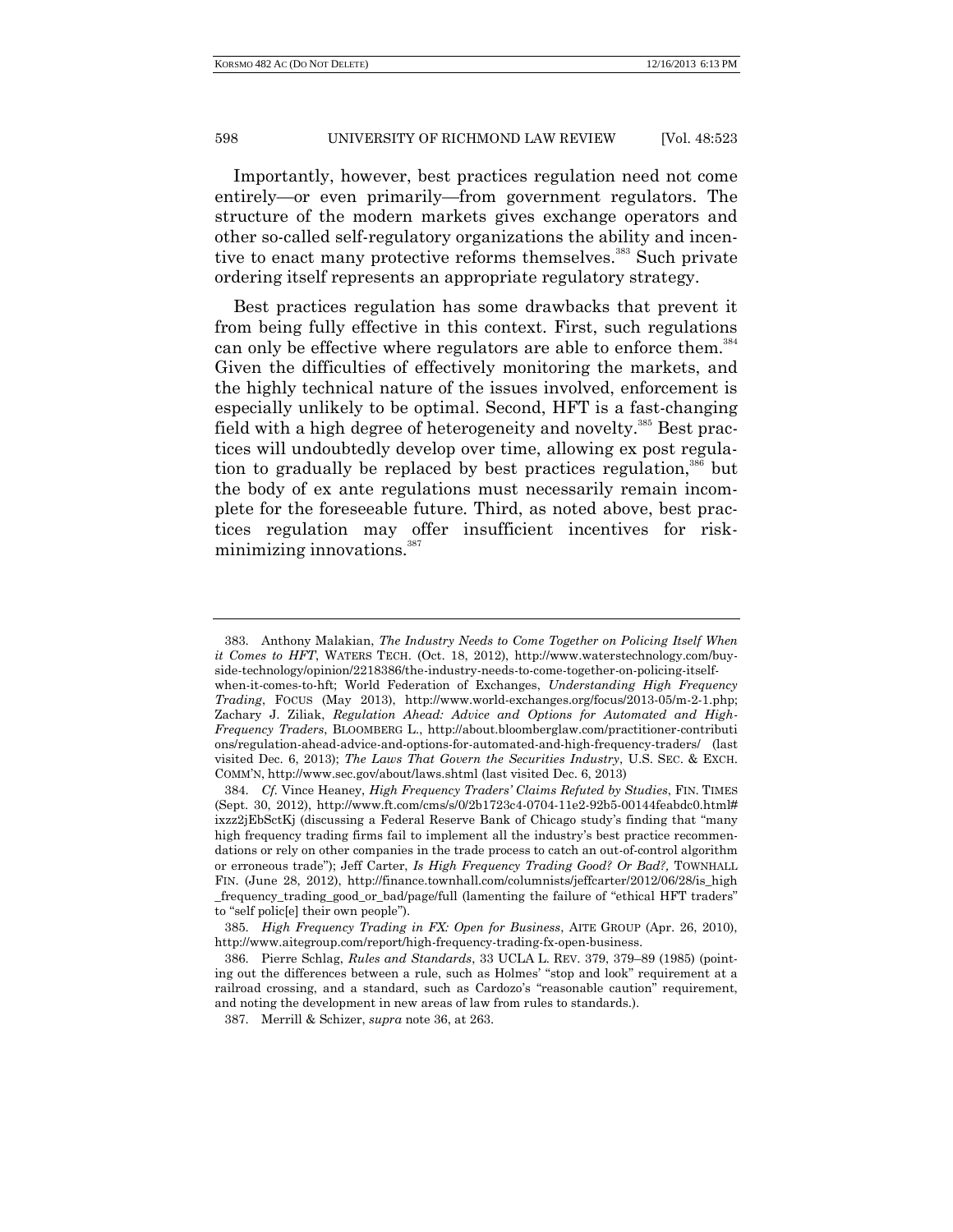Importantly, however, best practices regulation need not come entirely—or even primarily—from government regulators. The structure of the modern markets gives exchange operators and other so-called self-regulatory organizations the ability and incentive to enact many protective reforms themselves.[383] Such private ordering itself represents an appropriate regulatory strategy.

Best practices regulation has some drawbacks that prevent it from being fully effective in this context. First, such regulations can only be effective where regulators are able to enforce them.[384] Given the difficulties of effectively monitoring the markets, and the highly technical nature of the issues involved, enforcement is especially unlikely to be optimal. Second, HFT is a fast-changing field with a high degree of heterogeneity and novelty.[385] Best practices will undoubtedly develop over time, allowing ex post regulation to gradually be replaced by best practices regulation,[386] but the body of ex ante regulations must necessarily remain incomplete for the foreseeable future. Third, as noted above, best practices regulation may offer insufficient incentives for risk-minimizing innovations.[387]

---

383. Anthony Malakian, *The Industry Needs to Come Together on Policing Itself When it Comes to HFT*, WATERS TECH. (Oct. 18, 2012), http://www.waterstechnology.com/buy-side-technology/opinion/2218386/the-industry-needs-to-come-together-on-policing-itself-when-it-comes-to-hft; World Federation of Exchanges, *Understanding High Frequency Trading*, FOCUS (May 2013), http://www.world-exchanges.org/focus/2013-05/m-2-1.php; Zachary J. Ziliak, *Regulation Ahead: Advice and Options for Automated and High-Frequency Traders*, BLOOMBERG L., http://about.bloomberglaw.com/practitioner-contributions/regulation-ahead-advice-and-options-for-automated-and-high-frequency-traders/ (last visited Dec. 6, 2013); *The Laws That Govern the Securities Industry*, U.S. SEC. & EXCH. COMM'N, http://www.sec.gov/about/laws.shtml (last visited Dec. 6, 2013)

384. *Cf.* Vince Heaney, *High Frequency Traders' Claims Refuted by Studies*, FIN. TIMES (Sept. 30, 2012), http://www.ft.com/cms/s/0/2b1723c4-0704-11e2-92b5-00144feabdc0.html#ixzz2jEbSctKj (discussing a Federal Reserve Bank of Chicago study's finding that "many high frequency trading firms fail to implement all the industry's best practice recommendations or rely on other companies in the trade process to catch an out-of-control algorithm or erroneous trade"); Jeff Carter, *Is High Frequency Trading Good? Or Bad?,* TOWNHALL FIN. (June 28, 2012), http://finance.townhall.com/columnists/jeffcarter/2012/06/28/is_high_frequency_trading_good_or_bad/page/full (lamenting the failure of "ethical HFT traders" to "self polic[e] their own people").

385. *High Frequency Trading in FX: Open for Business*, AITE GROUP (Apr. 26, 2010), http://www.aitegroup.com/report/high-frequency-trading-fx-open-business.

386. Pierre Schlag, *Rules and Standards*, 33 UCLA L. REV. 379, 379–89 (1985) (pointing out the differences between a rule, such as Holmes' "stop and look" requirement at a railroad crossing, and a standard, such as Cardozo's "reasonable caution" requirement, and noting the development in new areas of law from rules to standards.).

387. Merrill & Schizer, *supra* note 36, at 263.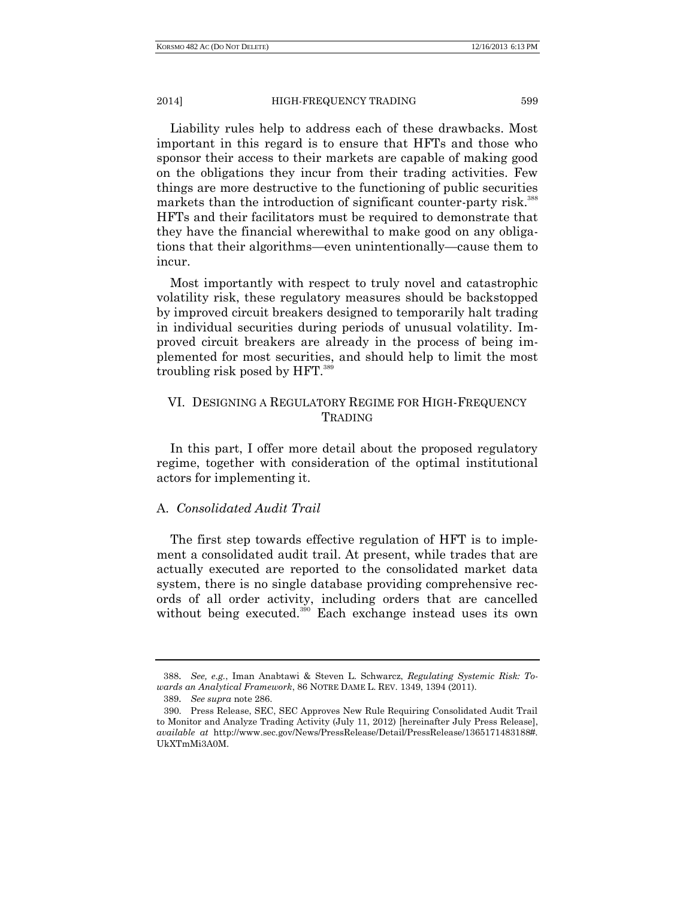Liability rules help to address each of these drawbacks. Most important in this regard is to ensure that HFTs and those who sponsor their access to their markets are capable of making good on the obligations they incur from their trading activities. Few things are more destructive to the functioning of public securities markets than the introduction of significant counter-party risk.[388] HFTs and their facilitators must be required to demonstrate that they have the financial wherewithal to make good on any obligations that their algorithms—even unintentionally—cause them to incur.

Most importantly with respect to truly novel and catastrophic volatility risk, these regulatory measures should be backstopped by improved circuit breakers designed to temporarily halt trading in individual securities during periods of unusual volatility. Improved circuit breakers are already in the process of being implemented for most securities, and should help to limit the most troubling risk posed by HFT.[389]

## VI. DESIGNING A REGULATORY REGIME FOR HIGH-FREQUENCY TRADING

In this part, I offer more detail about the proposed regulatory regime, together with consideration of the optimal institutional actors for implementing it.

### A. *Consolidated Audit Trail*

The first step towards effective regulation of HFT is to implement a consolidated audit trail. At present, while trades that are actually executed are reported to the consolidated market data system, there is no single database providing comprehensive records of all order activity, including orders that are cancelled without being executed.[390] Each exchange instead uses its own

---

388. *See, e.g.*, Iman Anabtawi & Steven L. Schwarcz, *Regulating Systemic Risk: Towards an Analytical Framework*, 86 NOTRE DAME L. REV. 1349, 1394 (2011).

389. *See supra* note 286.

390. Press Release, SEC, SEC Approves New Rule Requiring Consolidated Audit Trail to Monitor and Analyze Trading Activity (July 11, 2012) [hereinafter July Press Release], *available at* http://www.sec.gov/News/PressRelease/Detail/PressRelease/1365171483188#.UkXTmMi3A0M.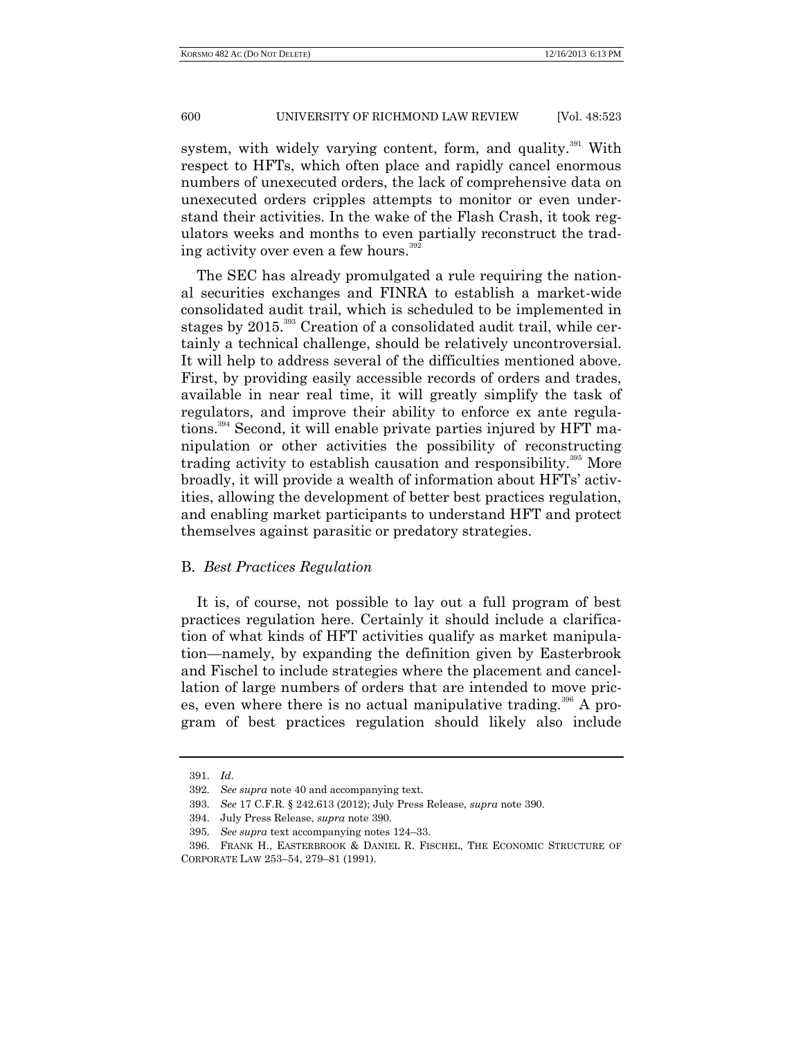system, with widely varying content, form, and quality.[391] With respect to HFTs, which often place and rapidly cancel enormous numbers of unexecuted orders, the lack of comprehensive data on unexecuted orders cripples attempts to monitor or even understand their activities. In the wake of the Flash Crash, it took regulators weeks and months to even partially reconstruct the trading activity over even a few hours.[392]

The SEC has already promulgated a rule requiring the national securities exchanges and FINRA to establish a market-wide consolidated audit trail, which is scheduled to be implemented in stages by 2015.[393] Creation of a consolidated audit trail, while certainly a technical challenge, should be relatively uncontroversial. It will help to address several of the difficulties mentioned above. First, by providing easily accessible records of orders and trades, available in near real time, it will greatly simplify the task of regulators, and improve their ability to enforce ex ante regulations.[394] Second, it will enable private parties injured by HFT manipulation or other activities the possibility of reconstructing trading activity to establish causation and responsibility.[395] More broadly, it will provide a wealth of information about HFTs' activities, allowing the development of better best practices regulation, and enabling market participants to understand HFT and protect themselves against parasitic or predatory strategies.

### B. *Best Practices Regulation*

It is, of course, not possible to lay out a full program of best practices regulation here. Certainly it should include a clarification of what kinds of HFT activities qualify as market manipulation—namely, by expanding the definition given by Easterbrook and Fischel to include strategies where the placement and cancellation of large numbers of orders that are intended to move prices, even where there is no actual manipulative trading.[396] A program of best practices regulation should likely also include

---

391. *Id*.

392. *See supra* note 40 and accompanying text.

393. *See* 17 C.F.R. § 242.613 (2012); July Press Release, *supra* note 390.

394. July Press Release, *supra* note 390.

395. *See supra* text accompanying notes 124–33.

396. FRANK H., EASTERBROOK & DANIEL R. FISCHEL, THE ECONOMIC STRUCTURE OF CORPORATE LAW 253–54, 279–81 (1991).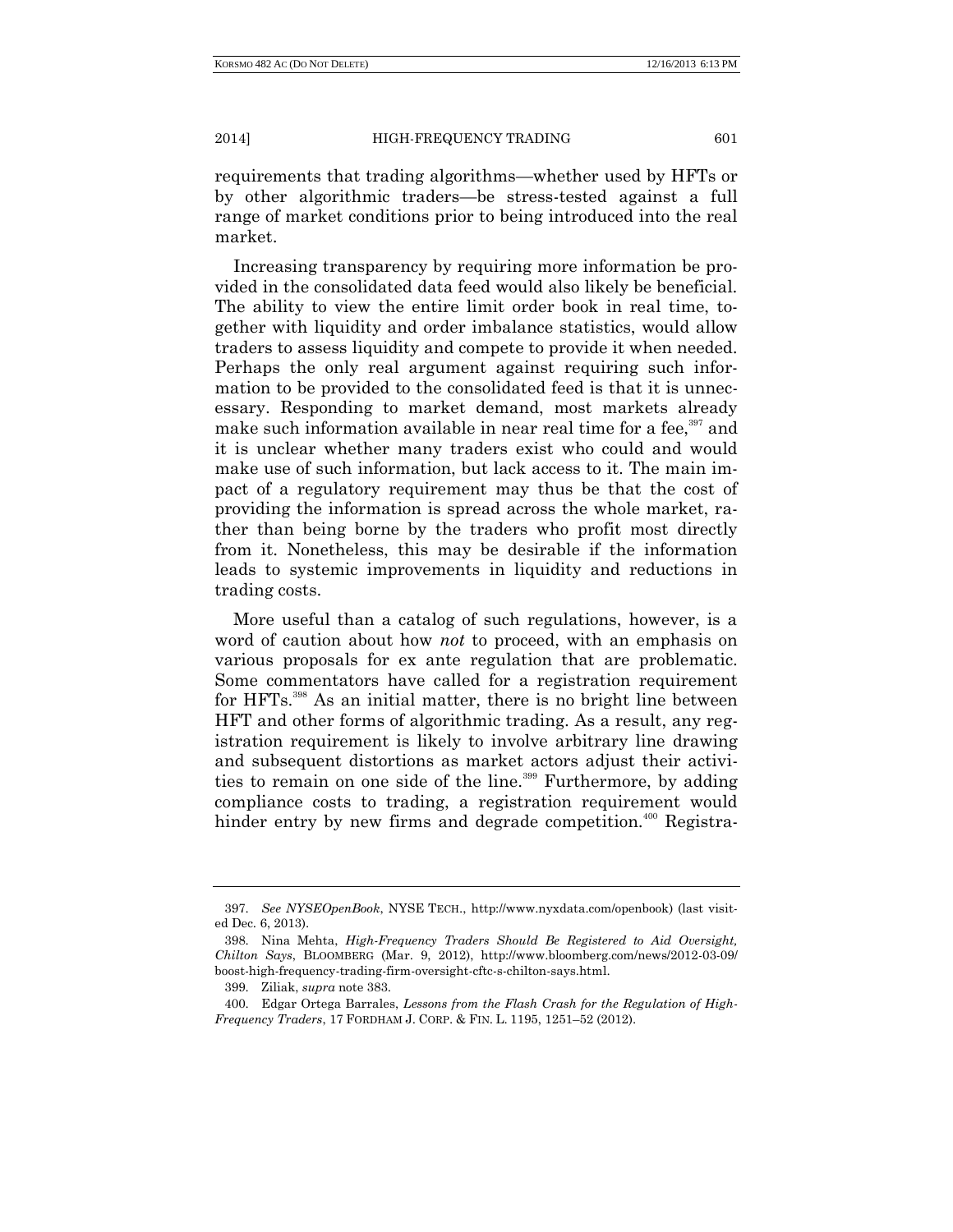requirements that trading algorithms—whether used by HFTs or by other algorithmic traders—be stress-tested against a full range of market conditions prior to being introduced into the real market.

Increasing transparency by requiring more information be provided in the consolidated data feed would also likely be beneficial. The ability to view the entire limit order book in real time, together with liquidity and order imbalance statistics, would allow traders to assess liquidity and compete to provide it when needed. Perhaps the only real argument against requiring such information to be provided to the consolidated feed is that it is unnecessary. Responding to market demand, most markets already make such information available in near real time for a fee,[397] and it is unclear whether many traders exist who could and would make use of such information, but lack access to it. The main impact of a regulatory requirement may thus be that the cost of providing the information is spread across the whole market, rather than being borne by the traders who profit most directly from it. Nonetheless, this may be desirable if the information leads to systemic improvements in liquidity and reductions in trading costs.

More useful than a catalog of such regulations, however, is a word of caution about how *not* to proceed, with an emphasis on various proposals for ex ante regulation that are problematic. Some commentators have called for a registration requirement for HFTs.[398] As an initial matter, there is no bright line between HFT and other forms of algorithmic trading. As a result, any registration requirement is likely to involve arbitrary line drawing and subsequent distortions as market actors adjust their activities to remain on one side of the line.[399] Furthermore, by adding compliance costs to trading, a registration requirement would hinder entry by new firms and degrade competition.[400] Registra-

---

397. *See NYSEOpenBook*, NYSE TECH., http://www.nyxdata.com/openbook) (last visited Dec. 6, 2013).

398. Nina Mehta, *High-Frequency Traders Should Be Registered to Aid Oversight, Chilton Says*, BLOOMBERG (Mar. 9, 2012), http://www.bloomberg.com/news/2012-03-09/boost-high-frequency-trading-firm-oversight-cftc-s-chilton-says.html.

399. Ziliak, *supra* note 383.

400. Edgar Ortega Barrales, *Lessons from the Flash Crash for the Regulation of High-Frequency Traders*, 17 FORDHAM J. CORP. & FIN. L. 1195, 1251–52 (2012).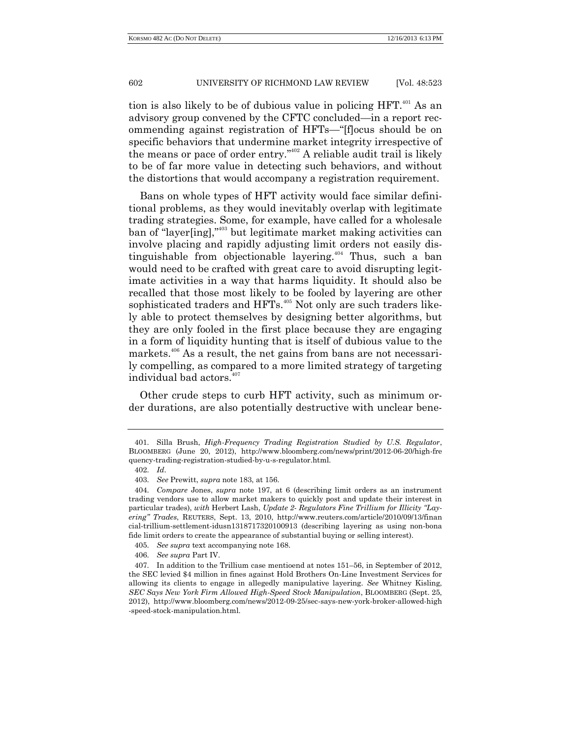tion is also likely to be of dubious value in policing HFT.[401] As an advisory group convened by the CFTC concluded—in a report recommending against registration of HFTs—"[f]ocus should be on specific behaviors that undermine market integrity irrespective of the means or pace of order entry."[402] A reliable audit trail is likely to be of far more value in detecting such behaviors, and without the distortions that would accompany a registration requirement.

Bans on whole types of HFT activity would face similar definitional problems, as they would inevitably overlap with legitimate trading strategies. Some, for example, have called for a wholesale ban of "layer[ing],"[403] but legitimate market making activities can involve placing and rapidly adjusting limit orders not easily distinguishable from objectionable layering.[404] Thus, such a ban would need to be crafted with great care to avoid disrupting legitimate activities in a way that harms liquidity. It should also be recalled that those most likely to be fooled by layering are other sophisticated traders and HFTs.[405] Not only are such traders likely able to protect themselves by designing better algorithms, but they are only fooled in the first place because they are engaging in a form of liquidity hunting that is itself of dubious value to the markets.[406] As a result, the net gains from bans are not necessarily compelling, as compared to a more limited strategy of targeting individual bad actors.[407]

Other crude steps to curb HFT activity, such as minimum order durations, are also potentially destructive with unclear bene-

---

401. Silla Brush, *High-Frequency Trading Registration Studied by U.S. Regulator*, BLOOMBERG (June 20, 2012), http://www.bloomberg.com/news/print/2012-06-20/high-frequency-trading-registration-studied-by-u-s-regulator.html.

402. *Id*.

403. *See* Prewitt, *supra* note 183, at 156.

404. *Compare* Jones, *supra* note 197, at 6 (describing limit orders as an instrument trading vendors use to allow market makers to quickly post and update their interest in particular trades), *with* Herbert Lash, *Update 2- Regulators Fine Trillium for Illicity "Layering" Trades*, REUTERS, Sept. 13, 2010, http://www.reuters.com/article/2010/09/13/financial-trillium-settlement-idusn1318717320100913 (describing layering as using non-bona fide limit orders to create the appearance of substantial buying or selling interest).

405. *See supra* text accompanying note 168.

406. *See supra* Part IV.

407. In addition to the Trillium case mentioend at notes 151–56, in September of 2012, the SEC levied $4 million in fines against Hold Brothers On-Line Investment Services for allowing its clients to engage in allegedly manipulative layering. *See* Whitney Kisling, *SEC Says New York Firm Allowed High-Speed Stock Manipulation*, BLOOMBERG (Sept. 25, 2012), http://www.bloomberg.com/news/2012-09-25/sec-says-new-york-broker-allowed-high-speed-stock-manipulation.html.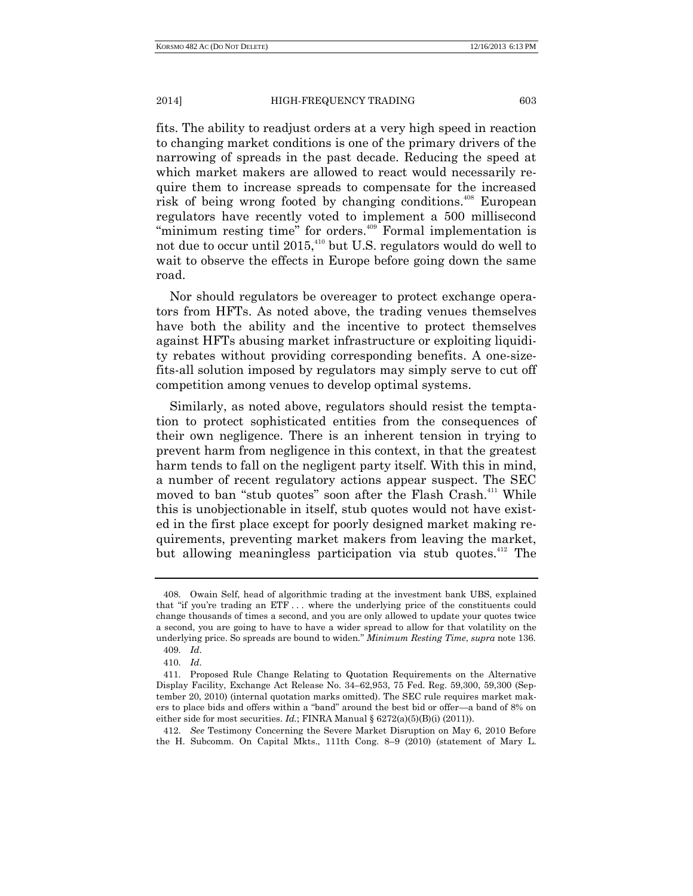fits. The ability to readjust orders at a very high speed in reaction to changing market conditions is one of the primary drivers of the narrowing of spreads in the past decade. Reducing the speed at which market makers are allowed to react would necessarily require them to increase spreads to compensate for the increased risk of being wrong footed by changing conditions.[408] European regulators have recently voted to implement a 500 millisecond "minimum resting time" for orders.[409] Formal implementation is not due to occur until 2015,[410] but U.S. regulators would do well to wait to observe the effects in Europe before going down the same road.

Nor should regulators be overeager to protect exchange operators from HFTs. As noted above, the trading venues themselves have both the ability and the incentive to protect themselves against HFTs abusing market infrastructure or exploiting liquidity rebates without providing corresponding benefits. A one-size-fits-all solution imposed by regulators may simply serve to cut off competition among venues to develop optimal systems.

Similarly, as noted above, regulators should resist the temptation to protect sophisticated entities from the consequences of their own negligence. There is an inherent tension in trying to prevent harm from negligence in this context, in that the greatest harm tends to fall on the negligent party itself. With this in mind, a number of recent regulatory actions appear suspect. The SEC moved to ban "stub quotes" soon after the Flash Crash.[411] While this is unobjectionable in itself, stub quotes would not have existed in the first place except for poorly designed market making requirements, preventing market makers from leaving the market, but allowing meaningless participation via stub quotes.[412] The

---

408. Owain Self, head of algorithmic trading at the investment bank UBS, explained that "if you're trading an ETF . . . where the underlying price of the constituents could change thousands of times a second, and you are only allowed to update your quotes twice a second, you are going to have to have a wider spread to allow for that volatility on the underlying price. So spreads are bound to widen." *Minimum Resting Time*, *supra* note 136.

409. *Id*.

410. *Id*.

411. Proposed Rule Change Relating to Quotation Requirements on the Alternative Display Facility, Exchange Act Release No. 34–62,953, 75 Fed. Reg. 59,300, 59,300 (September 20, 2010) (internal quotation marks omitted). The SEC rule requires market makers to place bids and offers within a "band" around the best bid or offer—a band of 8% on either side for most securities. *Id.*; FINRA Manual § 6272(a)(5)(B)(i) (2011)).

412. *See* Testimony Concerning the Severe Market Disruption on May 6, 2010 Before the H. Subcomm. On Capital Mkts., 111th Cong. 8–9 (2010) (statement of Mary L.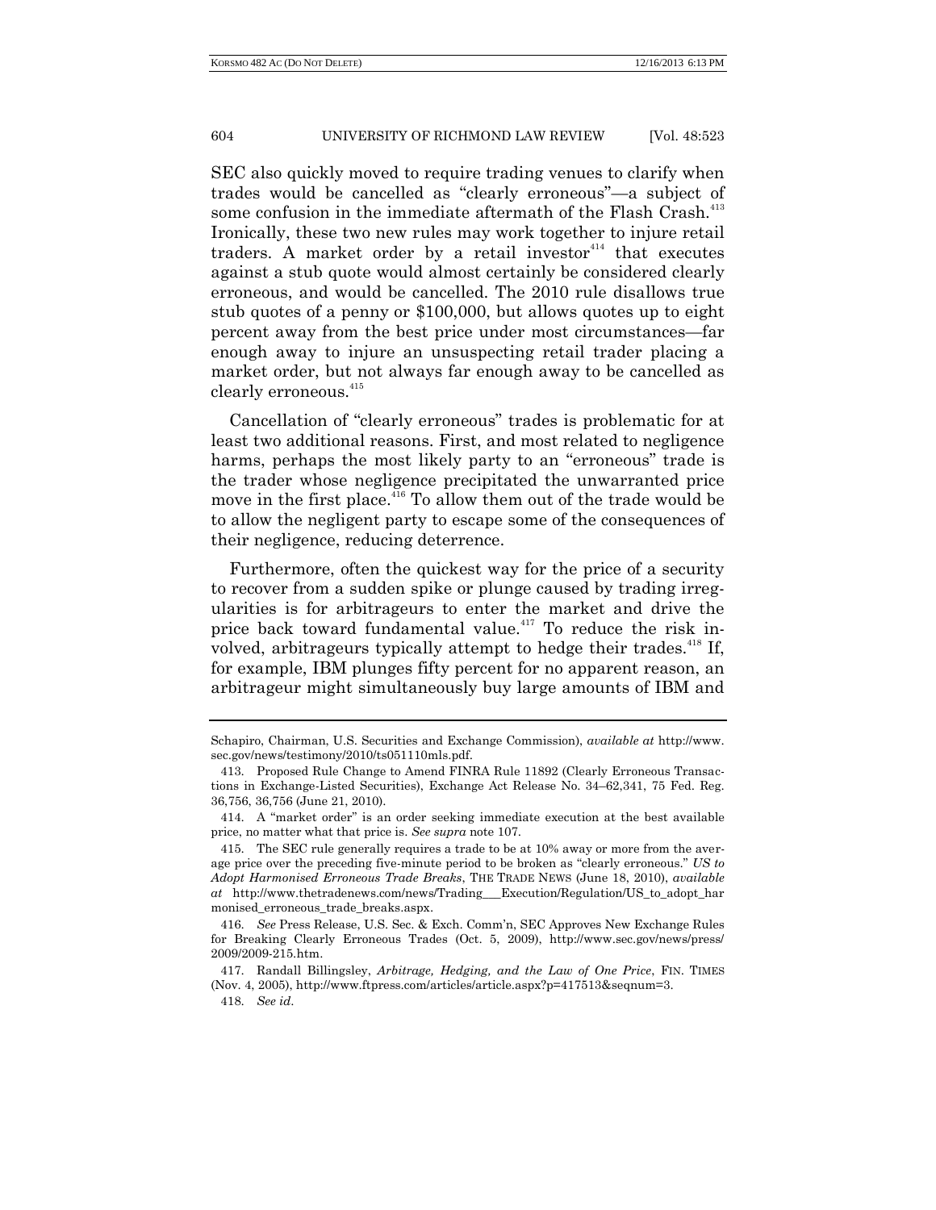SEC also quickly moved to require trading venues to clarify when trades would be cancelled as "clearly erroneous"—a subject of some confusion in the immediate aftermath of the Flash Crash.[413] Ironically, these two new rules may work together to injure retail traders. A market order by a retail investor[414] that executes against a stub quote would almost certainly be considered clearly erroneous, and would be cancelled. The 2010 rule disallows true stub quotes of a penny or $100,000, but allows quotes up to eight percent away from the best price under most circumstances—far enough away to injure an unsuspecting retail trader placing a market order, but not always far enough away to be cancelled as clearly erroneous.[415]

Cancellation of "clearly erroneous" trades is problematic for at least two additional reasons. First, and most related to negligence harms, perhaps the most likely party to an "erroneous" trade is the trader whose negligence precipitated the unwarranted price move in the first place.[416] To allow them out of the trade would be to allow the negligent party to escape some of the consequences of their negligence, reducing deterrence.

Furthermore, often the quickest way for the price of a security to recover from a sudden spike or plunge caused by trading irregularities is for arbitrageurs to enter the market and drive the price back toward fundamental value.[417] To reduce the risk involved, arbitrageurs typically attempt to hedge their trades.[418] If, for example, IBM plunges fifty percent for no apparent reason, an arbitrageur might simultaneously buy large amounts of IBM and

---

Schapiro, Chairman, U.S. Securities and Exchange Commission), *available at* http://www.sec.gov/news/testimony/2010/ts051110mls.pdf.

413. Proposed Rule Change to Amend FINRA Rule 11892 (Clearly Erroneous Transactions in Exchange-Listed Securities), Exchange Act Release No. 34–62,341, 75 Fed. Reg. 36,756, 36,756 (June 21, 2010).

414. A "market order" is an order seeking immediate execution at the best available price, no matter what that price is. *See supra* note 107.

415. The SEC rule generally requires a trade to be at 10% away or more from the average price over the preceding five-minute period to be broken as "clearly erroneous." *US to Adopt Harmonised Erroneous Trade Breaks*, THE TRADE NEWS (June 18, 2010), *available at* http://www.thetradenews.com/news/Trading___Execution/Regulation/US_to_adopt_harmonised_erroneous_trade_breaks.aspx.

416. *See* Press Release, U.S. Sec. & Exch. Comm'n, SEC Approves New Exchange Rules for Breaking Clearly Erroneous Trades (Oct. 5, 2009), http://www.sec.gov/news/press/2009/2009-215.htm.

417. Randall Billingsley, *Arbitrage, Hedging, and the Law of One Price*, FIN. TIMES (Nov. 4, 2005), http://www.ftpress.com/articles/article.aspx?p=417513&seqnum=3.

418. *See id*.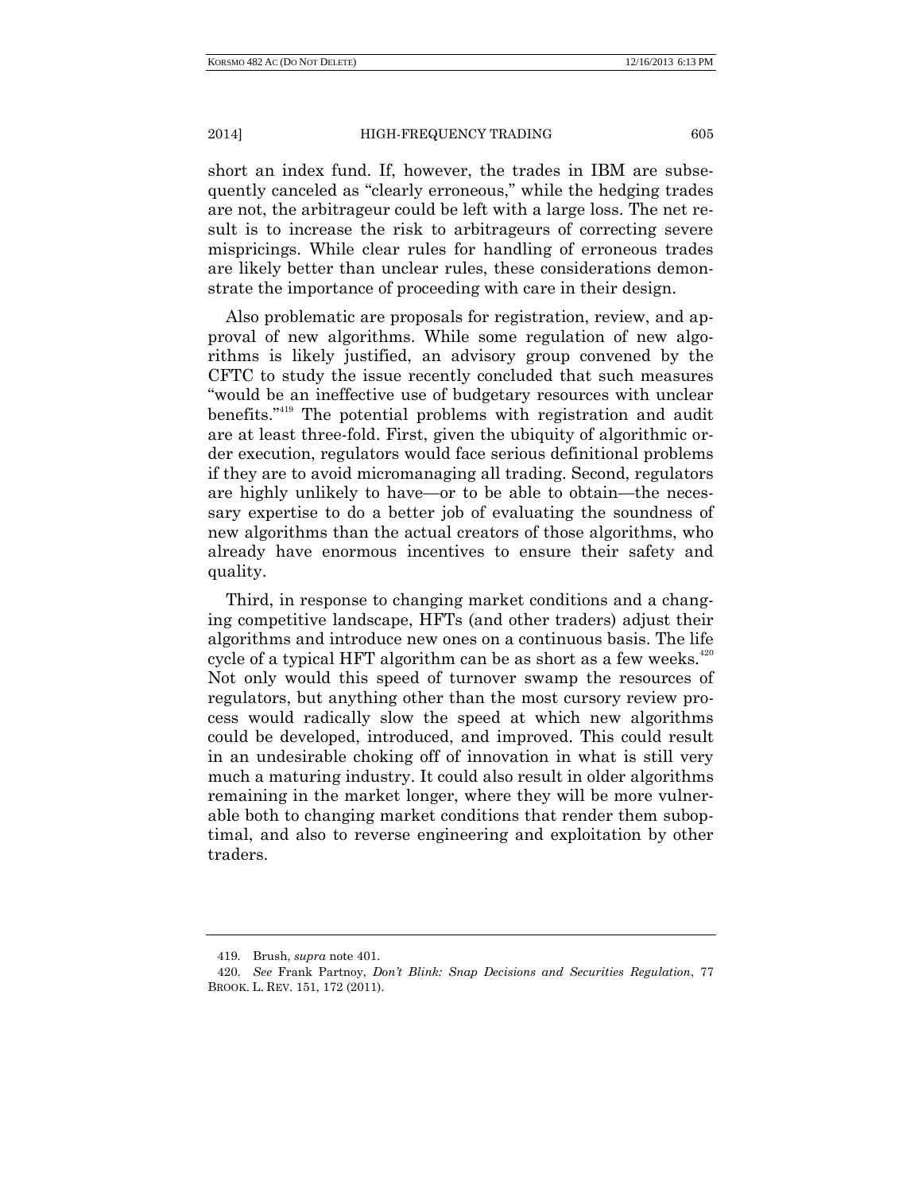short an index fund. If, however, the trades in IBM are subsequently canceled as "clearly erroneous," while the hedging trades are not, the arbitrageur could be left with a large loss. The net result is to increase the risk to arbitrageurs of correcting severe mispricings. While clear rules for handling of erroneous trades are likely better than unclear rules, these considerations demonstrate the importance of proceeding with care in their design.

Also problematic are proposals for registration, review, and approval of new algorithms. While some regulation of new algorithms is likely justified, an advisory group convened by the CFTC to study the issue recently concluded that such measures "would be an ineffective use of budgetary resources with unclear benefits."[419] The potential problems with registration and audit are at least three-fold. First, given the ubiquity of algorithmic order execution, regulators would face serious definitional problems if they are to avoid micromanaging all trading. Second, regulators are highly unlikely to have—or to be able to obtain—the necessary expertise to do a better job of evaluating the soundness of new algorithms than the actual creators of those algorithms, who already have enormous incentives to ensure their safety and quality.

Third, in response to changing market conditions and a changing competitive landscape, HFTs (and other traders) adjust their algorithms and introduce new ones on a continuous basis. The life cycle of a typical HFT algorithm can be as short as a few weeks.[420] Not only would this speed of turnover swamp the resources of regulators, but anything other than the most cursory review process would radically slow the speed at which new algorithms could be developed, introduced, and improved. This could result in an undesirable choking off of innovation in what is still very much a maturing industry. It could also result in older algorithms remaining in the market longer, where they will be more vulnerable both to changing market conditions that render them suboptimal, and also to reverse engineering and exploitation by other traders.

---

419. Brush, *supra* note 401.

420. *See* Frank Partnoy, *Don't Blink: Snap Decisions and Securities Regulation*, 77 BROOK. L. REV. 151, 172 (2011).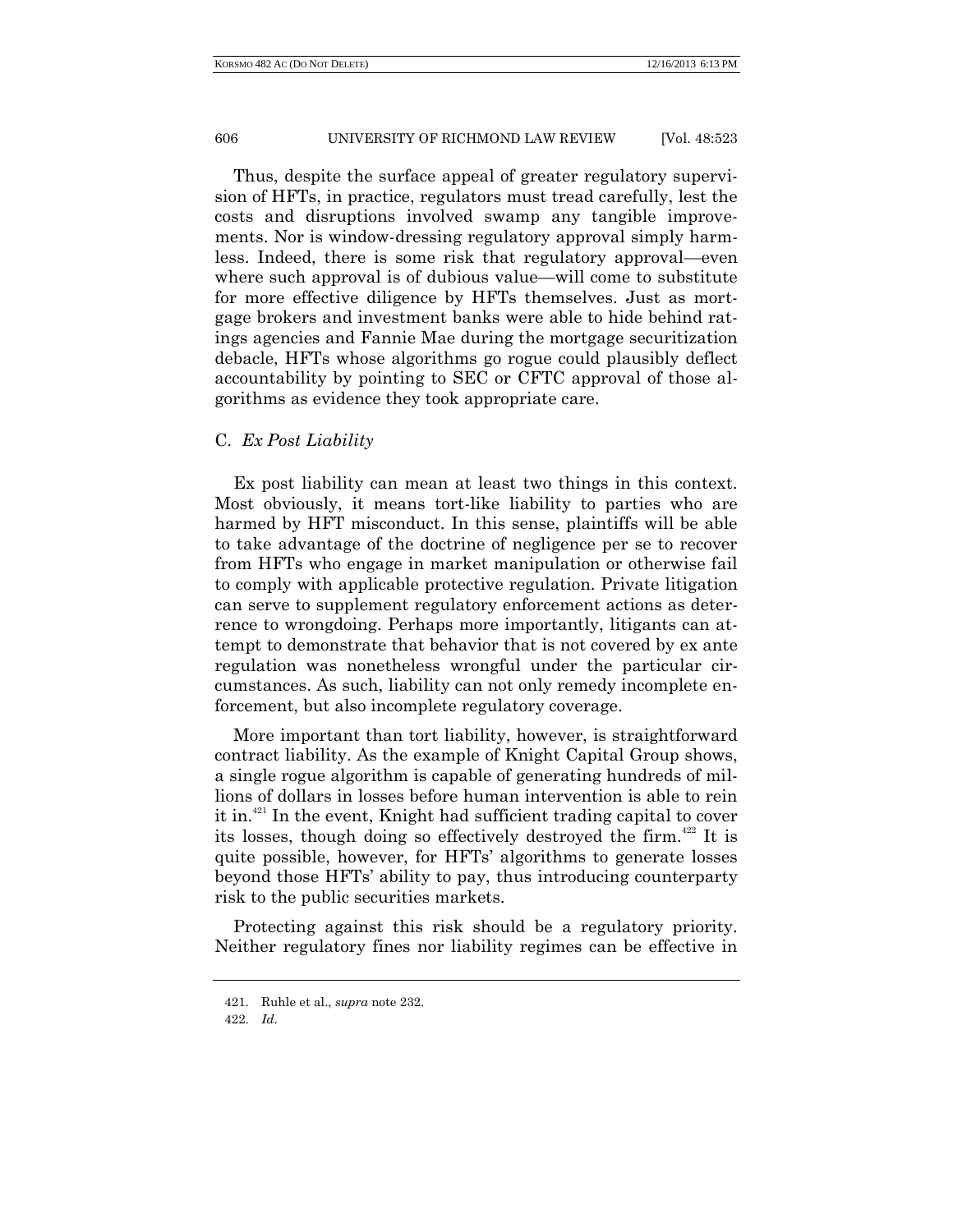Thus, despite the surface appeal of greater regulatory supervision of HFTs, in practice, regulators must tread carefully, lest the costs and disruptions involved swamp any tangible improvements. Nor is window-dressing regulatory approval simply harmless. Indeed, there is some risk that regulatory approval—even where such approval is of dubious value—will come to substitute for more effective diligence by HFTs themselves. Just as mortgage brokers and investment banks were able to hide behind ratings agencies and Fannie Mae during the mortgage securitization debacle, HFTs whose algorithms go rogue could plausibly deflect accountability by pointing to SEC or CFTC approval of those algorithms as evidence they took appropriate care.

### C. *Ex Post Liability*

Ex post liability can mean at least two things in this context. Most obviously, it means tort-like liability to parties who are harmed by HFT misconduct. In this sense, plaintiffs will be able to take advantage of the doctrine of negligence per se to recover from HFTs who engage in market manipulation or otherwise fail to comply with applicable protective regulation. Private litigation can serve to supplement regulatory enforcement actions as deterrence to wrongdoing. Perhaps more importantly, litigants can attempt to demonstrate that behavior that is not covered by ex ante regulation was nonetheless wrongful under the particular circumstances. As such, liability can not only remedy incomplete enforcement, but also incomplete regulatory coverage.

More important than tort liability, however, is straightforward contract liability. As the example of Knight Capital Group shows, a single rogue algorithm is capable of generating hundreds of millions of dollars in losses before human intervention is able to rein it in.[421] In the event, Knight had sufficient trading capital to cover its losses, though doing so effectively destroyed the firm.[422] It is quite possible, however, for HFTs' algorithms to generate losses beyond those HFTs' ability to pay, thus introducing counterparty risk to the public securities markets.

Protecting against this risk should be a regulatory priority. Neither regulatory fines nor liability regimes can be effective in

---

421. Ruhle et al., *supra* note 232.

422. *Id.*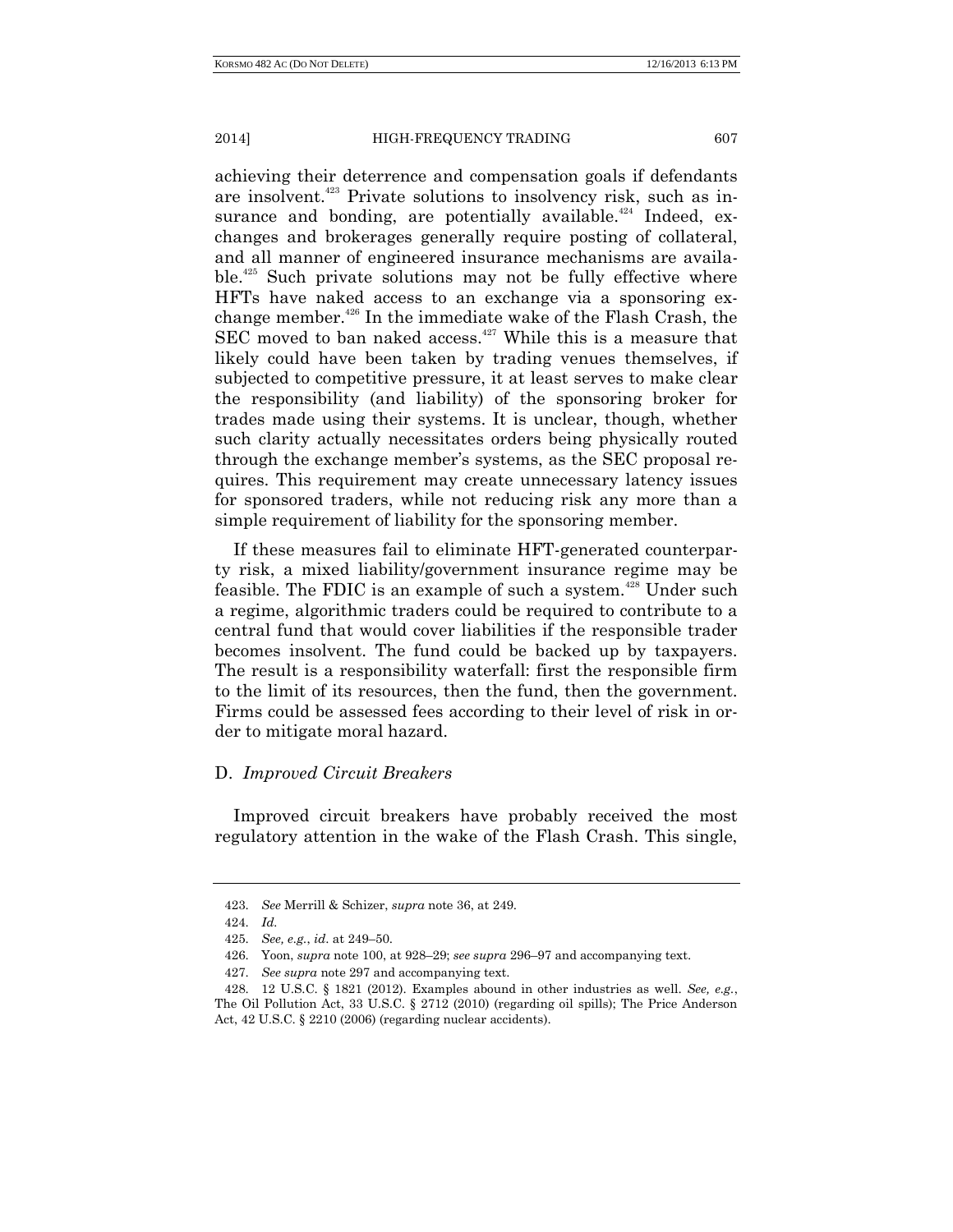achieving their deterrence and compensation goals if defendants are insolvent.[423] Private solutions to insolvency risk, such as insurance and bonding, are potentially available.[424] Indeed, exchanges and brokerages generally require posting of collateral, and all manner of engineered insurance mechanisms are available.[425] Such private solutions may not be fully effective where HFTs have naked access to an exchange via a sponsoring exchange member.[426] In the immediate wake of the Flash Crash, the SEC moved to ban naked access.[427] While this is a measure that likely could have been taken by trading venues themselves, if subjected to competitive pressure, it at least serves to make clear the responsibility (and liability) of the sponsoring broker for trades made using their systems. It is unclear, though, whether such clarity actually necessitates orders being physically routed through the exchange member's systems, as the SEC proposal requires. This requirement may create unnecessary latency issues for sponsored traders, while not reducing risk any more than a simple requirement of liability for the sponsoring member.

If these measures fail to eliminate HFT-generated counterparty risk, a mixed liability/government insurance regime may be feasible. The FDIC is an example of such a system.[428] Under such a regime, algorithmic traders could be required to contribute to a central fund that would cover liabilities if the responsible trader becomes insolvent. The fund could be backed up by taxpayers. The result is a responsibility waterfall: first the responsible firm to the limit of its resources, then the fund, then the government. Firms could be assessed fees according to their level of risk in order to mitigate moral hazard.

### D. *Improved Circuit Breakers*

Improved circuit breakers have probably received the most regulatory attention in the wake of the Flash Crash. This single,

---

423. *See* Merrill & Schizer, *supra* note 36, at 249.

424. *Id.*

425. *See, e.g.*, *id.* at 249–50.

426. Yoon, *supra* note 100, at 928–29; *see supra* 296–97 and accompanying text.

427. *See supra* note 297 and accompanying text.

428. 12 U.S.C. § 1821 (2012). Examples abound in other industries as well. *See, e.g.*, The Oil Pollution Act, 33 U.S.C. § 2712 (2010) (regarding oil spills); The Price Anderson Act, 42 U.S.C. § 2210 (2006) (regarding nuclear accidents).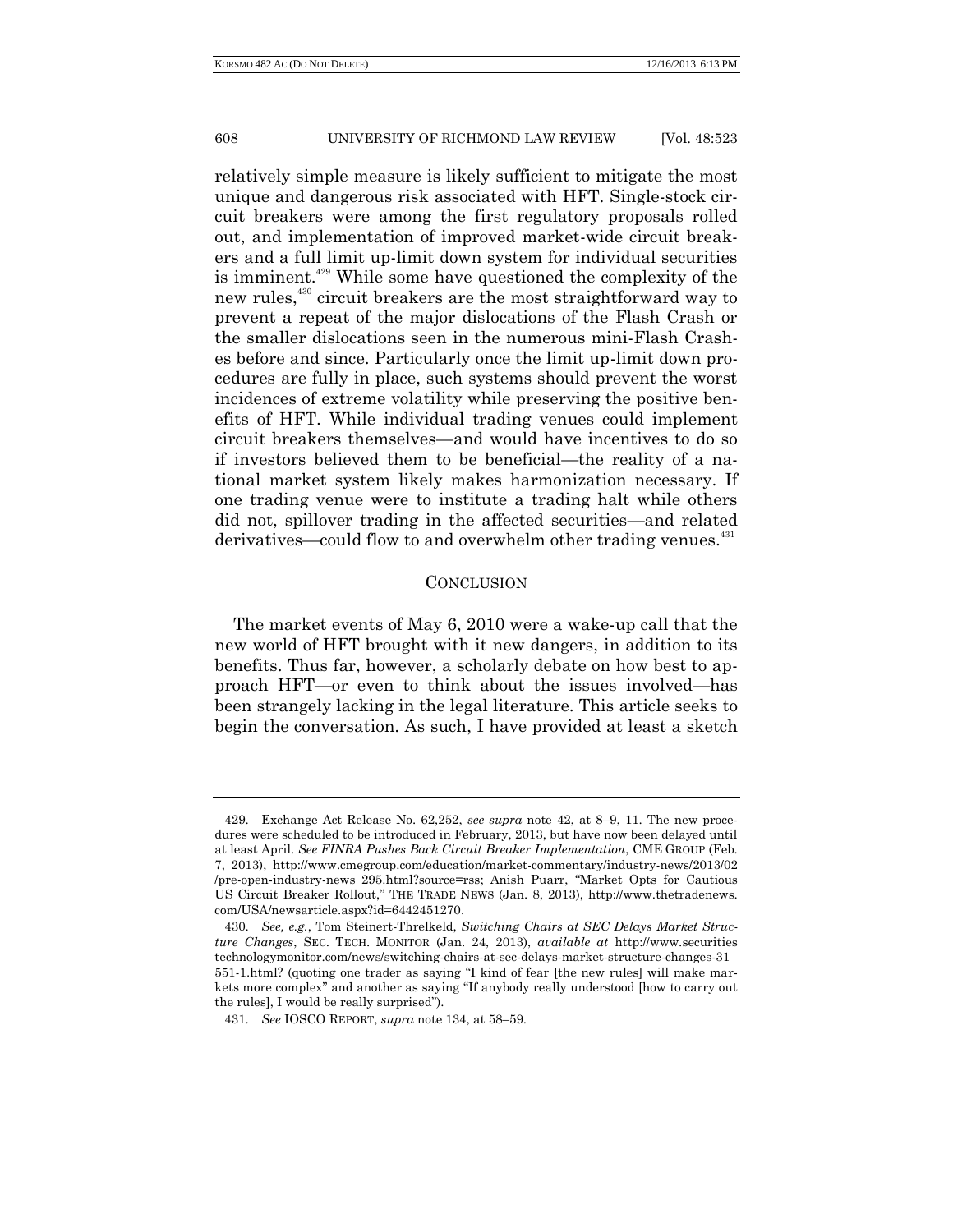relatively simple measure is likely sufficient to mitigate the most unique and dangerous risk associated with HFT. Single-stock circuit breakers were among the first regulatory proposals rolled out, and implementation of improved market-wide circuit breakers and a full limit up-limit down system for individual securities is imminent.[429] While some have questioned the complexity of the new rules,[430] circuit breakers are the most straightforward way to prevent a repeat of the major dislocations of the Flash Crash or the smaller dislocations seen in the numerous mini-Flash Crashes before and since. Particularly once the limit up-limit down procedures are fully in place, such systems should prevent the worst incidences of extreme volatility while preserving the positive benefits of HFT. While individual trading venues could implement circuit breakers themselves—and would have incentives to do so if investors believed them to be beneficial—the reality of a national market system likely makes harmonization necessary. If one trading venue were to institute a trading halt while others did not, spillover trading in the affected securities—and related derivatives—could flow to and overwhelm other trading venues.[431]

## CONCLUSION

The market events of May 6, 2010 were a wake-up call that the new world of HFT brought with it new dangers, in addition to its benefits. Thus far, however, a scholarly debate on how best to approach HFT—or even to think about the issues involved—has been strangely lacking in the legal literature. This article seeks to begin the conversation. As such, I have provided at least a sketch

---

429. Exchange Act Release No. 62,252, *see supra* note 42, at 8–9, 11. The new procedures were scheduled to be introduced in February, 2013, but have now been delayed until at least April. *See FINRA Pushes Back Circuit Breaker Implementation*, CME GROUP (Feb. 7, 2013), http://www.cmegroup.com/education/market-commentary/industry-news/2013/02/pre-open-industry-news_295.html?source=rss; Anish Puarr, "Market Opts for Cautious US Circuit Breaker Rollout," THE TRADE NEWS (Jan. 8, 2013), http://www.thetradenews.com/USA/newsarticle.aspx?id=6442451270.

430. *See, e.g.*, Tom Steinert-Threlkeld, *Switching Chairs at SEC Delays Market Structure Changes*, SEC. TECH. MONITOR (Jan. 24, 2013), *available at* http://www.securitiestechnologymonitor.com/news/switching-chairs-at-sec-delays-market-structure-changes-31551-1.html? (quoting one trader as saying "I kind of fear [the new rules] will make markets more complex" and another as saying "If anybody really understood [how to carry out the rules], I would be really surprised").

431. *See* IOSCO REPORT, *supra* note 134, at 58–59.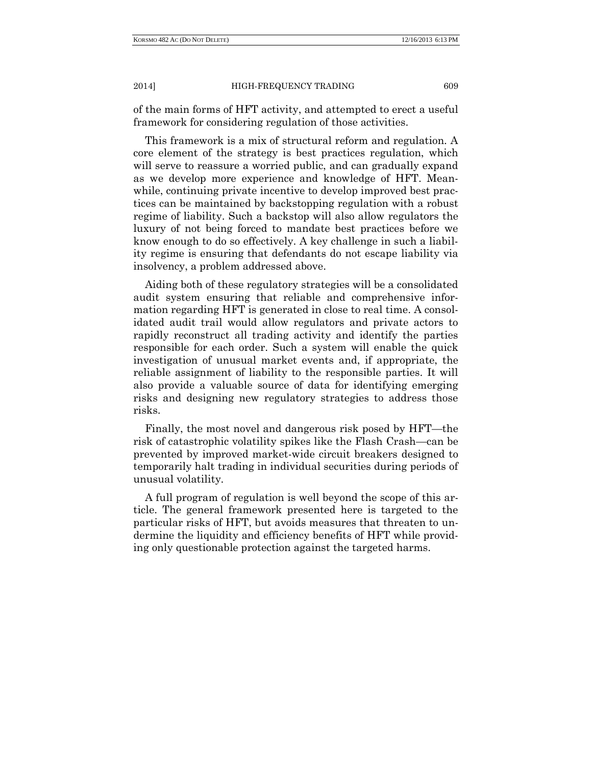of the main forms of HFT activity, and attempted to erect a useful framework for considering regulation of those activities.

This framework is a mix of structural reform and regulation. A core element of the strategy is best practices regulation, which will serve to reassure a worried public, and can gradually expand as we develop more experience and knowledge of HFT. Meanwhile, continuing private incentive to develop improved best practices can be maintained by backstopping regulation with a robust regime of liability. Such a backstop will also allow regulators the luxury of not being forced to mandate best practices before we know enough to do so effectively. A key challenge in such a liability regime is ensuring that defendants do not escape liability via insolvency, a problem addressed above.

Aiding both of these regulatory strategies will be a consolidated audit system ensuring that reliable and comprehensive information regarding HFT is generated in close to real time. A consolidated audit trail would allow regulators and private actors to rapidly reconstruct all trading activity and identify the parties responsible for each order. Such a system will enable the quick investigation of unusual market events and, if appropriate, the reliable assignment of liability to the responsible parties. It will also provide a valuable source of data for identifying emerging risks and designing new regulatory strategies to address those risks.

Finally, the most novel and dangerous risk posed by HFT—the risk of catastrophic volatility spikes like the Flash Crash—can be prevented by improved market-wide circuit breakers designed to temporarily halt trading in individual securities during periods of unusual volatility.

A full program of regulation is well beyond the scope of this article. The general framework presented here is targeted to the particular risks of HFT, but avoids measures that threaten to undermine the liquidity and efficiency benefits of HFT while providing only questionable protection against the targeted harms.